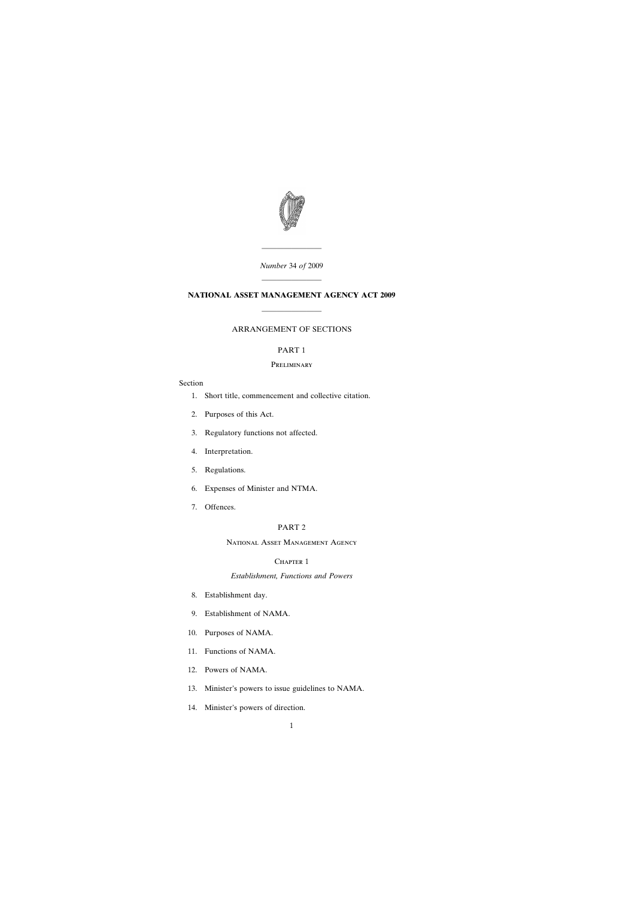*Number* 34 *of* 2009

# NATIONAL ASSET MANAGEMENT AGENCY ACT 2009

ARRANGEMENT OF SECTIONS

## PART 1

### Preliminary

Section

1. Short title, commencement and collective citation.
2. Purposes of this Act.
3. Regulatory functions not affected.
4. Interpretation.
5. Regulations.
6. Expenses of Minister and NTMA.
7. Offences.

## PART 2

### National Asset Management Agency

#### Chapter 1

*Establishment, Functions and Powers*

8. Establishment day.
9. Establishment of NAMA.
10. Purposes of NAMA.
11. Functions of NAMA.
12. Powers of NAMA.
13. Minister's powers to issue guidelines to NAMA.
14. Minister's powers of direction.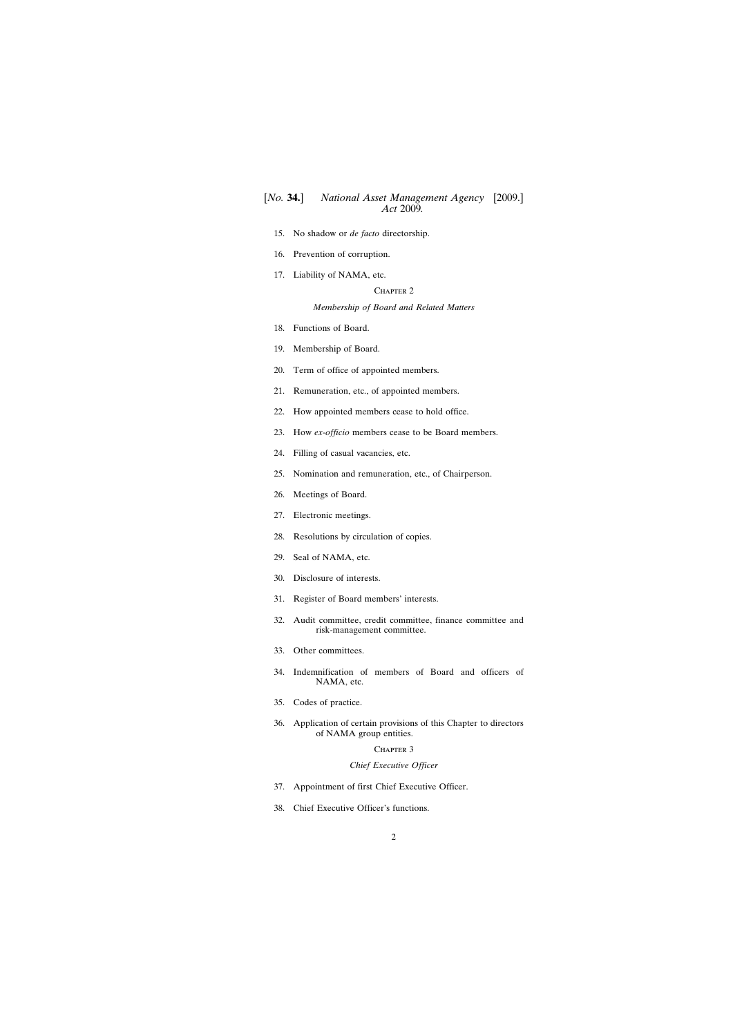15. No shadow or *de facto* directorship.

16. Prevention of corruption.

17. Liability of NAMA, etc.

Chapter 2

*Membership of Board and Related Matters*

18. Functions of Board.

19. Membership of Board.

20. Term of office of appointed members.

21. Remuneration, etc., of appointed members.

22. How appointed members cease to hold office.

23. How *ex-officio* members cease to be Board members.

24. Filling of casual vacancies, etc.

25. Nomination and remuneration, etc., of Chairperson.

26. Meetings of Board.

27. Electronic meetings.

28. Resolutions by circulation of copies.

29. Seal of NAMA, etc.

30. Disclosure of interests.

31. Register of Board members' interests.

32. Audit committee, credit committee, finance committee and risk-management committee.

33. Other committees.

34. Indemnification of members of Board and officers of NAMA, etc.

35. Codes of practice.

36. Application of certain provisions of this Chapter to directors of NAMA group entities.

Chapter 3

*Chief Executive Officer*

37. Appointment of first Chief Executive Officer.

38. Chief Executive Officer's functions.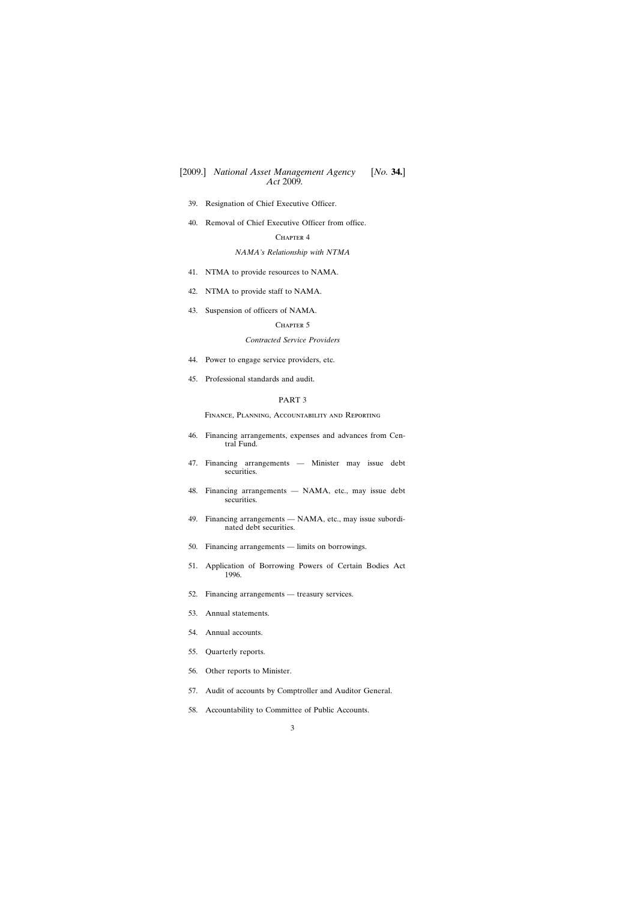39. Resignation of Chief Executive Officer.

40. Removal of Chief Executive Officer from office.

Chapter 4

*NAMA's Relationship with NTMA*

41. NTMA to provide resources to NAMA.

42. NTMA to provide staff to NAMA.

43. Suspension of officers of NAMA.

Chapter 5

*Contracted Service Providers*

44. Power to engage service providers, etc.

45. Professional standards and audit.

PART 3

Finance, Planning, Accountability and Reporting

46. Financing arrangements, expenses and advances from Central Fund.

47. Financing arrangements — Minister may issue debt securities.

48. Financing arrangements — NAMA, etc., may issue debt securities.

49. Financing arrangements — NAMA, etc., may issue subordinated debt securities.

50. Financing arrangements — limits on borrowings.

51. Application of Borrowing Powers of Certain Bodies Act 1996.

52. Financing arrangements — treasury services.

53. Annual statements.

54. Annual accounts.

55. Quarterly reports.

56. Other reports to Minister.

57. Audit of accounts by Comptroller and Auditor General.

58. Accountability to Committee of Public Accounts.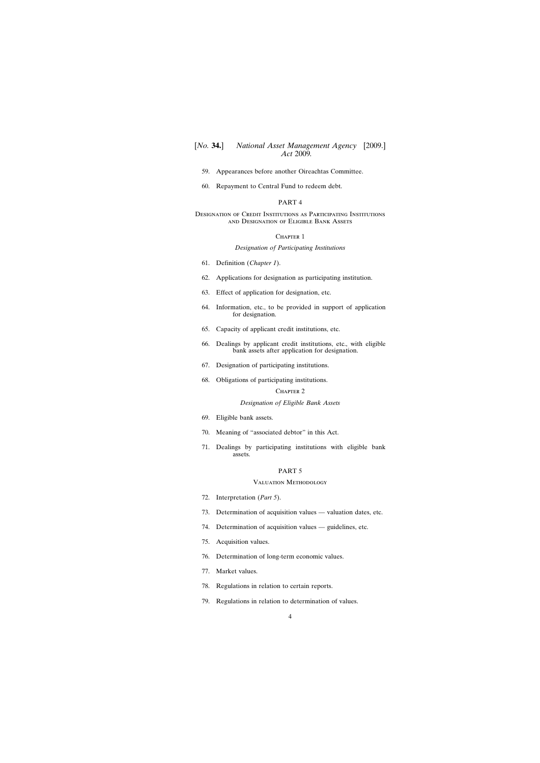59. Appearances before another Oireachtas Committee.

60. Repayment to Central Fund to redeem debt.

## PART 4

### Designation of Credit Institutions as Participating Institutions and Designation of Eligible Bank Assets

#### Chapter 1

*Designation of Participating Institutions*

61. Definition (*Chapter 1*).

62. Applications for designation as participating institution.

63. Effect of application for designation, etc.

64. Information, etc., to be provided in support of application for designation.

65. Capacity of applicant credit institutions, etc.

66. Dealings by applicant credit institutions, etc., with eligible bank assets after application for designation.

67. Designation of participating institutions.

68. Obligations of participating institutions.

#### Chapter 2

*Designation of Eligible Bank Assets*

69. Eligible bank assets.

70. Meaning of "associated debtor" in this Act.

71. Dealings by participating institutions with eligible bank assets.

## PART 5

### Valuation Methodology

72. Interpretation (*Part 5*).

73. Determination of acquisition values — valuation dates, etc.

74. Determination of acquisition values — guidelines, etc.

75. Acquisition values.

76. Determination of long-term economic values.

77. Market values.

78. Regulations in relation to certain reports.

79. Regulations in relation to determination of values.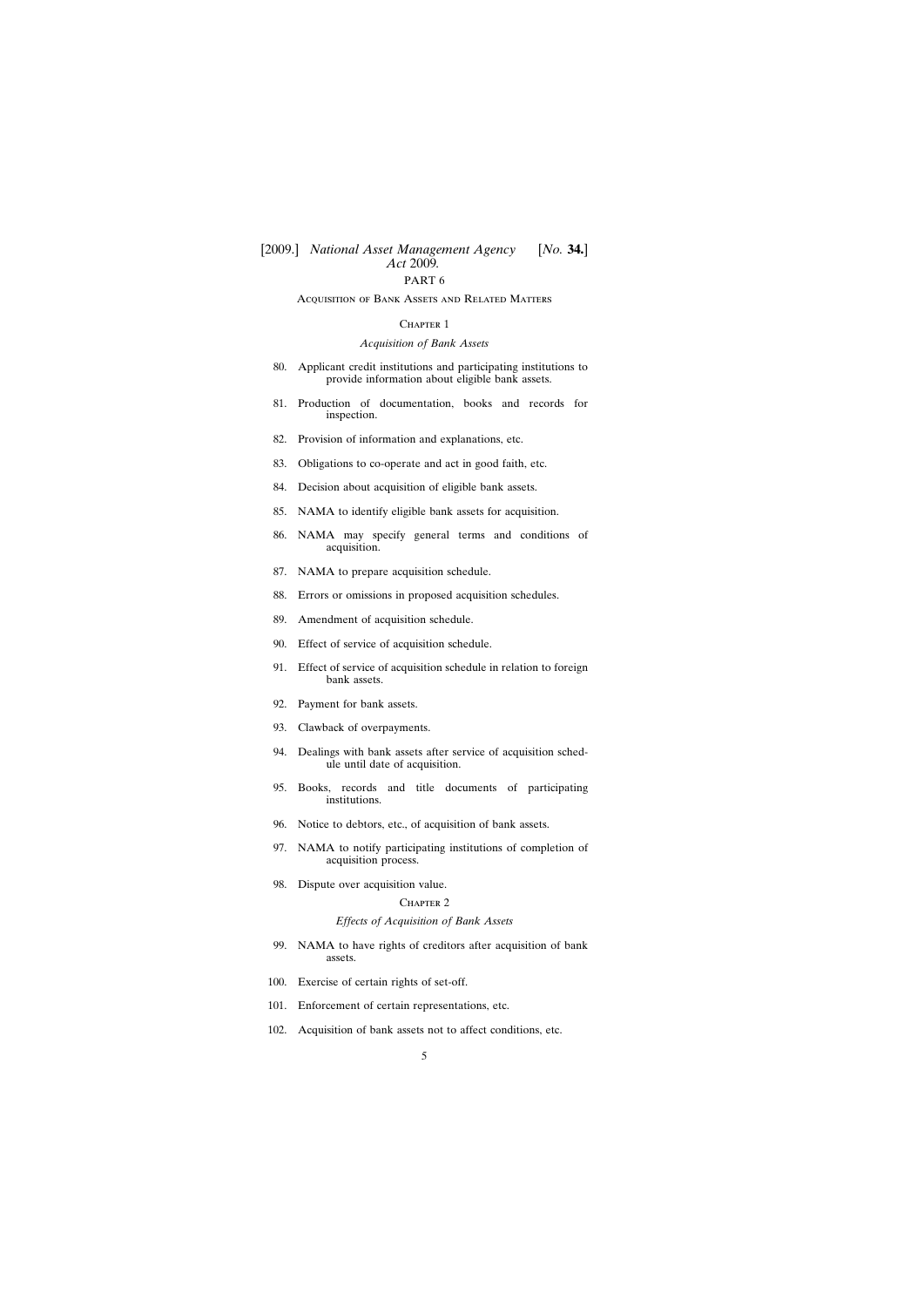PART 6

Acquisition of Bank Assets and Related Matters

Chapter 1

*Acquisition of Bank Assets*

80. Applicant credit institutions and participating institutions to provide information about eligible bank assets.

81. Production of documentation, books and records for inspection.

82. Provision of information and explanations, etc.

83. Obligations to co-operate and act in good faith, etc.

84. Decision about acquisition of eligible bank assets.

85. NAMA to identify eligible bank assets for acquisition.

86. NAMA may specify general terms and conditions of acquisition.

87. NAMA to prepare acquisition schedule.

88. Errors or omissions in proposed acquisition schedules.

89. Amendment of acquisition schedule.

90. Effect of service of acquisition schedule.

91. Effect of service of acquisition schedule in relation to foreign bank assets.

92. Payment for bank assets.

93. Clawback of overpayments.

94. Dealings with bank assets after service of acquisition schedule until date of acquisition.

95. Books, records and title documents of participating institutions.

96. Notice to debtors, etc., of acquisition of bank assets.

97. NAMA to notify participating institutions of completion of acquisition process.

98. Dispute over acquisition value.

Chapter 2

*Effects of Acquisition of Bank Assets*

99. NAMA to have rights of creditors after acquisition of bank assets.

100. Exercise of certain rights of set-off.

101. Enforcement of certain representations, etc.

102. Acquisition of bank assets not to affect conditions, etc.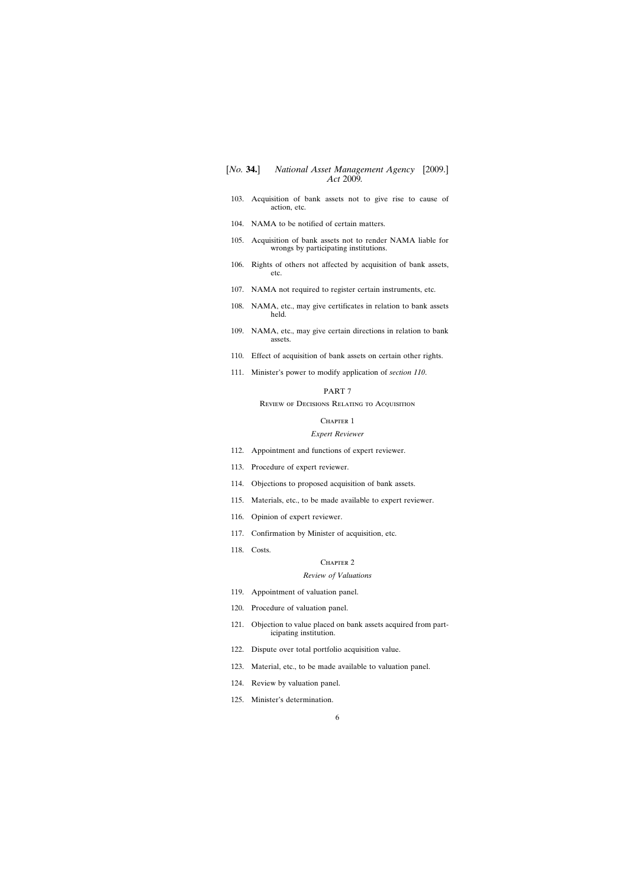103. Acquisition of bank assets not to give rise to cause of action, etc.

104. NAMA to be notified of certain matters.

105. Acquisition of bank assets not to render NAMA liable for wrongs by participating institutions.

106. Rights of others not affected by acquisition of bank assets, etc.

107. NAMA not required to register certain instruments, etc.

108. NAMA, etc., may give certificates in relation to bank assets held.

109. NAMA, etc., may give certain directions in relation to bank assets.

110. Effect of acquisition of bank assets on certain other rights.

111. Minister's power to modify application of *section 110*.

## PART 7

## Review of Decisions Relating to Acquisition

### Chapter 1

#### *Expert Reviewer*

112. Appointment and functions of expert reviewer.

113. Procedure of expert reviewer.

114. Objections to proposed acquisition of bank assets.

115. Materials, etc., to be made available to expert reviewer.

116. Opinion of expert reviewer.

117. Confirmation by Minister of acquisition, etc.

118. Costs.

### Chapter 2

#### *Review of Valuations*

119. Appointment of valuation panel.

120. Procedure of valuation panel.

121. Objection to value placed on bank assets acquired from participating institution.

122. Dispute over total portfolio acquisition value.

123. Material, etc., to be made available to valuation panel.

124. Review by valuation panel.

125. Minister's determination.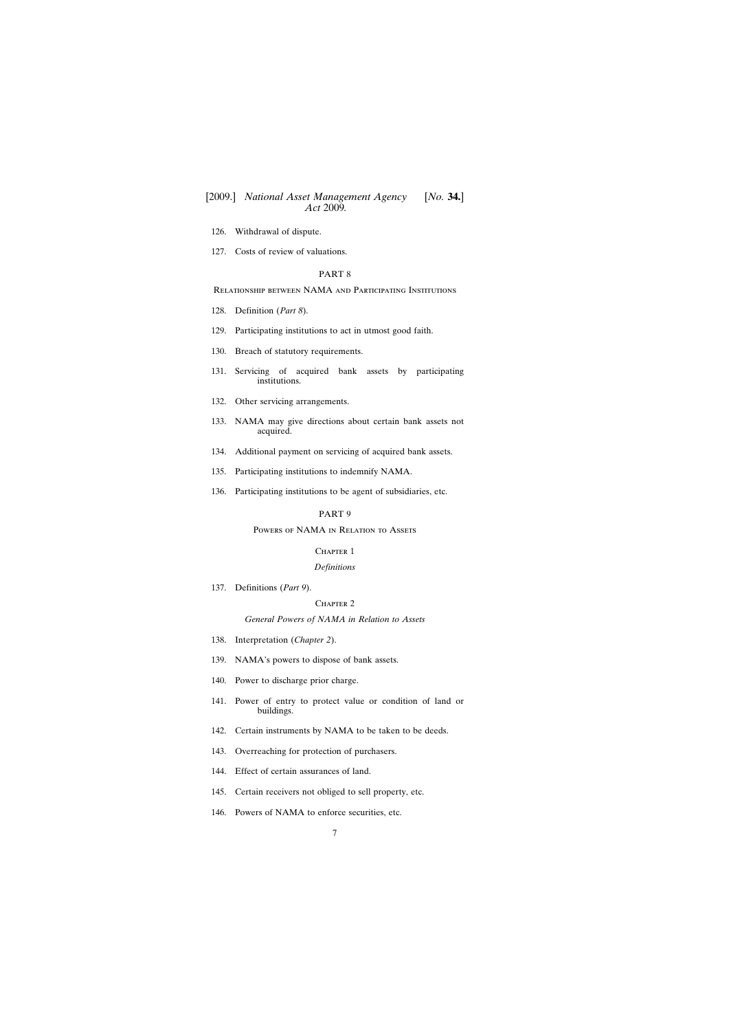126. Withdrawal of dispute.

127. Costs of review of valuations.

## PART 8

### Relationship between NAMA and Participating Institutions

128. Definition (*Part 8*).

129. Participating institutions to act in utmost good faith.

130. Breach of statutory requirements.

131. Servicing of acquired bank assets by participating institutions.

132. Other servicing arrangements.

133. NAMA may give directions about certain bank assets not acquired.

134. Additional payment on servicing of acquired bank assets.

135. Participating institutions to indemnify NAMA.

136. Participating institutions to be agent of subsidiaries, etc.

## PART 9

### Powers of NAMA in Relation to Assets

#### Chapter 1

*Definitions*

137. Definitions (*Part 9*).

#### Chapter 2

*General Powers of NAMA in Relation to Assets*

138. Interpretation (*Chapter 2*).

139. NAMA's powers to dispose of bank assets.

140. Power to discharge prior charge.

141. Power of entry to protect value or condition of land or buildings.

142. Certain instruments by NAMA to be taken to be deeds.

143. Overreaching for protection of purchasers.

144. Effect of certain assurances of land.

145. Certain receivers not obliged to sell property, etc.

146. Powers of NAMA to enforce securities, etc.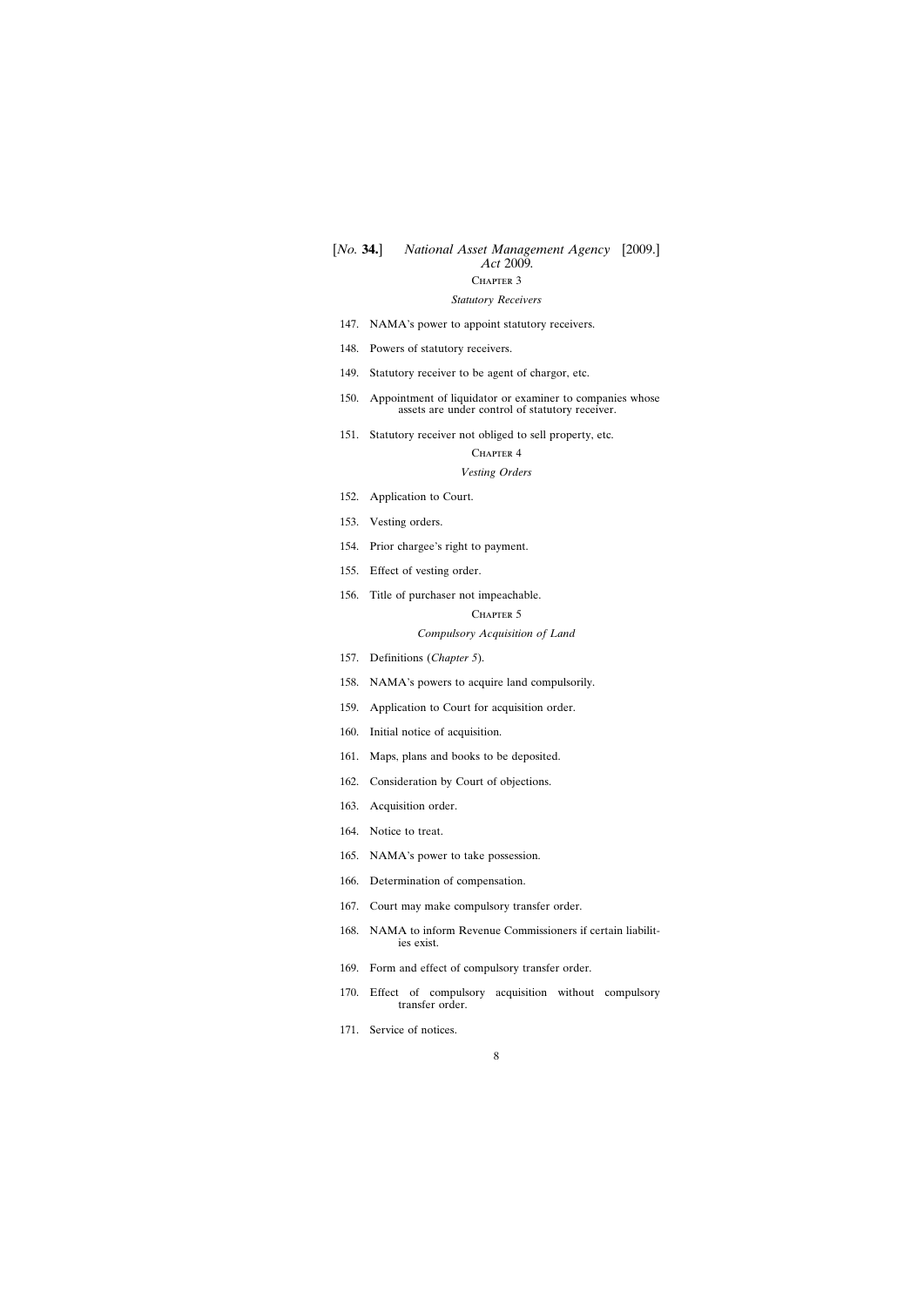## Chapter 3

### *Statutory Receivers*

147. NAMA's power to appoint statutory receivers.

148. Powers of statutory receivers.

149. Statutory receiver to be agent of chargor, etc.

150. Appointment of liquidator or examiner to companies whose assets are under control of statutory receiver.

151. Statutory receiver not obliged to sell property, etc.

## Chapter 4

### *Vesting Orders*

152. Application to Court.

153. Vesting orders.

154. Prior chargee's right to payment.

155. Effect of vesting order.

156. Title of purchaser not impeachable.

## Chapter 5

### *Compulsory Acquisition of Land*

157. Definitions (*Chapter 5*).

158. NAMA's powers to acquire land compulsorily.

159. Application to Court for acquisition order.

160. Initial notice of acquisition.

161. Maps, plans and books to be deposited.

162. Consideration by Court of objections.

163. Acquisition order.

164. Notice to treat.

165. NAMA's power to take possession.

166. Determination of compensation.

167. Court may make compulsory transfer order.

168. NAMA to inform Revenue Commissioners if certain liabilities exist.

169. Form and effect of compulsory transfer order.

170. Effect of compulsory acquisition without compulsory transfer order.

171. Service of notices.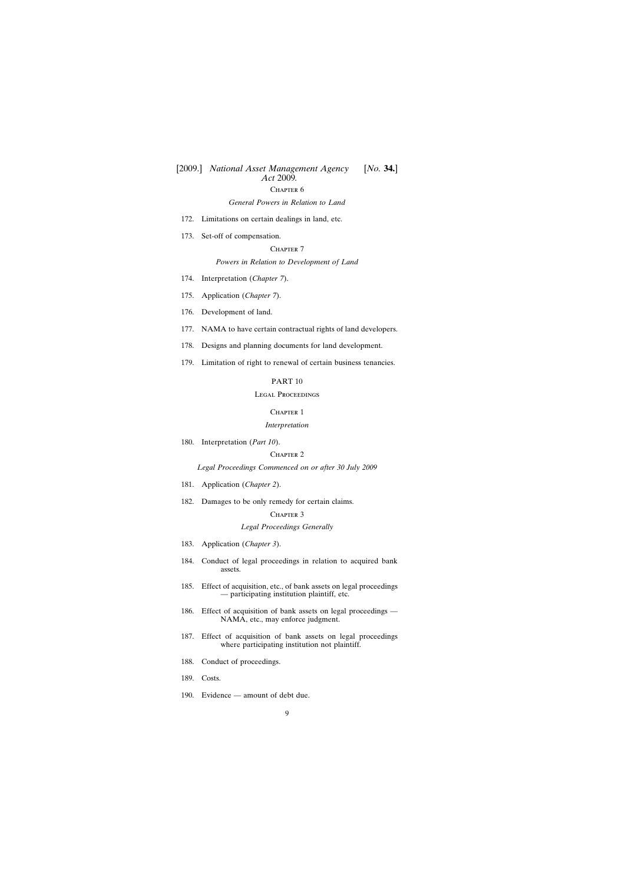Chapter 6

*General Powers in Relation to Land*

172. Limitations on certain dealings in land, etc.

173. Set-off of compensation.

Chapter 7

*Powers in Relation to Development of Land*

174. Interpretation (*Chapter 7*).

175. Application (*Chapter 7*).

176. Development of land.

177. NAMA to have certain contractual rights of land developers.

178. Designs and planning documents for land development.

179. Limitation of right to renewal of certain business tenancies.

PART 10

Legal Proceedings

Chapter 1

*Interpretation*

180. Interpretation (*Part 10*).

Chapter 2

*Legal Proceedings Commenced on or after 30 July 2009*

181. Application (*Chapter 2*).

182. Damages to be only remedy for certain claims.

Chapter 3

*Legal Proceedings Generally*

183. Application (*Chapter 3*).

184. Conduct of legal proceedings in relation to acquired bank assets.

185. Effect of acquisition, etc., of bank assets on legal proceedings — participating institution plaintiff, etc.

186. Effect of acquisition of bank assets on legal proceedings — NAMA, etc., may enforce judgment.

187. Effect of acquisition of bank assets on legal proceedings where participating institution not plaintiff.

188. Conduct of proceedings.

189. Costs.

190. Evidence — amount of debt due.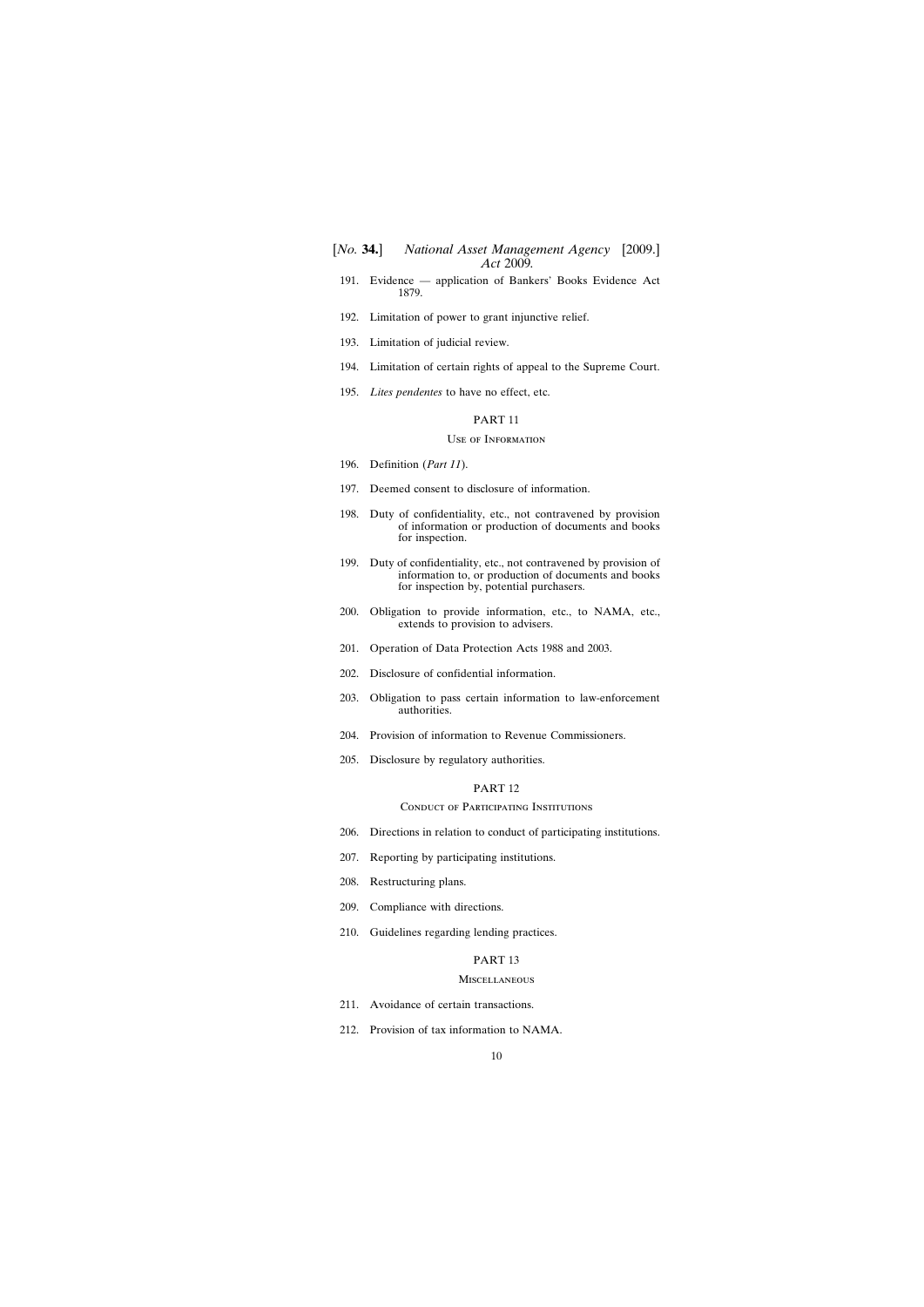191. Evidence — application of Bankers' Books Evidence Act 1879.

192. Limitation of power to grant injunctive relief.

193. Limitation of judicial review.

194. Limitation of certain rights of appeal to the Supreme Court.

195. *Lites pendentes* to have no effect, etc.

## PART 11

### Use of Information

196. Definition (*Part 11*).

197. Deemed consent to disclosure of information.

198. Duty of confidentiality, etc., not contravened by provision of information or production of documents and books for inspection.

199. Duty of confidentiality, etc., not contravened by provision of information to, or production of documents and books for inspection by, potential purchasers.

200. Obligation to provide information, etc., to NAMA, etc., extends to provision to advisers.

201. Operation of Data Protection Acts 1988 and 2003.

202. Disclosure of confidential information.

203. Obligation to pass certain information to law-enforcement authorities.

204. Provision of information to Revenue Commissioners.

205. Disclosure by regulatory authorities.

## PART 12

### Conduct of Participating Institutions

206. Directions in relation to conduct of participating institutions.

207. Reporting by participating institutions.

208. Restructuring plans.

209. Compliance with directions.

210. Guidelines regarding lending practices.

## PART 13

### Miscellaneous

211. Avoidance of certain transactions.

212. Provision of tax information to NAMA.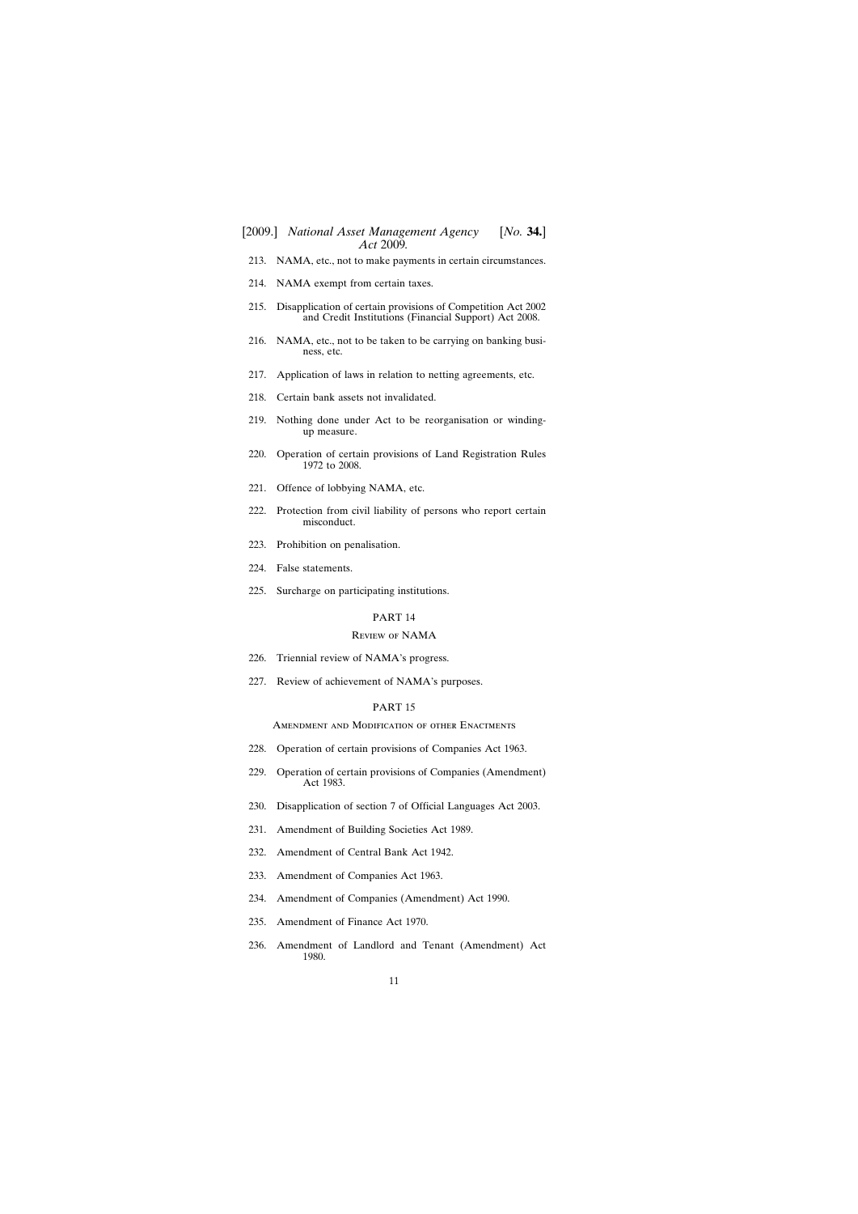213. NAMA, etc., not to make payments in certain circumstances.

214. NAMA exempt from certain taxes.

215. Disapplication of certain provisions of Competition Act 2002 and Credit Institutions (Financial Support) Act 2008.

216. NAMA, etc., not to be taken to be carrying on banking business, etc.

217. Application of laws in relation to netting agreements, etc.

218. Certain bank assets not invalidated.

219. Nothing done under Act to be reorganisation or winding-up measure.

220. Operation of certain provisions of Land Registration Rules 1972 to 2008.

221. Offence of lobbying NAMA, etc.

222. Protection from civil liability of persons who report certain misconduct.

223. Prohibition on penalisation.

224. False statements.

225. Surcharge on participating institutions.

PART 14

Review of NAMA

226. Triennial review of NAMA's progress.

227. Review of achievement of NAMA's purposes.

PART 15

Amendment and Modification of other Enactments

228. Operation of certain provisions of Companies Act 1963.

229. Operation of certain provisions of Companies (Amendment) Act 1983.

230. Disapplication of section 7 of Official Languages Act 2003.

231. Amendment of Building Societies Act 1989.

232. Amendment of Central Bank Act 1942.

233. Amendment of Companies Act 1963.

234. Amendment of Companies (Amendment) Act 1990.

235. Amendment of Finance Act 1970.

236. Amendment of Landlord and Tenant (Amendment) Act 1980.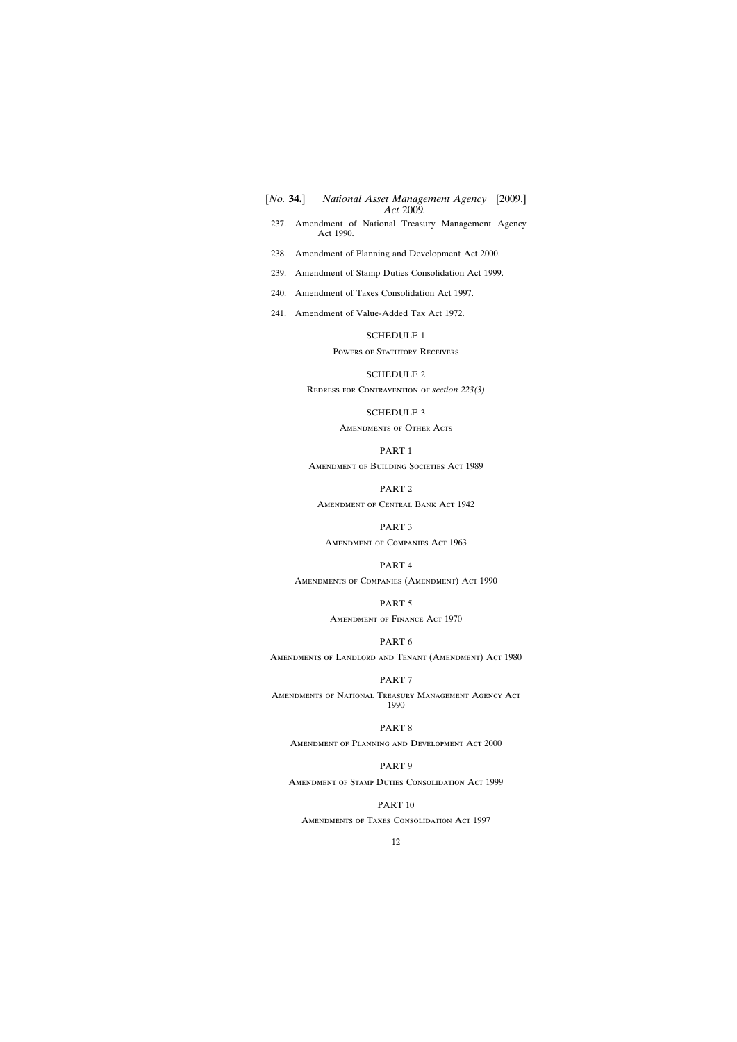237. Amendment of National Treasury Management Agency Act 1990.

238. Amendment of Planning and Development Act 2000.

239. Amendment of Stamp Duties Consolidation Act 1999.

240. Amendment of Taxes Consolidation Act 1997.

241. Amendment of Value-Added Tax Act 1972.

SCHEDULE 1

Powers of Statutory Receivers

SCHEDULE 2

Redress for Contravention of *section 223(3)*

SCHEDULE 3

Amendments of Other Acts

PART 1

Amendment of Building Societies Act 1989

PART 2

Amendment of Central Bank Act 1942

PART 3

Amendment of Companies Act 1963

PART 4

Amendments of Companies (Amendment) Act 1990

PART 5

Amendment of Finance Act 1970

PART 6

Amendments of Landlord and Tenant (Amendment) Act 1980

PART 7

Amendments of National Treasury Management Agency Act 1990

PART 8

Amendment of Planning and Development Act 2000

PART 9

Amendment of Stamp Duties Consolidation Act 1999

PART 10

Amendments of Taxes Consolidation Act 1997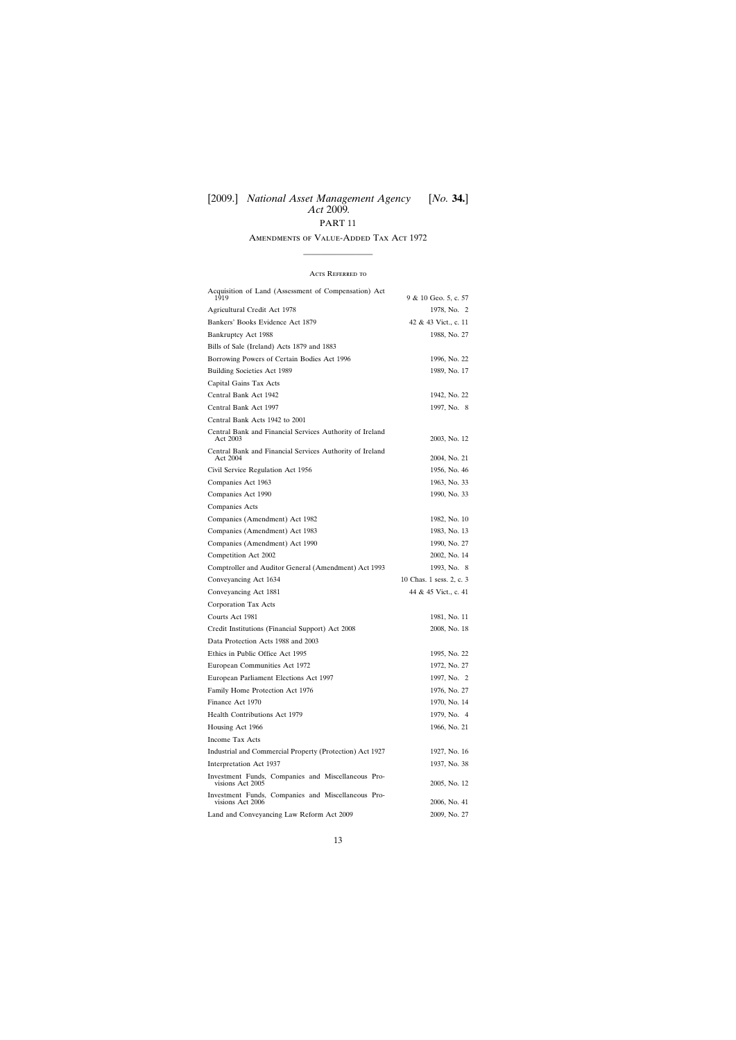PART 11

Amendments of Value-Added Tax Act 1972

Acts Referred to

| | |
|---|---|
| Acquisition of Land (Assessment of Compensation) Act 1919 | 9 & 10 Geo. 5, c. 57 |
| Agricultural Credit Act 1978 | 1978, No. 2 |
| Bankers' Books Evidence Act 1879 | 42 & 43 Vict., c. 11 |
| Bankruptcy Act 1988 | 1988, No. 27 |
| Bills of Sale (Ireland) Acts 1879 and 1883 | |
| Borrowing Powers of Certain Bodies Act 1996 | 1996, No. 22 |
| Building Societies Act 1989 | 1989, No. 17 |
| Capital Gains Tax Acts | |
| Central Bank Act 1942 | 1942, No. 22 |
| Central Bank Act 1997 | 1997, No. 8 |
| Central Bank Acts 1942 to 2001 | |
| Central Bank and Financial Services Authority of Ireland Act 2003 | 2003, No. 12 |
| Central Bank and Financial Services Authority of Ireland Act 2004 | 2004, No. 21 |
| Civil Service Regulation Act 1956 | 1956, No. 46 |
| Companies Act 1963 | 1963, No. 33 |
| Companies Act 1990 | 1990, No. 33 |
| Companies Acts | |
| Companies (Amendment) Act 1982 | 1982, No. 10 |
| Companies (Amendment) Act 1983 | 1983, No. 13 |
| Companies (Amendment) Act 1990 | 1990, No. 27 |
| Competition Act 2002 | 2002, No. 14 |
| Comptroller and Auditor General (Amendment) Act 1993 | 1993, No. 8 |
| Conveyancing Act 1634 | 10 Chas. 1 sess. 2, c. 3 |
| Conveyancing Act 1881 | 44 & 45 Vict., c. 41 |
| Corporation Tax Acts | |
| Courts Act 1981 | 1981, No. 11 |
| Credit Institutions (Financial Support) Act 2008 | 2008, No. 18 |
| Data Protection Acts 1988 and 2003 | |
| Ethics in Public Office Act 1995 | 1995, No. 22 |
| European Communities Act 1972 | 1972, No. 27 |
| European Parliament Elections Act 1997 | 1997, No. 2 |
| Family Home Protection Act 1976 | 1976, No. 27 |
| Finance Act 1970 | 1970, No. 14 |
| Health Contributions Act 1979 | 1979, No. 4 |
| Housing Act 1966 | 1966, No. 21 |
| Income Tax Acts | |
| Industrial and Commercial Property (Protection) Act 1927 | 1927, No. 16 |
| Interpretation Act 1937 | 1937, No. 38 |
| Investment Funds, Companies and Miscellaneous Provisions Act 2005 | 2005, No. 12 |
| Investment Funds, Companies and Miscellaneous Provisions Act 2006 | 2006, No. 41 |
| Land and Conveyancing Law Reform Act 2009 | 2009, No. 27 |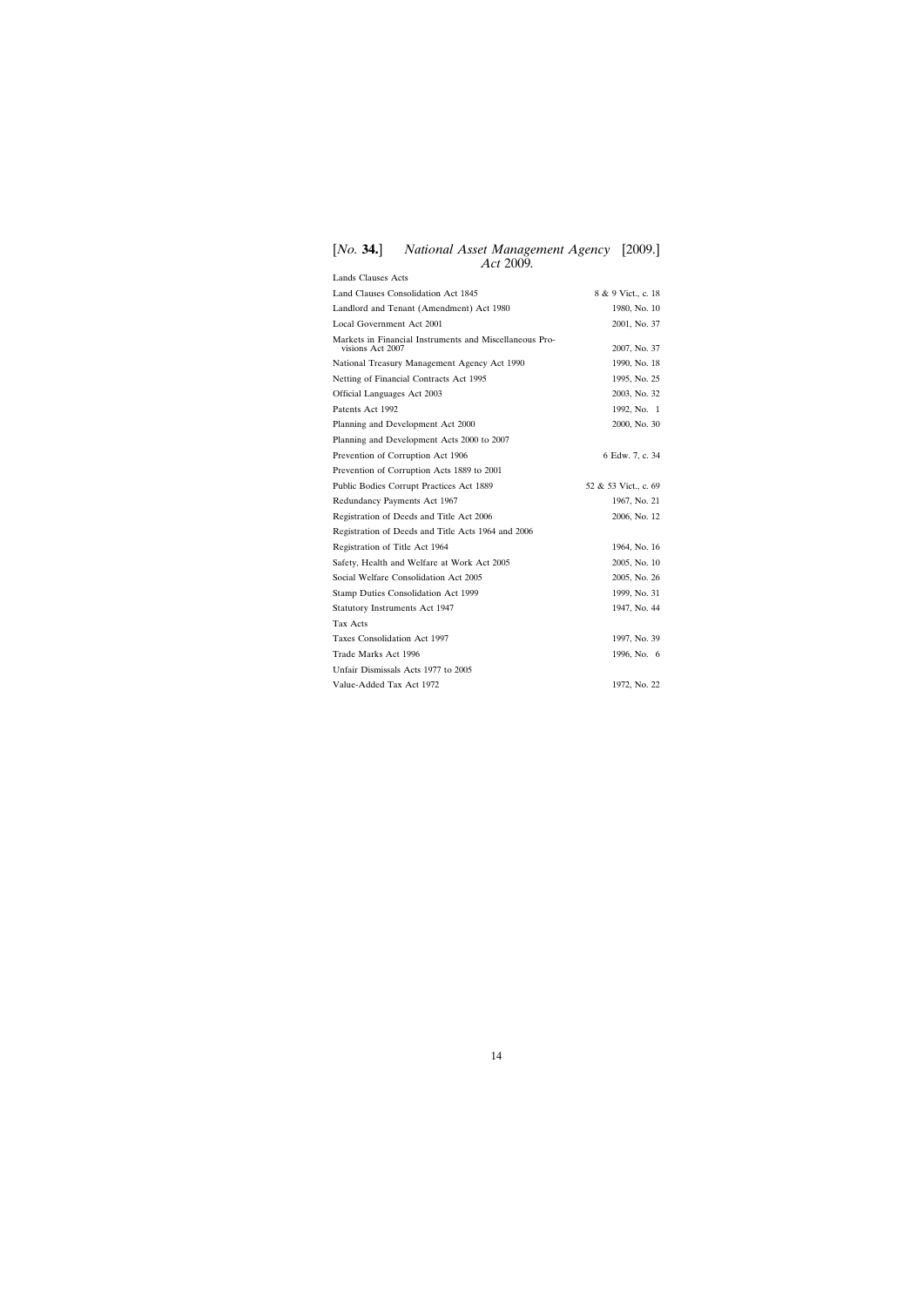| | |
|---|---|
| Lands Clauses Acts | |
| Land Clauses Consolidation Act 1845 | 8 & 9 Vict., c. 18 |
| Landlord and Tenant (Amendment) Act 1980 | 1980, No. 10 |
| Local Government Act 2001 | 2001, No. 37 |
| Markets in Financial Instruments and Miscellaneous Provisions Act 2007 | 2007, No. 37 |
| National Treasury Management Agency Act 1990 | 1990, No. 18 |
| Netting of Financial Contracts Act 1995 | 1995, No. 25 |
| Official Languages Act 2003 | 2003, No. 32 |
| Patents Act 1992 | 1992, No. 1 |
| Planning and Development Act 2000 | 2000, No. 30 |
| Planning and Development Acts 2000 to 2007 | |
| Prevention of Corruption Act 1906 | 6 Edw. 7, c. 34 |
| Prevention of Corruption Acts 1889 to 2001 | |
| Public Bodies Corrupt Practices Act 1889 | 52 & 53 Vict., c. 69 |
| Redundancy Payments Act 1967 | 1967, No. 21 |
| Registration of Deeds and Title Act 2006 | 2006, No. 12 |
| Registration of Deeds and Title Acts 1964 and 2006 | |
| Registration of Title Act 1964 | 1964, No. 16 |
| Safety, Health and Welfare at Work Act 2005 | 2005, No. 10 |
| Social Welfare Consolidation Act 2005 | 2005, No. 26 |
| Stamp Duties Consolidation Act 1999 | 1999, No. 31 |
| Statutory Instruments Act 1947 | 1947, No. 44 |
| Tax Acts | |
| Taxes Consolidation Act 1997 | 1997, No. 39 |
| Trade Marks Act 1996 | 1996, No. 6 |
| Unfair Dismissals Acts 1977 to 2005 | |
| Value-Added Tax Act 1972 | 1972, No. 22 |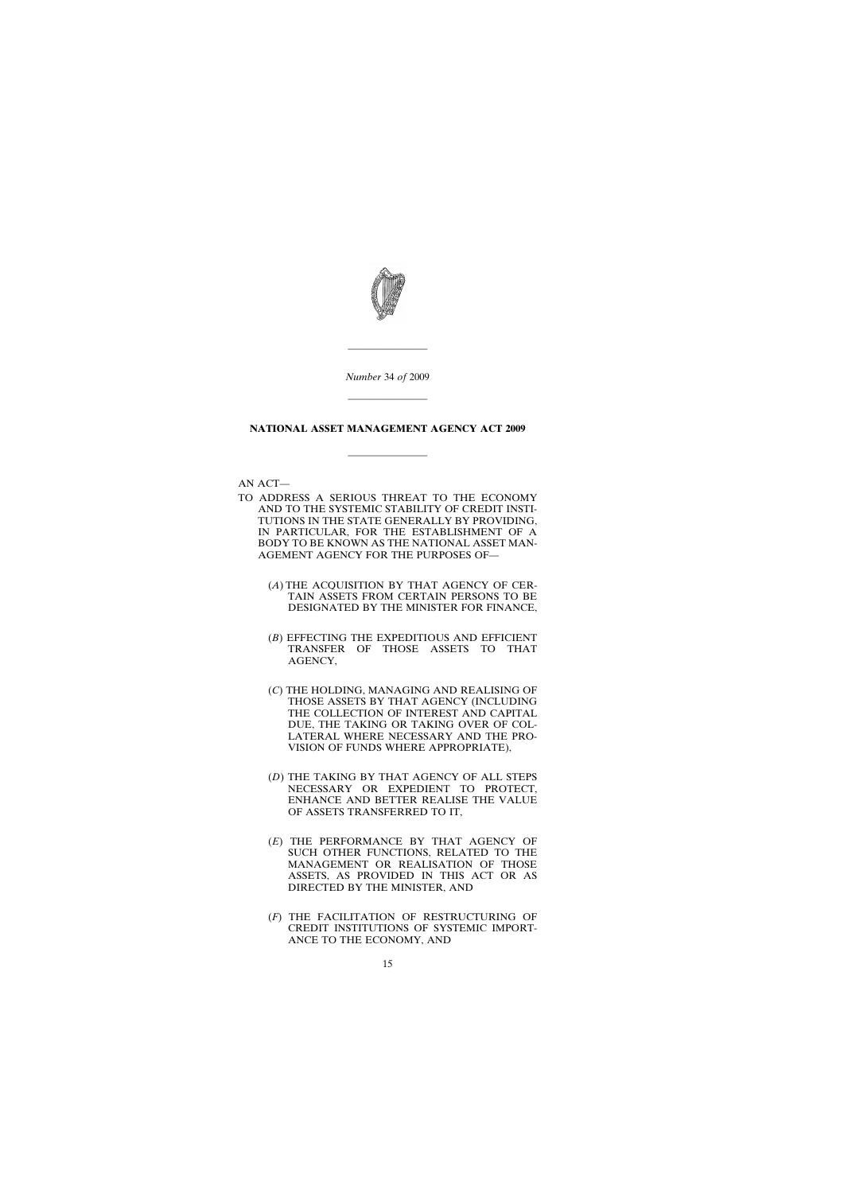*Number* 34 *of* 2009

---

# NATIONAL ASSET MANAGEMENT AGENCY ACT 2009

---

AN ACT—

TO ADDRESS A SERIOUS THREAT TO THE ECONOMY AND TO THE SYSTEMIC STABILITY OF CREDIT INSTITUTIONS IN THE STATE GENERALLY BY PROVIDING, IN PARTICULAR, FOR THE ESTABLISHMENT OF A BODY TO BE KNOWN AS THE NATIONAL ASSET MANAGEMENT AGENCY FOR THE PURPOSES OF—

(*A*) THE ACQUISITION BY THAT AGENCY OF CERTAIN ASSETS FROM CERTAIN PERSONS TO BE DESIGNATED BY THE MINISTER FOR FINANCE,

(*B*) EFFECTING THE EXPEDITIOUS AND EFFICIENT TRANSFER OF THOSE ASSETS TO THAT AGENCY,

(*C*) THE HOLDING, MANAGING AND REALISING OF THOSE ASSETS BY THAT AGENCY (INCLUDING THE COLLECTION OF INTEREST AND CAPITAL DUE, THE TAKING OR TAKING OVER OF COLLATERAL WHERE NECESSARY AND THE PROVISION OF FUNDS WHERE APPROPRIATE),

(*D*) THE TAKING BY THAT AGENCY OF ALL STEPS NECESSARY OR EXPEDIENT TO PROTECT, ENHANCE AND BETTER REALISE THE VALUE OF ASSETS TRANSFERRED TO IT,

(*E*) THE PERFORMANCE BY THAT AGENCY OF SUCH OTHER FUNCTIONS, RELATED TO THE MANAGEMENT OR REALISATION OF THOSE ASSETS, AS PROVIDED IN THIS ACT OR AS DIRECTED BY THE MINISTER, AND

(*F*) THE FACILITATION OF RESTRUCTURING OF CREDIT INSTITUTIONS OF SYSTEMIC IMPORTANCE TO THE ECONOMY, AND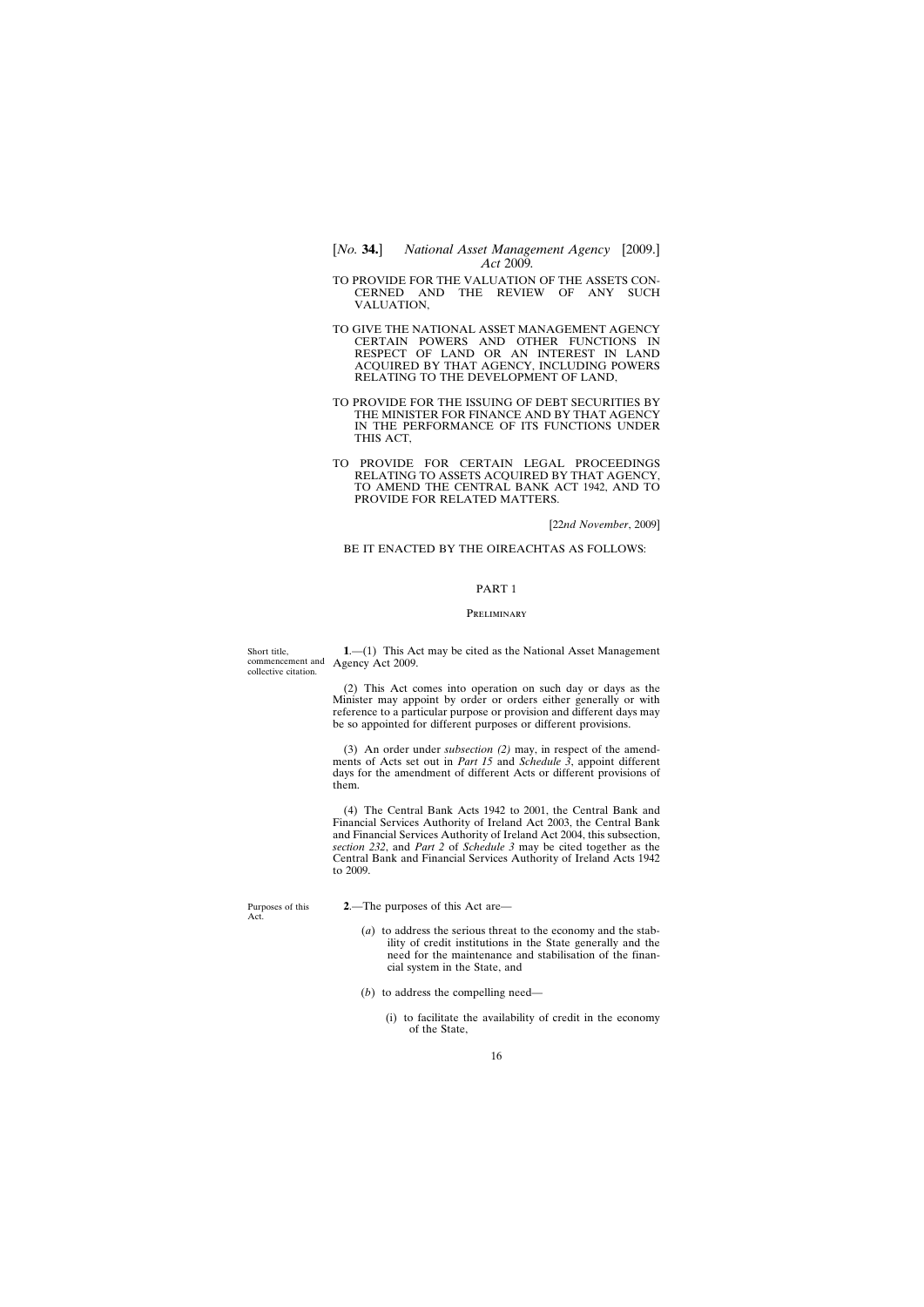TO PROVIDE FOR THE VALUATION OF THE ASSETS CONCERNED AND THE REVIEW OF ANY SUCH VALUATION,

TO GIVE THE NATIONAL ASSET MANAGEMENT AGENCY CERTAIN POWERS AND OTHER FUNCTIONS IN RESPECT OF LAND OR AN INTEREST IN LAND ACQUIRED BY THAT AGENCY, INCLUDING POWERS RELATING TO THE DEVELOPMENT OF LAND,

TO PROVIDE FOR THE ISSUING OF DEBT SECURITIES BY THE MINISTER FOR FINANCE AND BY THAT AGENCY IN THE PERFORMANCE OF ITS FUNCTIONS UNDER THIS ACT,

TO PROVIDE FOR CERTAIN LEGAL PROCEEDINGS RELATING TO ASSETS ACQUIRED BY THAT AGENCY, TO AMEND THE CENTRAL BANK ACT 1942, AND TO PROVIDE FOR RELATED MATTERS.

[22*nd November*, 2009]

BE IT ENACTED BY THE OIREACHTAS AS FOLLOWS:

## PART 1

### Preliminary

Short title, commencement and collective citation.

**1**.—(1) This Act may be cited as the National Asset Management Agency Act 2009.

(2) This Act comes into operation on such day or days as the Minister may appoint by order or orders either generally or with reference to a particular purpose or provision and different days may be so appointed for different purposes or different provisions.

(3) An order under *subsection (2)* may, in respect of the amendments of Acts set out in *Part 15* and *Schedule 3*, appoint different days for the amendment of different Acts or different provisions of them.

(4) The Central Bank Acts 1942 to 2001, the Central Bank and Financial Services Authority of Ireland Act 2003, the Central Bank and Financial Services Authority of Ireland Act 2004, this subsection, *section 232*, and *Part 2* of *Schedule 3* may be cited together as the Central Bank and Financial Services Authority of Ireland Acts 1942 to 2009.

Purposes of this Act.

**2**.—The purposes of this Act are—

(*a*) to address the serious threat to the economy and the stability of credit institutions in the State generally and the need for the maintenance and stabilisation of the financial system in the State, and

(*b*) to address the compelling need—

(i) to facilitate the availability of credit in the economy of the State,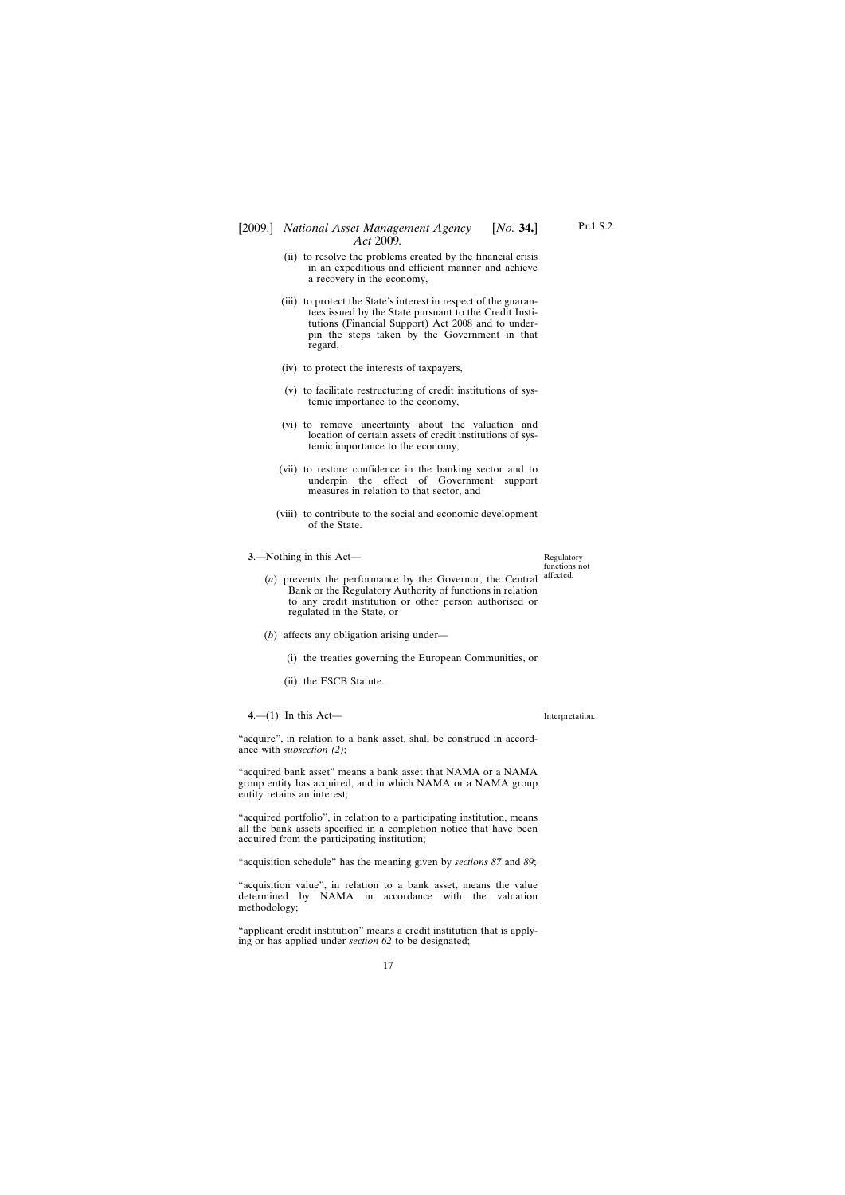(ii) to resolve the problems created by the financial crisis in an expeditious and efficient manner and achieve a recovery in the economy,

(iii) to protect the State's interest in respect of the guarantees issued by the State pursuant to the Credit Institutions (Financial Support) Act 2008 and to underpin the steps taken by the Government in that regard,

(iv) to protect the interests of taxpayers,

(v) to facilitate restructuring of credit institutions of systemic importance to the economy,

(vi) to remove uncertainty about the valuation and location of certain assets of credit institutions of systemic importance to the economy,

(vii) to restore confidence in the banking sector and to underpin the effect of Government support measures in relation to that sector, and

(viii) to contribute to the social and economic development of the State.

Regulatory functions not affected.

**3**.—Nothing in this Act—

(*a*) prevents the performance by the Governor, the Central Bank or the Regulatory Authority of functions in relation to any credit institution or other person authorised or regulated in the State, or

(*b*) affects any obligation arising under—

(i) the treaties governing the European Communities, or

(ii) the ESCB Statute.

Interpretation.

**4**.—(1) In this Act—

"acquire", in relation to a bank asset, shall be construed in accordance with *subsection (2)*;

"acquired bank asset" means a bank asset that NAMA or a NAMA group entity has acquired, and in which NAMA or a NAMA group entity retains an interest;

"acquired portfolio", in relation to a participating institution, means all the bank assets specified in a completion notice that have been acquired from the participating institution;

"acquisition schedule" has the meaning given by *sections 87* and *89*;

"acquisition value", in relation to a bank asset, means the value determined by NAMA in accordance with the valuation methodology;

"applicant credit institution" means a credit institution that is applying or has applied under *section 62* to be designated;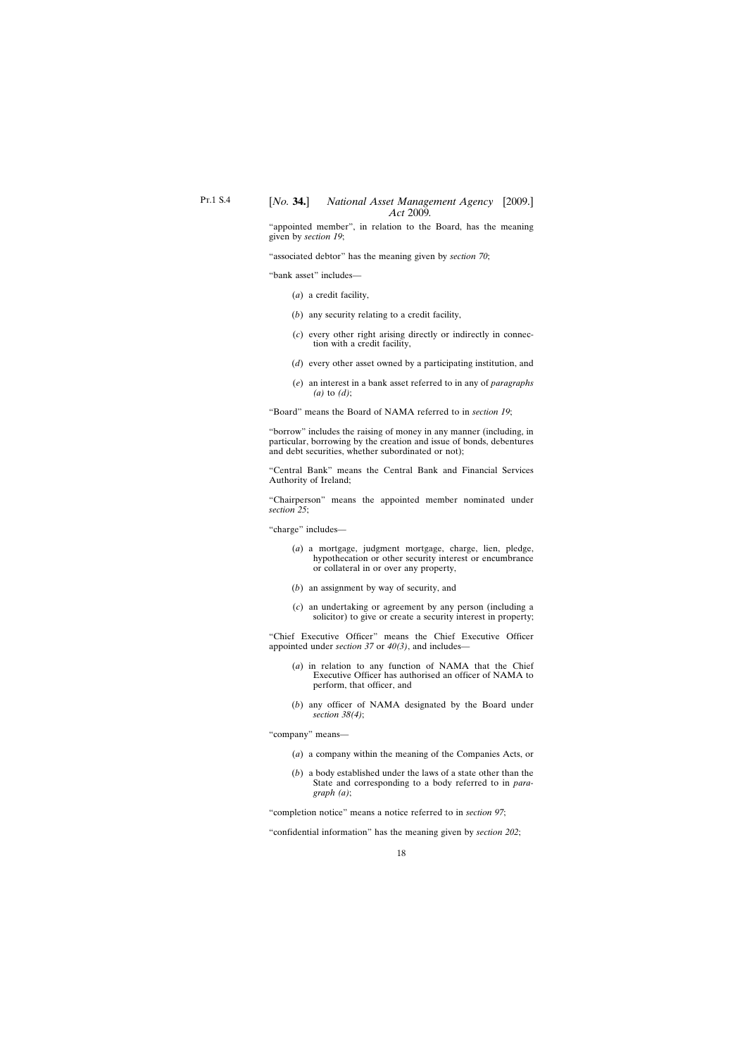"appointed member", in relation to the Board, has the meaning given by *section 19*;

"associated debtor" has the meaning given by *section 70*;

"bank asset" includes—

(*a*) a credit facility,

(*b*) any security relating to a credit facility,

(*c*) every other right arising directly or indirectly in connection with a credit facility,

(*d*) every other asset owned by a participating institution, and

(*e*) an interest in a bank asset referred to in any of *paragraphs (a)* to *(d)*;

"Board" means the Board of NAMA referred to in *section 19*;

"borrow" includes the raising of money in any manner (including, in particular, borrowing by the creation and issue of bonds, debentures and debt securities, whether subordinated or not);

"Central Bank" means the Central Bank and Financial Services Authority of Ireland;

"Chairperson" means the appointed member nominated under *section 25*;

"charge" includes—

(*a*) a mortgage, judgment mortgage, charge, lien, pledge, hypothecation or other security interest or encumbrance or collateral in or over any property,

(*b*) an assignment by way of security, and

(*c*) an undertaking or agreement by any person (including a solicitor) to give or create a security interest in property;

"Chief Executive Officer" means the Chief Executive Officer appointed under *section 37* or *40(3)*, and includes—

(*a*) in relation to any function of NAMA that the Chief Executive Officer has authorised an officer of NAMA to perform, that officer, and

(*b*) any officer of NAMA designated by the Board under *section 38(4)*;

"company" means—

(*a*) a company within the meaning of the Companies Acts, or

(*b*) a body established under the laws of a state other than the State and corresponding to a body referred to in *paragraph (a)*;

"completion notice" means a notice referred to in *section 97*;

"confidential information" has the meaning given by *section 202*;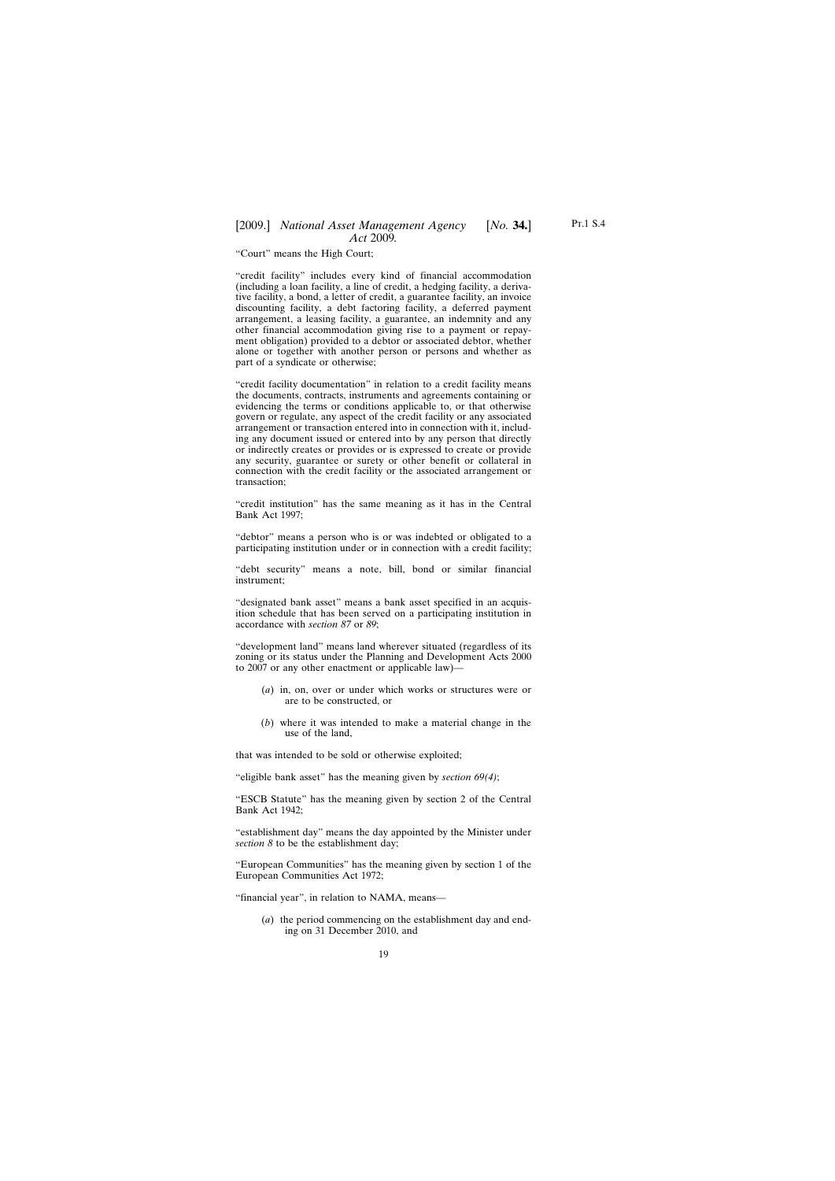"Court" means the High Court;

"credit facility" includes every kind of financial accommodation (including a loan facility, a line of credit, a hedging facility, a derivative facility, a bond, a letter of credit, a guarantee facility, an invoice discounting facility, a debt factoring facility, a deferred payment arrangement, a leasing facility, a guarantee, an indemnity and any other financial accommodation giving rise to a payment or repayment obligation) provided to a debtor or associated debtor, whether alone or together with another person or persons and whether as part of a syndicate or otherwise;

"credit facility documentation" in relation to a credit facility means the documents, contracts, instruments and agreements containing or evidencing the terms or conditions applicable to, or that otherwise govern or regulate, any aspect of the credit facility or any associated arrangement or transaction entered into in connection with it, including any document issued or entered into by any person that directly or indirectly creates or provides or is expressed to create or provide any security, guarantee or surety or other benefit or collateral in connection with the credit facility or the associated arrangement or transaction;

"credit institution" has the same meaning as it has in the Central Bank Act 1997;

"debtor" means a person who is or was indebted or obligated to a participating institution under or in connection with a credit facility;

"debt security" means a note, bill, bond or similar financial instrument;

"designated bank asset" means a bank asset specified in an acquisition schedule that has been served on a participating institution in accordance with *section 87* or *89*;

"development land" means land wherever situated (regardless of its zoning or its status under the Planning and Development Acts 2000 to 2007 or any other enactment or applicable law)—

(*a*) in, on, over or under which works or structures were or are to be constructed, or

(*b*) where it was intended to make a material change in the use of the land,

that was intended to be sold or otherwise exploited;

"eligible bank asset" has the meaning given by *section 69(4)*;

"ESCB Statute" has the meaning given by section 2 of the Central Bank Act 1942;

"establishment day" means the day appointed by the Minister under *section 8* to be the establishment day;

"European Communities" has the meaning given by section 1 of the European Communities Act 1972;

"financial year", in relation to NAMA, means—

(*a*) the period commencing on the establishment day and ending on 31 December 2010, and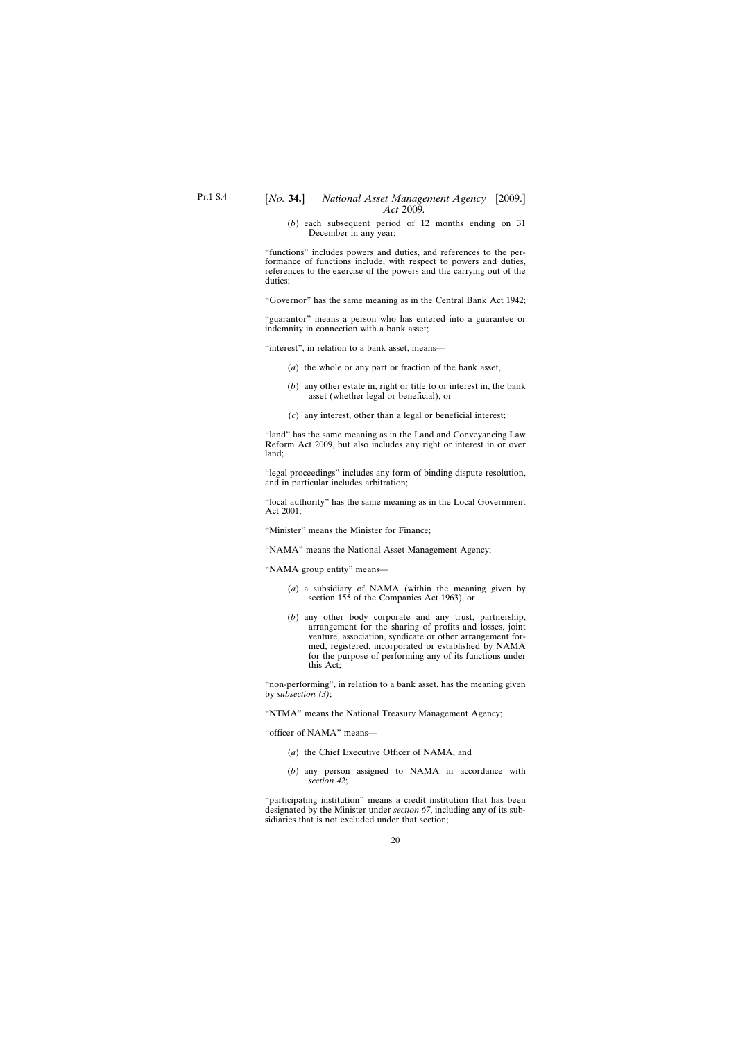(*b*) each subsequent period of 12 months ending on 31 December in any year;

"functions" includes powers and duties, and references to the performance of functions include, with respect to powers and duties, references to the exercise of the powers and the carrying out of the duties;

"Governor" has the same meaning as in the Central Bank Act 1942;

"guarantor" means a person who has entered into a guarantee or indemnity in connection with a bank asset;

"interest", in relation to a bank asset, means—

(*a*) the whole or any part or fraction of the bank asset,

(*b*) any other estate in, right or title to or interest in, the bank asset (whether legal or beneficial), or

(*c*) any interest, other than a legal or beneficial interest;

"land" has the same meaning as in the Land and Conveyancing Law Reform Act 2009, but also includes any right or interest in or over land;

"legal proceedings" includes any form of binding dispute resolution, and in particular includes arbitration;

"local authority" has the same meaning as in the Local Government Act 2001;

"Minister" means the Minister for Finance;

"NAMA" means the National Asset Management Agency;

"NAMA group entity" means—

(*a*) a subsidiary of NAMA (within the meaning given by section 155 of the Companies Act 1963), or

(*b*) any other body corporate and any trust, partnership, arrangement for the sharing of profits and losses, joint venture, association, syndicate or other arrangement formed, registered, incorporated or established by NAMA for the purpose of performing any of its functions under this Act;

"non-performing", in relation to a bank asset, has the meaning given by *subsection (3)*;

"NTMA" means the National Treasury Management Agency;

"officer of NAMA" means—

(*a*) the Chief Executive Officer of NAMA, and

(*b*) any person assigned to NAMA in accordance with *section 42*;

"participating institution" means a credit institution that has been designated by the Minister under *section 67*, including any of its subsidiaries that is not excluded under that section;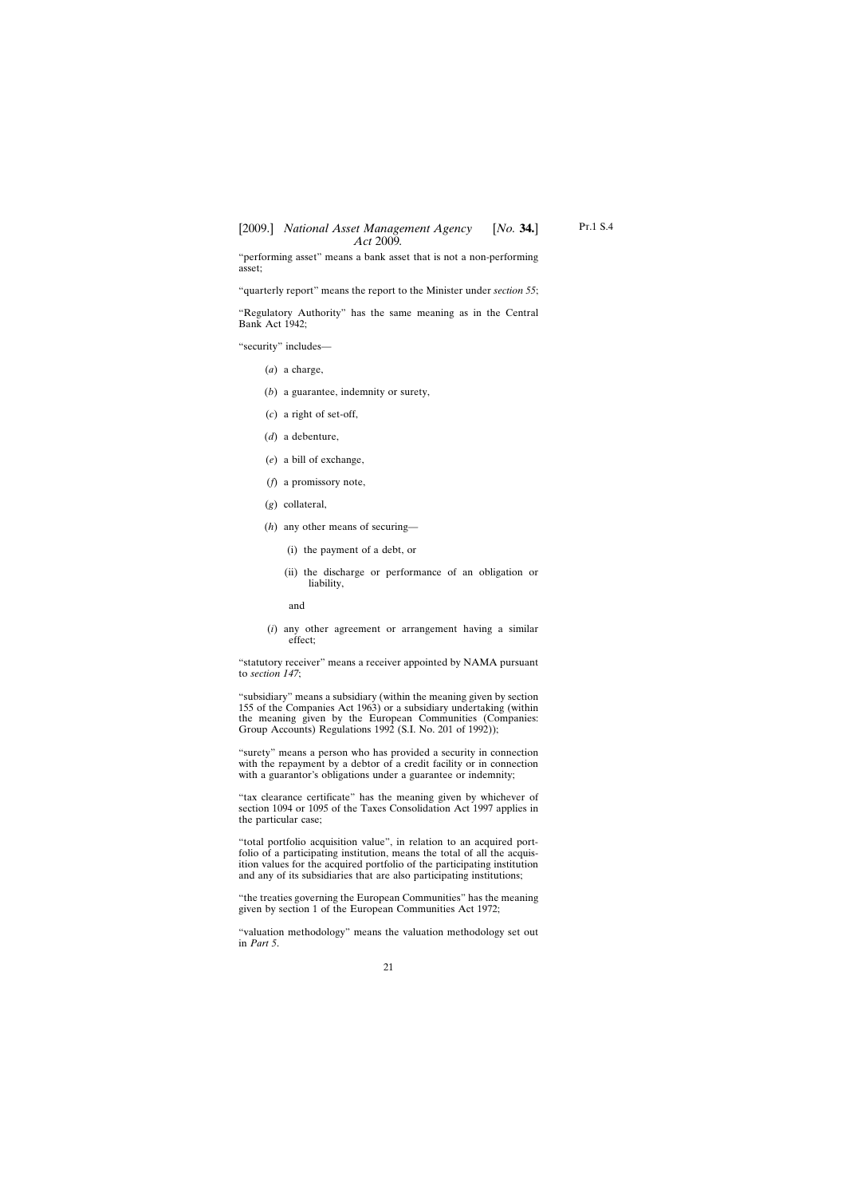"performing asset" means a bank asset that is not a non-performing asset;

"quarterly report" means the report to the Minister under *section 55*;

"Regulatory Authority" has the same meaning as in the Central Bank Act 1942;

"security" includes—

(*a*) a charge,

(*b*) a guarantee, indemnity or surety,

(*c*) a right of set-off,

(*d*) a debenture,

(*e*) a bill of exchange,

(*f*) a promissory note,

(*g*) collateral,

(*h*) any other means of securing—

(i) the payment of a debt, or

(ii) the discharge or performance of an obligation or liability,

and

(*i*) any other agreement or arrangement having a similar effect;

"statutory receiver" means a receiver appointed by NAMA pursuant to *section 147*;

"subsidiary" means a subsidiary (within the meaning given by section 155 of the Companies Act 1963) or a subsidiary undertaking (within the meaning given by the European Communities (Companies: Group Accounts) Regulations 1992 (S.I. No. 201 of 1992));

"surety" means a person who has provided a security in connection with the repayment by a debtor of a credit facility or in connection with a guarantor's obligations under a guarantee or indemnity;

"tax clearance certificate" has the meaning given by whichever of section 1094 or 1095 of the Taxes Consolidation Act 1997 applies in the particular case;

"total portfolio acquisition value", in relation to an acquired portfolio of a participating institution, means the total of all the acquisition values for the acquired portfolio of the participating institution and any of its subsidiaries that are also participating institutions;

"the treaties governing the European Communities" has the meaning given by section 1 of the European Communities Act 1972;

"valuation methodology" means the valuation methodology set out in *Part 5*.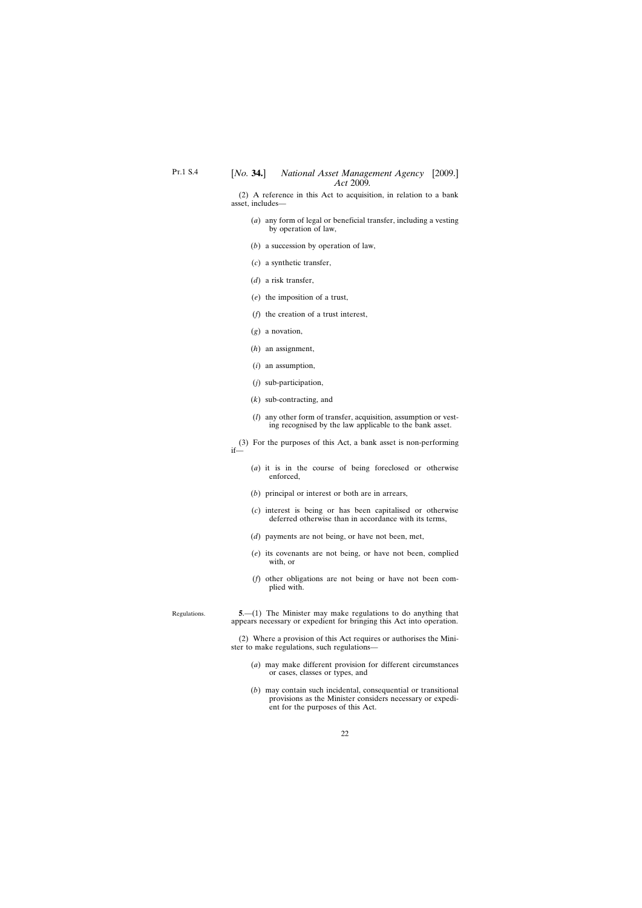(2) A reference in this Act to acquisition, in relation to a bank asset, includes—

(*a*) any form of legal or beneficial transfer, including a vesting by operation of law,

(*b*) a succession by operation of law,

(*c*) a synthetic transfer,

(*d*) a risk transfer,

(*e*) the imposition of a trust,

(*f*) the creation of a trust interest,

(*g*) a novation,

(*h*) an assignment,

(*i*) an assumption,

(*j*) sub-participation,

(*k*) sub-contracting, and

(*l*) any other form of transfer, acquisition, assumption or vesting recognised by the law applicable to the bank asset.

(3) For the purposes of this Act, a bank asset is non-performing if—

(*a*) it is in the course of being foreclosed or otherwise enforced,

(*b*) principal or interest or both are in arrears,

(*c*) interest is being or has been capitalised or otherwise deferred otherwise than in accordance with its terms,

(*d*) payments are not being, or have not been, met,

(*e*) its covenants are not being, or have not been, complied with, or

(*f*) other obligations are not being or have not been complied with.

Regulations.

**5**.—(1) The Minister may make regulations to do anything that appears necessary or expedient for bringing this Act into operation.

(2) Where a provision of this Act requires or authorises the Minister to make regulations, such regulations—

(*a*) may make different provision for different circumstances or cases, classes or types, and

(*b*) may contain such incidental, consequential or transitional provisions as the Minister considers necessary or expedient for the purposes of this Act.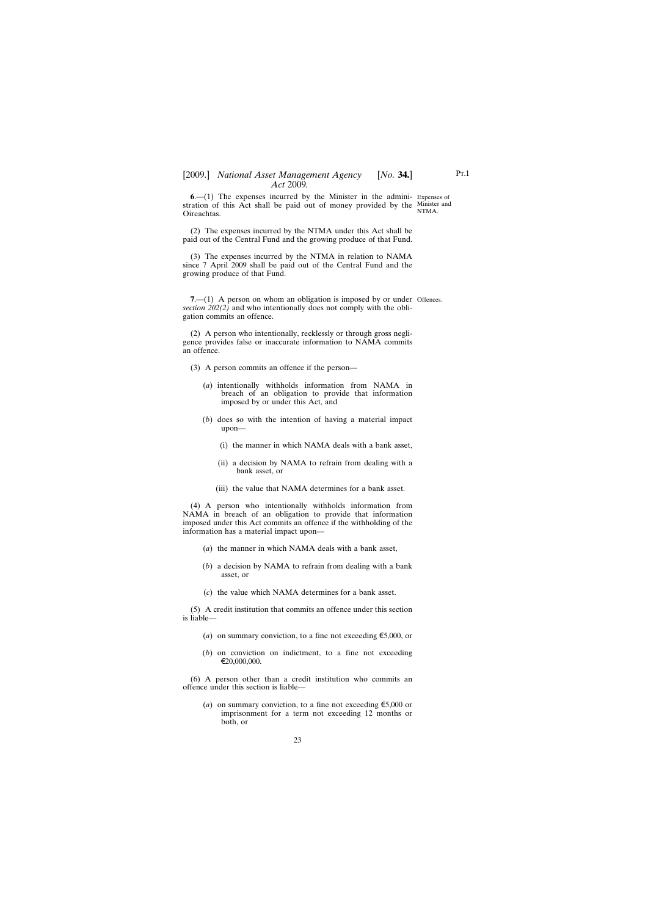**6**.—(1) The expenses incurred by the Minister in the administration of this Act shall be paid out of money provided by the Oireachtas.

Expenses of Minister and NTMA.

(2) The expenses incurred by the NTMA under this Act shall be paid out of the Central Fund and the growing produce of that Fund.

(3) The expenses incurred by the NTMA in relation to NAMA since 7 April 2009 shall be paid out of the Central Fund and the growing produce of that Fund.

**7**.—(1) A person on whom an obligation is imposed by or under *section 202(2)* and who intentionally does not comply with the obligation commits an offence.

Offences.

(2) A person who intentionally, recklessly or through gross negligence provides false or inaccurate information to NAMA commits an offence.

(3) A person commits an offence if the person—

(*a*) intentionally withholds information from NAMA in breach of an obligation to provide that information imposed by or under this Act, and

(*b*) does so with the intention of having a material impact upon—

(i) the manner in which NAMA deals with a bank asset,

(ii) a decision by NAMA to refrain from dealing with a bank asset, or

(iii) the value that NAMA determines for a bank asset.

(4) A person who intentionally withholds information from NAMA in breach of an obligation to provide that information imposed under this Act commits an offence if the withholding of the information has a material impact upon—

(*a*) the manner in which NAMA deals with a bank asset,

(*b*) a decision by NAMA to refrain from dealing with a bank asset, or

(*c*) the value which NAMA determines for a bank asset.

(5) A credit institution that commits an offence under this section is liable—

(*a*) on summary conviction, to a fine not exceeding €5,000, or

(*b*) on conviction on indictment, to a fine not exceeding €20,000,000.

(6) A person other than a credit institution who commits an offence under this section is liable—

(*a*) on summary conviction, to a fine not exceeding €5,000 or imprisonment for a term not exceeding 12 months or both, or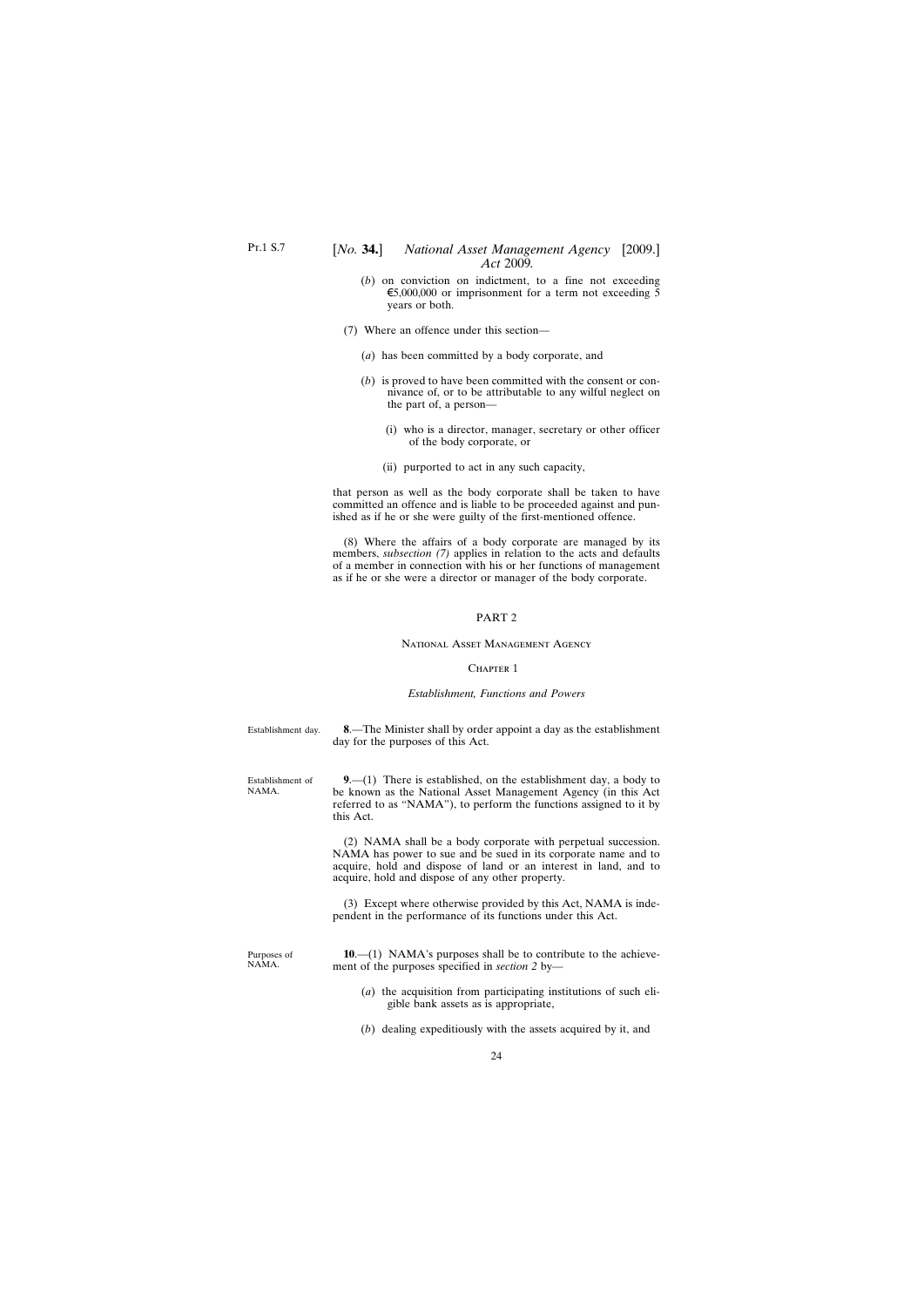(*b*) on conviction on indictment, to a fine not exceeding €5,000,000 or imprisonment for a term not exceeding 5 years or both.

(7) Where an offence under this section—

(*a*) has been committed by a body corporate, and

(*b*) is proved to have been committed with the consent or connivance of, or to be attributable to any wilful neglect on the part of, a person—

(i) who is a director, manager, secretary or other officer of the body corporate, or

(ii) purported to act in any such capacity,

that person as well as the body corporate shall be taken to have committed an offence and is liable to be proceeded against and punished as if he or she were guilty of the first-mentioned offence.

(8) Where the affairs of a body corporate are managed by its members, *subsection (7)* applies in relation to the acts and defaults of a member in connection with his or her functions of management as if he or she were a director or manager of the body corporate.

## PART 2

## National Asset Management Agency

### Chapter 1

*Establishment, Functions and Powers*

Establishment day.

**8**.—The Minister shall by order appoint a day as the establishment day for the purposes of this Act.

Establishment of NAMA.

**9**.—(1) There is established, on the establishment day, a body to be known as the National Asset Management Agency (in this Act referred to as "NAMA"), to perform the functions assigned to it by this Act.

(2) NAMA shall be a body corporate with perpetual succession. NAMA has power to sue and be sued in its corporate name and to acquire, hold and dispose of land or an interest in land, and to acquire, hold and dispose of any other property.

(3) Except where otherwise provided by this Act, NAMA is independent in the performance of its functions under this Act.

Purposes of NAMA.

**10**.—(1) NAMA's purposes shall be to contribute to the achievement of the purposes specified in *section 2* by—

(*a*) the acquisition from participating institutions of such eligible bank assets as is appropriate,

(*b*) dealing expeditiously with the assets acquired by it, and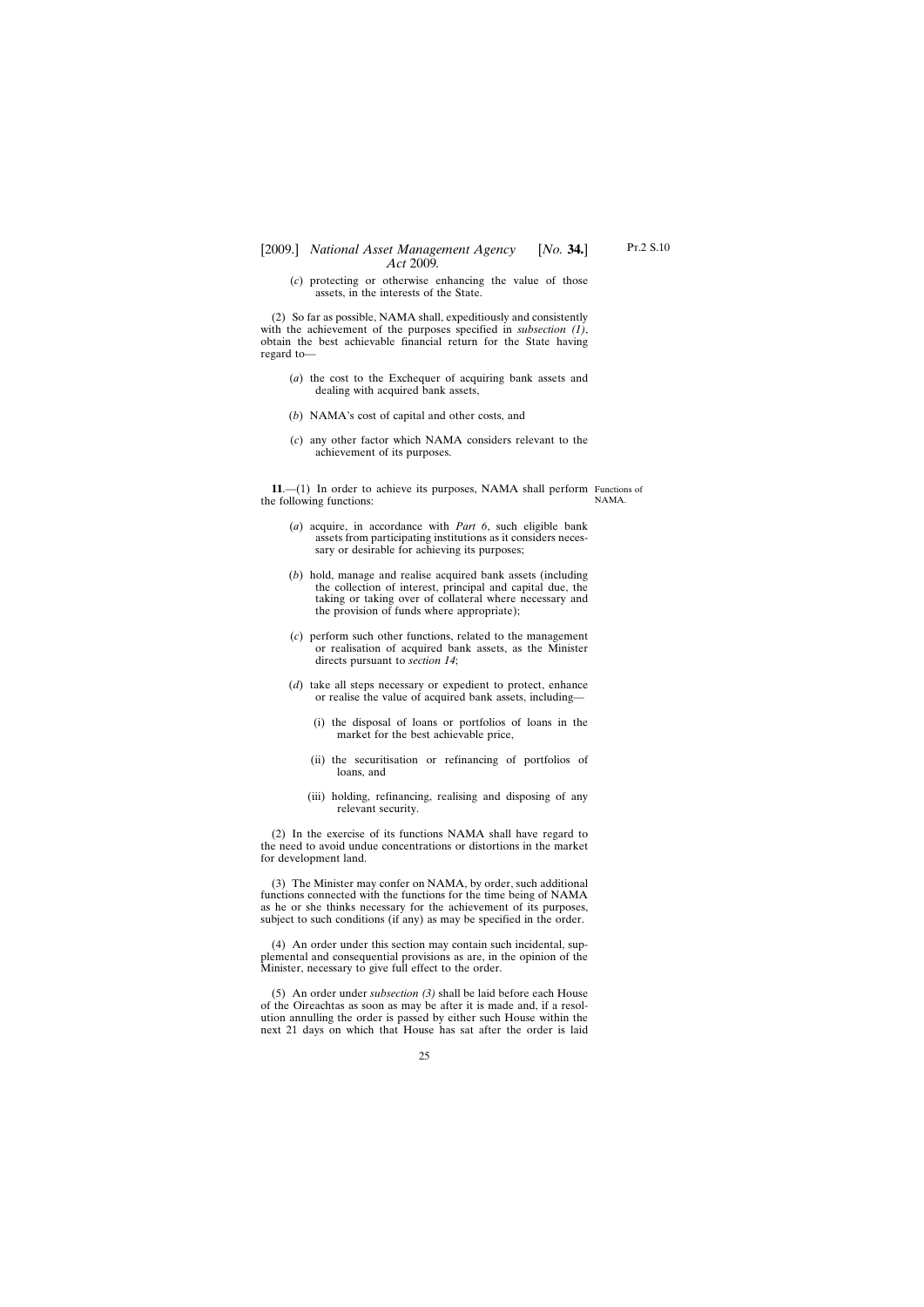(*c*) protecting or otherwise enhancing the value of those assets, in the interests of the State.

(2) So far as possible, NAMA shall, expeditiously and consistently with the achievement of the purposes specified in *subsection (1)*, obtain the best achievable financial return for the State having regard to—

(*a*) the cost to the Exchequer of acquiring bank assets and dealing with acquired bank assets,

(*b*) NAMA's cost of capital and other costs, and

(*c*) any other factor which NAMA considers relevant to the achievement of its purposes.

Functions of NAMA.

**11**.—(1) In order to achieve its purposes, NAMA shall perform the following functions:

(*a*) acquire, in accordance with *Part 6*, such eligible bank assets from participating institutions as it considers necessary or desirable for achieving its purposes;

(*b*) hold, manage and realise acquired bank assets (including the collection of interest, principal and capital due, the taking or taking over of collateral where necessary and the provision of funds where appropriate);

(*c*) perform such other functions, related to the management or realisation of acquired bank assets, as the Minister directs pursuant to *section 14*;

(*d*) take all steps necessary or expedient to protect, enhance or realise the value of acquired bank assets, including—

(i) the disposal of loans or portfolios of loans in the market for the best achievable price,

(ii) the securitisation or refinancing of portfolios of loans, and

(iii) holding, refinancing, realising and disposing of any relevant security.

(2) In the exercise of its functions NAMA shall have regard to the need to avoid undue concentrations or distortions in the market for development land.

(3) The Minister may confer on NAMA, by order, such additional functions connected with the functions for the time being of NAMA as he or she thinks necessary for the achievement of its purposes, subject to such conditions (if any) as may be specified in the order.

(4) An order under this section may contain such incidental, supplemental and consequential provisions as are, in the opinion of the Minister, necessary to give full effect to the order.

(5) An order under *subsection (3)* shall be laid before each House of the Oireachtas as soon as may be after it is made and, if a resolution annulling the order is passed by either such House within the next 21 days on which that House has sat after the order is laid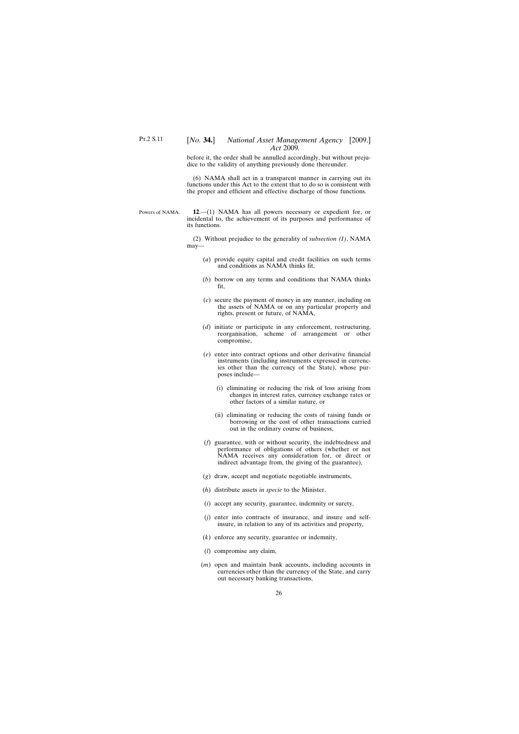before it, the order shall be annulled accordingly, but without prejudice to the validity of anything previously done thereunder.

(6) NAMA shall act in a transparent manner in carrying out its functions under this Act to the extent that to do so is consistent with the proper and efficient and effective discharge of those functions.

Powers of NAMA.

**12**.—(1) NAMA has all powers necessary or expedient for, or incidental to, the achievement of its purposes and performance of its functions.

(2) Without prejudice to the generality of *subsection (1)*, NAMA may—

(*a*) provide equity capital and credit facilities on such terms and conditions as NAMA thinks fit,

(*b*) borrow on any terms and conditions that NAMA thinks fit,

(*c*) secure the payment of money in any manner, including on the assets of NAMA or on any particular property and rights, present or future, of NAMA,

(*d*) initiate or participate in any enforcement, restructuring, reorganisation, scheme of arrangement or other compromise,

(*e*) enter into contract options and other derivative financial instruments (including instruments expressed in currencies other than the currency of the State), whose purposes include—

(i) eliminating or reducing the risk of loss arising from changes in interest rates, currency exchange rates or other factors of a similar nature, or

(ii) eliminating or reducing the costs of raising funds or borrowing or the cost of other transactions carried out in the ordinary course of business,

(*f*) guarantee, with or without security, the indebtedness and performance of obligations of others (whether or not NAMA receives any consideration for, or direct or indirect advantage from, the giving of the guarantee),

(*g*) draw, accept and negotiate negotiable instruments,

(*h*) distribute assets *in specie* to the Minister,

(*i*) accept any security, guarantee, indemnity or surety,

(*j*) enter into contracts of insurance, and insure and self-insure, in relation to any of its activities and property,

(*k*) enforce any security, guarantee or indemnity,

(*l*) compromise any claim,

(*m*) open and maintain bank accounts, including accounts in currencies other than the currency of the State, and carry out necessary banking transactions,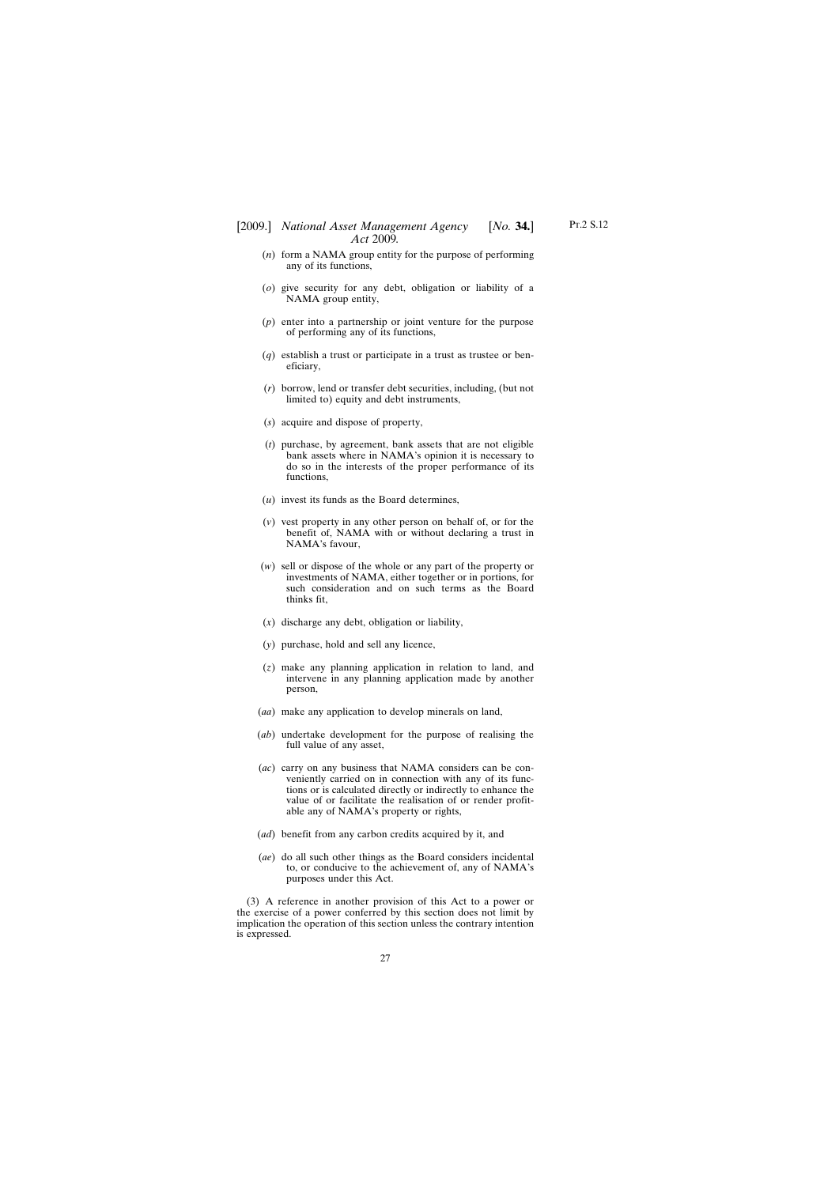(*n*) form a NAMA group entity for the purpose of performing any of its functions,

(*o*) give security for any debt, obligation or liability of a NAMA group entity,

(*p*) enter into a partnership or joint venture for the purpose of performing any of its functions,

(*q*) establish a trust or participate in a trust as trustee or beneficiary,

(*r*) borrow, lend or transfer debt securities, including, (but not limited to) equity and debt instruments,

(*s*) acquire and dispose of property,

(*t*) purchase, by agreement, bank assets that are not eligible bank assets where in NAMA's opinion it is necessary to do so in the interests of the proper performance of its functions,

(*u*) invest its funds as the Board determines,

(*v*) vest property in any other person on behalf of, or for the benefit of, NAMA with or without declaring a trust in NAMA's favour,

(*w*) sell or dispose of the whole or any part of the property or investments of NAMA, either together or in portions, for such consideration and on such terms as the Board thinks fit,

(*x*) discharge any debt, obligation or liability,

(*y*) purchase, hold and sell any licence,

(*z*) make any planning application in relation to land, and intervene in any planning application made by another person,

(*aa*) make any application to develop minerals on land,

(*ab*) undertake development for the purpose of realising the full value of any asset,

(*ac*) carry on any business that NAMA considers can be conveniently carried on in connection with any of its functions or is calculated directly or indirectly to enhance the value of or facilitate the realisation of or render profitable any of NAMA's property or rights,

(*ad*) benefit from any carbon credits acquired by it, and

(*ae*) do all such other things as the Board considers incidental to, or conducive to the achievement of, any of NAMA's purposes under this Act.

(3) A reference in another provision of this Act to a power or the exercise of a power conferred by this section does not limit by implication the operation of this section unless the contrary intention is expressed.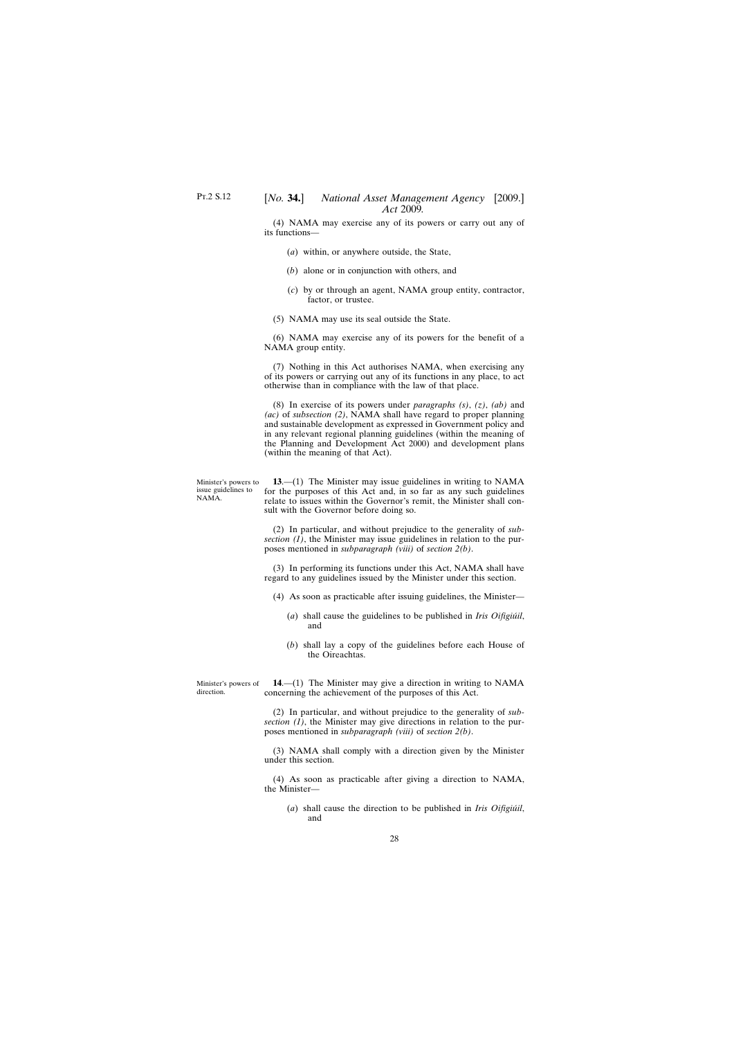(4) NAMA may exercise any of its powers or carry out any of its functions—

(*a*) within, or anywhere outside, the State,

(*b*) alone or in conjunction with others, and

(*c*) by or through an agent, NAMA group entity, contractor, factor, or trustee.

(5) NAMA may use its seal outside the State.

(6) NAMA may exercise any of its powers for the benefit of a NAMA group entity.

(7) Nothing in this Act authorises NAMA, when exercising any of its powers or carrying out any of its functions in any place, to act otherwise than in compliance with the law of that place.

(8) In exercise of its powers under *paragraphs (s)*, *(z)*, *(ab)* and *(ac)* of *subsection (2)*, NAMA shall have regard to proper planning and sustainable development as expressed in Government policy and in any relevant regional planning guidelines (within the meaning of the Planning and Development Act 2000) and development plans (within the meaning of that Act).

Minister's powers to issue guidelines to NAMA.

**13**.—(1) The Minister may issue guidelines in writing to NAMA for the purposes of this Act and, in so far as any such guidelines relate to issues within the Governor's remit, the Minister shall consult with the Governor before doing so.

(2) In particular, and without prejudice to the generality of *subsection (1)*, the Minister may issue guidelines in relation to the purposes mentioned in *subparagraph (viii)* of *section 2(b)*.

(3) In performing its functions under this Act, NAMA shall have regard to any guidelines issued by the Minister under this section.

(4) As soon as practicable after issuing guidelines, the Minister—

(*a*) shall cause the guidelines to be published in *Iris Oifigiúil*, and

(*b*) shall lay a copy of the guidelines before each House of the Oireachtas.

Minister's powers of direction.

**14**.—(1) The Minister may give a direction in writing to NAMA concerning the achievement of the purposes of this Act.

(2) In particular, and without prejudice to the generality of *subsection (1)*, the Minister may give directions in relation to the purposes mentioned in *subparagraph (viii)* of *section 2(b)*.

(3) NAMA shall comply with a direction given by the Minister under this section.

(4) As soon as practicable after giving a direction to NAMA, the Minister—

(*a*) shall cause the direction to be published in *Iris Oifigiúil*, and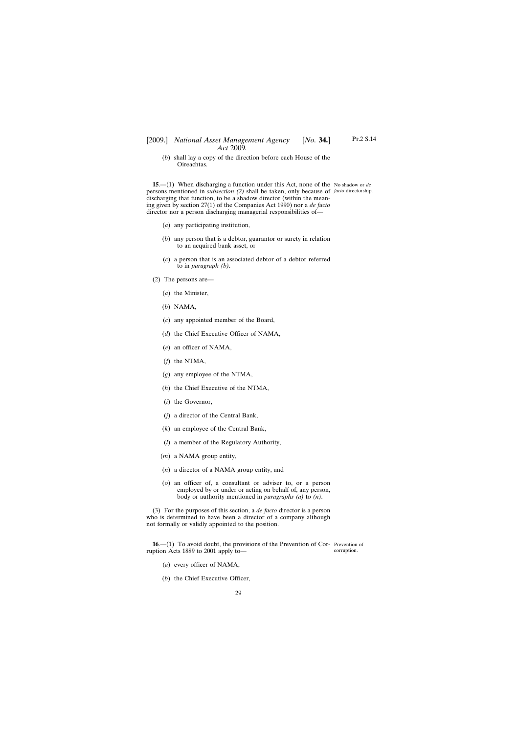(*b*) shall lay a copy of the direction before each House of the Oireachtas.

**15**.—(1) When discharging a function under this Act, none of the persons mentioned in *subsection (2)* shall be taken, only because of discharging that function, to be a shadow director (within the meaning given by section 27(1) of the Companies Act 1990) nor a *de facto* director nor a person discharging managerial responsibilities of—

No shadow or *de facto* directorship.

(*a*) any participating institution,

(*b*) any person that is a debtor, guarantor or surety in relation to an acquired bank asset, or

(*c*) a person that is an associated debtor of a debtor referred to in *paragraph (b)*.

(2) The persons are—

(*a*) the Minister,

(*b*) NAMA,

(*c*) any appointed member of the Board,

(*d*) the Chief Executive Officer of NAMA,

(*e*) an officer of NAMA,

(*f*) the NTMA,

(*g*) any employee of the NTMA,

(*h*) the Chief Executive of the NTMA,

(*i*) the Governor,

(*j*) a director of the Central Bank,

(*k*) an employee of the Central Bank,

(*l*) a member of the Regulatory Authority,

(*m*) a NAMA group entity,

(*n*) a director of a NAMA group entity, and

(*o*) an officer of, a consultant or adviser to, or a person employed by or under or acting on behalf of, any person, body or authority mentioned in *paragraphs (a)* to *(n)*.

(3) For the purposes of this section, a *de facto* director is a person who is determined to have been a director of a company although not formally or validly appointed to the position.

**16**.—(1) To avoid doubt, the provisions of the Prevention of Corruption Acts 1889 to 2001 apply to—

Prevention of corruption.

(*a*) every officer of NAMA,

(*b*) the Chief Executive Officer,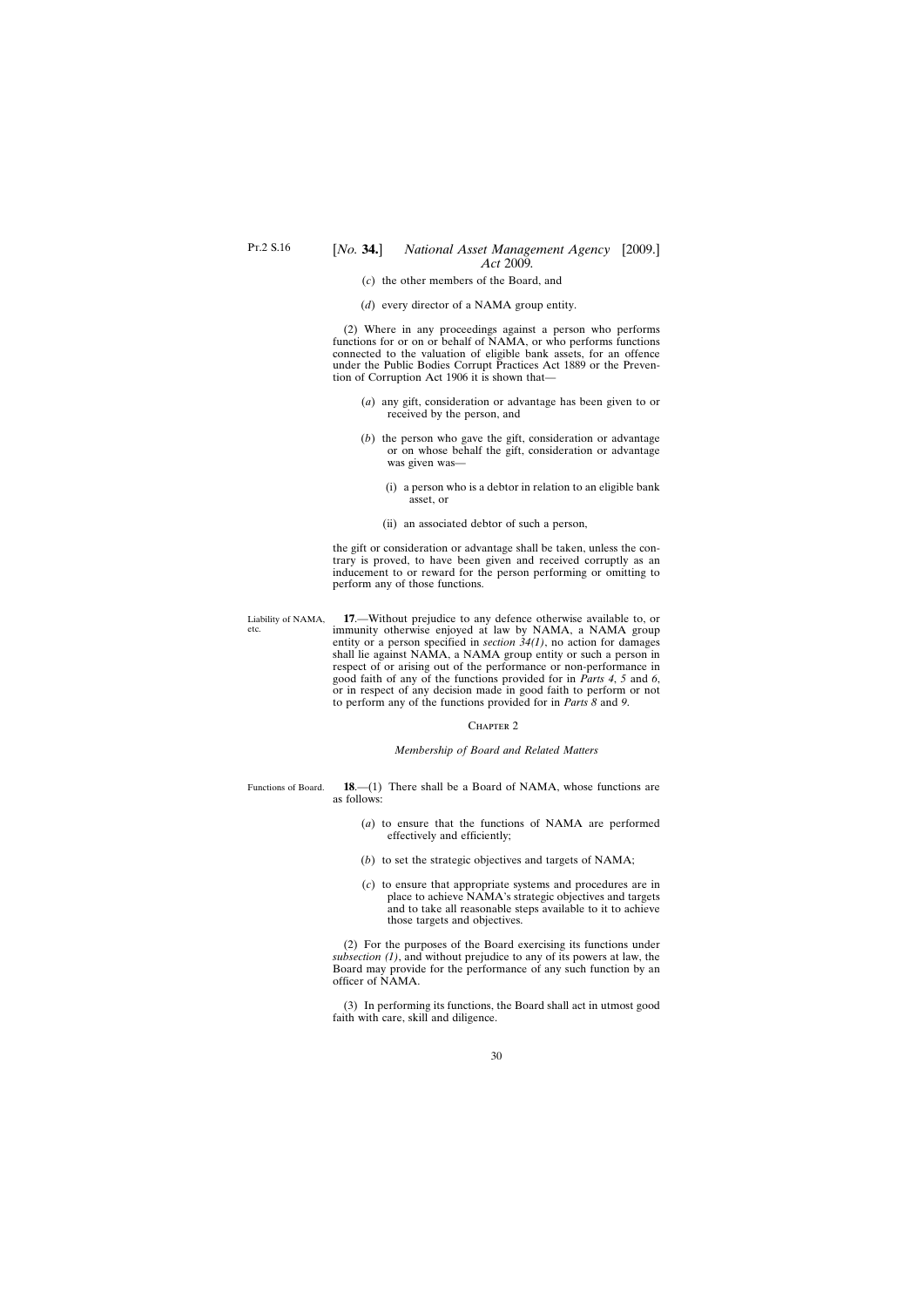(*c*) the other members of the Board, and

(*d*) every director of a NAMA group entity.

(2) Where in any proceedings against a person who performs functions for or on or behalf of NAMA, or who performs functions connected to the valuation of eligible bank assets, for an offence under the Public Bodies Corrupt Practices Act 1889 or the Prevention of Corruption Act 1906 it is shown that—

(*a*) any gift, consideration or advantage has been given to or received by the person, and

(*b*) the person who gave the gift, consideration or advantage or on whose behalf the gift, consideration or advantage was given was—

(i) a person who is a debtor in relation to an eligible bank asset, or

(ii) an associated debtor of such a person,

the gift or consideration or advantage shall be taken, unless the contrary is proved, to have been given and received corruptly as an inducement to or reward for the person performing or omitting to perform any of those functions.

Liability of NAMA, etc.

**17**.—Without prejudice to any defence otherwise available to, or immunity otherwise enjoyed at law by NAMA, a NAMA group entity or a person specified in *section 34(1)*, no action for damages shall lie against NAMA, a NAMA group entity or such a person in respect of or arising out of the performance or non-performance in good faith of any of the functions provided for in *Parts 4*, *5* and *6*, or in respect of any decision made in good faith to perform or not to perform any of the functions provided for in *Parts 8* and *9*.

## Chapter 2

### *Membership of Board and Related Matters*

Functions of Board.

**18**.—(1) There shall be a Board of NAMA, whose functions are as follows:

(*a*) to ensure that the functions of NAMA are performed effectively and efficiently;

(*b*) to set the strategic objectives and targets of NAMA;

(*c*) to ensure that appropriate systems and procedures are in place to achieve NAMA's strategic objectives and targets and to take all reasonable steps available to it to achieve those targets and objectives.

(2) For the purposes of the Board exercising its functions under *subsection (1)*, and without prejudice to any of its powers at law, the Board may provide for the performance of any such function by an officer of NAMA.

(3) In performing its functions, the Board shall act in utmost good faith with care, skill and diligence.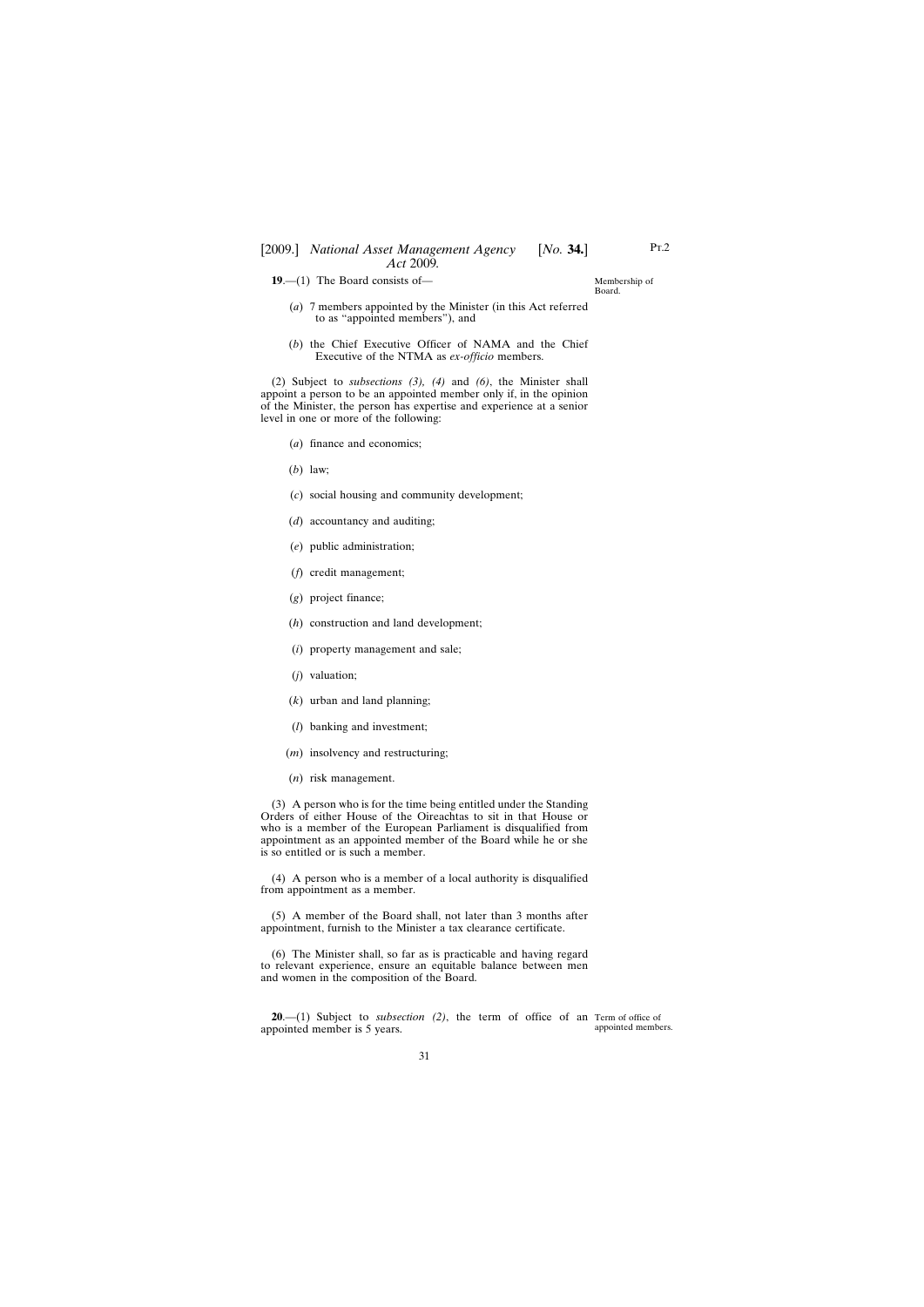**19**.—(1) The Board consists of—

Membership of Board.

(*a*) 7 members appointed by the Minister (in this Act referred to as "appointed members"), and

(*b*) the Chief Executive Officer of NAMA and the Chief Executive of the NTMA as *ex-officio* members.

(2) Subject to *subsections (3), (4)* and *(6)*, the Minister shall appoint a person to be an appointed member only if, in the opinion of the Minister, the person has expertise and experience at a senior level in one or more of the following:

(*a*) finance and economics;

(*b*) law;

(*c*) social housing and community development;

(*d*) accountancy and auditing;

(*e*) public administration;

(*f*) credit management;

(*g*) project finance;

(*h*) construction and land development;

(*i*) property management and sale;

(*j*) valuation;

(*k*) urban and land planning;

(*l*) banking and investment;

(*m*) insolvency and restructuring;

(*n*) risk management.

(3) A person who is for the time being entitled under the Standing Orders of either House of the Oireachtas to sit in that House or who is a member of the European Parliament is disqualified from appointment as an appointed member of the Board while he or she is so entitled or is such a member.

(4) A person who is a member of a local authority is disqualified from appointment as a member.

(5) A member of the Board shall, not later than 3 months after appointment, furnish to the Minister a tax clearance certificate.

(6) The Minister shall, so far as is practicable and having regard to relevant experience, ensure an equitable balance between men and women in the composition of the Board.

**20**.—(1) Subject to *subsection (2)*, the term of office of an appointed member is 5 years.

Term of office of appointed members.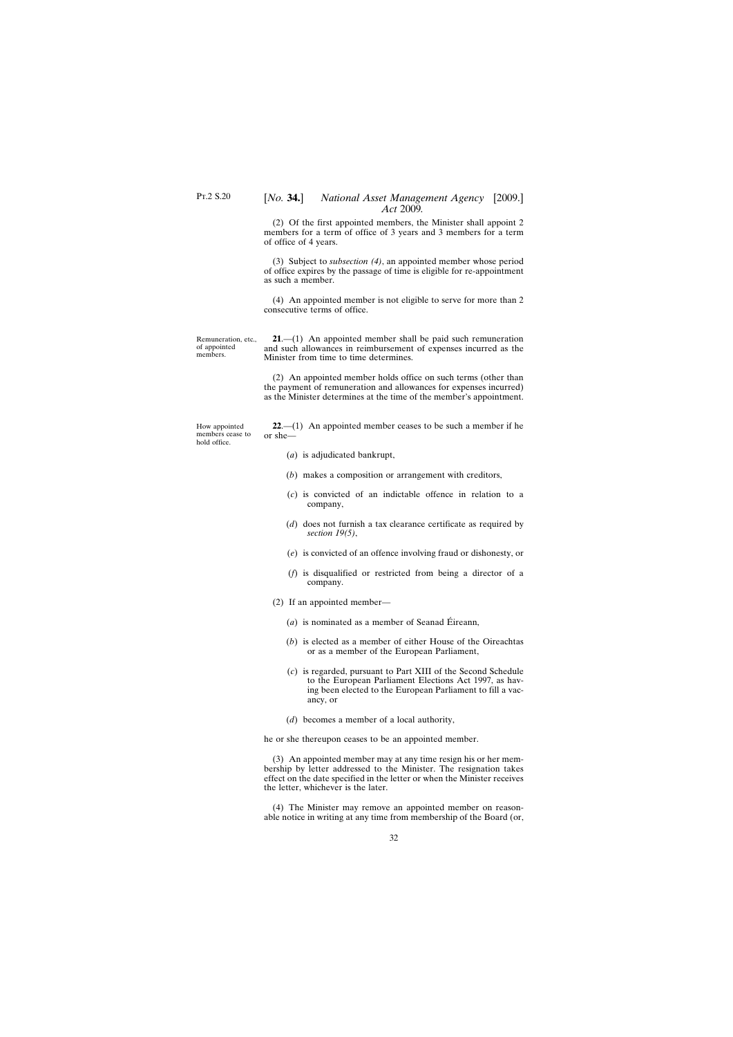(2) Of the first appointed members, the Minister shall appoint 2 members for a term of office of 3 years and 3 members for a term of office of 4 years.

(3) Subject to *subsection (4)*, an appointed member whose period of office expires by the passage of time is eligible for re-appointment as such a member.

(4) An appointed member is not eligible to serve for more than 2 consecutive terms of office.

Remuneration, etc., of appointed members.

**21**.—(1) An appointed member shall be paid such remuneration and such allowances in reimbursement of expenses incurred as the Minister from time to time determines.

(2) An appointed member holds office on such terms (other than the payment of remuneration and allowances for expenses incurred) as the Minister determines at the time of the member's appointment.

How appointed members cease to hold office.

**22**.—(1) An appointed member ceases to be such a member if he or she—

(*a*) is adjudicated bankrupt,

(*b*) makes a composition or arrangement with creditors,

(*c*) is convicted of an indictable offence in relation to a company,

(*d*) does not furnish a tax clearance certificate as required by *section 19(5)*,

(*e*) is convicted of an offence involving fraud or dishonesty, or

(*f*) is disqualified or restricted from being a director of a company.

(2) If an appointed member—

(*a*) is nominated as a member of Seanad Éireann,

(*b*) is elected as a member of either House of the Oireachtas or as a member of the European Parliament,

(*c*) is regarded, pursuant to Part XIII of the Second Schedule to the European Parliament Elections Act 1997, as having been elected to the European Parliament to fill a vacancy, or

(*d*) becomes a member of a local authority,

he or she thereupon ceases to be an appointed member.

(3) An appointed member may at any time resign his or her membership by letter addressed to the Minister. The resignation takes effect on the date specified in the letter or when the Minister receives the letter, whichever is the later.

(4) The Minister may remove an appointed member on reasonable notice in writing at any time from membership of the Board (or,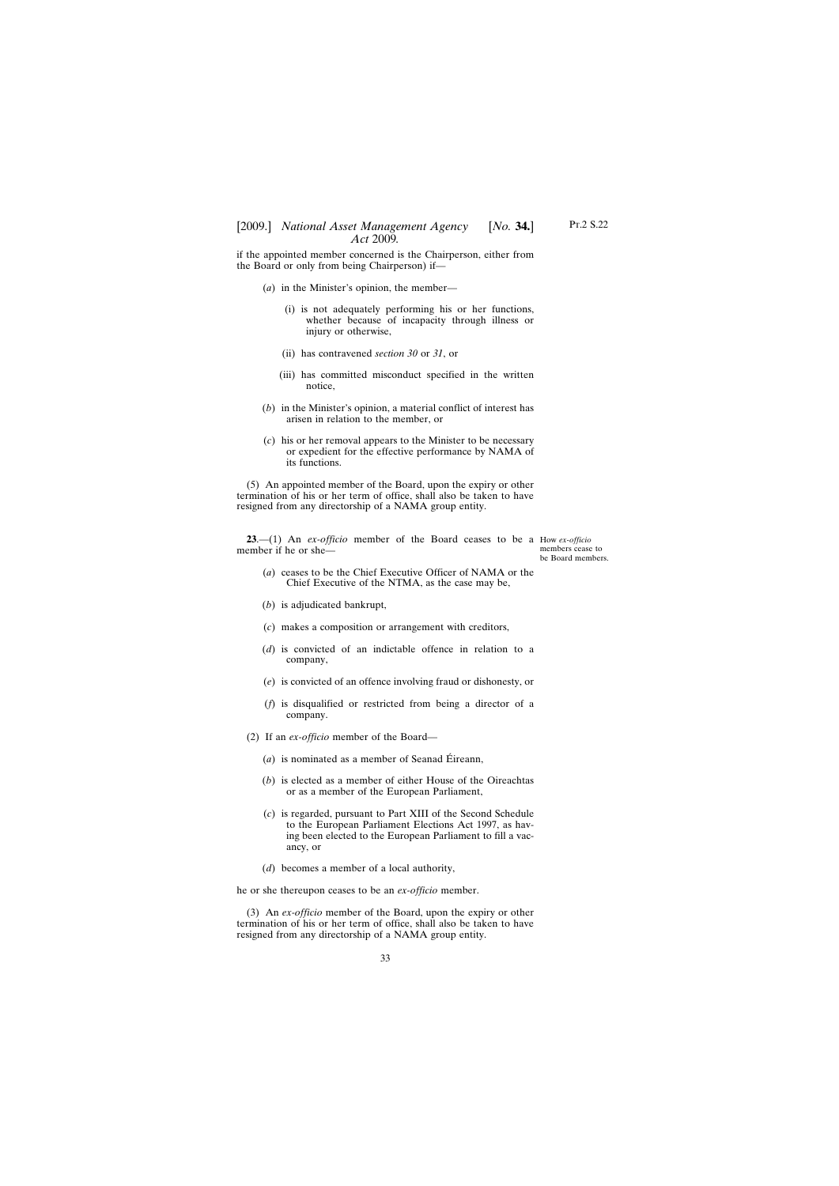if the appointed member concerned is the Chairperson, either from the Board or only from being Chairperson) if—

(*a*) in the Minister's opinion, the member—

(i) is not adequately performing his or her functions, whether because of incapacity through illness or injury or otherwise,

(ii) has contravened *section 30* or *31*, or

(iii) has committed misconduct specified in the written notice,

(*b*) in the Minister's opinion, a material conflict of interest has arisen in relation to the member, or

(*c*) his or her removal appears to the Minister to be necessary or expedient for the effective performance by NAMA of its functions.

(5) An appointed member of the Board, upon the expiry or other termination of his or her term of office, shall also be taken to have resigned from any directorship of a NAMA group entity.

How *ex-officio* members cease to be Board members.

**23**.—(1) An *ex-officio* member of the Board ceases to be a member if he or she—

(*a*) ceases to be the Chief Executive Officer of NAMA or the Chief Executive of the NTMA, as the case may be,

(*b*) is adjudicated bankrupt,

(*c*) makes a composition or arrangement with creditors,

(*d*) is convicted of an indictable offence in relation to a company,

(*e*) is convicted of an offence involving fraud or dishonesty, or

(*f*) is disqualified or restricted from being a director of a company.

(2) If an *ex-officio* member of the Board—

(*a*) is nominated as a member of Seanad Éireann,

(*b*) is elected as a member of either House of the Oireachtas or as a member of the European Parliament,

(*c*) is regarded, pursuant to Part XIII of the Second Schedule to the European Parliament Elections Act 1997, as having been elected to the European Parliament to fill a vacancy, or

(*d*) becomes a member of a local authority,

he or she thereupon ceases to be an *ex-officio* member.

(3) An *ex-officio* member of the Board, upon the expiry or other termination of his or her term of office, shall also be taken to have resigned from any directorship of a NAMA group entity.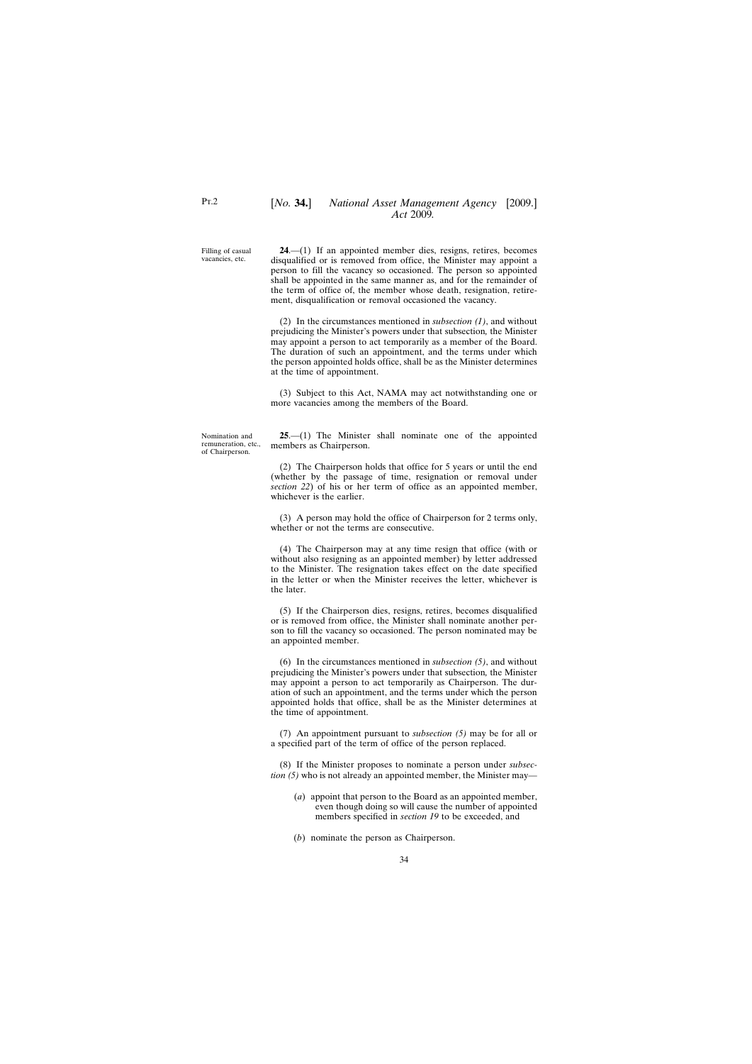Filling of casual vacancies, etc.

**24**.—(1) If an appointed member dies, resigns, retires, becomes disqualified or is removed from office, the Minister may appoint a person to fill the vacancy so occasioned. The person so appointed shall be appointed in the same manner as, and for the remainder of the term of office of, the member whose death, resignation, retirement, disqualification or removal occasioned the vacancy.

(2) In the circumstances mentioned in *subsection (1)*, and without prejudicing the Minister's powers under that subsection, the Minister may appoint a person to act temporarily as a member of the Board. The duration of such an appointment, and the terms under which the person appointed holds office, shall be as the Minister determines at the time of appointment.

(3) Subject to this Act, NAMA may act notwithstanding one or more vacancies among the members of the Board.

Nomination and remuneration, etc., of Chairperson.

**25**.—(1) The Minister shall nominate one of the appointed members as Chairperson.

(2) The Chairperson holds that office for 5 years or until the end (whether by the passage of time, resignation or removal under *section 22*) of his or her term of office as an appointed member, whichever is the earlier.

(3) A person may hold the office of Chairperson for 2 terms only, whether or not the terms are consecutive.

(4) The Chairperson may at any time resign that office (with or without also resigning as an appointed member) by letter addressed to the Minister. The resignation takes effect on the date specified in the letter or when the Minister receives the letter, whichever is the later.

(5) If the Chairperson dies, resigns, retires, becomes disqualified or is removed from office, the Minister shall nominate another person to fill the vacancy so occasioned. The person nominated may be an appointed member.

(6) In the circumstances mentioned in *subsection (5)*, and without prejudicing the Minister's powers under that subsection, the Minister may appoint a person to act temporarily as Chairperson. The duration of such an appointment, and the terms under which the person appointed holds that office, shall be as the Minister determines at the time of appointment.

(7) An appointment pursuant to *subsection (5)* may be for all or a specified part of the term of office of the person replaced.

(8) If the Minister proposes to nominate a person under *subsection (5)* who is not already an appointed member, the Minister may—

(*a*) appoint that person to the Board as an appointed member, even though doing so will cause the number of appointed members specified in *section 19* to be exceeded, and

(*b*) nominate the person as Chairperson.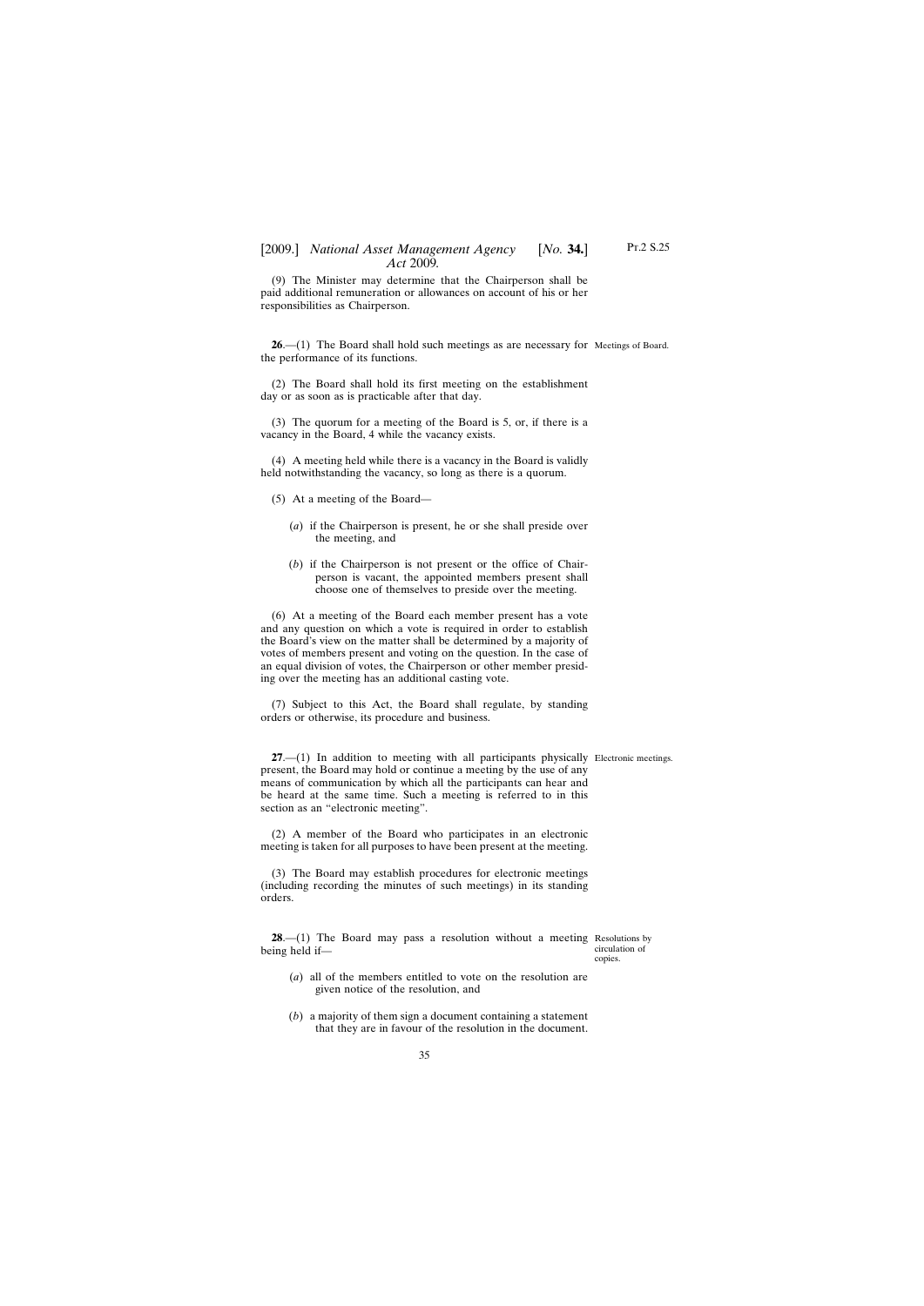(9) The Minister may determine that the Chairperson shall be paid additional remuneration or allowances on account of his or her responsibilities as Chairperson.

Meetings of Board.

**26**.—(1) The Board shall hold such meetings as are necessary for the performance of its functions.

(2) The Board shall hold its first meeting on the establishment day or as soon as is practicable after that day.

(3) The quorum for a meeting of the Board is 5, or, if there is a vacancy in the Board, 4 while the vacancy exists.

(4) A meeting held while there is a vacancy in the Board is validly held notwithstanding the vacancy, so long as there is a quorum.

(5) At a meeting of the Board—

(*a*) if the Chairperson is present, he or she shall preside over the meeting, and

(*b*) if the Chairperson is not present or the office of Chairperson is vacant, the appointed members present shall choose one of themselves to preside over the meeting.

(6) At a meeting of the Board each member present has a vote and any question on which a vote is required in order to establish the Board's view on the matter shall be determined by a majority of votes of members present and voting on the question. In the case of an equal division of votes, the Chairperson or other member presiding over the meeting has an additional casting vote.

(7) Subject to this Act, the Board shall regulate, by standing orders or otherwise, its procedure and business.

Electronic meetings.

**27**.—(1) In addition to meeting with all participants physically present, the Board may hold or continue a meeting by the use of any means of communication by which all the participants can hear and be heard at the same time. Such a meeting is referred to in this section as an "electronic meeting".

(2) A member of the Board who participates in an electronic meeting is taken for all purposes to have been present at the meeting.

(3) The Board may establish procedures for electronic meetings (including recording the minutes of such meetings) in its standing orders.

Resolutions by circulation of copies.

**28**.—(1) The Board may pass a resolution without a meeting being held if—

(*a*) all of the members entitled to vote on the resolution are given notice of the resolution, and

(*b*) a majority of them sign a document containing a statement that they are in favour of the resolution in the document.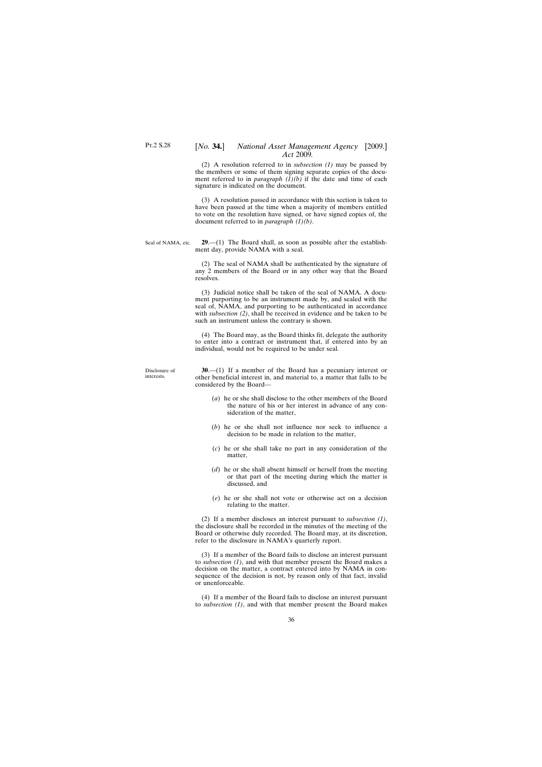(2) A resolution referred to in *subsection (1)* may be passed by the members or some of them signing separate copies of the document referred to in *paragraph (1)(b)* if the date and time of each signature is indicated on the document.

(3) A resolution passed in accordance with this section is taken to have been passed at the time when a majority of members entitled to vote on the resolution have signed, or have signed copies of, the document referred to in *paragraph (1)(b)*.

Seal of NAMA, etc.

**29**.—(1) The Board shall, as soon as possible after the establishment day, provide NAMA with a seal.

(2) The seal of NAMA shall be authenticated by the signature of any 2 members of the Board or in any other way that the Board resolves.

(3) Judicial notice shall be taken of the seal of NAMA. A document purporting to be an instrument made by, and sealed with the seal of, NAMA, and purporting to be authenticated in accordance with *subsection (2)*, shall be received in evidence and be taken to be such an instrument unless the contrary is shown.

(4) The Board may, as the Board thinks fit, delegate the authority to enter into a contract or instrument that, if entered into by an individual, would not be required to be under seal.

Disclosure of interests.

**30**.—(1) If a member of the Board has a pecuniary interest or other beneficial interest in, and material to, a matter that falls to be considered by the Board—

(*a*) he or she shall disclose to the other members of the Board the nature of his or her interest in advance of any consideration of the matter,

(*b*) he or she shall not influence nor seek to influence a decision to be made in relation to the matter,

(*c*) he or she shall take no part in any consideration of the matter,

(*d*) he or she shall absent himself or herself from the meeting or that part of the meeting during which the matter is discussed, and

(*e*) he or she shall not vote or otherwise act on a decision relating to the matter.

(2) If a member discloses an interest pursuant to *subsection (1)*, the disclosure shall be recorded in the minutes of the meeting of the Board or otherwise duly recorded. The Board may, at its discretion, refer to the disclosure in NAMA's quarterly report.

(3) If a member of the Board fails to disclose an interest pursuant to *subsection (1)*, and with that member present the Board makes a decision on the matter, a contract entered into by NAMA in consequence of the decision is not, by reason only of that fact, invalid or unenforceable.

(4) If a member of the Board fails to disclose an interest pursuant to *subsection (1)*, and with that member present the Board makes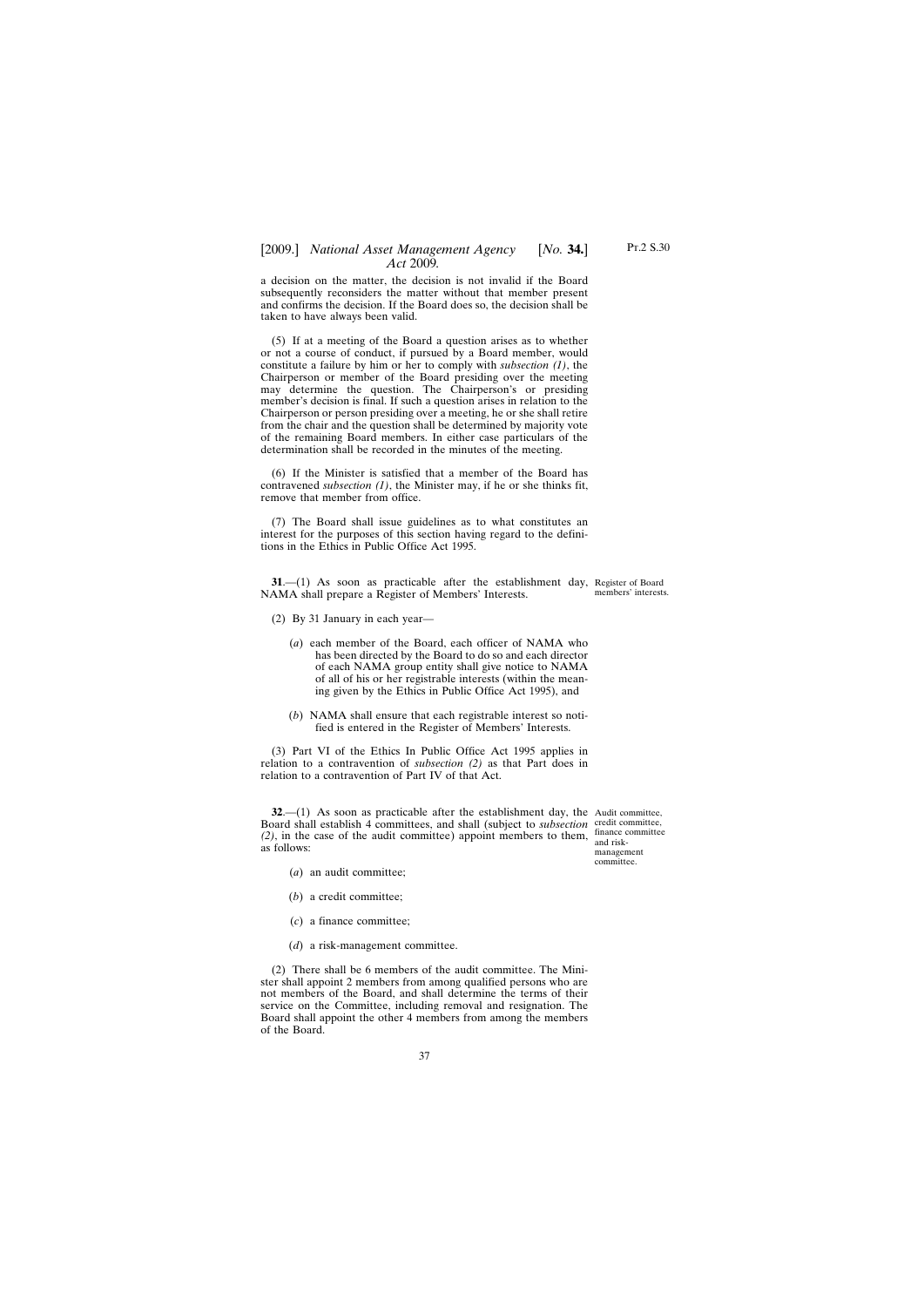a decision on the matter, the decision is not invalid if the Board subsequently reconsiders the matter without that member present and confirms the decision. If the Board does so, the decision shall be taken to have always been valid.

(5) If at a meeting of the Board a question arises as to whether or not a course of conduct, if pursued by a Board member, would constitute a failure by him or her to comply with *subsection (1)*, the Chairperson or member of the Board presiding over the meeting may determine the question. The Chairperson's or presiding member's decision is final. If such a question arises in relation to the Chairperson or person presiding over a meeting, he or she shall retire from the chair and the question shall be determined by majority vote of the remaining Board members. In either case particulars of the determination shall be recorded in the minutes of the meeting.

(6) If the Minister is satisfied that a member of the Board has contravened *subsection (1)*, the Minister may, if he or she thinks fit, remove that member from office.

(7) The Board shall issue guidelines as to what constitutes an interest for the purposes of this section having regard to the definitions in the Ethics in Public Office Act 1995.

Register of Board members' interests.

**31**.—(1) As soon as practicable after the establishment day, NAMA shall prepare a Register of Members' Interests.

(2) By 31 January in each year—

(*a*) each member of the Board, each officer of NAMA who has been directed by the Board to do so and each director of each NAMA group entity shall give notice to NAMA of all of his or her registrable interests (within the meaning given by the Ethics in Public Office Act 1995), and

(*b*) NAMA shall ensure that each registrable interest so notified is entered in the Register of Members' Interests.

(3) Part VI of the Ethics In Public Office Act 1995 applies in relation to a contravention of *subsection (2)* as that Part does in relation to a contravention of Part IV of that Act.

Audit committee, credit committee, finance committee and risk-management committee.

**32**.—(1) As soon as practicable after the establishment day, the Board shall establish 4 committees, and shall (subject to *subsection (2)*, in the case of the audit committee) appoint members to them, as follows:

(*a*) an audit committee;

(*b*) a credit committee;

(*c*) a finance committee;

(*d*) a risk-management committee.

(2) There shall be 6 members of the audit committee. The Minister shall appoint 2 members from among qualified persons who are not members of the Board, and shall determine the terms of their service on the Committee, including removal and resignation. The Board shall appoint the other 4 members from among the members of the Board.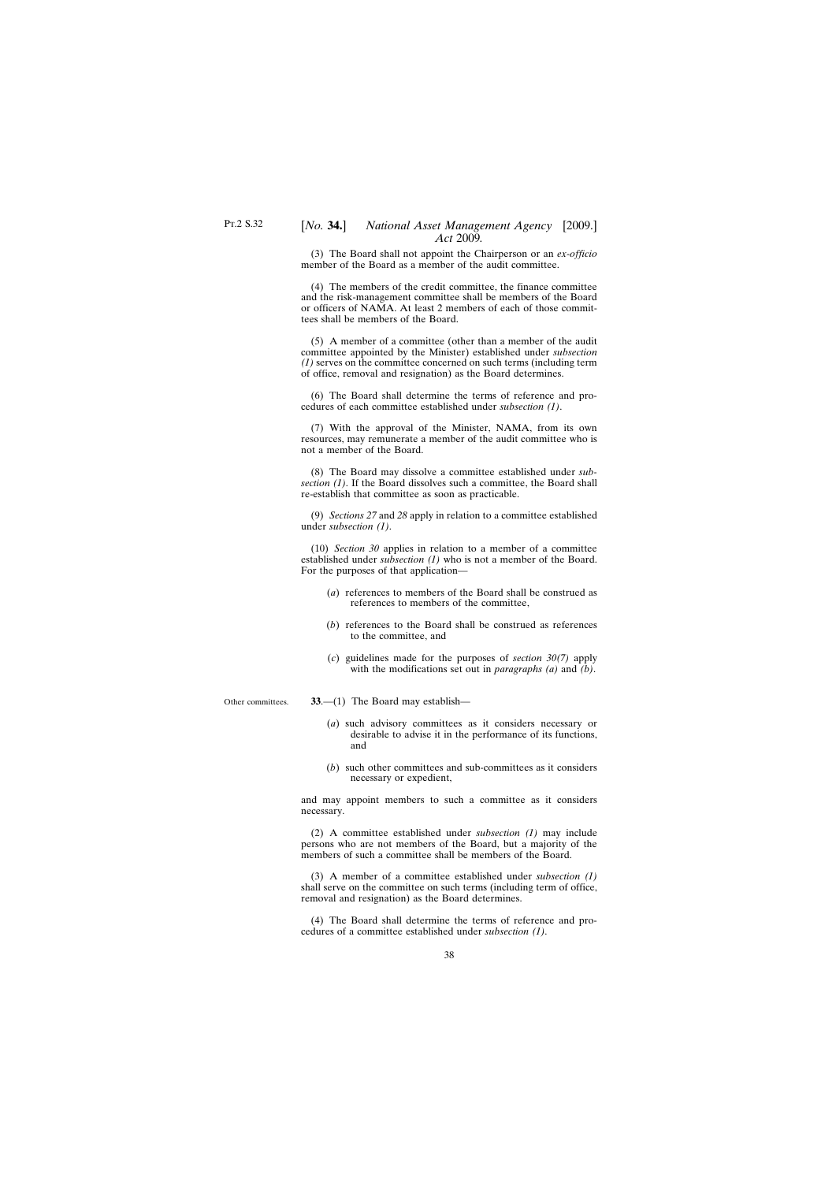(3) The Board shall not appoint the Chairperson or an *ex-officio* member of the Board as a member of the audit committee.

(4) The members of the credit committee, the finance committee and the risk-management committee shall be members of the Board or officers of NAMA. At least 2 members of each of those committees shall be members of the Board.

(5) A member of a committee (other than a member of the audit committee appointed by the Minister) established under *subsection (1)* serves on the committee concerned on such terms (including term of office, removal and resignation) as the Board determines.

(6) The Board shall determine the terms of reference and procedures of each committee established under *subsection (1)*.

(7) With the approval of the Minister, NAMA, from its own resources, may remunerate a member of the audit committee who is not a member of the Board.

(8) The Board may dissolve a committee established under *subsection (1)*. If the Board dissolves such a committee, the Board shall re-establish that committee as soon as practicable.

(9) *Sections 27* and *28* apply in relation to a committee established under *subsection (1)*.

(10) *Section 30* applies in relation to a member of a committee established under *subsection (1)* who is not a member of the Board. For the purposes of that application—

- (*a*) references to members of the Board shall be construed as references to members of the committee,
- (*b*) references to the Board shall be construed as references to the committee, and
- (*c*) guidelines made for the purposes of *section 30(7)* apply with the modifications set out in *paragraphs (a)* and *(b)*.

Other committees.

**33**.—(1) The Board may establish—

- (*a*) such advisory committees as it considers necessary or desirable to advise it in the performance of its functions, and
- (*b*) such other committees and sub-committees as it considers necessary or expedient,

and may appoint members to such a committee as it considers necessary.

(2) A committee established under *subsection (1)* may include persons who are not members of the Board, but a majority of the members of such a committee shall be members of the Board.

(3) A member of a committee established under *subsection (1)* shall serve on the committee on such terms (including term of office, removal and resignation) as the Board determines.

(4) The Board shall determine the terms of reference and procedures of a committee established under *subsection (1)*.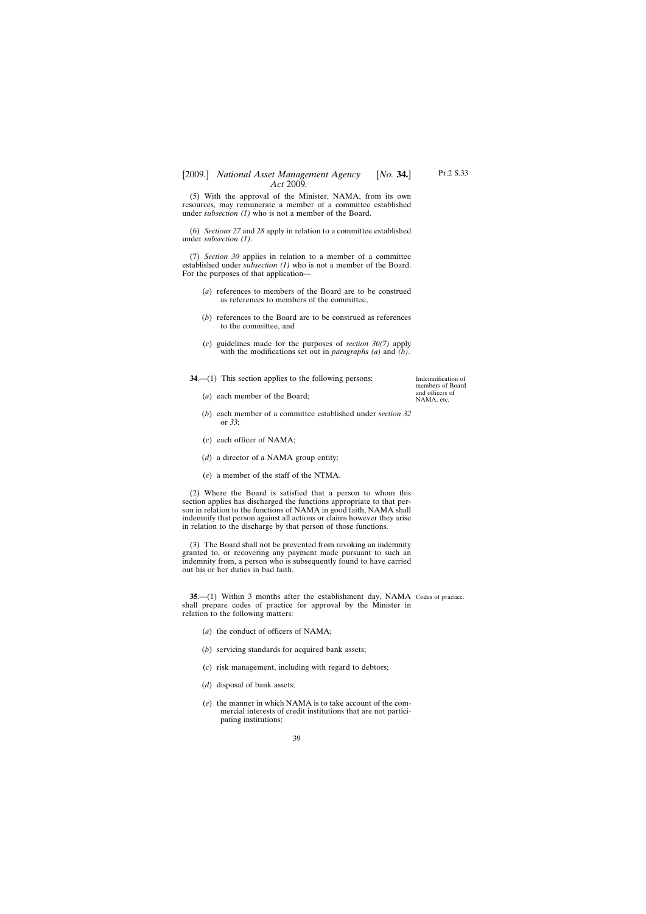(5) With the approval of the Minister, NAMA, from its own resources, may remunerate a member of a committee established under *subsection (1)* who is not a member of the Board.

(6) *Sections 27* and *28* apply in relation to a committee established under *subsection (1)*.

(7) *Section 30* applies in relation to a member of a committee established under *subsection (1)* who is not a member of the Board. For the purposes of that application—

(*a*) references to members of the Board are to be construed as references to members of the committee,

(*b*) references to the Board are to be construed as references to the committee, and

(*c*) guidelines made for the purposes of *section 30(7)* apply with the modifications set out in *paragraphs (a)* and *(b)*.

Indemnification of members of Board and officers of NAMA, etc.

**34**.—(1) This section applies to the following persons:

(*a*) each member of the Board;

(*b*) each member of a committee established under *section 32* or *33*;

(*c*) each officer of NAMA;

(*d*) a director of a NAMA group entity;

(*e*) a member of the staff of the NTMA.

(2) Where the Board is satisfied that a person to whom this section applies has discharged the functions appropriate to that person in relation to the functions of NAMA in good faith, NAMA shall indemnify that person against all actions or claims however they arise in relation to the discharge by that person of those functions.

(3) The Board shall not be prevented from revoking an indemnity granted to, or recovering any payment made pursuant to such an indemnity from, a person who is subsequently found to have carried out his or her duties in bad faith.

Codes of practice.

**35**.—(1) Within 3 months after the establishment day, NAMA shall prepare codes of practice for approval by the Minister in relation to the following matters:

(*a*) the conduct of officers of NAMA;

(*b*) servicing standards for acquired bank assets;

(*c*) risk management, including with regard to debtors;

(*d*) disposal of bank assets;

(*e*) the manner in which NAMA is to take account of the commercial interests of credit institutions that are not participating institutions;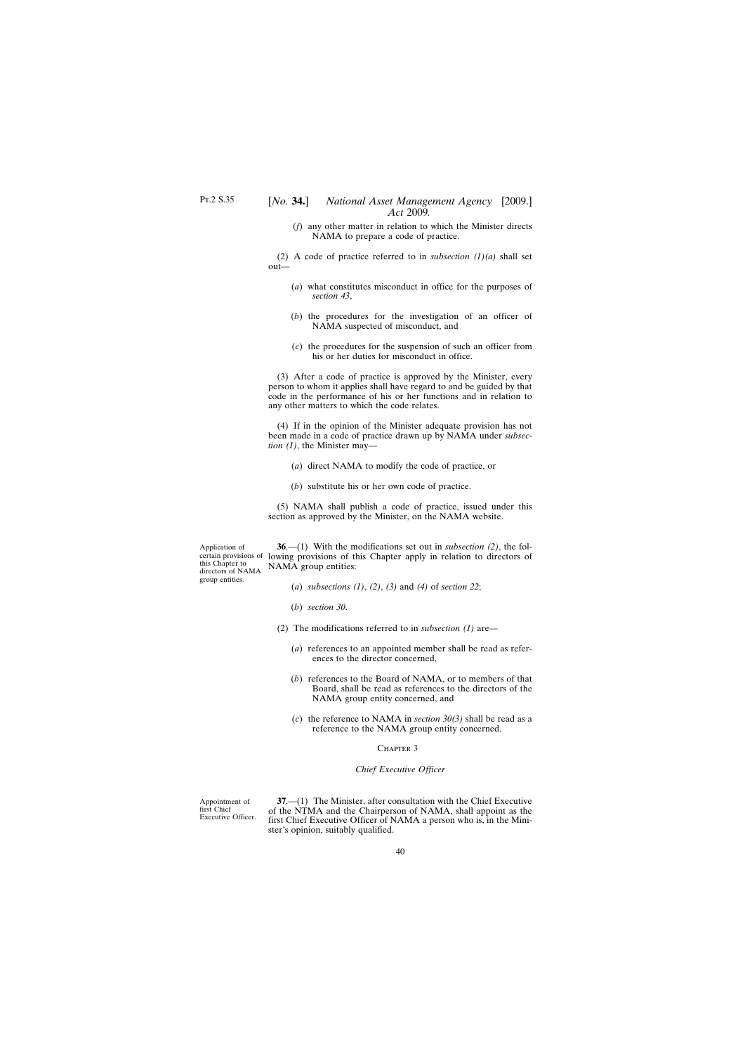(*f*) any other matter in relation to which the Minister directs NAMA to prepare a code of practice.

(2) A code of practice referred to in *subsection (1)(a)* shall set out—

(*a*) what constitutes misconduct in office for the purposes of *section 43*,

(*b*) the procedures for the investigation of an officer of NAMA suspected of misconduct, and

(*c*) the procedures for the suspension of such an officer from his or her duties for misconduct in office.

(3) After a code of practice is approved by the Minister, every person to whom it applies shall have regard to and be guided by that code in the performance of his or her functions and in relation to any other matters to which the code relates.

(4) If in the opinion of the Minister adequate provision has not been made in a code of practice drawn up by NAMA under *subsection (1)*, the Minister may—

(*a*) direct NAMA to modify the code of practice, or

(*b*) substitute his or her own code of practice.

(5) NAMA shall publish a code of practice, issued under this section as approved by the Minister, on the NAMA website.

Application of certain provisions of this Chapter to directors of NAMA group entities.

**36**.—(1) With the modifications set out in *subsection (2)*, the following provisions of this Chapter apply in relation to directors of NAMA group entities:

(*a*) *subsections (1)*, *(2)*, *(3)* and *(4)* of *section 22*;

(*b*) *section 30*.

(2) The modifications referred to in *subsection (1)* are—

(*a*) references to an appointed member shall be read as references to the director concerned,

(*b*) references to the Board of NAMA, or to members of that Board, shall be read as references to the directors of the NAMA group entity concerned, and

(*c*) the reference to NAMA in *section 30(3)* shall be read as a reference to the NAMA group entity concerned.

## Chapter 3

### *Chief Executive Officer*

Appointment of first Chief Executive Officer.

**37**.—(1) The Minister, after consultation with the Chief Executive of the NTMA and the Chairperson of NAMA, shall appoint as the first Chief Executive Officer of NAMA a person who is, in the Minister's opinion, suitably qualified.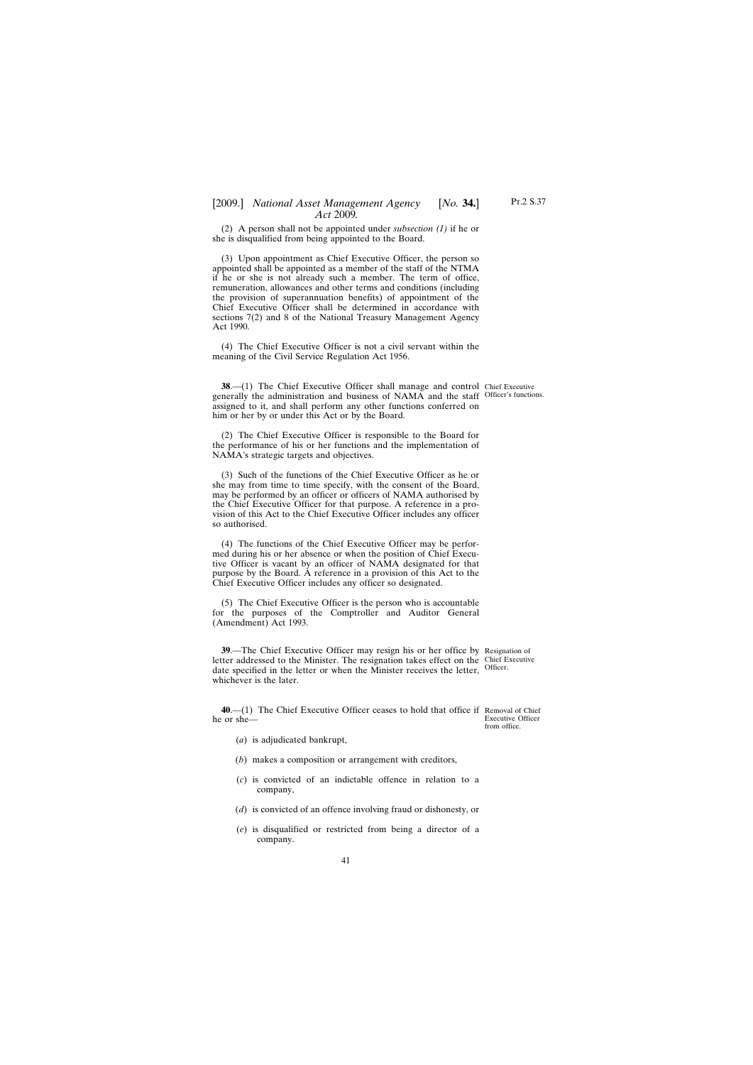(2) A person shall not be appointed under *subsection (1)* if he or she is disqualified from being appointed to the Board.

(3) Upon appointment as Chief Executive Officer, the person so appointed shall be appointed as a member of the staff of the NTMA if he or she is not already such a member. The term of office, remuneration, allowances and other terms and conditions (including the provision of superannuation benefits) of appointment of the Chief Executive Officer shall be determined in accordance with sections 7(2) and 8 of the National Treasury Management Agency Act 1990.

(4) The Chief Executive Officer is not a civil servant within the meaning of the Civil Service Regulation Act 1956.

Chief Executive Officer's functions.

**38**.—(1) The Chief Executive Officer shall manage and control generally the administration and business of NAMA and the staff assigned to it, and shall perform any other functions conferred on him or her by or under this Act or by the Board.

(2) The Chief Executive Officer is responsible to the Board for the performance of his or her functions and the implementation of NAMA's strategic targets and objectives.

(3) Such of the functions of the Chief Executive Officer as he or she may from time to time specify, with the consent of the Board, may be performed by an officer or officers of NAMA authorised by the Chief Executive Officer for that purpose. A reference in a provision of this Act to the Chief Executive Officer includes any officer so authorised.

(4) The functions of the Chief Executive Officer may be performed during his or her absence or when the position of Chief Executive Officer is vacant by an officer of NAMA designated for that purpose by the Board. A reference in a provision of this Act to the Chief Executive Officer includes any officer so designated.

(5) The Chief Executive Officer is the person who is accountable for the purposes of the Comptroller and Auditor General (Amendment) Act 1993.

Resignation of Chief Executive Officer.

**39**.—The Chief Executive Officer may resign his or her office by letter addressed to the Minister. The resignation takes effect on the date specified in the letter or when the Minister receives the letter, whichever is the later.

Removal of Chief Executive Officer from office.

**40**.—(1) The Chief Executive Officer ceases to hold that office if he or she—

(*a*) is adjudicated bankrupt,

(*b*) makes a composition or arrangement with creditors,

(*c*) is convicted of an indictable offence in relation to a company,

(*d*) is convicted of an offence involving fraud or dishonesty, or

(*e*) is disqualified or restricted from being a director of a company.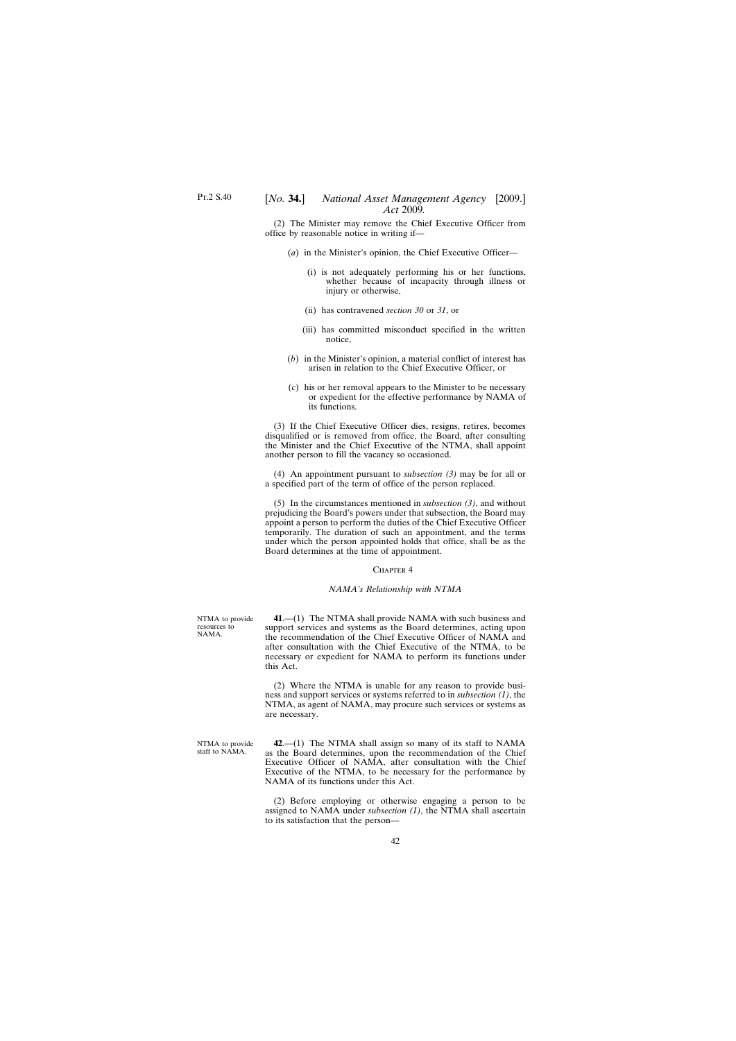(2) The Minister may remove the Chief Executive Officer from office by reasonable notice in writing if—

(*a*) in the Minister's opinion, the Chief Executive Officer—

(i) is not adequately performing his or her functions, whether because of incapacity through illness or injury or otherwise,

(ii) has contravened *section 30* or *31*, or

(iii) has committed misconduct specified in the written notice,

(*b*) in the Minister's opinion, a material conflict of interest has arisen in relation to the Chief Executive Officer, or

(*c*) his or her removal appears to the Minister to be necessary or expedient for the effective performance by NAMA of its functions.

(3) If the Chief Executive Officer dies, resigns, retires, becomes disqualified or is removed from office, the Board, after consulting the Minister and the Chief Executive of the NTMA, shall appoint another person to fill the vacancy so occasioned.

(4) An appointment pursuant to *subsection (3)* may be for all or a specified part of the term of office of the person replaced.

(5) In the circumstances mentioned in *subsection (3)*, and without prejudicing the Board's powers under that subsection, the Board may appoint a person to perform the duties of the Chief Executive Officer temporarily. The duration of such an appointment, and the terms under which the person appointed holds that office, shall be as the Board determines at the time of appointment.

## Chapter 4

### *NAMA's Relationship with NTMA*

NTMA to provide resources to NAMA.

**41**.—(1) The NTMA shall provide NAMA with such business and support services and systems as the Board determines, acting upon the recommendation of the Chief Executive Officer of NAMA and after consultation with the Chief Executive of the NTMA, to be necessary or expedient for NAMA to perform its functions under this Act.

(2) Where the NTMA is unable for any reason to provide business and support services or systems referred to in *subsection (1)*, the NTMA, as agent of NAMA, may procure such services or systems as are necessary.

NTMA to provide staff to NAMA.

**42**.—(1) The NTMA shall assign so many of its staff to NAMA as the Board determines, upon the recommendation of the Chief Executive Officer of NAMA, after consultation with the Chief Executive of the NTMA, to be necessary for the performance by NAMA of its functions under this Act.

(2) Before employing or otherwise engaging a person to be assigned to NAMA under *subsection (1)*, the NTMA shall ascertain to its satisfaction that the person—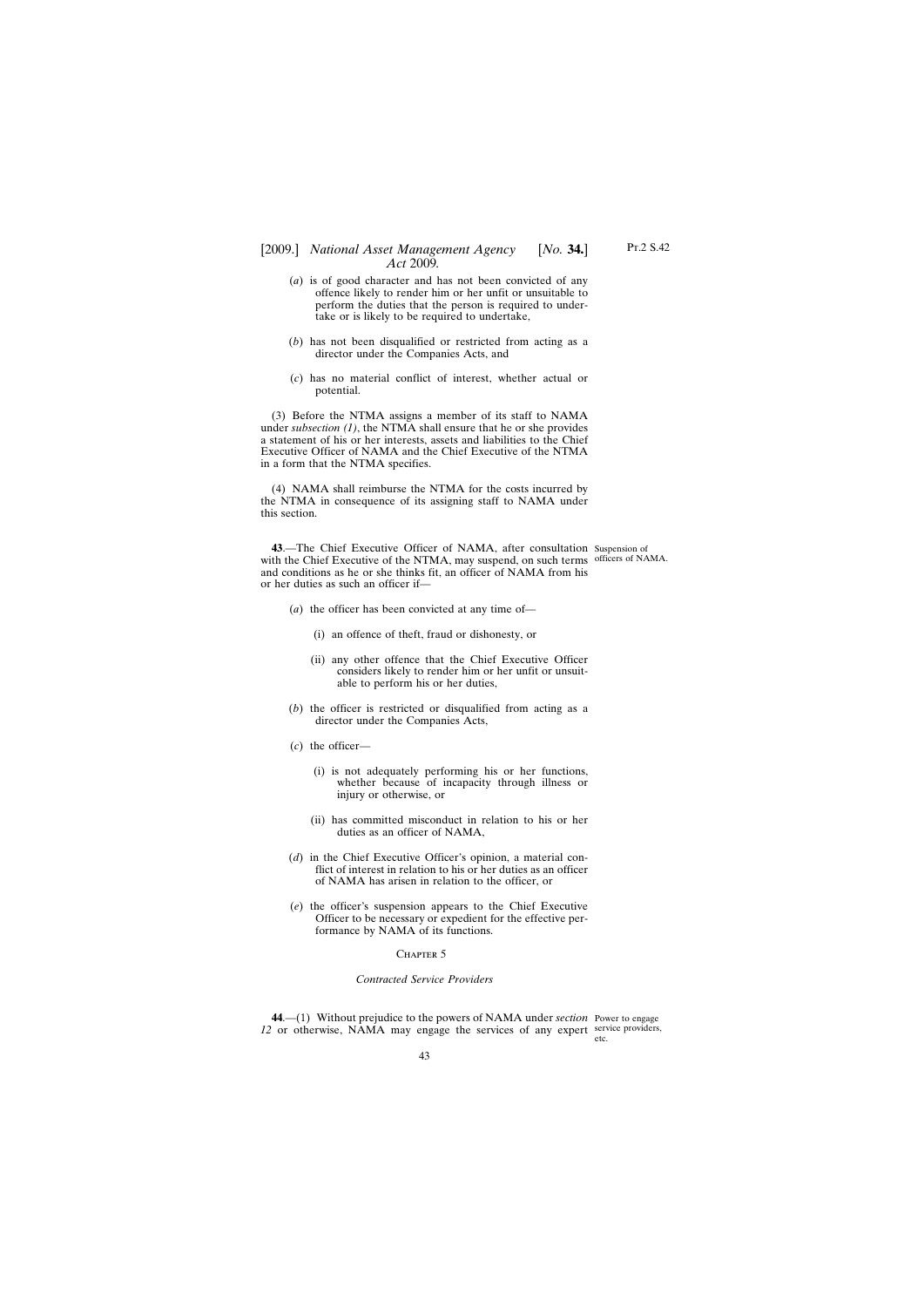(*a*) is of good character and has not been convicted of any offence likely to render him or her unfit or unsuitable to perform the duties that the person is required to undertake or is likely to be required to undertake,

(*b*) has not been disqualified or restricted from acting as a director under the Companies Acts, and

(*c*) has no material conflict of interest, whether actual or potential.

(3) Before the NTMA assigns a member of its staff to NAMA under *subsection (1)*, the NTMA shall ensure that he or she provides a statement of his or her interests, assets and liabilities to the Chief Executive Officer of NAMA and the Chief Executive of the NTMA in a form that the NTMA specifies.

(4) NAMA shall reimburse the NTMA for the costs incurred by the NTMA in consequence of its assigning staff to NAMA under this section.

Suspension of officers of NAMA.

**43**.—The Chief Executive Officer of NAMA, after consultation with the Chief Executive of the NTMA, may suspend, on such terms and conditions as he or she thinks fit, an officer of NAMA from his or her duties as such an officer if—

(*a*) the officer has been convicted at any time of—

(i) an offence of theft, fraud or dishonesty, or

(ii) any other offence that the Chief Executive Officer considers likely to render him or her unfit or unsuitable to perform his or her duties,

(*b*) the officer is restricted or disqualified from acting as a director under the Companies Acts,

(*c*) the officer—

(i) is not adequately performing his or her functions, whether because of incapacity through illness or injury or otherwise, or

(ii) has committed misconduct in relation to his or her duties as an officer of NAMA,

(*d*) in the Chief Executive Officer's opinion, a material conflict of interest in relation to his or her duties as an officer of NAMA has arisen in relation to the officer, or

(*e*) the officer's suspension appears to the Chief Executive Officer to be necessary or expedient for the effective performance by NAMA of its functions.

Chapter 5

*Contracted Service Providers*

Power to engage service providers, etc.

**44**.—(1) Without prejudice to the powers of NAMA under *section 12* or otherwise, NAMA may engage the services of any expert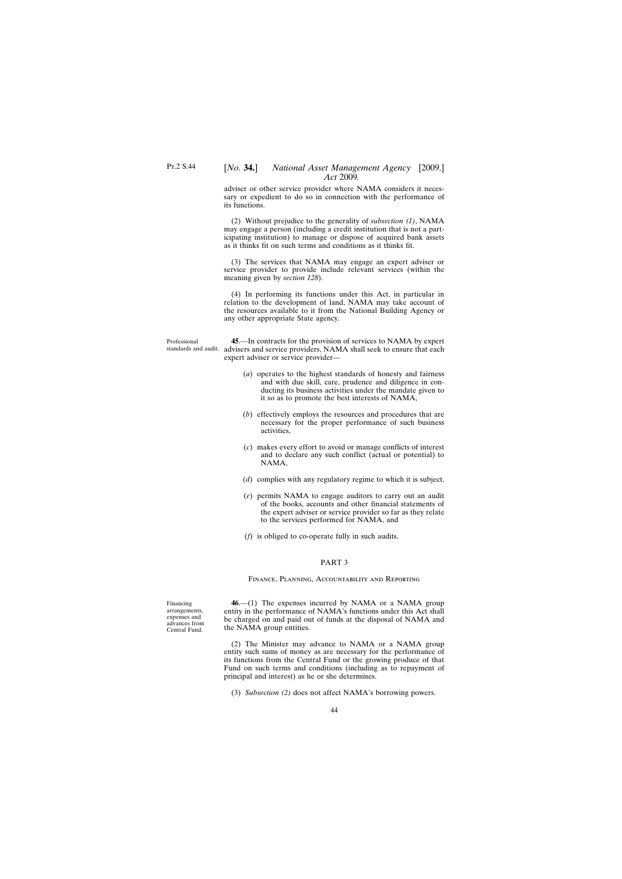adviser or other service provider where NAMA considers it necessary or expedient to do so in connection with the performance of its functions.

(2) Without prejudice to the generality of *subsection (1)*, NAMA may engage a person (including a credit institution that is not a participating institution) to manage or dispose of acquired bank assets as it thinks fit on such terms and conditions as it thinks fit.

(3) The services that NAMA may engage an expert adviser or service provider to provide include relevant services (within the meaning given by *section 128*).

(4) In performing its functions under this Act, in particular in relation to the development of land, NAMA may take account of the resources available to it from the National Building Agency or any other appropriate State agency.

Professional standards and audit.

**45**.—In contracts for the provision of services to NAMA by expert advisers and service providers, NAMA shall seek to ensure that each expert adviser or service provider—

(*a*) operates to the highest standards of honesty and fairness and with due skill, care, prudence and diligence in conducting its business activities under the mandate given to it so as to promote the best interests of NAMA,

(*b*) effectively employs the resources and procedures that are necessary for the proper performance of such business activities,

(*c*) makes every effort to avoid or manage conflicts of interest and to declare any such conflict (actual or potential) to NAMA,

(*d*) complies with any regulatory regime to which it is subject,

(*e*) permits NAMA to engage auditors to carry out an audit of the books, accounts and other financial statements of the expert adviser or service provider so far as they relate to the services performed for NAMA, and

(*f*) is obliged to co-operate fully in such audits.

## PART 3

### Finance, Planning, Accountability and Reporting

Financing arrangements, expenses and advances from Central Fund.

**46**.—(1) The expenses incurred by NAMA or a NAMA group entity in the performance of NAMA's functions under this Act shall be charged on and paid out of funds at the disposal of NAMA and the NAMA group entities.

(2) The Minister may advance to NAMA or a NAMA group entity such sums of money as are necessary for the performance of its functions from the Central Fund or the growing produce of that Fund on such terms and conditions (including as to repayment of principal and interest) as he or she determines.

(3) *Subsection (2)* does not affect NAMA's borrowing powers.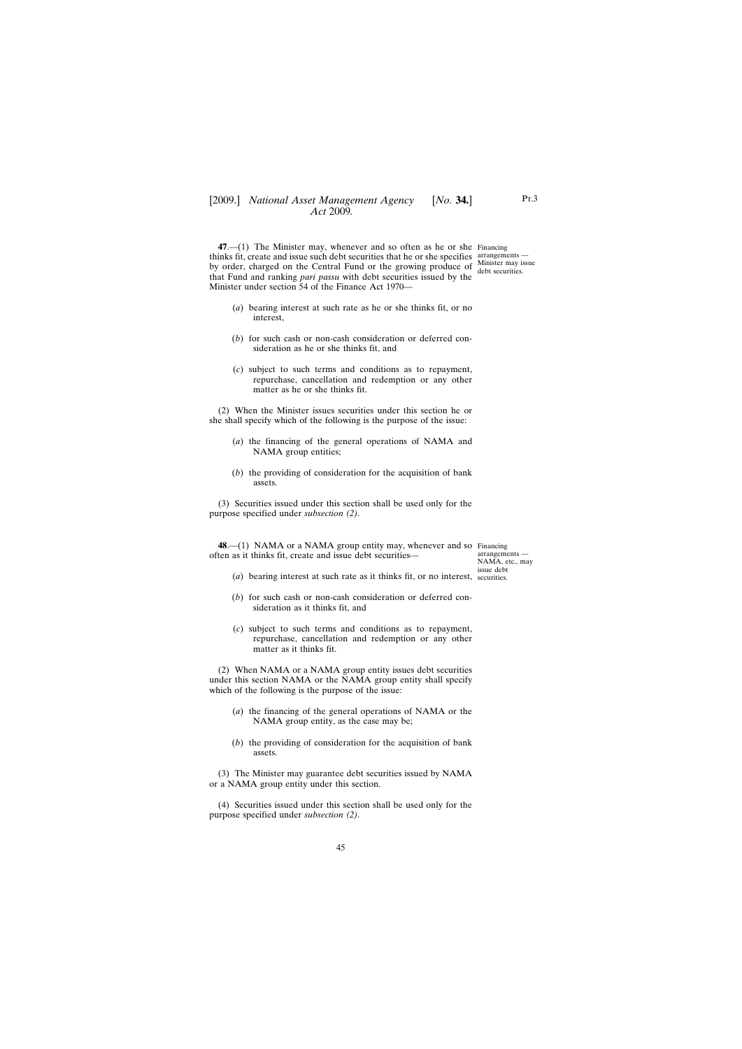**47**.—(1) The Minister may, whenever and so often as he or she thinks fit, create and issue such debt securities that he or she specifies by order, charged on the Central Fund or the growing produce of that Fund and ranking *pari passu* with debt securities issued by the Minister under section 54 of the Finance Act 1970—

Financing arrangements — Minister may issue debt securities.

(*a*) bearing interest at such rate as he or she thinks fit, or no interest,

(*b*) for such cash or non-cash consideration or deferred consideration as he or she thinks fit, and

(*c*) subject to such terms and conditions as to repayment, repurchase, cancellation and redemption or any other matter as he or she thinks fit.

(2) When the Minister issues securities under this section he or she shall specify which of the following is the purpose of the issue:

(*a*) the financing of the general operations of NAMA and NAMA group entities;

(*b*) the providing of consideration for the acquisition of bank assets.

(3) Securities issued under this section shall be used only for the purpose specified under *subsection (2)*.

**48**.—(1) NAMA or a NAMA group entity may, whenever and so often as it thinks fit, create and issue debt securities—

Financing arrangements — NAMA, etc., may issue debt securities.

(*a*) bearing interest at such rate as it thinks fit, or no interest,

(*b*) for such cash or non-cash consideration or deferred consideration as it thinks fit, and

(*c*) subject to such terms and conditions as to repayment, repurchase, cancellation and redemption or any other matter as it thinks fit.

(2) When NAMA or a NAMA group entity issues debt securities under this section NAMA or the NAMA group entity shall specify which of the following is the purpose of the issue:

(*a*) the financing of the general operations of NAMA or the NAMA group entity, as the case may be;

(*b*) the providing of consideration for the acquisition of bank assets.

(3) The Minister may guarantee debt securities issued by NAMA or a NAMA group entity under this section.

(4) Securities issued under this section shall be used only for the purpose specified under *subsection (2)*.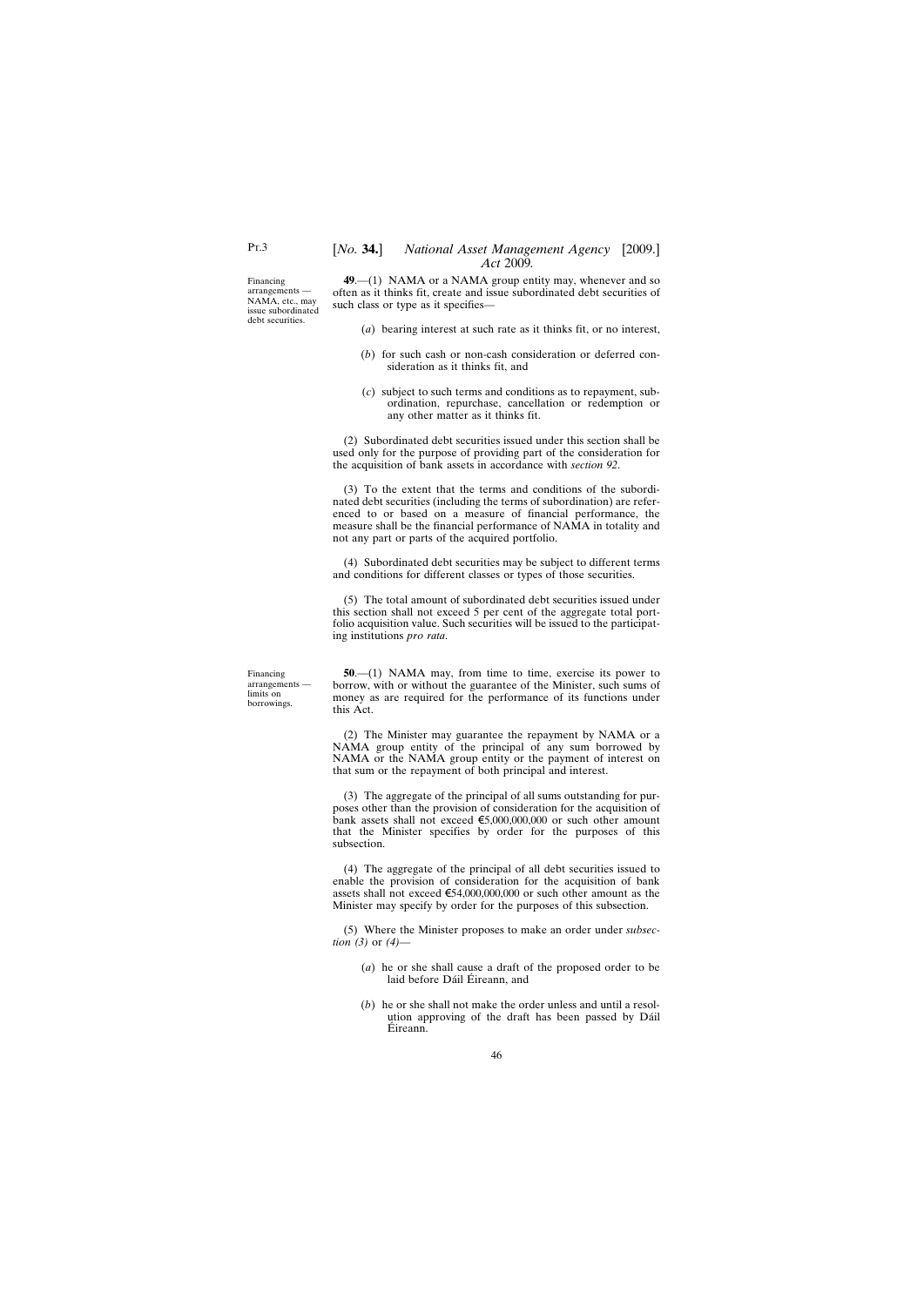Financing arrangements — NAMA, etc., may issue subordinated debt securities.

**49**.—(1) NAMA or a NAMA group entity may, whenever and so often as it thinks fit, create and issue subordinated debt securities of such class or type as it specifies—

(*a*) bearing interest at such rate as it thinks fit, or no interest,

(*b*) for such cash or non-cash consideration or deferred consideration as it thinks fit, and

(*c*) subject to such terms and conditions as to repayment, subordination, repurchase, cancellation or redemption or any other matter as it thinks fit.

(2) Subordinated debt securities issued under this section shall be used only for the purpose of providing part of the consideration for the acquisition of bank assets in accordance with *section 92*.

(3) To the extent that the terms and conditions of the subordinated debt securities (including the terms of subordination) are referenced to or based on a measure of financial performance, the measure shall be the financial performance of NAMA in totality and not any part or parts of the acquired portfolio.

(4) Subordinated debt securities may be subject to different terms and conditions for different classes or types of those securities.

(5) The total amount of subordinated debt securities issued under this section shall not exceed 5 per cent of the aggregate total portfolio acquisition value. Such securities will be issued to the participating institutions *pro rata*.

Financing arrangements — limits on borrowings.

**50**.—(1) NAMA may, from time to time, exercise its power to borrow, with or without the guarantee of the Minister, such sums of money as are required for the performance of its functions under this Act.

(2) The Minister may guarantee the repayment by NAMA or a NAMA group entity of the principal of any sum borrowed by NAMA or the NAMA group entity or the payment of interest on that sum or the repayment of both principal and interest.

(3) The aggregate of the principal of all sums outstanding for purposes other than the provision of consideration for the acquisition of bank assets shall not exceed €5,000,000,000 or such other amount that the Minister specifies by order for the purposes of this subsection.

(4) The aggregate of the principal of all debt securities issued to enable the provision of consideration for the acquisition of bank assets shall not exceed €54,000,000,000 or such other amount as the Minister may specify by order for the purposes of this subsection.

(5) Where the Minister proposes to make an order under *subsection (3)* or *(4)*—

(*a*) he or she shall cause a draft of the proposed order to be laid before Dáil Éireann, and

(*b*) he or she shall not make the order unless and until a resolution approving of the draft has been passed by Dáil Éireann.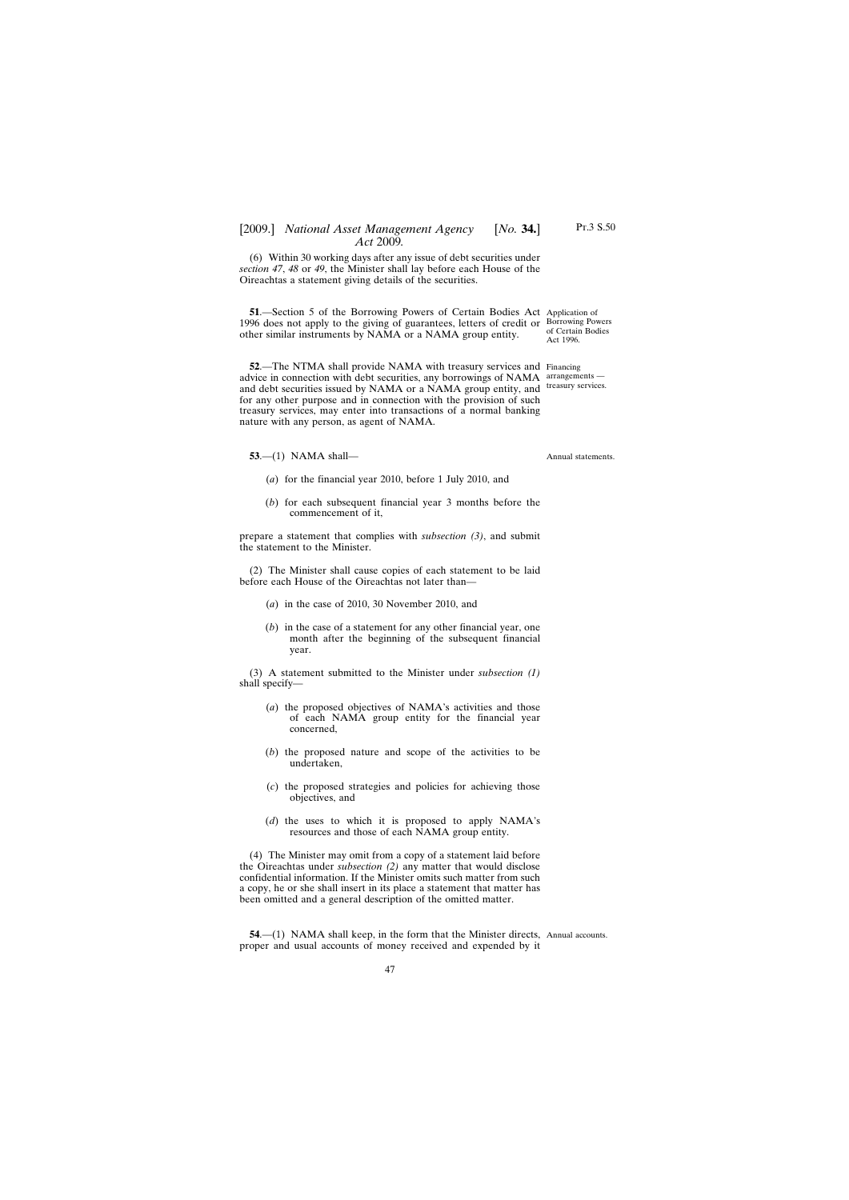(6) Within 30 working days after any issue of debt securities under *section 47*, *48* or *49*, the Minister shall lay before each House of the Oireachtas a statement giving details of the securities.

Application of Borrowing Powers of Certain Bodies Act 1996.

**51**.—Section 5 of the Borrowing Powers of Certain Bodies Act 1996 does not apply to the giving of guarantees, letters of credit or other similar instruments by NAMA or a NAMA group entity.

Financing arrangements — treasury services.

**52**.—The NTMA shall provide NAMA with treasury services and advice in connection with debt securities, any borrowings of NAMA and debt securities issued by NAMA or a NAMA group entity, and for any other purpose and in connection with the provision of such treasury services, may enter into transactions of a normal banking nature with any person, as agent of NAMA.

Annual statements.

**53**.—(1) NAMA shall—

(*a*) for the financial year 2010, before 1 July 2010, and

(*b*) for each subsequent financial year 3 months before the commencement of it,

prepare a statement that complies with *subsection (3)*, and submit the statement to the Minister.

(2) The Minister shall cause copies of each statement to be laid before each House of the Oireachtas not later than—

(*a*) in the case of 2010, 30 November 2010, and

(*b*) in the case of a statement for any other financial year, one month after the beginning of the subsequent financial year.

(3) A statement submitted to the Minister under *subsection (1)* shall specify—

(*a*) the proposed objectives of NAMA's activities and those of each NAMA group entity for the financial year concerned,

(*b*) the proposed nature and scope of the activities to be undertaken,

(*c*) the proposed strategies and policies for achieving those objectives, and

(*d*) the uses to which it is proposed to apply NAMA's resources and those of each NAMA group entity.

(4) The Minister may omit from a copy of a statement laid before the Oireachtas under *subsection (2)* any matter that would disclose confidential information. If the Minister omits such matter from such a copy, he or she shall insert in its place a statement that matter has been omitted and a general description of the omitted matter.

Annual accounts.

**54**.—(1) NAMA shall keep, in the form that the Minister directs, proper and usual accounts of money received and expended by it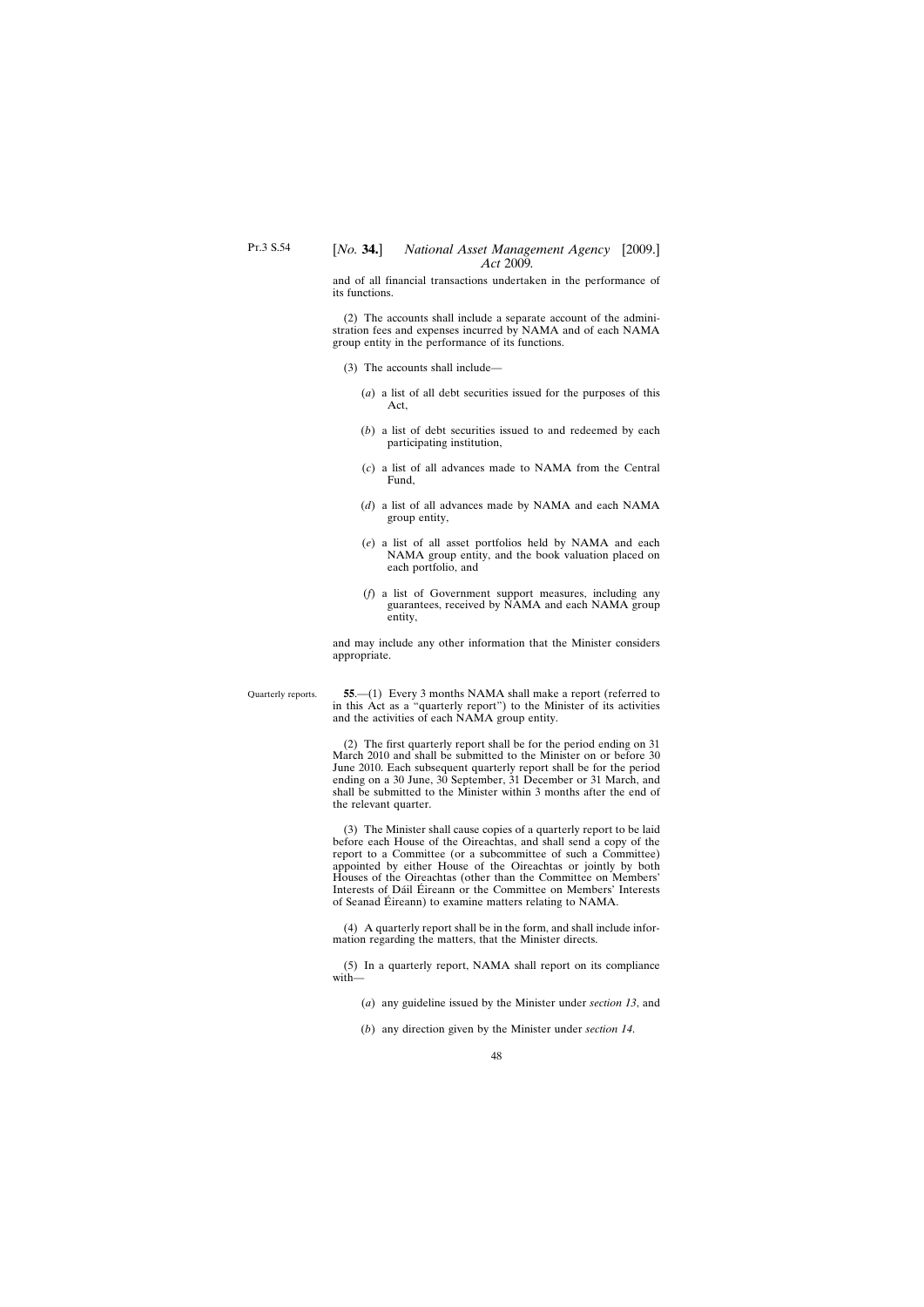and of all financial transactions undertaken in the performance of its functions.

(2) The accounts shall include a separate account of the administration fees and expenses incurred by NAMA and of each NAMA group entity in the performance of its functions.

(3) The accounts shall include—

(*a*) a list of all debt securities issued for the purposes of this Act,

(*b*) a list of debt securities issued to and redeemed by each participating institution,

(*c*) a list of all advances made to NAMA from the Central Fund,

(*d*) a list of all advances made by NAMA and each NAMA group entity,

(*e*) a list of all asset portfolios held by NAMA and each NAMA group entity, and the book valuation placed on each portfolio, and

(*f*) a list of Government support measures, including any guarantees, received by NAMA and each NAMA group entity,

and may include any other information that the Minister considers appropriate.

Quarterly reports.

**55**.—(1) Every 3 months NAMA shall make a report (referred to in this Act as a "quarterly report") to the Minister of its activities and the activities of each NAMA group entity.

(2) The first quarterly report shall be for the period ending on 31 March 2010 and shall be submitted to the Minister on or before 30 June 2010. Each subsequent quarterly report shall be for the period ending on a 30 June, 30 September, 31 December or 31 March, and shall be submitted to the Minister within 3 months after the end of the relevant quarter.

(3) The Minister shall cause copies of a quarterly report to be laid before each House of the Oireachtas, and shall send a copy of the report to a Committee (or a subcommittee of such a Committee) appointed by either House of the Oireachtas or jointly by both Houses of the Oireachtas (other than the Committee on Members' Interests of Dáil Éireann or the Committee on Members' Interests of Seanad Éireann) to examine matters relating to NAMA.

(4) A quarterly report shall be in the form, and shall include information regarding the matters, that the Minister directs.

(5) In a quarterly report, NAMA shall report on its compliance with—

(*a*) any guideline issued by the Minister under *section 13*, and

(*b*) any direction given by the Minister under *section 14*.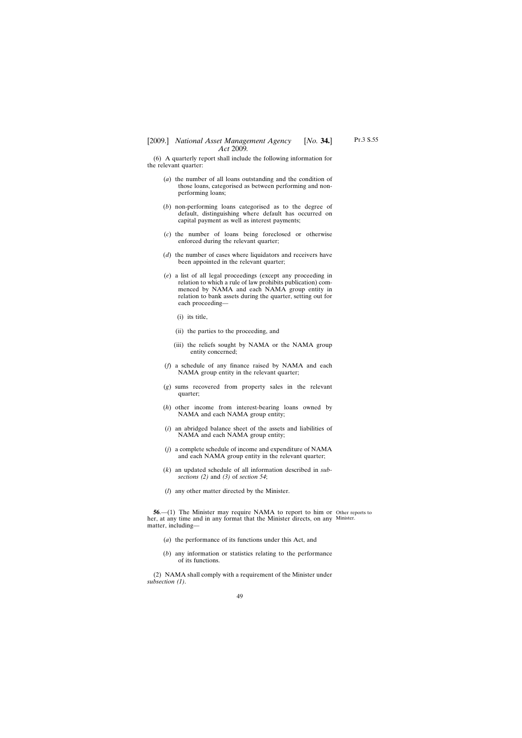(6) A quarterly report shall include the following information for the relevant quarter:

(*a*) the number of all loans outstanding and the condition of those loans, categorised as between performing and non-performing loans;

(*b*) non-performing loans categorised as to the degree of default, distinguishing where default has occurred on capital payment as well as interest payments;

(*c*) the number of loans being foreclosed or otherwise enforced during the relevant quarter;

(*d*) the number of cases where liquidators and receivers have been appointed in the relevant quarter;

(*e*) a list of all legal proceedings (except any proceeding in relation to which a rule of law prohibits publication) commenced by NAMA and each NAMA group entity in relation to bank assets during the quarter, setting out for each proceeding—

(i) its title,

(ii) the parties to the proceeding, and

(iii) the reliefs sought by NAMA or the NAMA group entity concerned;

(*f*) a schedule of any finance raised by NAMA and each NAMA group entity in the relevant quarter;

(*g*) sums recovered from property sales in the relevant quarter;

(*h*) other income from interest-bearing loans owned by NAMA and each NAMA group entity;

(*i*) an abridged balance sheet of the assets and liabilities of NAMA and each NAMA group entity;

(*j*) a complete schedule of income and expenditure of NAMA and each NAMA group entity in the relevant quarter;

(*k*) an updated schedule of all information described in *subsections (2)* and *(3)* of *section 54*;

(*l*) any other matter directed by the Minister.

Other reports to Minister.

**56**.—(1) The Minister may require NAMA to report to him or her, at any time and in any format that the Minister directs, on any matter, including—

(*a*) the performance of its functions under this Act, and

(*b*) any information or statistics relating to the performance of its functions.

(2) NAMA shall comply with a requirement of the Minister under *subsection (1)*.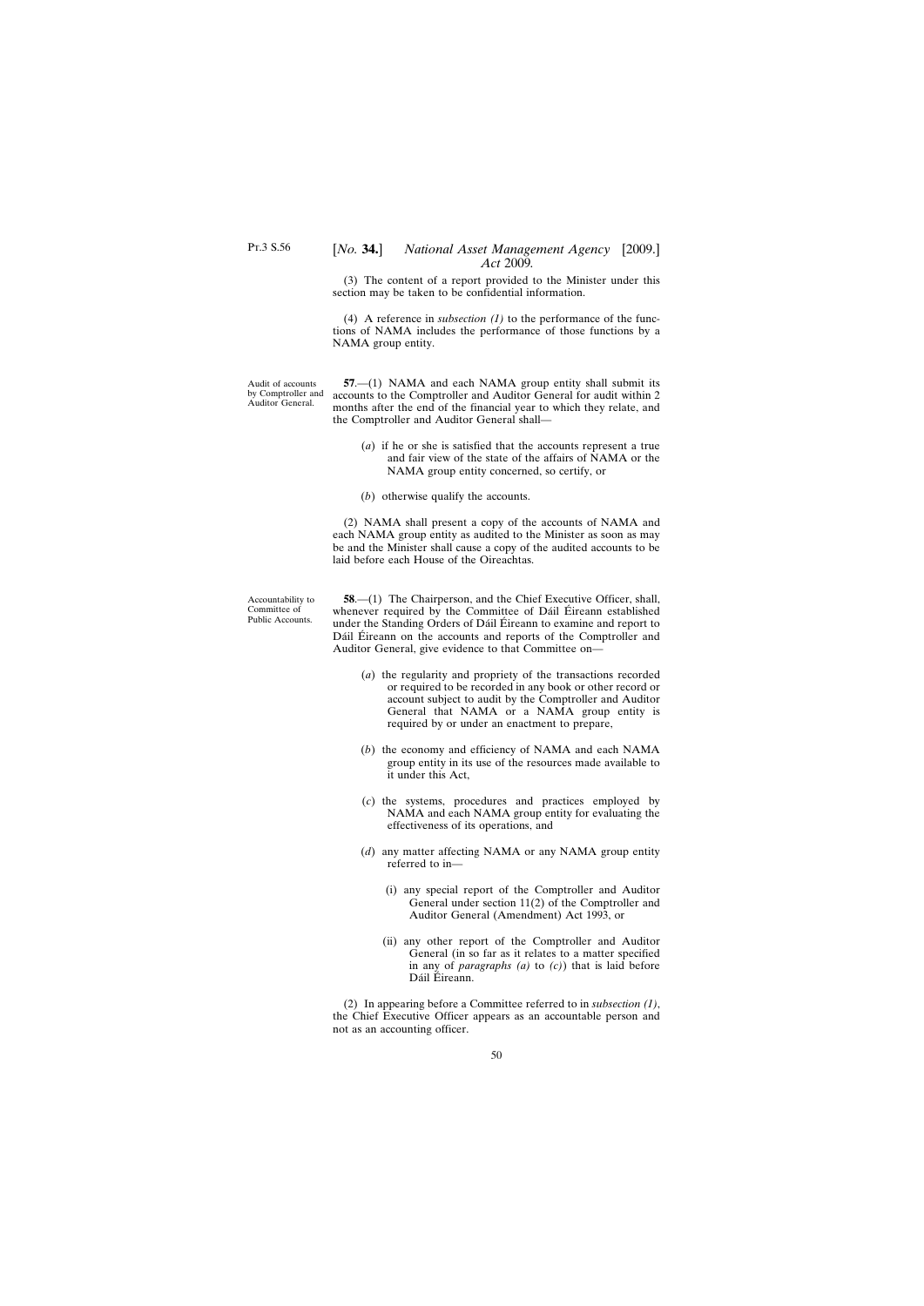(3) The content of a report provided to the Minister under this section may be taken to be confidential information.

(4) A reference in *subsection (1)* to the performance of the functions of NAMA includes the performance of those functions by a NAMA group entity.

Audit of accounts by Comptroller and Auditor General.

**57**.—(1) NAMA and each NAMA group entity shall submit its accounts to the Comptroller and Auditor General for audit within 2 months after the end of the financial year to which they relate, and the Comptroller and Auditor General shall—

(*a*) if he or she is satisfied that the accounts represent a true and fair view of the state of the affairs of NAMA or the NAMA group entity concerned, so certify, or

(*b*) otherwise qualify the accounts.

(2) NAMA shall present a copy of the accounts of NAMA and each NAMA group entity as audited to the Minister as soon as may be and the Minister shall cause a copy of the audited accounts to be laid before each House of the Oireachtas.

Accountability to Committee of Public Accounts.

**58**.—(1) The Chairperson, and the Chief Executive Officer, shall, whenever required by the Committee of Dáil Éireann established under the Standing Orders of Dáil Éireann to examine and report to Dáil Éireann on the accounts and reports of the Comptroller and Auditor General, give evidence to that Committee on—

(*a*) the regularity and propriety of the transactions recorded or required to be recorded in any book or other record or account subject to audit by the Comptroller and Auditor General that NAMA or a NAMA group entity is required by or under an enactment to prepare,

(*b*) the economy and efficiency of NAMA and each NAMA group entity in its use of the resources made available to it under this Act,

(*c*) the systems, procedures and practices employed by NAMA and each NAMA group entity for evaluating the effectiveness of its operations, and

(*d*) any matter affecting NAMA or any NAMA group entity referred to in—

(i) any special report of the Comptroller and Auditor General under section 11(2) of the Comptroller and Auditor General (Amendment) Act 1993, or

(ii) any other report of the Comptroller and Auditor General (in so far as it relates to a matter specified in any of *paragraphs (a)* to *(c)*) that is laid before Dáil Éireann.

(2) In appearing before a Committee referred to in *subsection (1)*, the Chief Executive Officer appears as an accountable person and not as an accounting officer.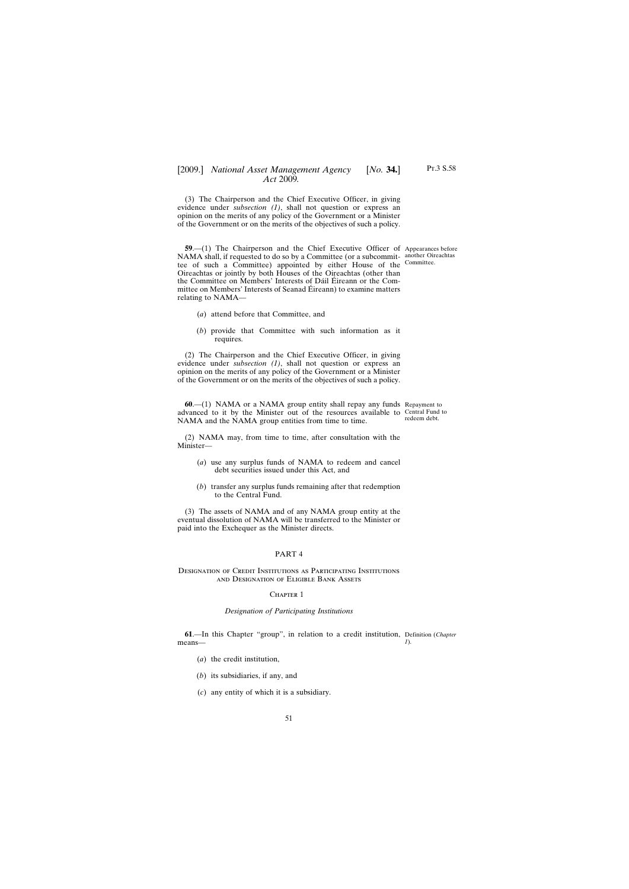(3) The Chairperson and the Chief Executive Officer, in giving evidence under *subsection (1)*, shall not question or express an opinion on the merits of any policy of the Government or a Minister of the Government or on the merits of the objectives of such a policy.

Appearances before another Oireachtas Committee.

**59**.—(1) The Chairperson and the Chief Executive Officer of NAMA shall, if requested to do so by a Committee (or a subcommittee of such a Committee) appointed by either House of the Oireachtas or jointly by both Houses of the Oireachtas (other than the Committee on Members' Interests of Dáil Éireann or the Committee on Members' Interests of Seanad Éireann) to examine matters relating to NAMA—

(*a*) attend before that Committee, and

(*b*) provide that Committee with such information as it requires.

(2) The Chairperson and the Chief Executive Officer, in giving evidence under *subsection (1)*, shall not question or express an opinion on the merits of any policy of the Government or a Minister of the Government or on the merits of the objectives of such a policy.

Repayment to Central Fund to redeem debt.

**60**.—(1) NAMA or a NAMA group entity shall repay any funds advanced to it by the Minister out of the resources available to NAMA and the NAMA group entities from time to time.

(2) NAMA may, from time to time, after consultation with the Minister—

(*a*) use any surplus funds of NAMA to redeem and cancel debt securities issued under this Act, and

(*b*) transfer any surplus funds remaining after that redemption to the Central Fund.

(3) The assets of NAMA and of any NAMA group entity at the eventual dissolution of NAMA will be transferred to the Minister or paid into the Exchequer as the Minister directs.

## PART 4

## Designation of Credit Institutions as Participating Institutions and Designation of Eligible Bank Assets

### Chapter 1

### *Designation of Participating Institutions*

Definition (*Chapter 1*).

**61**.—In this Chapter "group", in relation to a credit institution, means—

(*a*) the credit institution,

(*b*) its subsidiaries, if any, and

(*c*) any entity of which it is a subsidiary.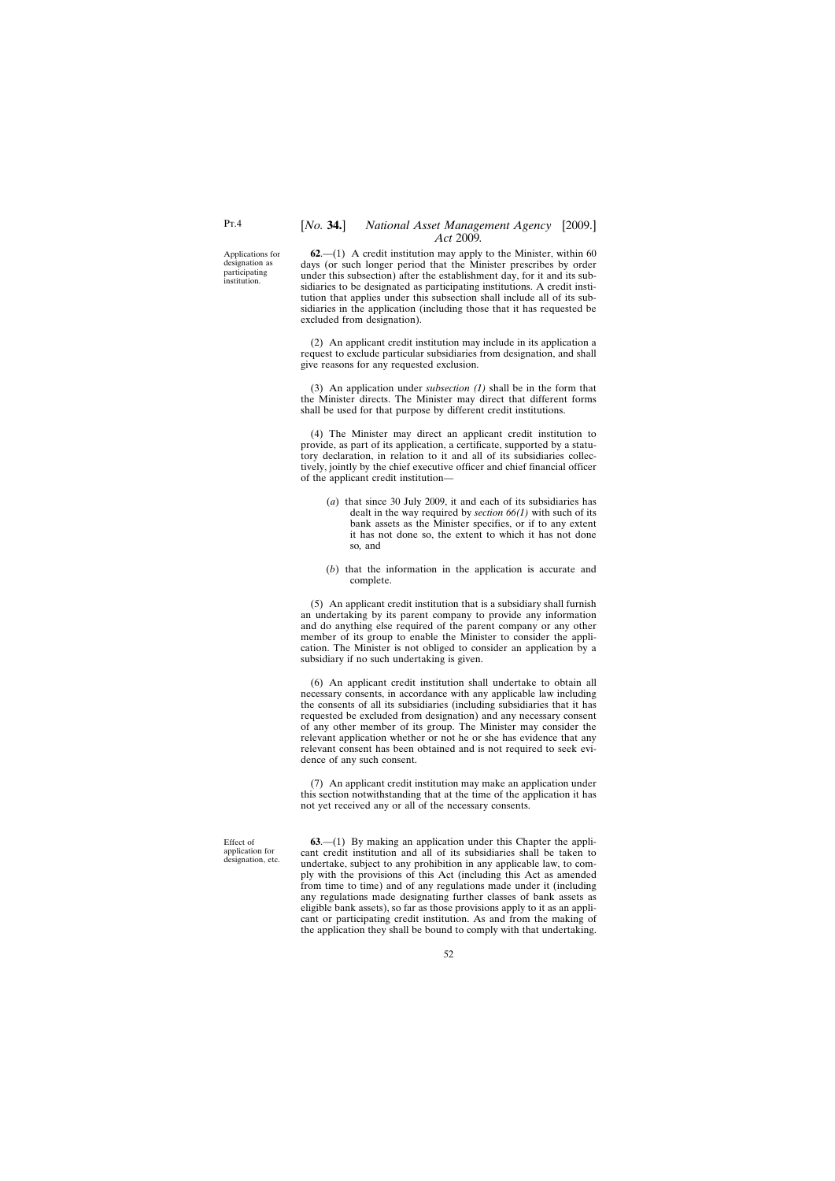Applications for designation as participating institution.

**62**.—(1) A credit institution may apply to the Minister, within 60 days (or such longer period that the Minister prescribes by order under this subsection) after the establishment day, for it and its subsidiaries to be designated as participating institutions. A credit institution that applies under this subsection shall include all of its subsidiaries in the application (including those that it has requested be excluded from designation).

(2) An applicant credit institution may include in its application a request to exclude particular subsidiaries from designation, and shall give reasons for any requested exclusion.

(3) An application under *subsection (1)* shall be in the form that the Minister directs. The Minister may direct that different forms shall be used for that purpose by different credit institutions.

(4) The Minister may direct an applicant credit institution to provide, as part of its application, a certificate, supported by a statutory declaration, in relation to it and all of its subsidiaries collectively, jointly by the chief executive officer and chief financial officer of the applicant credit institution—

- (*a*) that since 30 July 2009, it and each of its subsidiaries has dealt in the way required by *section 66(1)* with such of its bank assets as the Minister specifies, or if to any extent it has not done so, the extent to which it has not done so, and

- (*b*) that the information in the application is accurate and complete.

(5) An applicant credit institution that is a subsidiary shall furnish an undertaking by its parent company to provide any information and do anything else required of the parent company or any other member of its group to enable the Minister to consider the application. The Minister is not obliged to consider an application by a subsidiary if no such undertaking is given.

(6) An applicant credit institution shall undertake to obtain all necessary consents, in accordance with any applicable law including the consents of all its subsidiaries (including subsidiaries that it has requested be excluded from designation) and any necessary consent of any other member of its group. The Minister may consider the relevant application whether or not he or she has evidence that any relevant consent has been obtained and is not required to seek evidence of any such consent.

(7) An applicant credit institution may make an application under this section notwithstanding that at the time of the application it has not yet received any or all of the necessary consents.

Effect of application for designation, etc.

**63**.—(1) By making an application under this Chapter the applicant credit institution and all of its subsidiaries shall be taken to undertake, subject to any prohibition in any applicable law, to comply with the provisions of this Act (including this Act as amended from time to time) and of any regulations made under it (including any regulations made designating further classes of bank assets as eligible bank assets), so far as those provisions apply to it as an applicant or participating credit institution. As and from the making of the application they shall be bound to comply with that undertaking.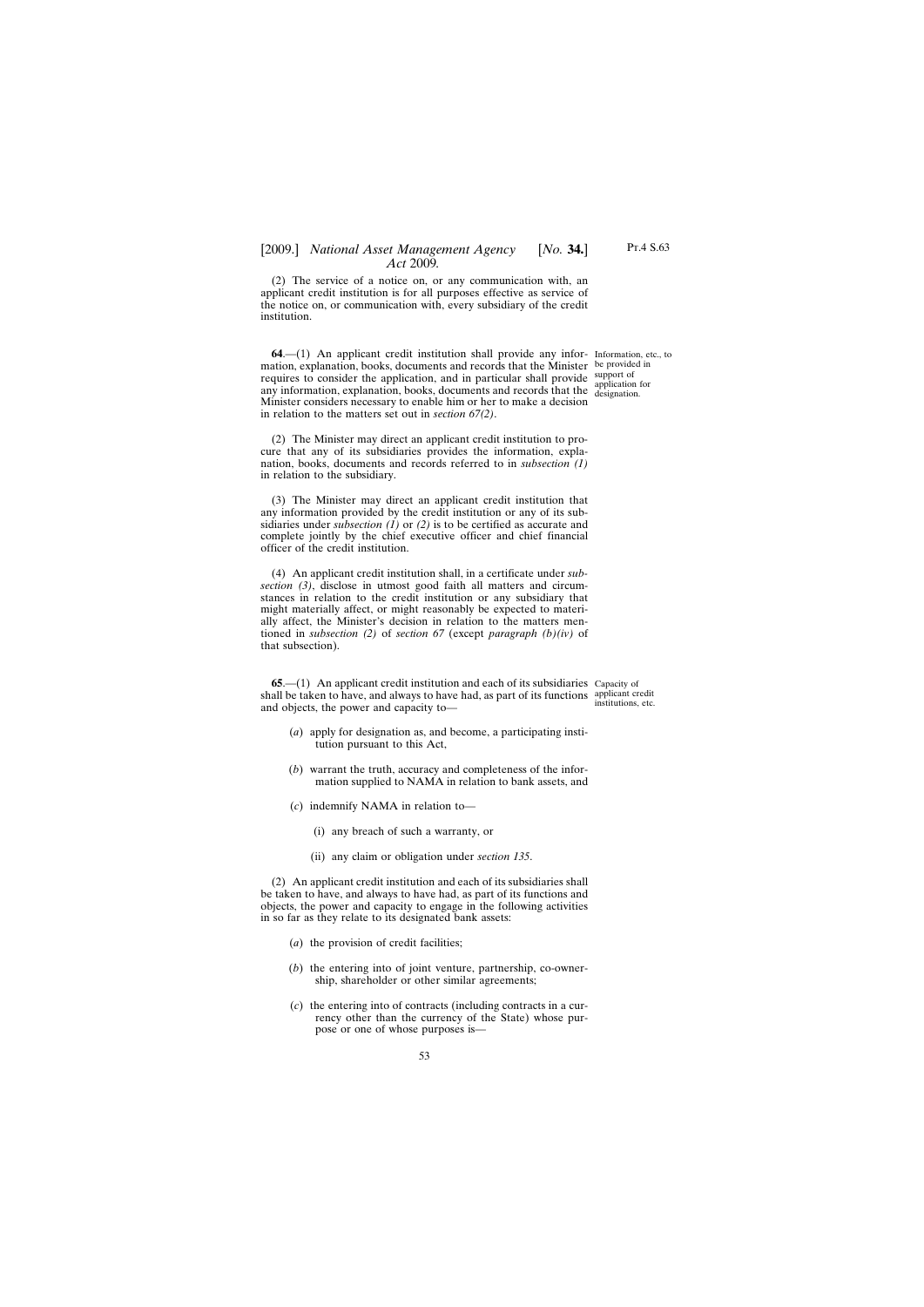(2) The service of a notice on, or any communication with, an applicant credit institution is for all purposes effective as service of the notice on, or communication with, every subsidiary of the credit institution.

Information, etc., to be provided in support of application for designation.

**64**.—(1) An applicant credit institution shall provide any information, explanation, books, documents and records that the Minister requires to consider the application, and in particular shall provide any information, explanation, books, documents and records that the Minister considers necessary to enable him or her to make a decision in relation to the matters set out in *section 67(2)*.

(2) The Minister may direct an applicant credit institution to procure that any of its subsidiaries provides the information, explanation, books, documents and records referred to in *subsection (1)* in relation to the subsidiary.

(3) The Minister may direct an applicant credit institution that any information provided by the credit institution or any of its subsidiaries under *subsection (1)* or *(2)* is to be certified as accurate and complete jointly by the chief executive officer and chief financial officer of the credit institution.

(4) An applicant credit institution shall, in a certificate under *subsection (3)*, disclose in utmost good faith all matters and circumstances in relation to the credit institution or any subsidiary that might materially affect, or might reasonably be expected to materially affect, the Minister's decision in relation to the matters mentioned in *subsection (2)* of *section 67* (except *paragraph (b)(iv)* of that subsection).

Capacity of applicant credit institutions, etc.

**65**.—(1) An applicant credit institution and each of its subsidiaries shall be taken to have, and always to have had, as part of its functions and objects, the power and capacity to—

(*a*) apply for designation as, and become, a participating institution pursuant to this Act,

(*b*) warrant the truth, accuracy and completeness of the information supplied to NAMA in relation to bank assets, and

(*c*) indemnify NAMA in relation to—

(i) any breach of such a warranty, or

(ii) any claim or obligation under *section 135*.

(2) An applicant credit institution and each of its subsidiaries shall be taken to have, and always to have had, as part of its functions and objects, the power and capacity to engage in the following activities in so far as they relate to its designated bank assets:

(*a*) the provision of credit facilities;

(*b*) the entering into of joint venture, partnership, co-ownership, shareholder or other similar agreements;

(*c*) the entering into of contracts (including contracts in a currency other than the currency of the State) whose purpose or one of whose purposes is—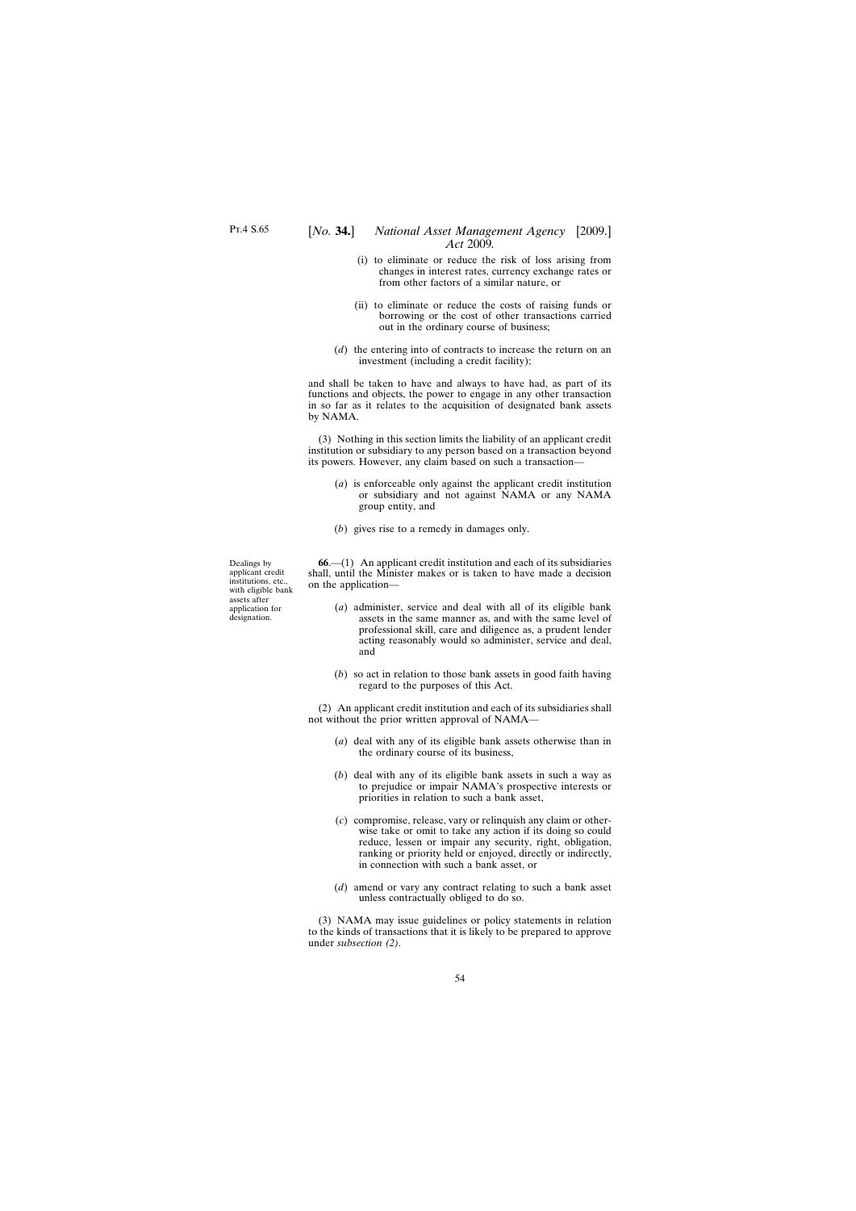(i) to eliminate or reduce the risk of loss arising from changes in interest rates, currency exchange rates or from other factors of a similar nature, or

(ii) to eliminate or reduce the costs of raising funds or borrowing or the cost of other transactions carried out in the ordinary course of business;

(*d*) the entering into of contracts to increase the return on an investment (including a credit facility);

and shall be taken to have and always to have had, as part of its functions and objects, the power to engage in any other transaction in so far as it relates to the acquisition of designated bank assets by NAMA.

(3) Nothing in this section limits the liability of an applicant credit institution or subsidiary to any person based on a transaction beyond its powers. However, any claim based on such a transaction—

(*a*) is enforceable only against the applicant credit institution or subsidiary and not against NAMA or any NAMA group entity, and

(*b*) gives rise to a remedy in damages only.

Dealings by applicant credit institutions, etc., with eligible bank assets after application for designation.

**66**.—(1) An applicant credit institution and each of its subsidiaries shall, until the Minister makes or is taken to have made a decision on the application—

(*a*) administer, service and deal with all of its eligible bank assets in the same manner as, and with the same level of professional skill, care and diligence as, a prudent lender acting reasonably would so administer, service and deal, and

(*b*) so act in relation to those bank assets in good faith having regard to the purposes of this Act.

(2) An applicant credit institution and each of its subsidiaries shall not without the prior written approval of NAMA—

(*a*) deal with any of its eligible bank assets otherwise than in the ordinary course of its business,

(*b*) deal with any of its eligible bank assets in such a way as to prejudice or impair NAMA's prospective interests or priorities in relation to such a bank asset,

(*c*) compromise, release, vary or relinquish any claim or otherwise take or omit to take any action if its doing so could reduce, lessen or impair any security, right, obligation, ranking or priority held or enjoyed, directly or indirectly, in connection with such a bank asset, or

(*d*) amend or vary any contract relating to such a bank asset unless contractually obliged to do so.

(3) NAMA may issue guidelines or policy statements in relation to the kinds of transactions that it is likely to be prepared to approve under *subsection (2)*.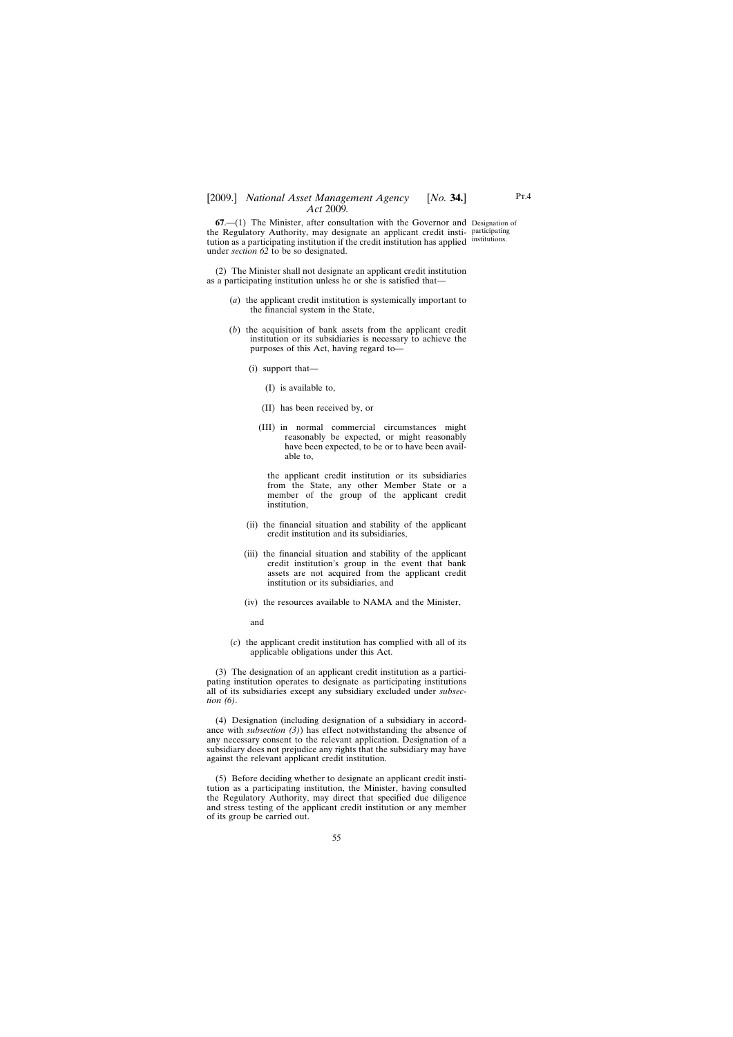**67**.—(1) The Minister, after consultation with the Governor and the Regulatory Authority, may designate an applicant credit institution as a participating institution if the credit institution has applied under *section 62* to be so designated.

Designation of participating institutions.

(2) The Minister shall not designate an applicant credit institution as a participating institution unless he or she is satisfied that—

(*a*) the applicant credit institution is systemically important to the financial system in the State,

(*b*) the acquisition of bank assets from the applicant credit institution or its subsidiaries is necessary to achieve the purposes of this Act, having regard to—

(i) support that—

(I) is available to,

(II) has been received by, or

(III) in normal commercial circumstances might reasonably be expected, or might reasonably have been expected, to be or to have been available to,

the applicant credit institution or its subsidiaries from the State, any other Member State or a member of the group of the applicant credit institution,

(ii) the financial situation and stability of the applicant credit institution and its subsidiaries,

(iii) the financial situation and stability of the applicant credit institution's group in the event that bank assets are not acquired from the applicant credit institution or its subsidiaries, and

(iv) the resources available to NAMA and the Minister,

and

(*c*) the applicant credit institution has complied with all of its applicable obligations under this Act.

(3) The designation of an applicant credit institution as a participating institution operates to designate as participating institutions all of its subsidiaries except any subsidiary excluded under *subsection (6)*.

(4) Designation (including designation of a subsidiary in accordance with *subsection (3)*) has effect notwithstanding the absence of any necessary consent to the relevant application. Designation of a subsidiary does not prejudice any rights that the subsidiary may have against the relevant applicant credit institution.

(5) Before deciding whether to designate an applicant credit institution as a participating institution, the Minister, having consulted the Regulatory Authority, may direct that specified due diligence and stress testing of the applicant credit institution or any member of its group be carried out.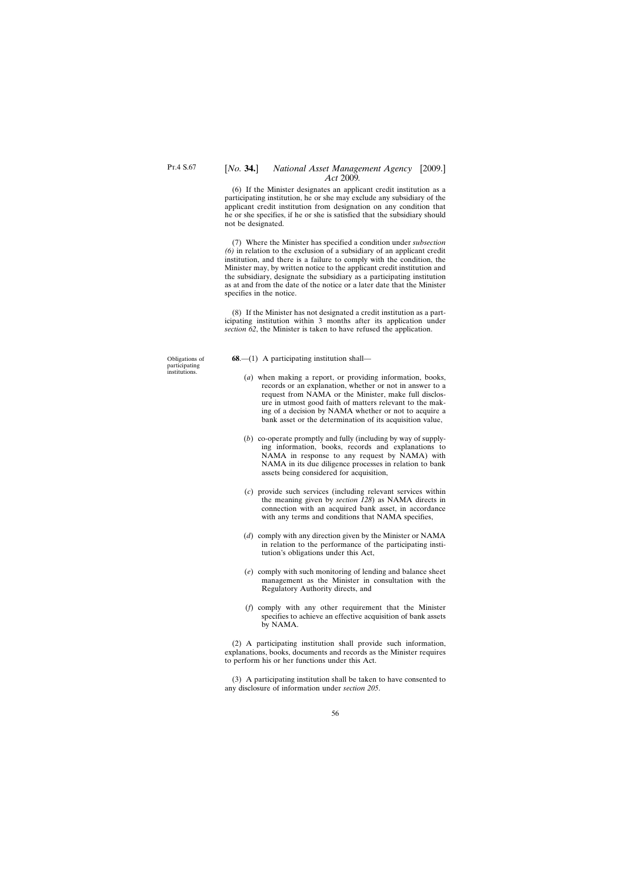(6) If the Minister designates an applicant credit institution as a participating institution, he or she may exclude any subsidiary of the applicant credit institution from designation on any condition that he or she specifies, if he or she is satisfied that the subsidiary should not be designated.

(7) Where the Minister has specified a condition under *subsection (6)* in relation to the exclusion of a subsidiary of an applicant credit institution, and there is a failure to comply with the condition, the Minister may, by written notice to the applicant credit institution and the subsidiary, designate the subsidiary as a participating institution as at and from the date of the notice or a later date that the Minister specifies in the notice.

(8) If the Minister has not designated a credit institution as a participating institution within 3 months after its application under *section 62*, the Minister is taken to have refused the application.

Obligations of participating institutions.

**68**.—(1) A participating institution shall—

(*a*) when making a report, or providing information, books, records or an explanation, whether or not in answer to a request from NAMA or the Minister, make full disclosure in utmost good faith of matters relevant to the making of a decision by NAMA whether or not to acquire a bank asset or the determination of its acquisition value,

(*b*) co-operate promptly and fully (including by way of supplying information, books, records and explanations to NAMA in response to any request by NAMA) with NAMA in its due diligence processes in relation to bank assets being considered for acquisition,

(*c*) provide such services (including relevant services within the meaning given by *section 128*) as NAMA directs in connection with an acquired bank asset, in accordance with any terms and conditions that NAMA specifies,

(*d*) comply with any direction given by the Minister or NAMA in relation to the performance of the participating institution's obligations under this Act,

(*e*) comply with such monitoring of lending and balance sheet management as the Minister in consultation with the Regulatory Authority directs, and

(*f*) comply with any other requirement that the Minister specifies to achieve an effective acquisition of bank assets by NAMA.

(2) A participating institution shall provide such information, explanations, books, documents and records as the Minister requires to perform his or her functions under this Act.

(3) A participating institution shall be taken to have consented to any disclosure of information under *section 205*.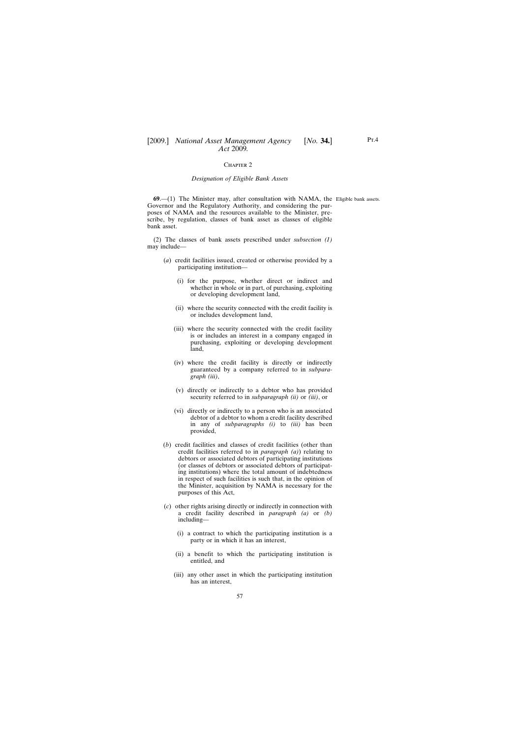## Chapter 2

### *Designation of Eligible Bank Assets*

**69**.—(1) The Minister may, after consultation with NAMA, the Governor and the Regulatory Authority, and considering the purposes of NAMA and the resources available to the Minister, prescribe, by regulation, classes of bank asset as classes of eligible bank asset.

Eligible bank assets.

(2) The classes of bank assets prescribed under *subsection (1)* may include—

(*a*) credit facilities issued, created or otherwise provided by a participating institution—

(i) for the purpose, whether direct or indirect and whether in whole or in part, of purchasing, exploiting or developing development land,

(ii) where the security connected with the credit facility is or includes development land,

(iii) where the security connected with the credit facility is or includes an interest in a company engaged in purchasing, exploiting or developing development land,

(iv) where the credit facility is directly or indirectly guaranteed by a company referred to in *subparagraph (iii)*,

(v) directly or indirectly to a debtor who has provided security referred to in *subparagraph (ii)* or *(iii)*, or

(vi) directly or indirectly to a person who is an associated debtor of a debtor to whom a credit facility described in any of *subparagraphs (i)* to *(iii)* has been provided,

(*b*) credit facilities and classes of credit facilities (other than credit facilities referred to in *paragraph (a)*) relating to debtors or associated debtors of participating institutions (or classes of debtors or associated debtors of participating institutions) where the total amount of indebtedness in respect of such facilities is such that, in the opinion of the Minister, acquisition by NAMA is necessary for the purposes of this Act,

(*c*) other rights arising directly or indirectly in connection with a credit facility described in *paragraph (a)* or *(b)* including—

(i) a contract to which the participating institution is a party or in which it has an interest,

(ii) a benefit to which the participating institution is entitled, and

(iii) any other asset in which the participating institution has an interest,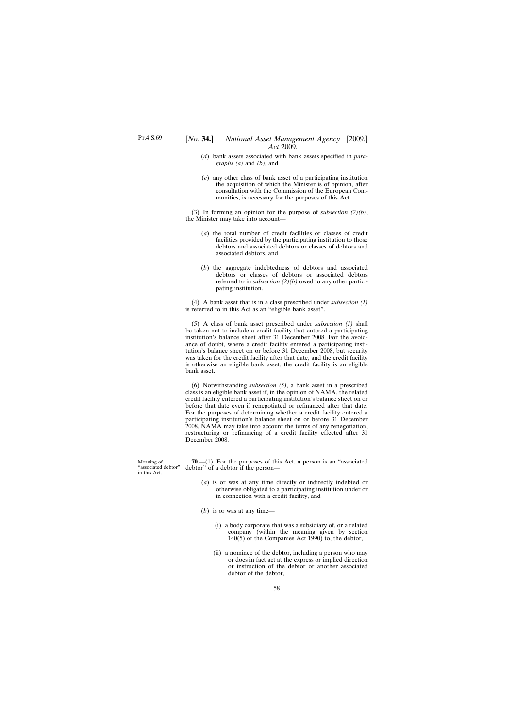(*d*) bank assets associated with bank assets specified in *paragraphs (a)* and *(b)*, and

(*e*) any other class of bank asset of a participating institution the acquisition of which the Minister is of opinion, after consultation with the Commission of the European Communities, is necessary for the purposes of this Act.

(3) In forming an opinion for the purpose of *subsection (2)(b)*, the Minister may take into account—

(*a*) the total number of credit facilities or classes of credit facilities provided by the participating institution to those debtors and associated debtors or classes of debtors and associated debtors, and

(*b*) the aggregate indebtedness of debtors and associated debtors or classes of debtors or associated debtors referred to in *subsection (2)(b)* owed to any other participating institution.

(4) A bank asset that is in a class prescribed under *subsection (1)* is referred to in this Act as an "eligible bank asset".

(5) A class of bank asset prescribed under *subsection (1)* shall be taken not to include a credit facility that entered a participating institution's balance sheet after 31 December 2008. For the avoidance of doubt, where a credit facility entered a participating institution's balance sheet on or before 31 December 2008, but security was taken for the credit facility after that date, and the credit facility is otherwise an eligible bank asset, the credit facility is an eligible bank asset.

(6) Notwithstanding *subsection (5)*, a bank asset in a prescribed class is an eligible bank asset if, in the opinion of NAMA, the related credit facility entered a participating institution's balance sheet on or before that date even if renegotiated or refinanced after that date. For the purposes of determining whether a credit facility entered a participating institution's balance sheet on or before 31 December 2008, NAMA may take into account the terms of any renegotiation, restructuring or refinancing of a credit facility effected after 31 December 2008.

Meaning of "associated debtor" in this Act.

**70**.—(1) For the purposes of this Act, a person is an "associated debtor" of a debtor if the person—

(*a*) is or was at any time directly or indirectly indebted or otherwise obligated to a participating institution under or in connection with a credit facility, and

(*b*) is or was at any time—

(i) a body corporate that was a subsidiary of, or a related company (within the meaning given by section 140(5) of the Companies Act 1990) to, the debtor,

(ii) a nominee of the debtor, including a person who may or does in fact act at the express or implied direction or instruction of the debtor or another associated debtor of the debtor,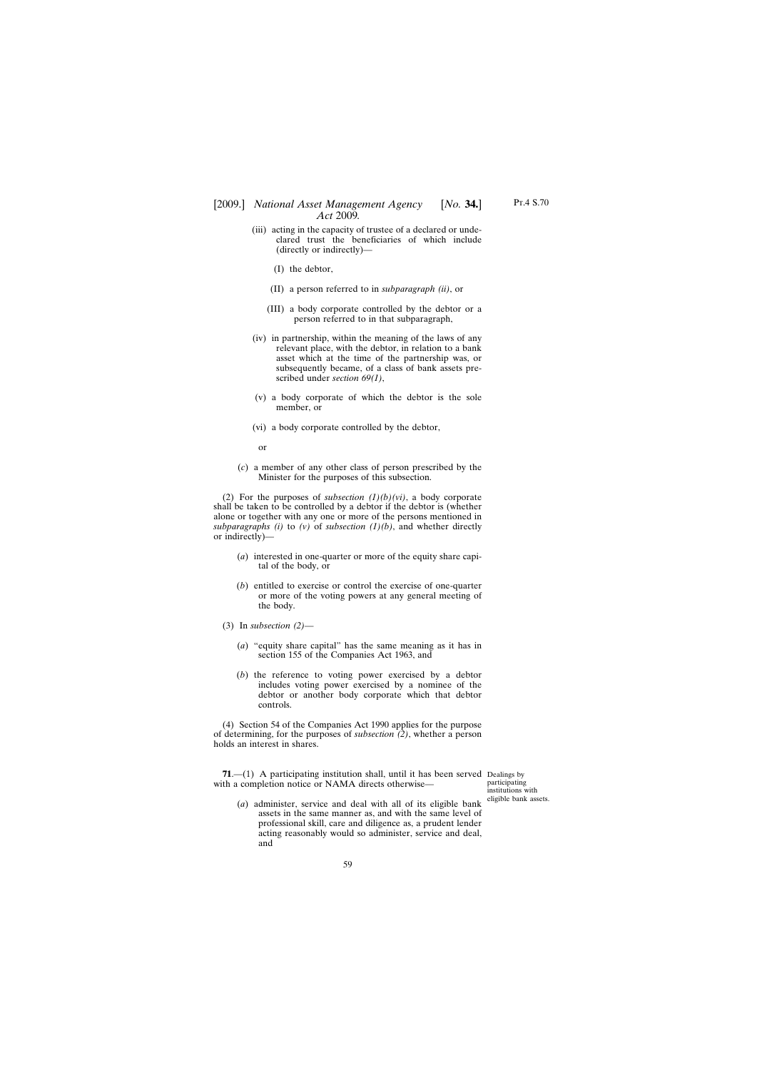(iii) acting in the capacity of trustee of a declared or undeclared trust the beneficiaries of which include (directly or indirectly)—

(I) the debtor,

(II) a person referred to in *subparagraph (ii)*, or

(III) a body corporate controlled by the debtor or a person referred to in that subparagraph,

(iv) in partnership, within the meaning of the laws of any relevant place, with the debtor, in relation to a bank asset which at the time of the partnership was, or subsequently became, of a class of bank assets prescribed under *section 69(1)*,

(v) a body corporate of which the debtor is the sole member, or

(vi) a body corporate controlled by the debtor,

or

(*c*) a member of any other class of person prescribed by the Minister for the purposes of this subsection.

(2) For the purposes of *subsection (1)(b)(vi)*, a body corporate shall be taken to be controlled by a debtor if the debtor is (whether alone or together with any one or more of the persons mentioned in *subparagraphs (i)* to *(v)* of *subsection (1)(b)*, and whether directly or indirectly)—

(*a*) interested in one-quarter or more of the equity share capital of the body, or

(*b*) entitled to exercise or control the exercise of one-quarter or more of the voting powers at any general meeting of the body.

(3) In *subsection (2)*—

(*a*) "equity share capital" has the same meaning as it has in section 155 of the Companies Act 1963, and

(*b*) the reference to voting power exercised by a debtor includes voting power exercised by a nominee of the debtor or another body corporate which that debtor controls.

(4) Section 54 of the Companies Act 1990 applies for the purpose of determining, for the purposes of *subsection (2)*, whether a person holds an interest in shares.

Dealings by participating institutions with eligible bank assets.

**71**.—(1) A participating institution shall, until it has been served with a completion notice or NAMA directs otherwise—

(*a*) administer, service and deal with all of its eligible bank assets in the same manner as, and with the same level of professional skill, care and diligence as, a prudent lender acting reasonably would so administer, service and deal, and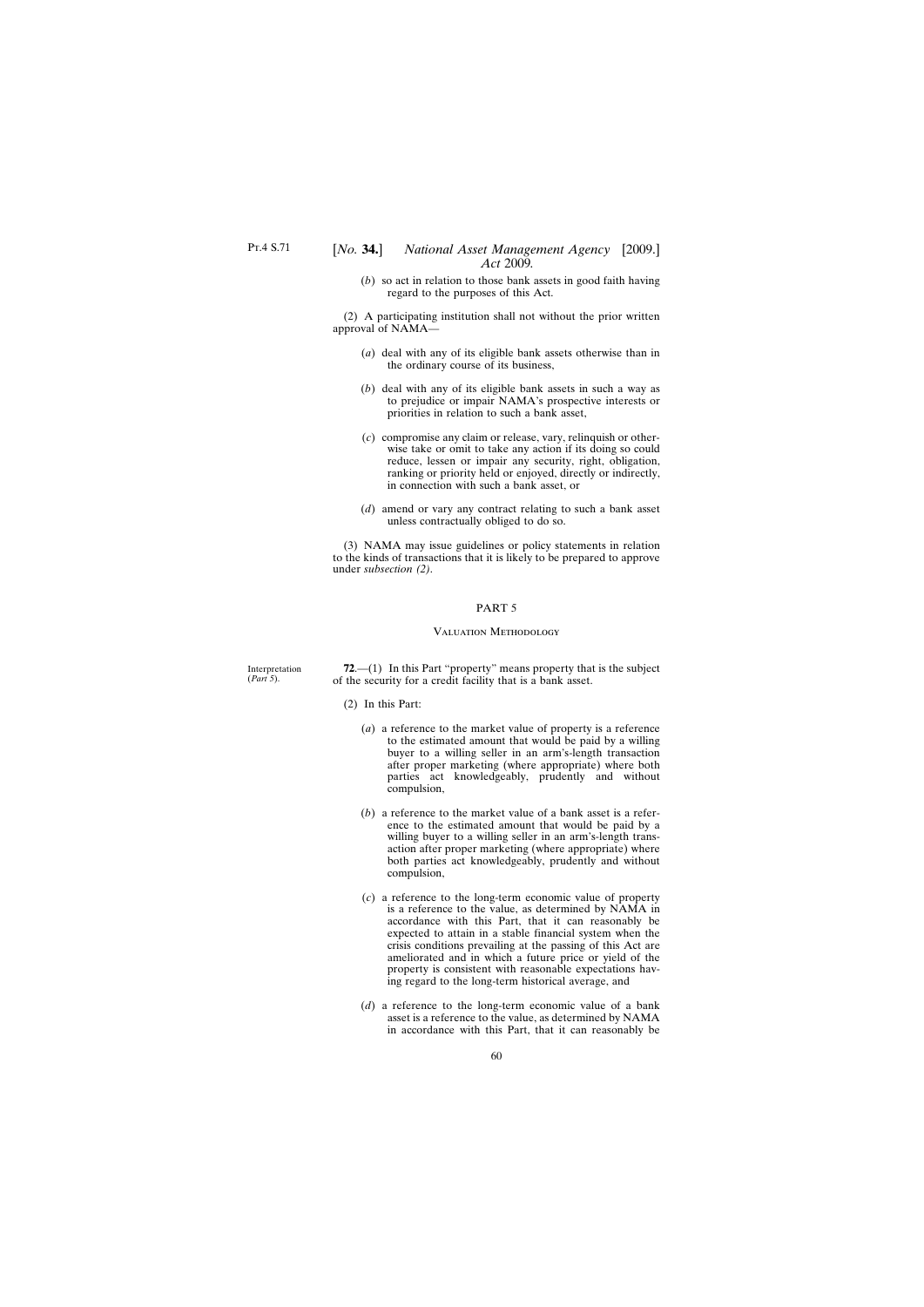(*b*) so act in relation to those bank assets in good faith having regard to the purposes of this Act.

(2) A participating institution shall not without the prior written approval of NAMA—

(*a*) deal with any of its eligible bank assets otherwise than in the ordinary course of its business,

(*b*) deal with any of its eligible bank assets in such a way as to prejudice or impair NAMA's prospective interests or priorities in relation to such a bank asset,

(*c*) compromise any claim or release, vary, relinquish or otherwise take or omit to take any action if its doing so could reduce, lessen or impair any security, right, obligation, ranking or priority held or enjoyed, directly or indirectly, in connection with such a bank asset, or

(*d*) amend or vary any contract relating to such a bank asset unless contractually obliged to do so.

(3) NAMA may issue guidelines or policy statements in relation to the kinds of transactions that it is likely to be prepared to approve under *subsection (2)*.

## PART 5

### Valuation Methodology

Interpretation (*Part 5*).

**72**.—(1) In this Part "property" means property that is the subject of the security for a credit facility that is a bank asset.

(2) In this Part:

(*a*) a reference to the market value of property is a reference to the estimated amount that would be paid by a willing buyer to a willing seller in an arm's-length transaction after proper marketing (where appropriate) where both parties act knowledgeably, prudently and without compulsion,

(*b*) a reference to the market value of a bank asset is a reference to the estimated amount that would be paid by a willing buyer to a willing seller in an arm's-length transaction after proper marketing (where appropriate) where both parties act knowledgeably, prudently and without compulsion,

(*c*) a reference to the long-term economic value of property is a reference to the value, as determined by NAMA in accordance with this Part, that it can reasonably be expected to attain in a stable financial system when the crisis conditions prevailing at the passing of this Act are ameliorated and in which a future price or yield of the property is consistent with reasonable expectations having regard to the long-term historical average, and

(*d*) a reference to the long-term economic value of a bank asset is a reference to the value, as determined by NAMA in accordance with this Part, that it can reasonably be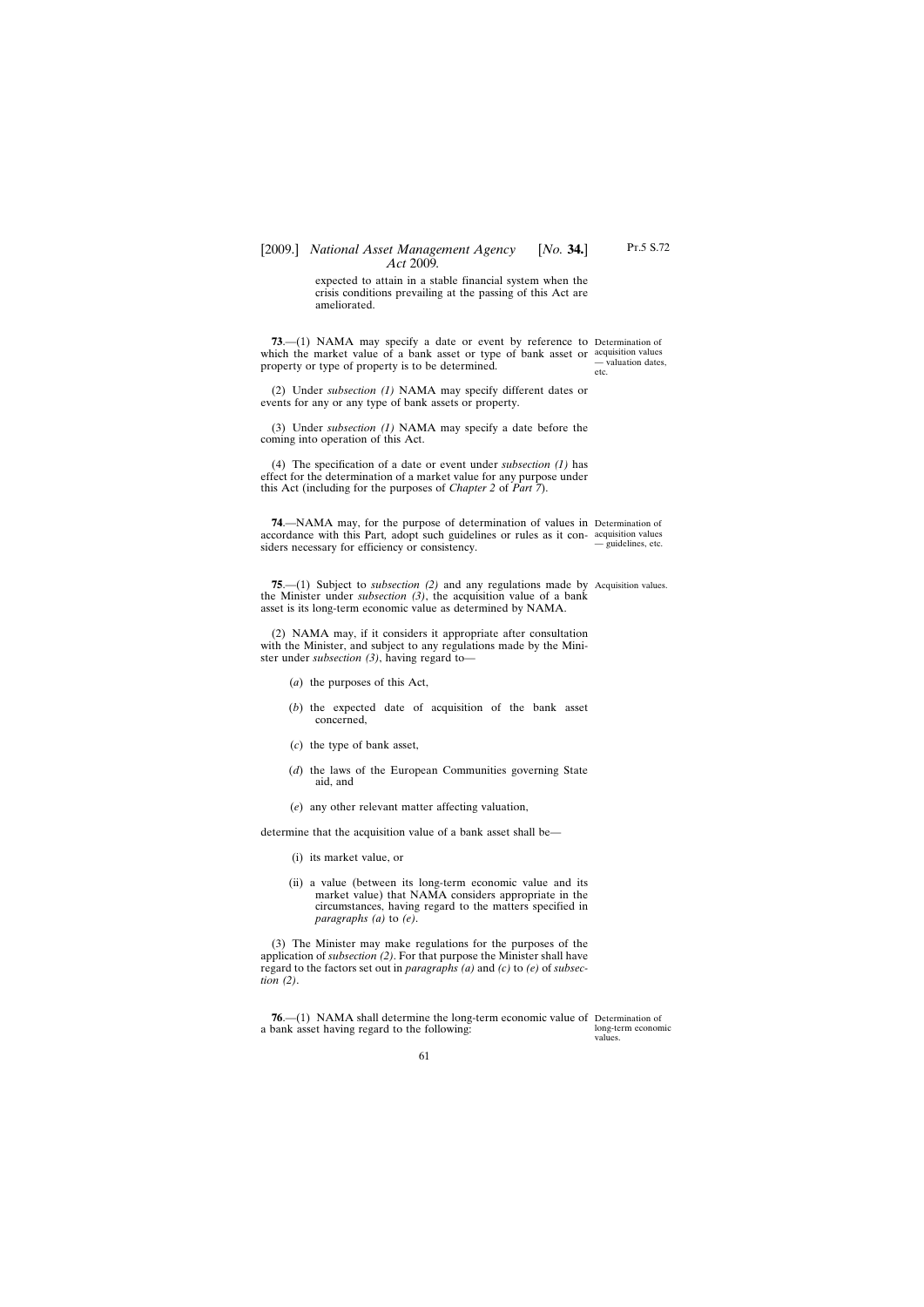expected to attain in a stable financial system when the crisis conditions prevailing at the passing of this Act are ameliorated.

**73**.—(1) NAMA may specify a date or event by reference to which the market value of a bank asset or type of bank asset or property or type of property is to be determined.

Determination of acquisition values — valuation dates, etc.

(2) Under *subsection (1)* NAMA may specify different dates or events for any or any type of bank assets or property.

(3) Under *subsection (1)* NAMA may specify a date before the coming into operation of this Act.

(4) The specification of a date or event under *subsection (1)* has effect for the determination of a market value for any purpose under this Act (including for the purposes of *Chapter 2* of *Part 7*).

**74**.—NAMA may, for the purpose of determination of values in accordance with this Part, adopt such guidelines or rules as it considers necessary for efficiency or consistency.

Determination of acquisition values — guidelines, etc.

**75**.—(1) Subject to *subsection (2)* and any regulations made by the Minister under *subsection (3)*, the acquisition value of a bank asset is its long-term economic value as determined by NAMA.

Acquisition values.

(2) NAMA may, if it considers it appropriate after consultation with the Minister, and subject to any regulations made by the Minister under *subsection (3)*, having regard to—

(*a*) the purposes of this Act,

(*b*) the expected date of acquisition of the bank asset concerned,

(*c*) the type of bank asset,

(*d*) the laws of the European Communities governing State aid, and

(*e*) any other relevant matter affecting valuation,

determine that the acquisition value of a bank asset shall be—

(i) its market value, or

(ii) a value (between its long-term economic value and its market value) that NAMA considers appropriate in the circumstances, having regard to the matters specified in *paragraphs (a)* to *(e)*.

(3) The Minister may make regulations for the purposes of the application of *subsection (2)*. For that purpose the Minister shall have regard to the factors set out in *paragraphs (a)* and *(c)* to *(e)* of *subsection (2)*.

**76**.—(1) NAMA shall determine the long-term economic value of a bank asset having regard to the following:

Determination of long-term economic values.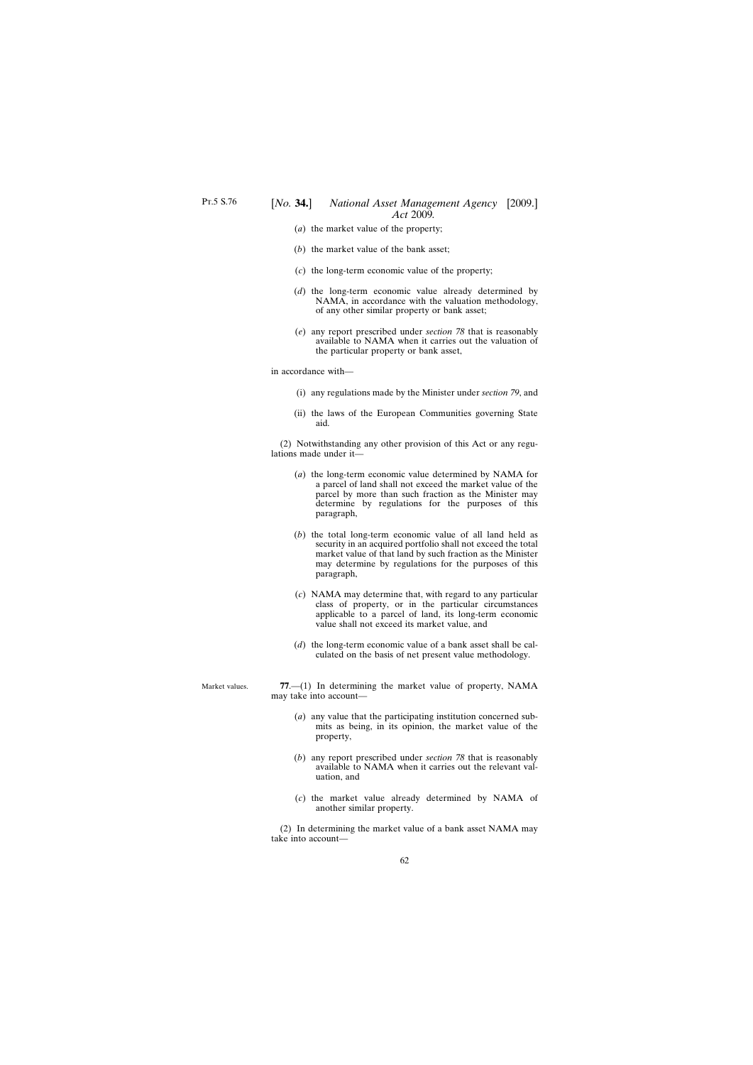(*a*) the market value of the property;

(*b*) the market value of the bank asset;

(*c*) the long-term economic value of the property;

(*d*) the long-term economic value already determined by NAMA, in accordance with the valuation methodology, of any other similar property or bank asset;

(*e*) any report prescribed under *section 78* that is reasonably available to NAMA when it carries out the valuation of the particular property or bank asset,

in accordance with—

(i) any regulations made by the Minister under *section 79*, and

(ii) the laws of the European Communities governing State aid.

(2) Notwithstanding any other provision of this Act or any regulations made under it—

(*a*) the long-term economic value determined by NAMA for a parcel of land shall not exceed the market value of the parcel by more than such fraction as the Minister may determine by regulations for the purposes of this paragraph,

(*b*) the total long-term economic value of all land held as security in an acquired portfolio shall not exceed the total market value of that land by such fraction as the Minister may determine by regulations for the purposes of this paragraph,

(*c*) NAMA may determine that, with regard to any particular class of property, or in the particular circumstances applicable to a parcel of land, its long-term economic value shall not exceed its market value, and

(*d*) the long-term economic value of a bank asset shall be calculated on the basis of net present value methodology.

Market values.

**77**.—(1) In determining the market value of property, NAMA may take into account—

(*a*) any value that the participating institution concerned submits as being, in its opinion, the market value of the property,

(*b*) any report prescribed under *section 78* that is reasonably available to NAMA when it carries out the relevant valuation, and

(*c*) the market value already determined by NAMA of another similar property.

(2) In determining the market value of a bank asset NAMA may take into account—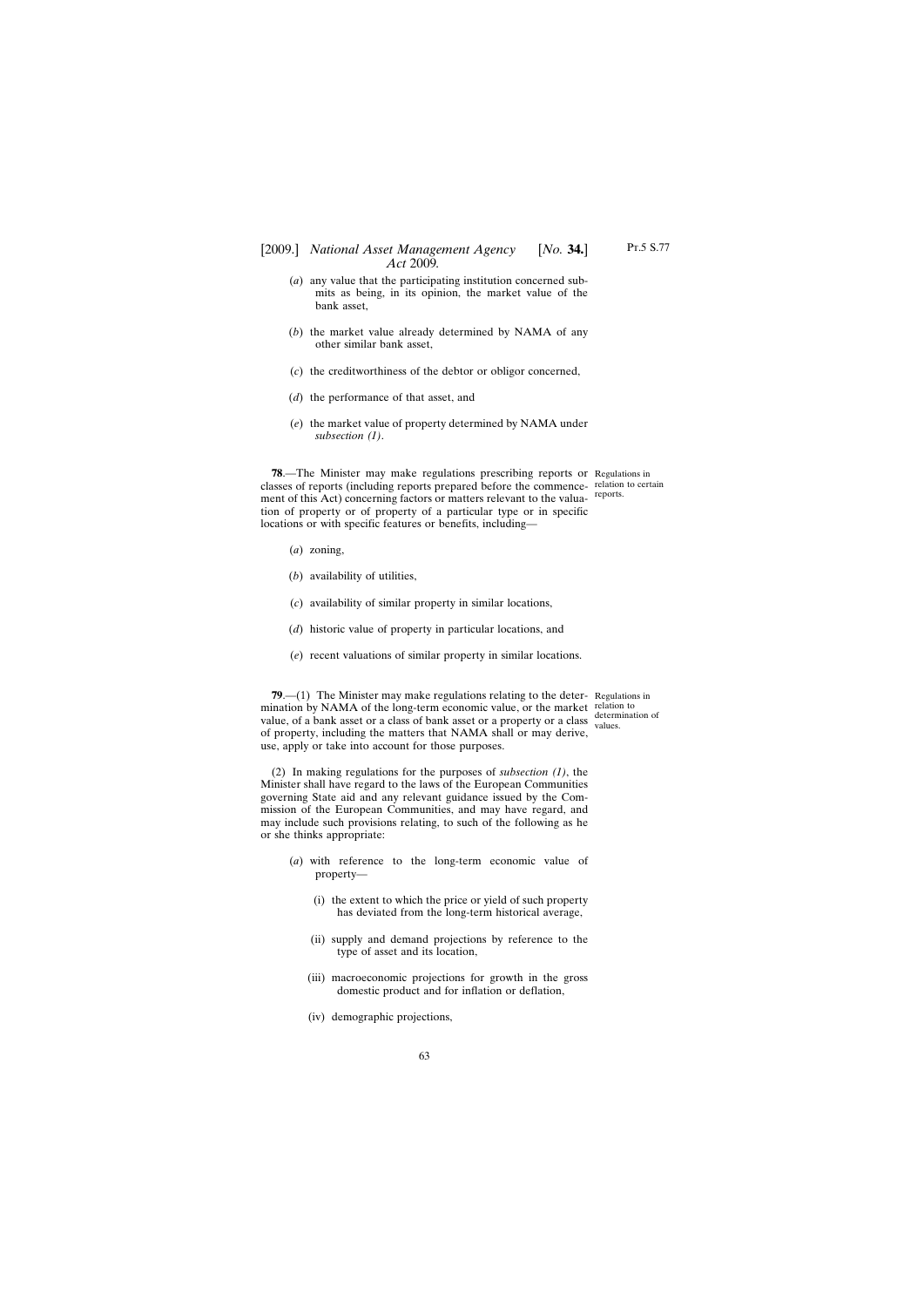(*a*) any value that the participating institution concerned submits as being, in its opinion, the market value of the bank asset,

(*b*) the market value already determined by NAMA of any other similar bank asset,

(*c*) the creditworthiness of the debtor or obligor concerned,

(*d*) the performance of that asset, and

(*e*) the market value of property determined by NAMA under *subsection (1)*.

Regulations in relation to certain reports.

**78**.—The Minister may make regulations prescribing reports or classes of reports (including reports prepared before the commencement of this Act) concerning factors or matters relevant to the valuation of property or of property of a particular type or in specific locations or with specific features or benefits, including—

(*a*) zoning,

(*b*) availability of utilities,

(*c*) availability of similar property in similar locations,

(*d*) historic value of property in particular locations, and

(*e*) recent valuations of similar property in similar locations.

Regulations in relation to determination of values.

**79**.—(1) The Minister may make regulations relating to the determination by NAMA of the long-term economic value, or the market value, of a bank asset or a class of bank asset or a property or a class of property, including the matters that NAMA shall or may derive, use, apply or take into account for those purposes.

(2) In making regulations for the purposes of *subsection (1)*, the Minister shall have regard to the laws of the European Communities governing State aid and any relevant guidance issued by the Commission of the European Communities, and may have regard, and may include such provisions relating, to such of the following as he or she thinks appropriate:

(*a*) with reference to the long-term economic value of property—

(i) the extent to which the price or yield of such property has deviated from the long-term historical average,

(ii) supply and demand projections by reference to the type of asset and its location,

(iii) macroeconomic projections for growth in the gross domestic product and for inflation or deflation,

(iv) demographic projections,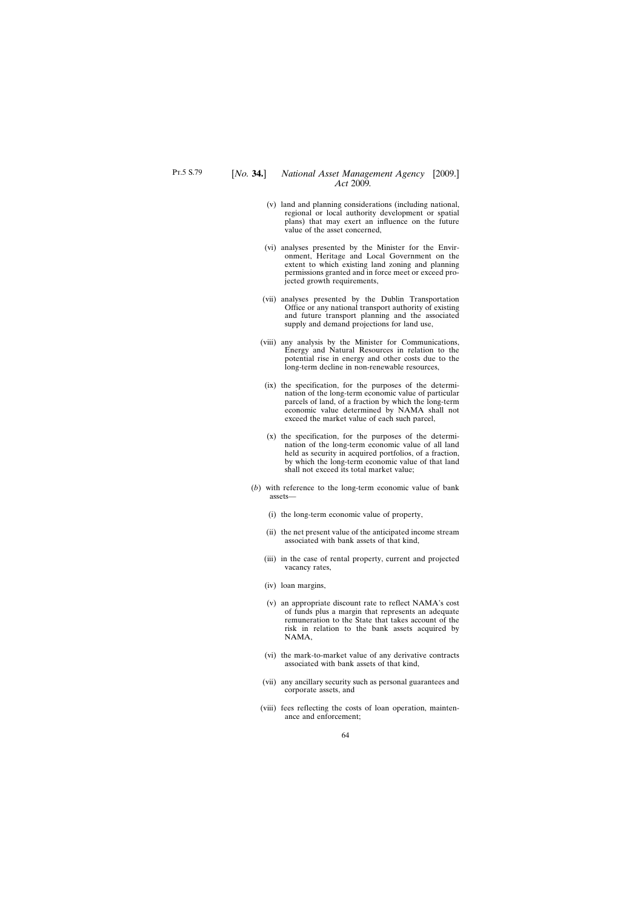(v) land and planning considerations (including national, regional or local authority development or spatial plans) that may exert an influence on the future value of the asset concerned,

(vi) analyses presented by the Minister for the Environment, Heritage and Local Government on the extent to which existing land zoning and planning permissions granted and in force meet or exceed projected growth requirements,

(vii) analyses presented by the Dublin Transportation Office or any national transport authority of existing and future transport planning and the associated supply and demand projections for land use,

(viii) any analysis by the Minister for Communications, Energy and Natural Resources in relation to the potential rise in energy and other costs due to the long-term decline in non-renewable resources,

(ix) the specification, for the purposes of the determination of the long-term economic value of particular parcels of land, of a fraction by which the long-term economic value determined by NAMA shall not exceed the market value of each such parcel,

(x) the specification, for the purposes of the determination of the long-term economic value of all land held as security in acquired portfolios, of a fraction, by which the long-term economic value of that land shall not exceed its total market value;

(*b*) with reference to the long-term economic value of bank assets—

(i) the long-term economic value of property,

(ii) the net present value of the anticipated income stream associated with bank assets of that kind,

(iii) in the case of rental property, current and projected vacancy rates,

(iv) loan margins,

(v) an appropriate discount rate to reflect NAMA's cost of funds plus a margin that represents an adequate remuneration to the State that takes account of the risk in relation to the bank assets acquired by NAMA,

(vi) the mark-to-market value of any derivative contracts associated with bank assets of that kind,

(vii) any ancillary security such as personal guarantees and corporate assets, and

(viii) fees reflecting the costs of loan operation, maintenance and enforcement;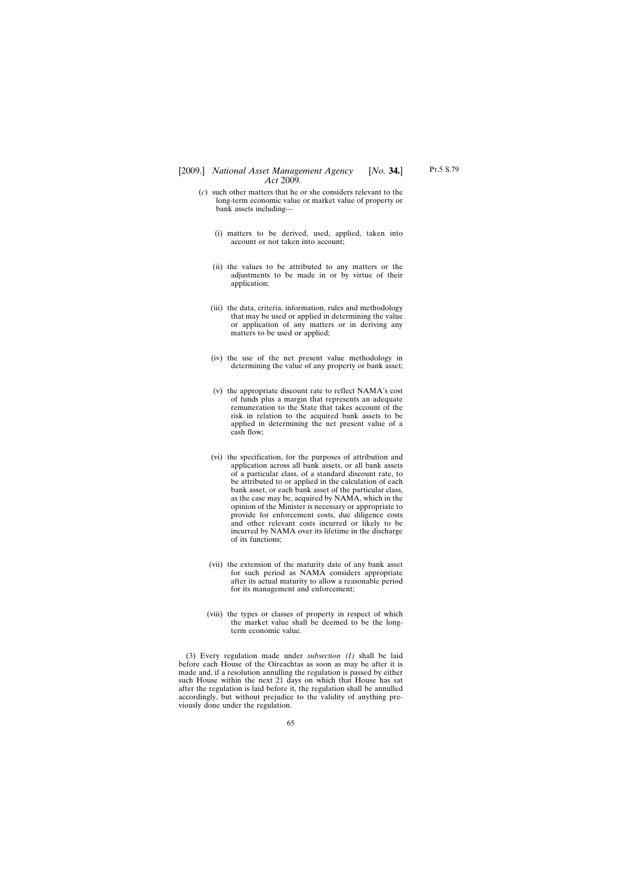(*c*) such other matters that he or she considers relevant to the long-term economic value or market value of property or bank assets including—

(i) matters to be derived, used, applied, taken into account or not taken into account;

(ii) the values to be attributed to any matters or the adjustments to be made in or by virtue of their application;

(iii) the data, criteria, information, rules and methodology that may be used or applied in determining the value or application of any matters or in deriving any matters to be used or applied;

(iv) the use of the net present value methodology in determining the value of any property or bank asset;

(v) the appropriate discount rate to reflect NAMA's cost of funds plus a margin that represents an adequate remuneration to the State that takes account of the risk in relation to the acquired bank assets to be applied in determining the net present value of a cash flow;

(vi) the specification, for the purposes of attribution and application across all bank assets, or all bank assets of a particular class, of a standard discount rate, to be attributed to or applied in the calculation of each bank asset, or each bank asset of the particular class, as the case may be, acquired by NAMA, which in the opinion of the Minister is necessary or appropriate to provide for enforcement costs, due diligence costs and other relevant costs incurred or likely to be incurred by NAMA over its lifetime in the discharge of its functions;

(vii) the extension of the maturity date of any bank asset for such period as NAMA considers appropriate after its actual maturity to allow a reasonable period for its management and enforcement;

(viii) the types or classes of property in respect of which the market value shall be deemed to be the long-term economic value.

(3) Every regulation made under *subsection (1)* shall be laid before each House of the Oireachtas as soon as may be after it is made and, if a resolution annulling the regulation is passed by either such House within the next 21 days on which that House has sat after the regulation is laid before it, the regulation shall be annulled accordingly, but without prejudice to the validity of anything previously done under the regulation.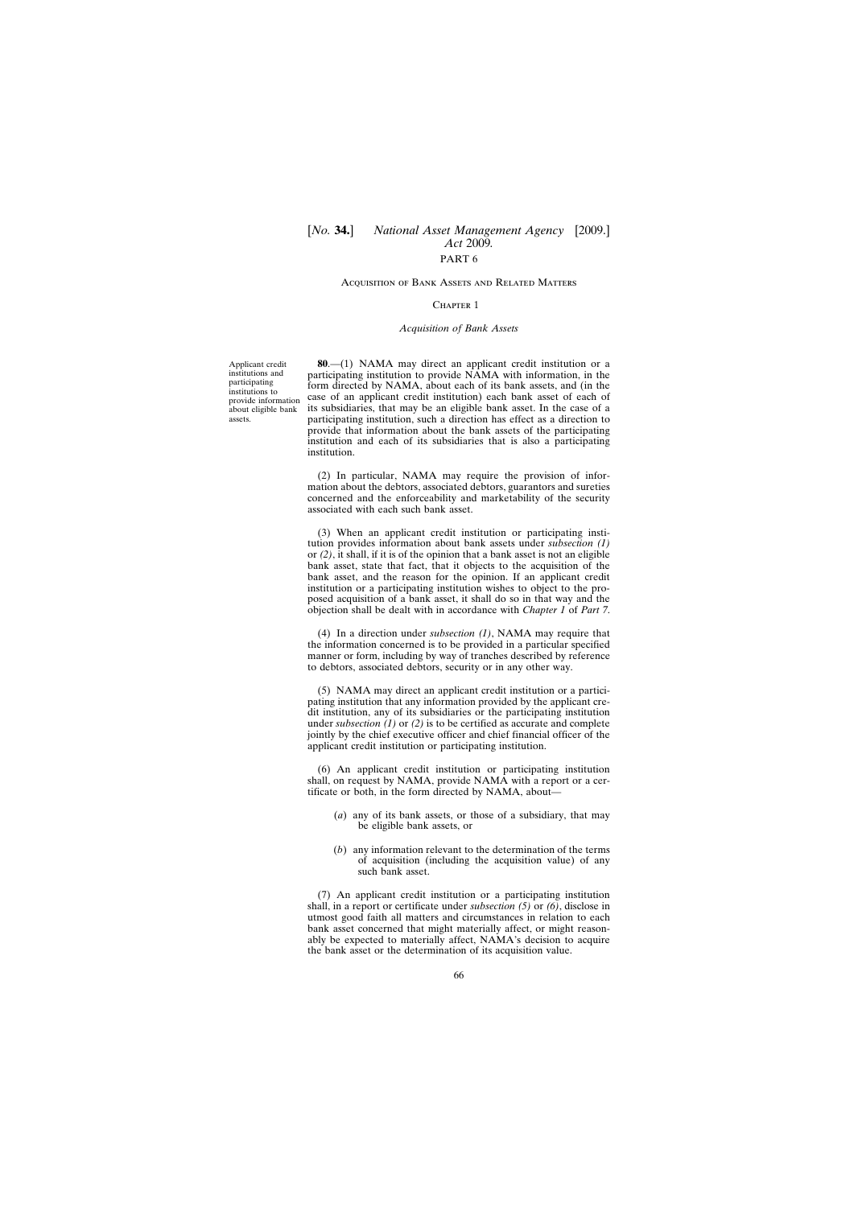PART 6

Acquisition of Bank Assets and Related Matters

Chapter 1

*Acquisition of Bank Assets*

Applicant credit institutions and participating institutions to provide information about eligible bank assets.

**80**.—(1) NAMA may direct an applicant credit institution or a participating institution to provide NAMA with information, in the form directed by NAMA, about each of its bank assets, and (in the case of an applicant credit institution) each bank asset of each of its subsidiaries, that may be an eligible bank asset. In the case of a participating institution, such a direction has effect as a direction to provide that information about the bank assets of the participating institution and each of its subsidiaries that is also a participating institution.

(2) In particular, NAMA may require the provision of information about the debtors, associated debtors, guarantors and sureties concerned and the enforceability and marketability of the security associated with each such bank asset.

(3) When an applicant credit institution or participating institution provides information about bank assets under *subsection (1)* or *(2)*, it shall, if it is of the opinion that a bank asset is not an eligible bank asset, state that fact, that it objects to the acquisition of the bank asset, and the reason for the opinion. If an applicant credit institution or a participating institution wishes to object to the proposed acquisition of a bank asset, it shall do so in that way and the objection shall be dealt with in accordance with *Chapter 1* of *Part 7*.

(4) In a direction under *subsection (1)*, NAMA may require that the information concerned is to be provided in a particular specified manner or form, including by way of tranches described by reference to debtors, associated debtors, security or in any other way.

(5) NAMA may direct an applicant credit institution or a participating institution that any information provided by the applicant credit institution, any of its subsidiaries or the participating institution under *subsection (1)* or *(2)* is to be certified as accurate and complete jointly by the chief executive officer and chief financial officer of the applicant credit institution or participating institution.

(6) An applicant credit institution or participating institution shall, on request by NAMA, provide NAMA with a report or a certificate or both, in the form directed by NAMA, about—

(*a*) any of its bank assets, or those of a subsidiary, that may be eligible bank assets, or

(*b*) any information relevant to the determination of the terms of acquisition (including the acquisition value) of any such bank asset.

(7) An applicant credit institution or a participating institution shall, in a report or certificate under *subsection (5)* or *(6)*, disclose in utmost good faith all matters and circumstances in relation to each bank asset concerned that might materially affect, or might reasonably be expected to materially affect, NAMA's decision to acquire the bank asset or the determination of its acquisition value.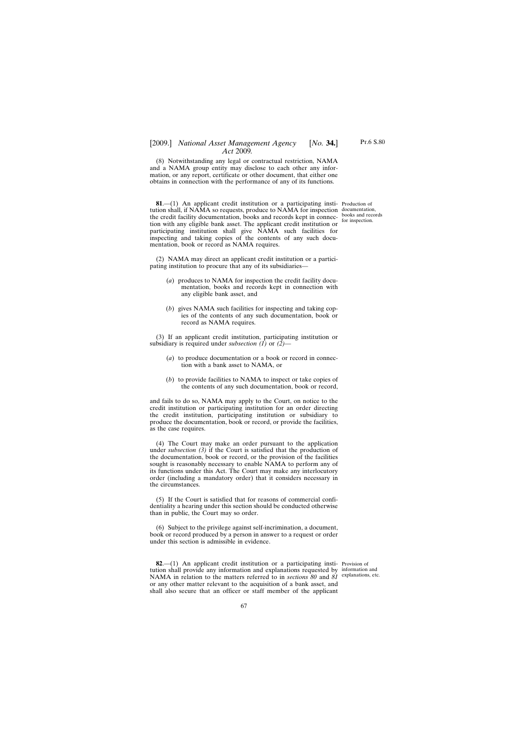(8) Notwithstanding any legal or contractual restriction, NAMA and a NAMA group entity may disclose to each other any information, or any report, certificate or other document, that either one obtains in connection with the performance of any of its functions.

Production of documentation, books and records for inspection.

**81**.—(1) An applicant credit institution or a participating institution shall, if NAMA so requests, produce to NAMA for inspection the credit facility documentation, books and records kept in connection with any eligible bank asset. The applicant credit institution or participating institution shall give NAMA such facilities for inspecting and taking copies of the contents of any such documentation, book or record as NAMA requires.

(2) NAMA may direct an applicant credit institution or a participating institution to procure that any of its subsidiaries—

(*a*) produces to NAMA for inspection the credit facility documentation, books and records kept in connection with any eligible bank asset, and

(*b*) gives NAMA such facilities for inspecting and taking copies of the contents of any such documentation, book or record as NAMA requires.

(3) If an applicant credit institution, participating institution or subsidiary is required under *subsection (1)* or *(2)*—

(*a*) to produce documentation or a book or record in connection with a bank asset to NAMA, or

(*b*) to provide facilities to NAMA to inspect or take copies of the contents of any such documentation, book or record,

and fails to do so, NAMA may apply to the Court, on notice to the credit institution or participating institution for an order directing the credit institution, participating institution or subsidiary to produce the documentation, book or record, or provide the facilities, as the case requires.

(4) The Court may make an order pursuant to the application under *subsection (3)* if the Court is satisfied that the production of the documentation, book or record, or the provision of the facilities sought is reasonably necessary to enable NAMA to perform any of its functions under this Act. The Court may make any interlocutory order (including a mandatory order) that it considers necessary in the circumstances.

(5) If the Court is satisfied that for reasons of commercial confidentiality a hearing under this section should be conducted otherwise than in public, the Court may so order.

(6) Subject to the privilege against self-incrimination, a document, book or record produced by a person in answer to a request or order under this section is admissible in evidence.

Provision of information and explanations, etc.

**82**.—(1) An applicant credit institution or a participating institution shall provide any information and explanations requested by NAMA in relation to the matters referred to in *sections 80* and *81* or any other matter relevant to the acquisition of a bank asset, and shall also secure that an officer or staff member of the applicant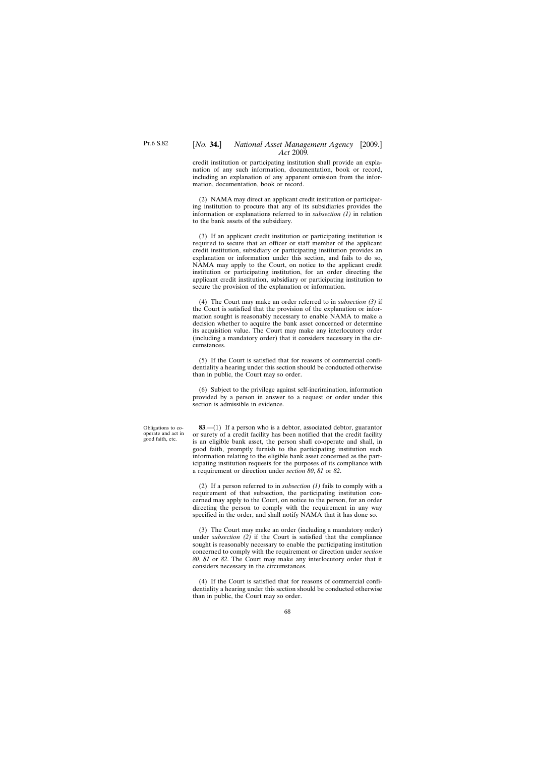credit institution or participating institution shall provide an explanation of any such information, documentation, book or record, including an explanation of any apparent omission from the information, documentation, book or record.

(2) NAMA may direct an applicant credit institution or participating institution to procure that any of its subsidiaries provides the information or explanations referred to in *subsection (1)* in relation to the bank assets of the subsidiary.

(3) If an applicant credit institution or participating institution is required to secure that an officer or staff member of the applicant credit institution, subsidiary or participating institution provides an explanation or information under this section, and fails to do so, NAMA may apply to the Court, on notice to the applicant credit institution or participating institution, for an order directing the applicant credit institution, subsidiary or participating institution to secure the provision of the explanation or information.

(4) The Court may make an order referred to in *subsection (3)* if the Court is satisfied that the provision of the explanation or information sought is reasonably necessary to enable NAMA to make a decision whether to acquire the bank asset concerned or determine its acquisition value. The Court may make any interlocutory order (including a mandatory order) that it considers necessary in the circumstances.

(5) If the Court is satisfied that for reasons of commercial confidentiality a hearing under this section should be conducted otherwise than in public, the Court may so order.

(6) Subject to the privilege against self-incrimination, information provided by a person in answer to a request or order under this section is admissible in evidence.

Obligations to co-operate and act in good faith, etc.

**83**.—(1) If a person who is a debtor, associated debtor, guarantor or surety of a credit facility has been notified that the credit facility is an eligible bank asset, the person shall co-operate and shall, in good faith, promptly furnish to the participating institution such information relating to the eligible bank asset concerned as the participating institution requests for the purposes of its compliance with a requirement or direction under *section 80*, *81* or *82*.

(2) If a person referred to in *subsection (1)* fails to comply with a requirement of that subsection, the participating institution concerned may apply to the Court, on notice to the person, for an order directing the person to comply with the requirement in any way specified in the order, and shall notify NAMA that it has done so.

(3) The Court may make an order (including a mandatory order) under *subsection (2)* if the Court is satisfied that the compliance sought is reasonably necessary to enable the participating institution concerned to comply with the requirement or direction under *section 80*, *81* or *82*. The Court may make any interlocutory order that it considers necessary in the circumstances.

(4) If the Court is satisfied that for reasons of commercial confidentiality a hearing under this section should be conducted otherwise than in public, the Court may so order.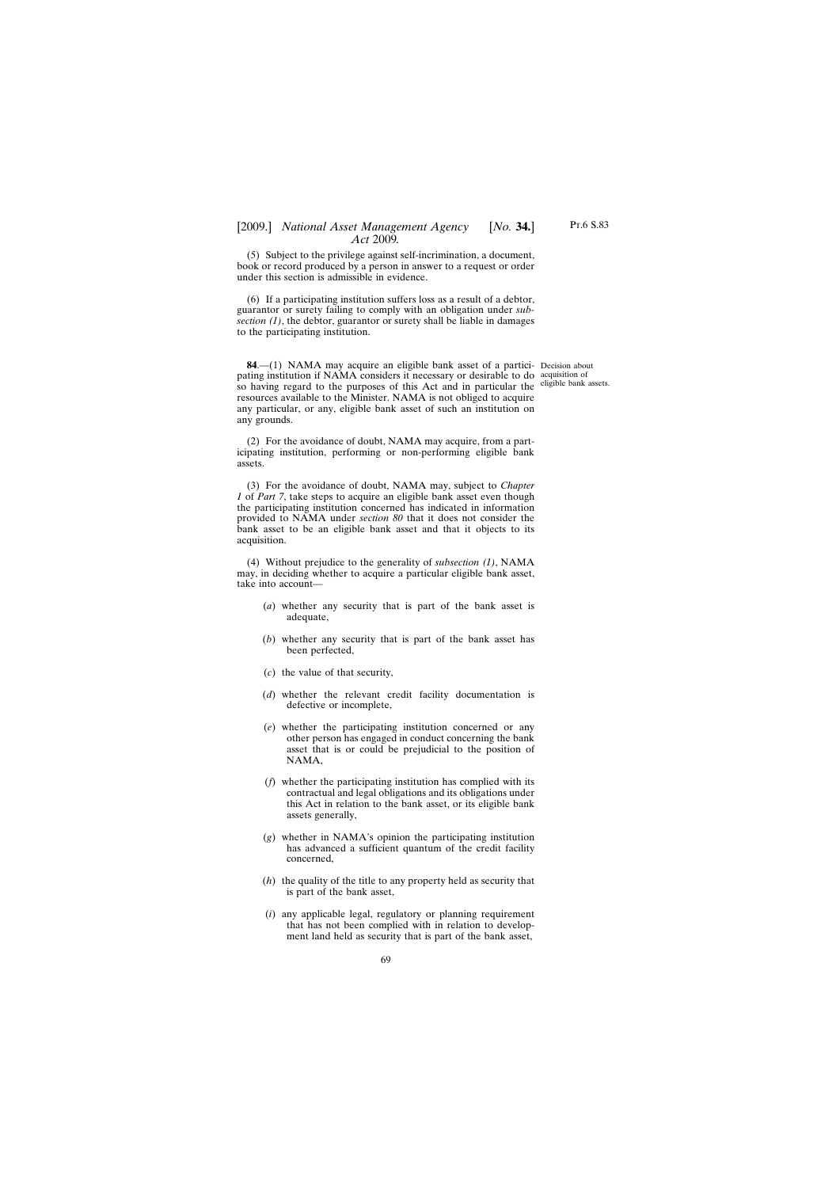(5) Subject to the privilege against self-incrimination, a document, book or record produced by a person in answer to a request or order under this section is admissible in evidence.

(6) If a participating institution suffers loss as a result of a debtor, guarantor or surety failing to comply with an obligation under *subsection (1)*, the debtor, guarantor or surety shall be liable in damages to the participating institution.

Decision about acquisition of eligible bank assets.

**84**.—(1) NAMA may acquire an eligible bank asset of a participating institution if NAMA considers it necessary or desirable to do so having regard to the purposes of this Act and in particular the resources available to the Minister. NAMA is not obliged to acquire any particular, or any, eligible bank asset of such an institution on any grounds.

(2) For the avoidance of doubt, NAMA may acquire, from a participating institution, performing or non-performing eligible bank assets.

(3) For the avoidance of doubt, NAMA may, subject to *Chapter 1* of *Part 7*, take steps to acquire an eligible bank asset even though the participating institution concerned has indicated in information provided to NAMA under *section 80* that it does not consider the bank asset to be an eligible bank asset and that it objects to its acquisition.

(4) Without prejudice to the generality of *subsection (1)*, NAMA may, in deciding whether to acquire a particular eligible bank asset, take into account—

(*a*) whether any security that is part of the bank asset is adequate,

(*b*) whether any security that is part of the bank asset has been perfected,

(*c*) the value of that security,

(*d*) whether the relevant credit facility documentation is defective or incomplete,

(*e*) whether the participating institution concerned or any other person has engaged in conduct concerning the bank asset that is or could be prejudicial to the position of NAMA,

(*f*) whether the participating institution has complied with its contractual and legal obligations and its obligations under this Act in relation to the bank asset, or its eligible bank assets generally,

(*g*) whether in NAMA's opinion the participating institution has advanced a sufficient quantum of the credit facility concerned,

(*h*) the quality of the title to any property held as security that is part of the bank asset,

(*i*) any applicable legal, regulatory or planning requirement that has not been complied with in relation to development land held as security that is part of the bank asset,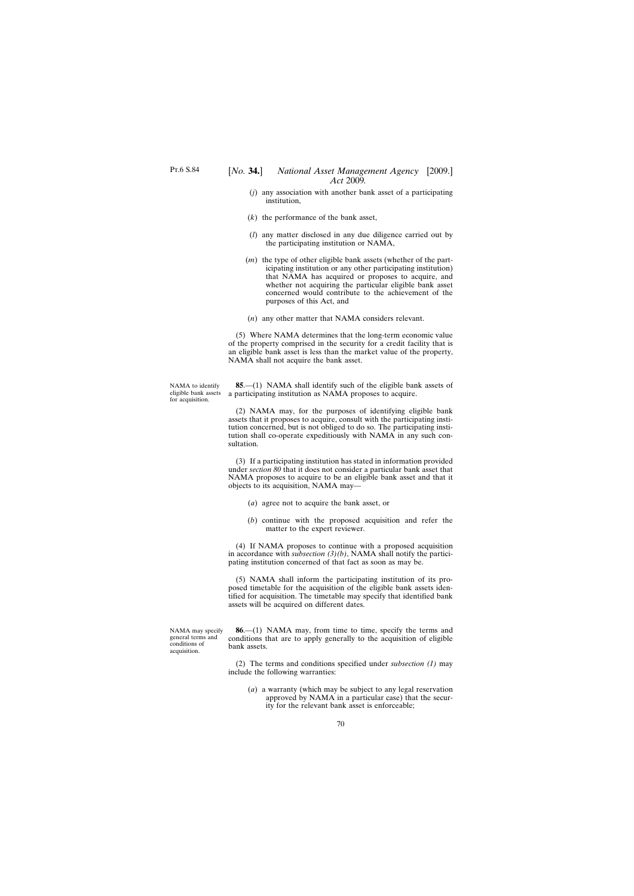(*j*) any association with another bank asset of a participating institution,

(*k*) the performance of the bank asset,

(*l*) any matter disclosed in any due diligence carried out by the participating institution or NAMA,

(*m*) the type of other eligible bank assets (whether of the participating institution or any other participating institution) that NAMA has acquired or proposes to acquire, and whether not acquiring the particular eligible bank asset concerned would contribute to the achievement of the purposes of this Act, and

(*n*) any other matter that NAMA considers relevant.

(5) Where NAMA determines that the long-term economic value of the property comprised in the security for a credit facility that is an eligible bank asset is less than the market value of the property, NAMA shall not acquire the bank asset.

NAMA to identify eligible bank assets for acquisition.

**85**.—(1) NAMA shall identify such of the eligible bank assets of a participating institution as NAMA proposes to acquire.

(2) NAMA may, for the purposes of identifying eligible bank assets that it proposes to acquire, consult with the participating institution concerned, but is not obliged to do so. The participating institution shall co-operate expeditiously with NAMA in any such consultation.

(3) If a participating institution has stated in information provided under *section 80* that it does not consider a particular bank asset that NAMA proposes to acquire to be an eligible bank asset and that it objects to its acquisition, NAMA may—

(*a*) agree not to acquire the bank asset, or

(*b*) continue with the proposed acquisition and refer the matter to the expert reviewer.

(4) If NAMA proposes to continue with a proposed acquisition in accordance with *subsection (3)(b)*, NAMA shall notify the participating institution concerned of that fact as soon as may be.

(5) NAMA shall inform the participating institution of its proposed timetable for the acquisition of the eligible bank assets identified for acquisition. The timetable may specify that identified bank assets will be acquired on different dates.

NAMA may specify general terms and conditions of acquisition.

**86**.—(1) NAMA may, from time to time, specify the terms and conditions that are to apply generally to the acquisition of eligible bank assets.

(2) The terms and conditions specified under *subsection (1)* may include the following warranties:

(*a*) a warranty (which may be subject to any legal reservation approved by NAMA in a particular case) that the security for the relevant bank asset is enforceable;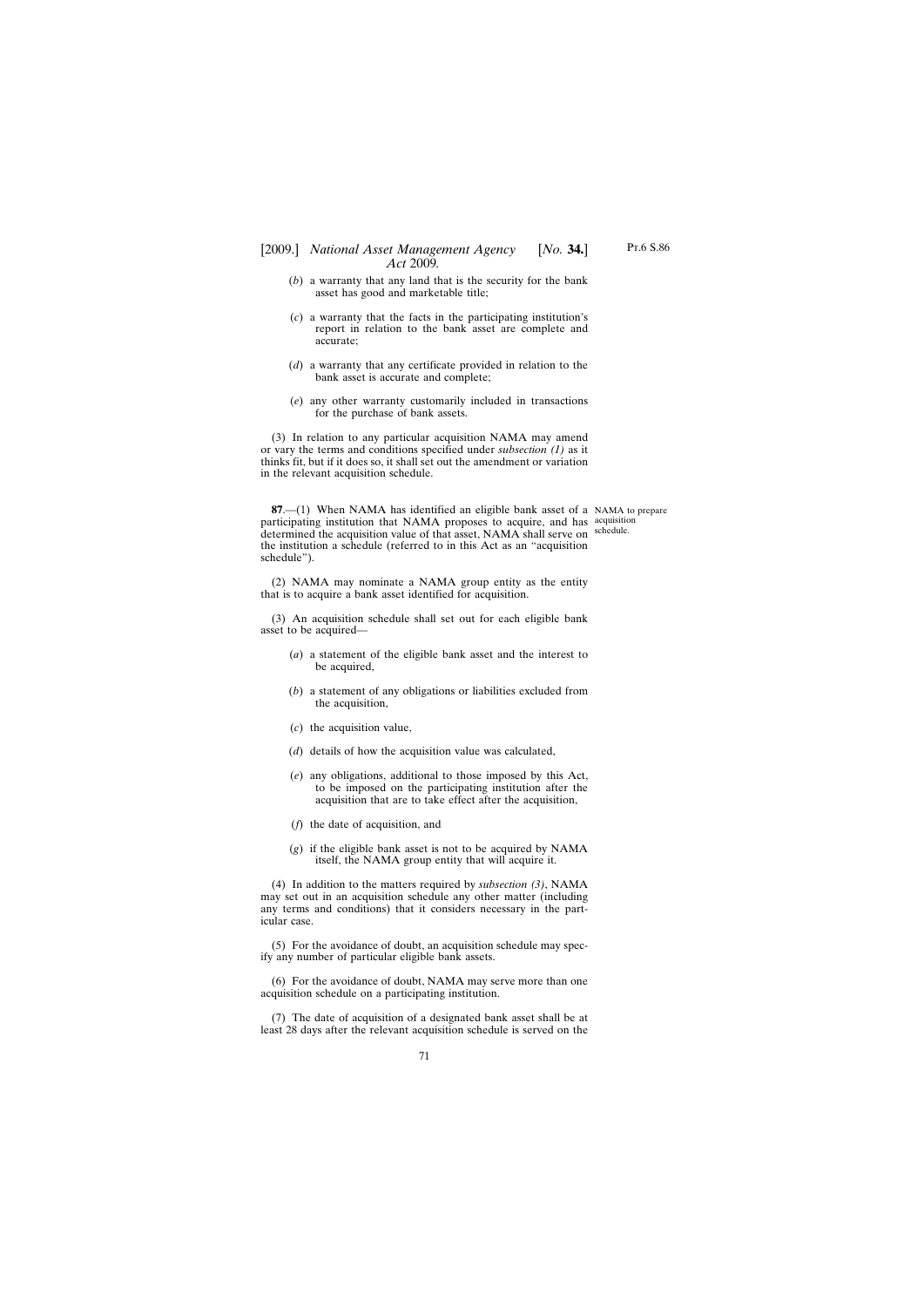(*b*) a warranty that any land that is the security for the bank asset has good and marketable title;

(*c*) a warranty that the facts in the participating institution's report in relation to the bank asset are complete and accurate;

(*d*) a warranty that any certificate provided in relation to the bank asset is accurate and complete;

(*e*) any other warranty customarily included in transactions for the purchase of bank assets.

(3) In relation to any particular acquisition NAMA may amend or vary the terms and conditions specified under *subsection (1)* as it thinks fit, but if it does so, it shall set out the amendment or variation in the relevant acquisition schedule.

NAMA to prepare acquisition schedule.

**87**.—(1) When NAMA has identified an eligible bank asset of a participating institution that NAMA proposes to acquire, and has determined the acquisition value of that asset, NAMA shall serve on the institution a schedule (referred to in this Act as an "acquisition schedule").

(2) NAMA may nominate a NAMA group entity as the entity that is to acquire a bank asset identified for acquisition.

(3) An acquisition schedule shall set out for each eligible bank asset to be acquired—

(*a*) a statement of the eligible bank asset and the interest to be acquired,

(*b*) a statement of any obligations or liabilities excluded from the acquisition,

(*c*) the acquisition value,

(*d*) details of how the acquisition value was calculated,

(*e*) any obligations, additional to those imposed by this Act, to be imposed on the participating institution after the acquisition that are to take effect after the acquisition,

(*f*) the date of acquisition, and

(*g*) if the eligible bank asset is not to be acquired by NAMA itself, the NAMA group entity that will acquire it.

(4) In addition to the matters required by *subsection (3)*, NAMA may set out in an acquisition schedule any other matter (including any terms and conditions) that it considers necessary in the particular case.

(5) For the avoidance of doubt, an acquisition schedule may specify any number of particular eligible bank assets.

(6) For the avoidance of doubt, NAMA may serve more than one acquisition schedule on a participating institution.

(7) The date of acquisition of a designated bank asset shall be at least 28 days after the relevant acquisition schedule is served on the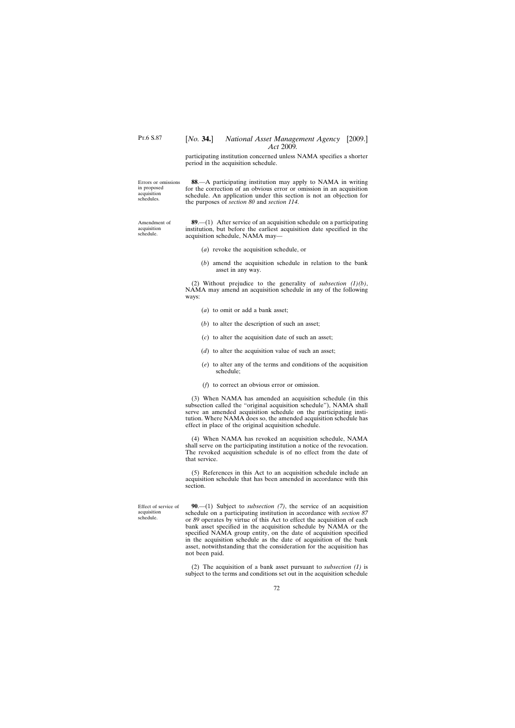participating institution concerned unless NAMA specifies a shorter period in the acquisition schedule.

Errors or omissions in proposed acquisition schedules.

**88**.—A participating institution may apply to NAMA in writing for the correction of an obvious error or omission in an acquisition schedule. An application under this section is not an objection for the purposes of *section 80* and *section 114*.

Amendment of acquisition schedule.

**89**.—(1) After service of an acquisition schedule on a participating institution, but before the earliest acquisition date specified in the acquisition schedule, NAMA may—

(*a*) revoke the acquisition schedule, or

(*b*) amend the acquisition schedule in relation to the bank asset in any way.

(2) Without prejudice to the generality of *subsection (1)(b)*, NAMA may amend an acquisition schedule in any of the following ways:

(*a*) to omit or add a bank asset;

(*b*) to alter the description of such an asset;

(*c*) to alter the acquisition date of such an asset;

(*d*) to alter the acquisition value of such an asset;

(*e*) to alter any of the terms and conditions of the acquisition schedule;

(*f*) to correct an obvious error or omission.

(3) When NAMA has amended an acquisition schedule (in this subsection called the "original acquisition schedule"), NAMA shall serve an amended acquisition schedule on the participating institution. Where NAMA does so, the amended acquisition schedule has effect in place of the original acquisition schedule.

(4) When NAMA has revoked an acquisition schedule, NAMA shall serve on the participating institution a notice of the revocation. The revoked acquisition schedule is of no effect from the date of that service.

(5) References in this Act to an acquisition schedule include an acquisition schedule that has been amended in accordance with this section.

Effect of service of acquisition schedule.

**90**.—(1) Subject to *subsection (7)*, the service of an acquisition schedule on a participating institution in accordance with *section 87* or *89* operates by virtue of this Act to effect the acquisition of each bank asset specified in the acquisition schedule by NAMA or the specified NAMA group entity, on the date of acquisition specified in the acquisition schedule as the date of acquisition of the bank asset, notwithstanding that the consideration for the acquisition has not been paid.

(2) The acquisition of a bank asset pursuant to *subsection (1)* is subject to the terms and conditions set out in the acquisition schedule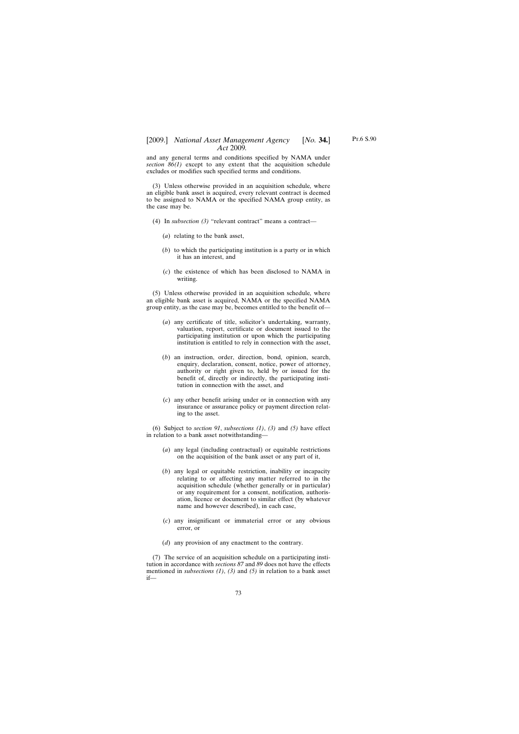and any general terms and conditions specified by NAMA under *section 86(1)* except to any extent that the acquisition schedule excludes or modifies such specified terms and conditions.

(3) Unless otherwise provided in an acquisition schedule, where an eligible bank asset is acquired, every relevant contract is deemed to be assigned to NAMA or the specified NAMA group entity, as the case may be.

(4) In *subsection (3)* "relevant contract" means a contract—

(*a*) relating to the bank asset,

(*b*) to which the participating institution is a party or in which it has an interest, and

(*c*) the existence of which has been disclosed to NAMA in writing.

(5) Unless otherwise provided in an acquisition schedule, where an eligible bank asset is acquired, NAMA or the specified NAMA group entity, as the case may be, becomes entitled to the benefit of—

(*a*) any certificate of title, solicitor's undertaking, warranty, valuation, report, certificate or document issued to the participating institution or upon which the participating institution is entitled to rely in connection with the asset,

(*b*) an instruction, order, direction, bond, opinion, search, enquiry, declaration, consent, notice, power of attorney, authority or right given to, held by or issued for the benefit of, directly or indirectly, the participating institution in connection with the asset, and

(*c*) any other benefit arising under or in connection with any insurance or assurance policy or payment direction relating to the asset.

(6) Subject to *section 91*, *subsections (1)*, *(3)* and *(5)* have effect in relation to a bank asset notwithstanding—

(*a*) any legal (including contractual) or equitable restrictions on the acquisition of the bank asset or any part of it,

(*b*) any legal or equitable restriction, inability or incapacity relating to or affecting any matter referred to in the acquisition schedule (whether generally or in particular) or any requirement for a consent, notification, authorisation, licence or document to similar effect (by whatever name and however described), in each case,

(*c*) any insignificant or immaterial error or any obvious error, or

(*d*) any provision of any enactment to the contrary.

(7) The service of an acquisition schedule on a participating institution in accordance with *sections 87* and *89* does not have the effects mentioned in *subsections (1)*, *(3)* and *(5)* in relation to a bank asset if—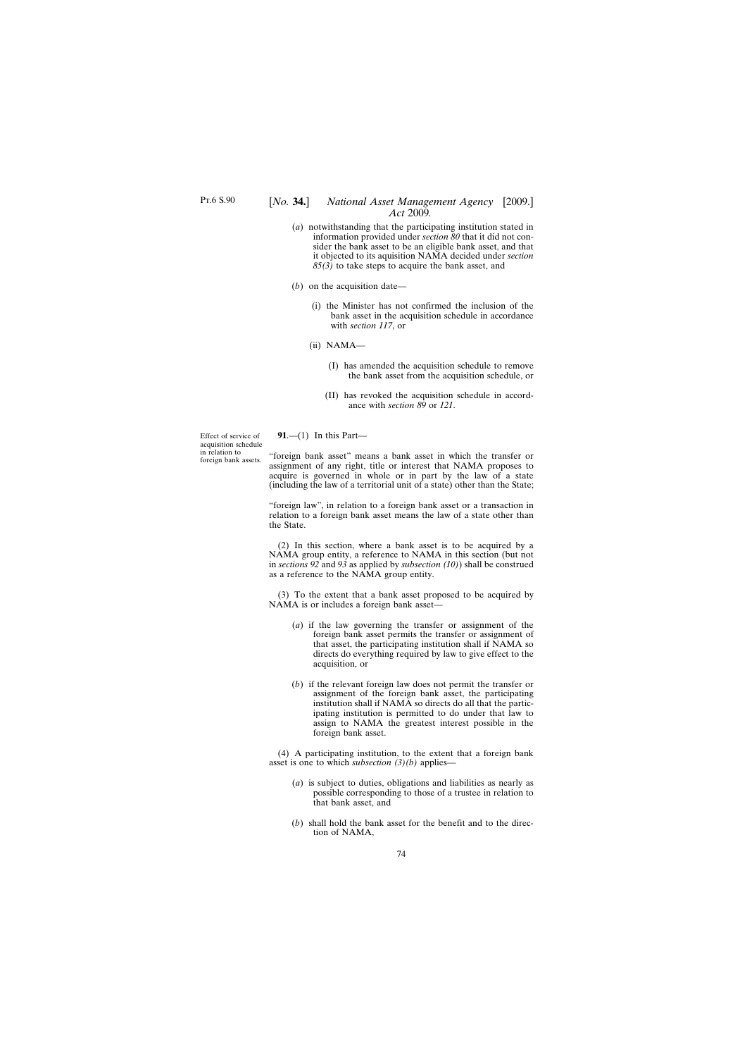(*a*) notwithstanding that the participating institution stated in information provided under *section 80* that it did not consider the bank asset to be an eligible bank asset, and that it objected to its aquisition NAMA decided under *section 85(3)* to take steps to acquire the bank asset, and

(*b*) on the acquisition date—

(i) the Minister has not confirmed the inclusion of the bank asset in the acquisition schedule in accordance with *section 117*, or

(ii) NAMA—

(I) has amended the acquisition schedule to remove the bank asset from the acquisition schedule, or

(II) has revoked the acquisition schedule in accordance with *section 89* or *121*.

Effect of service of acquisition schedule in relation to foreign bank assets.

**91**.—(1) In this Part—

"foreign bank asset" means a bank asset in which the transfer or assignment of any right, title or interest that NAMA proposes to acquire is governed in whole or in part by the law of a state (including the law of a territorial unit of a state) other than the State;

"foreign law", in relation to a foreign bank asset or a transaction in relation to a foreign bank asset means the law of a state other than the State.

(2) In this section, where a bank asset is to be acquired by a NAMA group entity, a reference to NAMA in this section (but not in *sections 92* and *93* as applied by *subsection (10)*) shall be construed as a reference to the NAMA group entity.

(3) To the extent that a bank asset proposed to be acquired by NAMA is or includes a foreign bank asset—

(*a*) if the law governing the transfer or assignment of the foreign bank asset permits the transfer or assignment of that asset, the participating institution shall if NAMA so directs do everything required by law to give effect to the acquisition, or

(*b*) if the relevant foreign law does not permit the transfer or assignment of the foreign bank asset, the participating institution shall if NAMA so directs do all that the participating institution is permitted to do under that law to assign to NAMA the greatest interest possible in the foreign bank asset.

(4) A participating institution, to the extent that a foreign bank asset is one to which *subsection (3)(b)* applies—

(*a*) is subject to duties, obligations and liabilities as nearly as possible corresponding to those of a trustee in relation to that bank asset, and

(*b*) shall hold the bank asset for the benefit and to the direction of NAMA,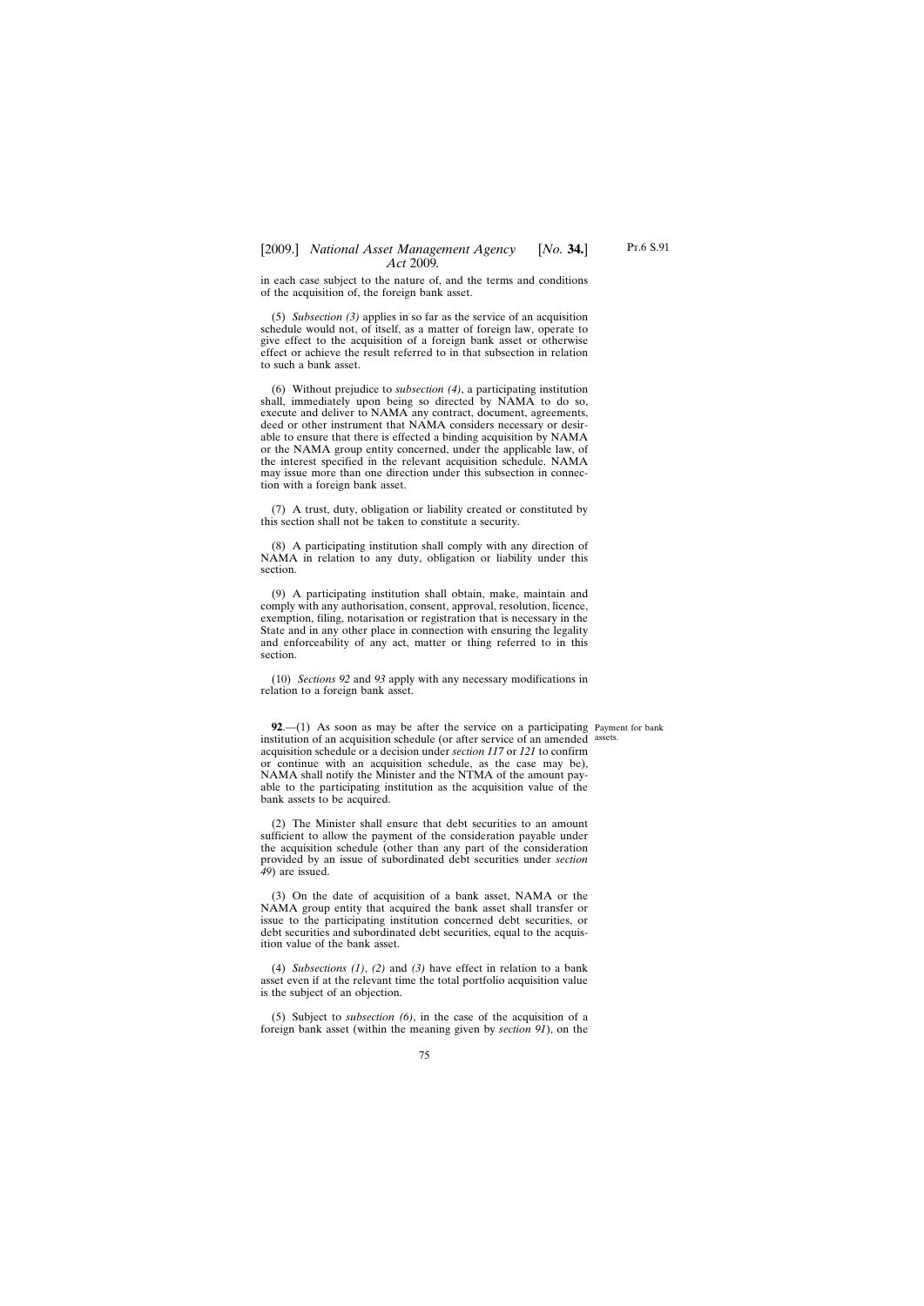in each case subject to the nature of, and the terms and conditions of the acquisition of, the foreign bank asset.

(5) *Subsection (3)* applies in so far as the service of an acquisition schedule would not, of itself, as a matter of foreign law, operate to give effect to the acquisition of a foreign bank asset or otherwise effect or achieve the result referred to in that subsection in relation to such a bank asset.

(6) Without prejudice to *subsection (4)*, a participating institution shall, immediately upon being so directed by NAMA to do so, execute and deliver to NAMA any contract, document, agreements, deed or other instrument that NAMA considers necessary or desirable to ensure that there is effected a binding acquisition by NAMA or the NAMA group entity concerned, under the applicable law, of the interest specified in the relevant acquisition schedule. NAMA may issue more than one direction under this subsection in connection with a foreign bank asset.

(7) A trust, duty, obligation or liability created or constituted by this section shall not be taken to constitute a security.

(8) A participating institution shall comply with any direction of NAMA in relation to any duty, obligation or liability under this section.

(9) A participating institution shall obtain, make, maintain and comply with any authorisation, consent, approval, resolution, licence, exemption, filing, notarisation or registration that is necessary in the State and in any other place in connection with ensuring the legality and enforceability of any act, matter or thing referred to in this section.

(10) *Sections 92* and *93* apply with any necessary modifications in relation to a foreign bank asset.

Payment for bank assets.

**92**.—(1) As soon as may be after the service on a participating institution of an acquisition schedule (or after service of an amended acquisition schedule or a decision under *section 117* or *121* to confirm or continue with an acquisition schedule, as the case may be), NAMA shall notify the Minister and the NTMA of the amount payable to the participating institution as the acquisition value of the bank assets to be acquired.

(2) The Minister shall ensure that debt securities to an amount sufficient to allow the payment of the consideration payable under the acquisition schedule (other than any part of the consideration provided by an issue of subordinated debt securities under *section 49*) are issued.

(3) On the date of acquisition of a bank asset, NAMA or the NAMA group entity that acquired the bank asset shall transfer or issue to the participating institution concerned debt securities, or debt securities and subordinated debt securities, equal to the acquisition value of the bank asset.

(4) *Subsections (1)*, *(2)* and *(3)* have effect in relation to a bank asset even if at the relevant time the total portfolio acquisition value is the subject of an objection.

(5) Subject to *subsection (6)*, in the case of the acquisition of a foreign bank asset (within the meaning given by *section 91*), on the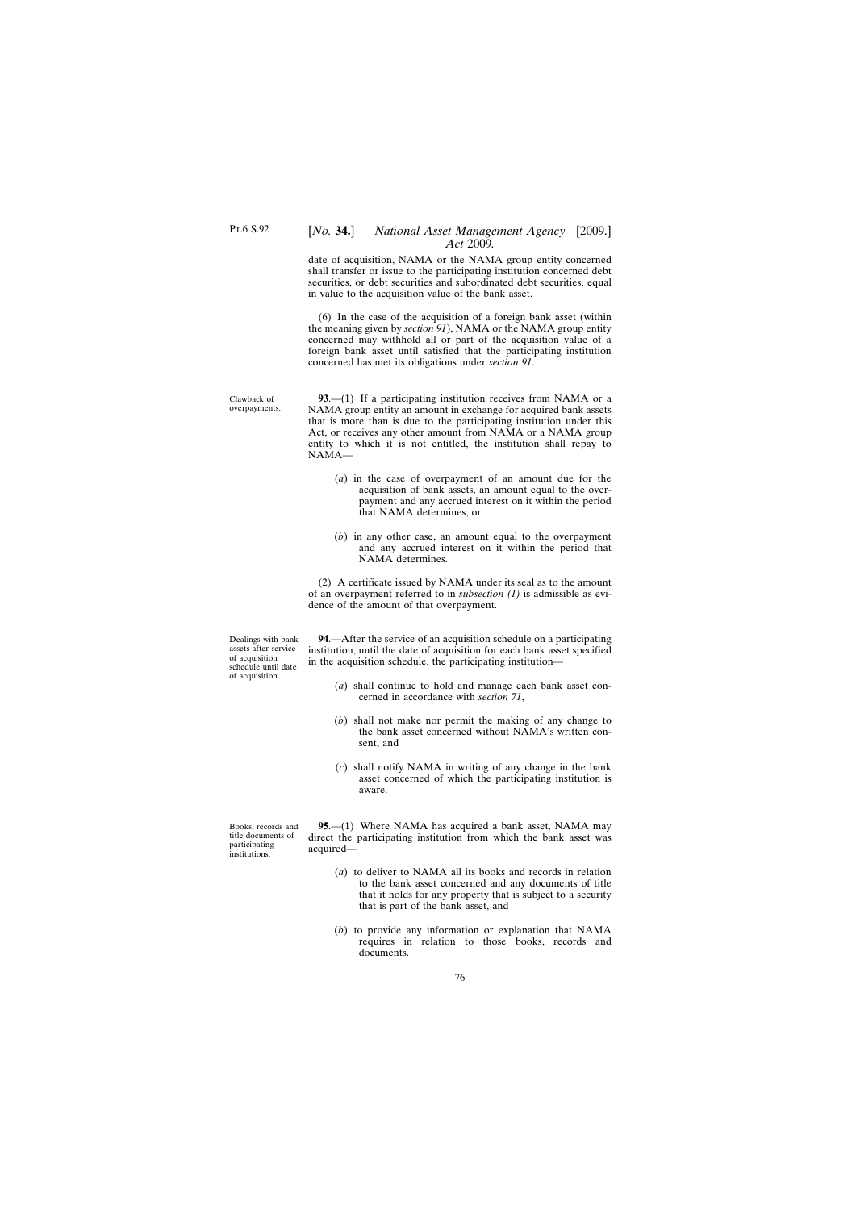date of acquisition, NAMA or the NAMA group entity concerned shall transfer or issue to the participating institution concerned debt securities, or debt securities and subordinated debt securities, equal in value to the acquisition value of the bank asset.

(6) In the case of the acquisition of a foreign bank asset (within the meaning given by *section 91*), NAMA or the NAMA group entity concerned may withhold all or part of the acquisition value of a foreign bank asset until satisfied that the participating institution concerned has met its obligations under *section 91*.

Clawback of overpayments.

**93**.—(1) If a participating institution receives from NAMA or a NAMA group entity an amount in exchange for acquired bank assets that is more than is due to the participating institution under this Act, or receives any other amount from NAMA or a NAMA group entity to which it is not entitled, the institution shall repay to NAMA—

(*a*) in the case of overpayment of an amount due for the acquisition of bank assets, an amount equal to the overpayment and any accrued interest on it within the period that NAMA determines, or

(*b*) in any other case, an amount equal to the overpayment and any accrued interest on it within the period that NAMA determines.

(2) A certificate issued by NAMA under its seal as to the amount of an overpayment referred to in *subsection (1)* is admissible as evidence of the amount of that overpayment.

Dealings with bank assets after service of acquisition schedule until date of acquisition.

**94**.—After the service of an acquisition schedule on a participating institution, until the date of acquisition for each bank asset specified in the acquisition schedule, the participating institution—

(*a*) shall continue to hold and manage each bank asset concerned in accordance with *section 71*,

(*b*) shall not make nor permit the making of any change to the bank asset concerned without NAMA's written consent, and

(*c*) shall notify NAMA in writing of any change in the bank asset concerned of which the participating institution is aware.

Books, records and title documents of participating institutions.

**95**.—(1) Where NAMA has acquired a bank asset, NAMA may direct the participating institution from which the bank asset was acquired—

(*a*) to deliver to NAMA all its books and records in relation to the bank asset concerned and any documents of title that it holds for any property that is subject to a security that is part of the bank asset, and

(*b*) to provide any information or explanation that NAMA requires in relation to those books, records and documents.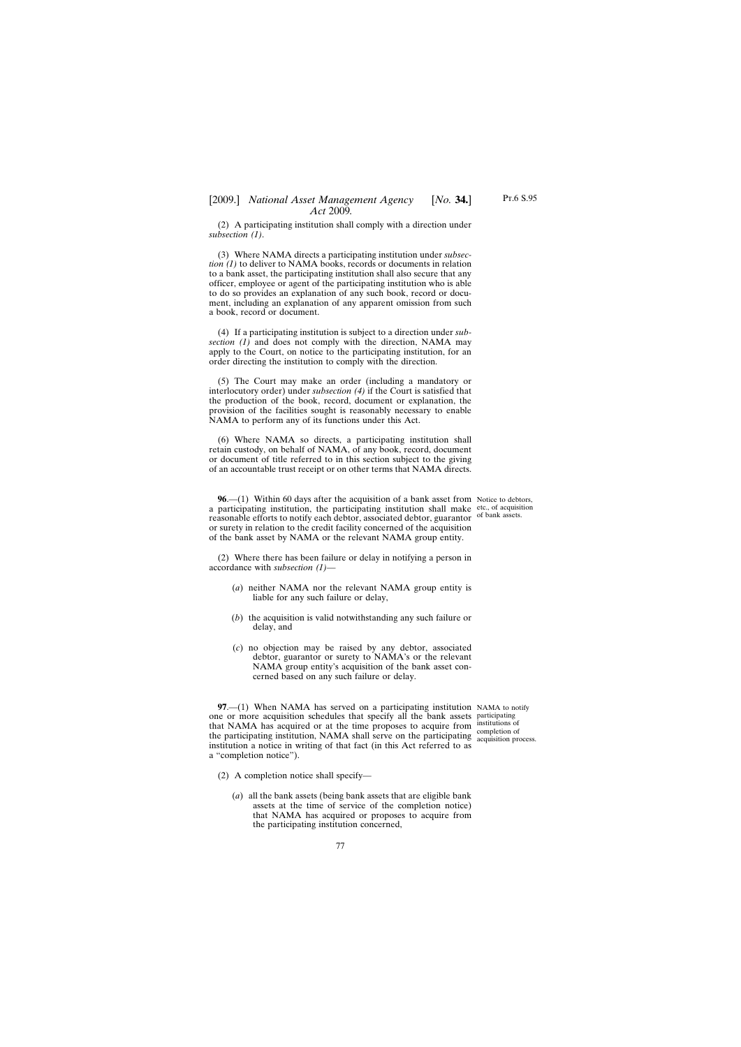(2) A participating institution shall comply with a direction under *subsection (1)*.

(3) Where NAMA directs a participating institution under *subsection (1)* to deliver to NAMA books, records or documents in relation to a bank asset, the participating institution shall also secure that any officer, employee or agent of the participating institution who is able to do so provides an explanation of any such book, record or document, including an explanation of any apparent omission from such a book, record or document.

(4) If a participating institution is subject to a direction under *subsection (1)* and does not comply with the direction, NAMA may apply to the Court, on notice to the participating institution, for an order directing the institution to comply with the direction.

(5) The Court may make an order (including a mandatory or interlocutory order) under *subsection (4)* if the Court is satisfied that the production of the book, record, document or explanation, the provision of the facilities sought is reasonably necessary to enable NAMA to perform any of its functions under this Act.

(6) Where NAMA so directs, a participating institution shall retain custody, on behalf of NAMA, of any book, record, document or document of title referred to in this section subject to the giving of an accountable trust receipt or on other terms that NAMA directs.

Notice to debtors, etc., of acquisition of bank assets.

**96**.—(1) Within 60 days after the acquisition of a bank asset from a participating institution, the participating institution shall make reasonable efforts to notify each debtor, associated debtor, guarantor or surety in relation to the credit facility concerned of the acquisition of the bank asset by NAMA or the relevant NAMA group entity.

(2) Where there has been failure or delay in notifying a person in accordance with *subsection (1)*—

(*a*) neither NAMA nor the relevant NAMA group entity is liable for any such failure or delay,

(*b*) the acquisition is valid notwithstanding any such failure or delay, and

(*c*) no objection may be raised by any debtor, associated debtor, guarantor or surety to NAMA's or the relevant NAMA group entity's acquisition of the bank asset concerned based on any such failure or delay.

NAMA to notify participating institutions of completion of acquisition process.

**97**.—(1) When NAMA has served on a participating institution one or more acquisition schedules that specify all the bank assets that NAMA has acquired or at the time proposes to acquire from the participating institution, NAMA shall serve on the participating institution a notice in writing of that fact (in this Act referred to as a "completion notice").

(2) A completion notice shall specify—

(*a*) all the bank assets (being bank assets that are eligible bank assets at the time of service of the completion notice) that NAMA has acquired or proposes to acquire from the participating institution concerned,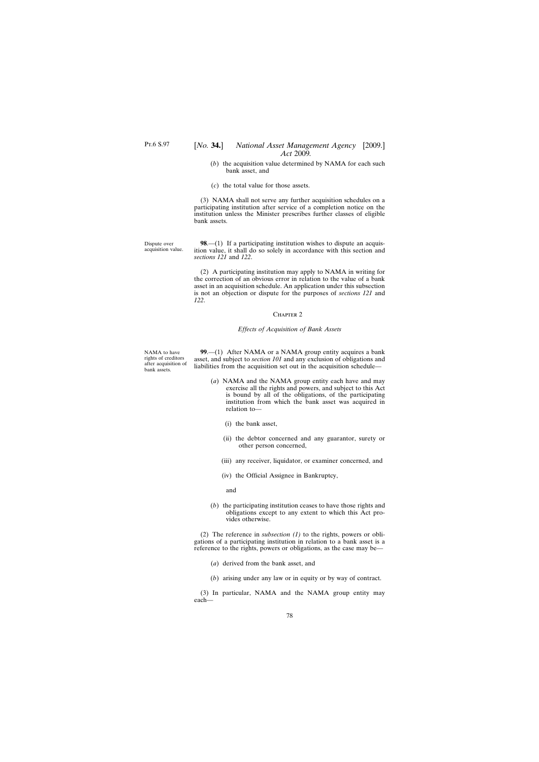(*b*) the acquisition value determined by NAMA for each such bank asset, and

(*c*) the total value for those assets.

(3) NAMA shall not serve any further acquisition schedules on a participating institution after service of a completion notice on the institution unless the Minister prescribes further classes of eligible bank assets.

Dispute over acquisition value.

**98**.—(1) If a participating institution wishes to dispute an acquisition value, it shall do so solely in accordance with this section and *sections 121* and *122*.

(2) A participating institution may apply to NAMA in writing for the correction of an obvious error in relation to the value of a bank asset in an acquisition schedule. An application under this subsection is not an objection or dispute for the purposes of *sections 121* and *122*.

## Chapter 2

### *Effects of Acquisition of Bank Assets*

NAMA to have rights of creditors after acquisition of bank assets.

**99**.—(1) After NAMA or a NAMA group entity acquires a bank asset, and subject to *section 101* and any exclusion of obligations and liabilities from the acquisition set out in the acquisition schedule—

(*a*) NAMA and the NAMA group entity each have and may exercise all the rights and powers, and subject to this Act is bound by all of the obligations, of the participating institution from which the bank asset was acquired in relation to—

(i) the bank asset,

(ii) the debtor concerned and any guarantor, surety or other person concerned,

(iii) any receiver, liquidator, or examiner concerned, and

(iv) the Official Assignee in Bankruptcy,

and

(*b*) the participating institution ceases to have those rights and obligations except to any extent to which this Act provides otherwise.

(2) The reference in *subsection (1)* to the rights, powers or obligations of a participating institution in relation to a bank asset is a reference to the rights, powers or obligations, as the case may be—

(*a*) derived from the bank asset, and

(*b*) arising under any law or in equity or by way of contract.

(3) In particular, NAMA and the NAMA group entity may each—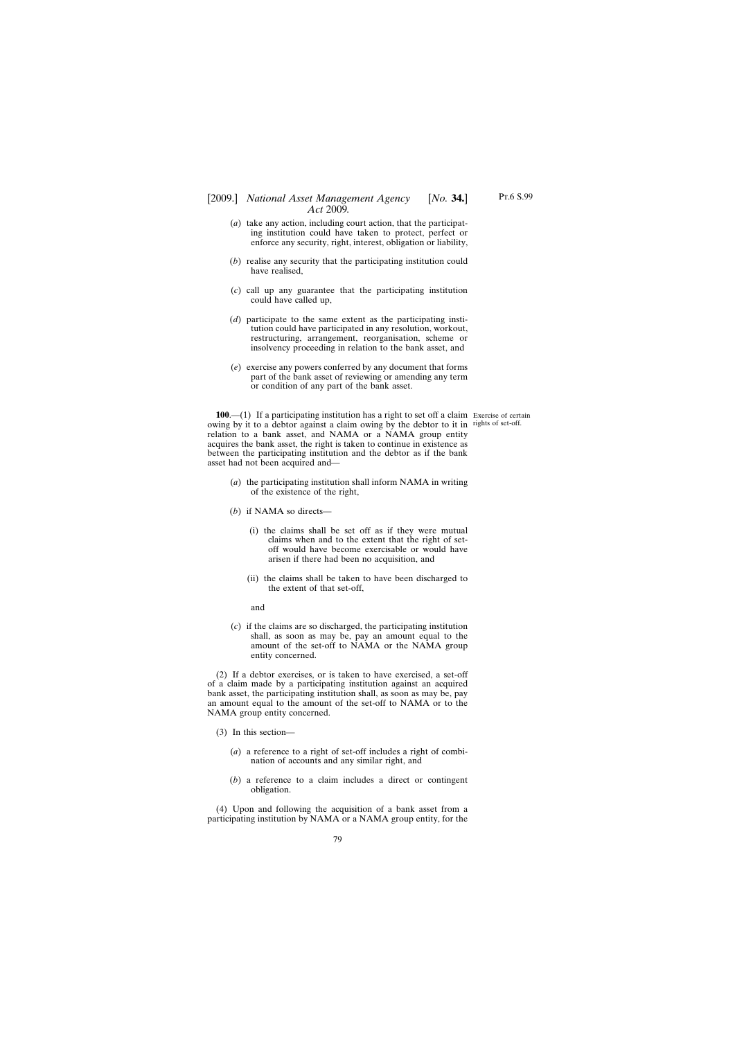(*a*) take any action, including court action, that the participating institution could have taken to protect, perfect or enforce any security, right, interest, obligation or liability,

(*b*) realise any security that the participating institution could have realised,

(*c*) call up any guarantee that the participating institution could have called up,

(*d*) participate to the same extent as the participating institution could have participated in any resolution, workout, restructuring, arrangement, reorganisation, scheme or insolvency proceeding in relation to the bank asset, and

(*e*) exercise any powers conferred by any document that forms part of the bank asset of reviewing or amending any term or condition of any part of the bank asset.

Exercise of certain rights of set-off.

**100**.—(1) If a participating institution has a right to set off a claim owing by it to a debtor against a claim owing by the debtor to it in relation to a bank asset, and NAMA or a NAMA group entity acquires the bank asset, the right is taken to continue in existence as between the participating institution and the debtor as if the bank asset had not been acquired and—

(*a*) the participating institution shall inform NAMA in writing of the existence of the right,

(*b*) if NAMA so directs—

(i) the claims shall be set off as if they were mutual claims when and to the extent that the right of set-off would have become exercisable or would have arisen if there had been no acquisition, and

(ii) the claims shall be taken to have been discharged to the extent of that set-off,

and

(*c*) if the claims are so discharged, the participating institution shall, as soon as may be, pay an amount equal to the amount of the set-off to NAMA or the NAMA group entity concerned.

(2) If a debtor exercises, or is taken to have exercised, a set-off of a claim made by a participating institution against an acquired bank asset, the participating institution shall, as soon as may be, pay an amount equal to the amount of the set-off to NAMA or to the NAMA group entity concerned.

(3) In this section—

(*a*) a reference to a right of set-off includes a right of combination of accounts and any similar right, and

(*b*) a reference to a claim includes a direct or contingent obligation.

(4) Upon and following the acquisition of a bank asset from a participating institution by NAMA or a NAMA group entity, for the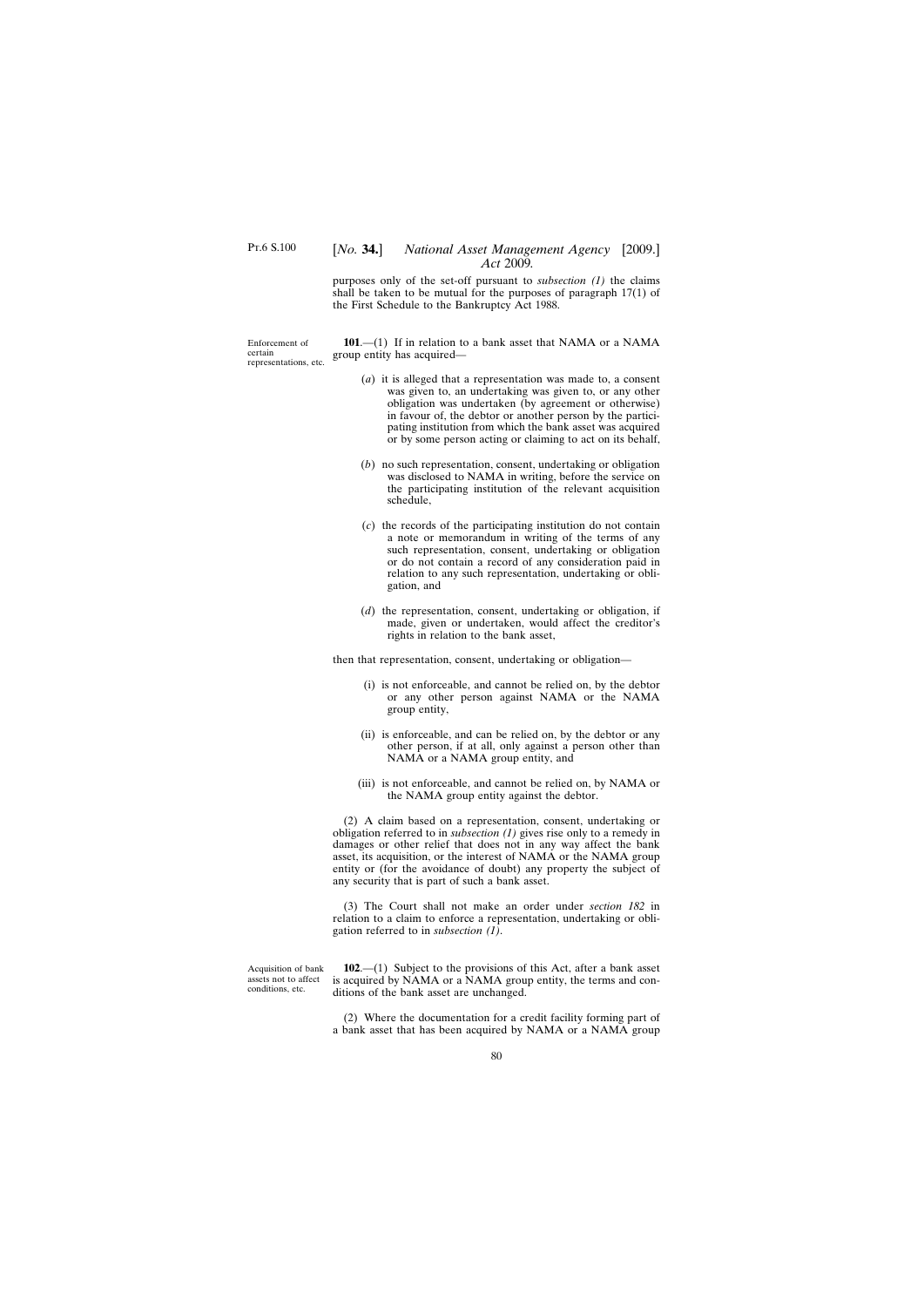purposes only of the set-off pursuant to *subsection (1)* the claims shall be taken to be mutual for the purposes of paragraph 17(1) of the First Schedule to the Bankruptcy Act 1988.

Enforcement of certain representations, etc.

**101**.—(1) If in relation to a bank asset that NAMA or a NAMA group entity has acquired—

(*a*) it is alleged that a representation was made to, a consent was given to, an undertaking was given to, or any other obligation was undertaken (by agreement or otherwise) in favour of, the debtor or another person by the participating institution from which the bank asset was acquired or by some person acting or claiming to act on its behalf,

(*b*) no such representation, consent, undertaking or obligation was disclosed to NAMA in writing, before the service on the participating institution of the relevant acquisition schedule,

(*c*) the records of the participating institution do not contain a note or memorandum in writing of the terms of any such representation, consent, undertaking or obligation or do not contain a record of any consideration paid in relation to any such representation, undertaking or obligation, and

(*d*) the representation, consent, undertaking or obligation, if made, given or undertaken, would affect the creditor's rights in relation to the bank asset,

then that representation, consent, undertaking or obligation—

(i) is not enforceable, and cannot be relied on, by the debtor or any other person against NAMA or the NAMA group entity,

(ii) is enforceable, and can be relied on, by the debtor or any other person, if at all, only against a person other than NAMA or a NAMA group entity, and

(iii) is not enforceable, and cannot be relied on, by NAMA or the NAMA group entity against the debtor.

(2) A claim based on a representation, consent, undertaking or obligation referred to in *subsection (1)* gives rise only to a remedy in damages or other relief that does not in any way affect the bank asset, its acquisition, or the interest of NAMA or the NAMA group entity or (for the avoidance of doubt) any property the subject of any security that is part of such a bank asset.

(3) The Court shall not make an order under *section 182* in relation to a claim to enforce a representation, undertaking or obligation referred to in *subsection (1)*.

Acquisition of bank assets not to affect conditions, etc.

**102**.—(1) Subject to the provisions of this Act, after a bank asset is acquired by NAMA or a NAMA group entity, the terms and conditions of the bank asset are unchanged.

(2) Where the documentation for a credit facility forming part of a bank asset that has been acquired by NAMA or a NAMA group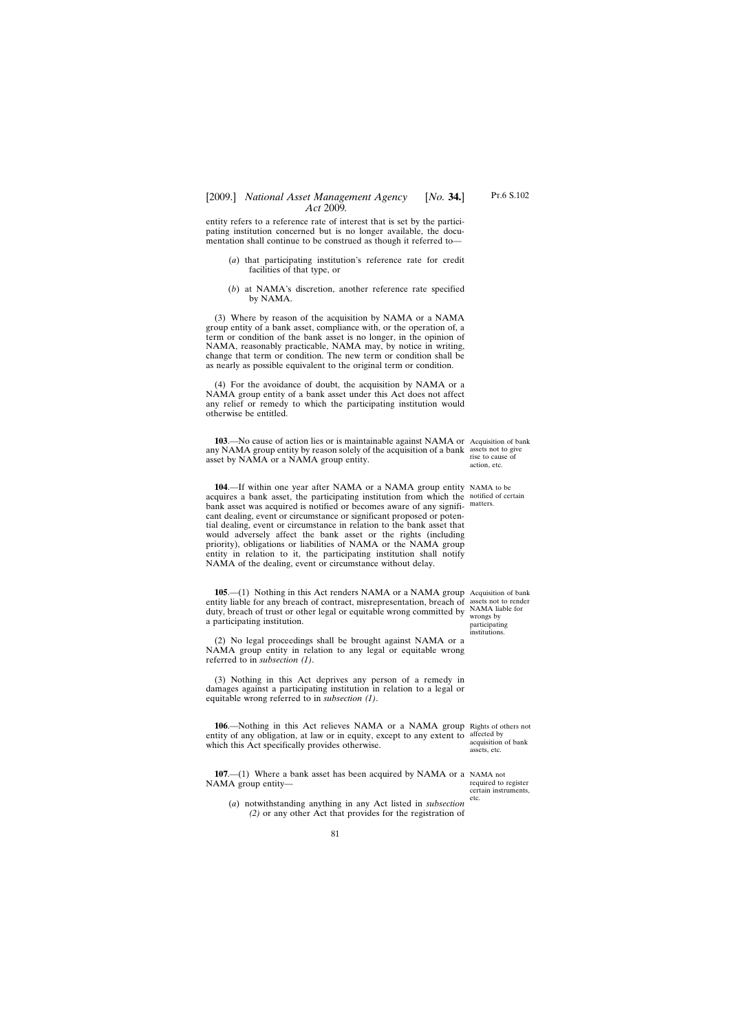entity refers to a reference rate of interest that is set by the participating institution concerned but is no longer available, the documentation shall continue to be construed as though it referred to—

(*a*) that participating institution's reference rate for credit facilities of that type, or

(*b*) at NAMA's discretion, another reference rate specified by NAMA.

(3) Where by reason of the acquisition by NAMA or a NAMA group entity of a bank asset, compliance with, or the operation of, a term or condition of the bank asset is no longer, in the opinion of NAMA, reasonably practicable, NAMA may, by notice in writing, change that term or condition. The new term or condition shall be as nearly as possible equivalent to the original term or condition.

(4) For the avoidance of doubt, the acquisition by NAMA or a NAMA group entity of a bank asset under this Act does not affect any relief or remedy to which the participating institution would otherwise be entitled.

Acquisition of bank assets not to give rise to cause of action, etc.

**103**.—No cause of action lies or is maintainable against NAMA or any NAMA group entity by reason solely of the acquisition of a bank asset by NAMA or a NAMA group entity.

NAMA to be notified of certain matters.

**104**.—If within one year after NAMA or a NAMA group entity acquires a bank asset, the participating institution from which the bank asset was acquired is notified or becomes aware of any significant dealing, event or circumstance or significant proposed or potential dealing, event or circumstance in relation to the bank asset that would adversely affect the bank asset or the rights (including priority), obligations or liabilities of NAMA or the NAMA group entity in relation to it, the participating institution shall notify NAMA of the dealing, event or circumstance without delay.

Acquisition of bank assets not to render NAMA liable for wrongs by participating institutions.

**105**.—(1) Nothing in this Act renders NAMA or a NAMA group entity liable for any breach of contract, misrepresentation, breach of duty, breach of trust or other legal or equitable wrong committed by a participating institution.

(2) No legal proceedings shall be brought against NAMA or a NAMA group entity in relation to any legal or equitable wrong referred to in *subsection (1)*.

(3) Nothing in this Act deprives any person of a remedy in damages against a participating institution in relation to a legal or equitable wrong referred to in *subsection (1)*.

Rights of others not affected by acquisition of bank assets, etc.

**106**.—Nothing in this Act relieves NAMA or a NAMA group entity of any obligation, at law or in equity, except to any extent to which this Act specifically provides otherwise.

NAMA not required to register certain instruments, etc.

**107**.—(1) Where a bank asset has been acquired by NAMA or a NAMA group entity—

(*a*) notwithstanding anything in any Act listed in *subsection (2)* or any other Act that provides for the registration of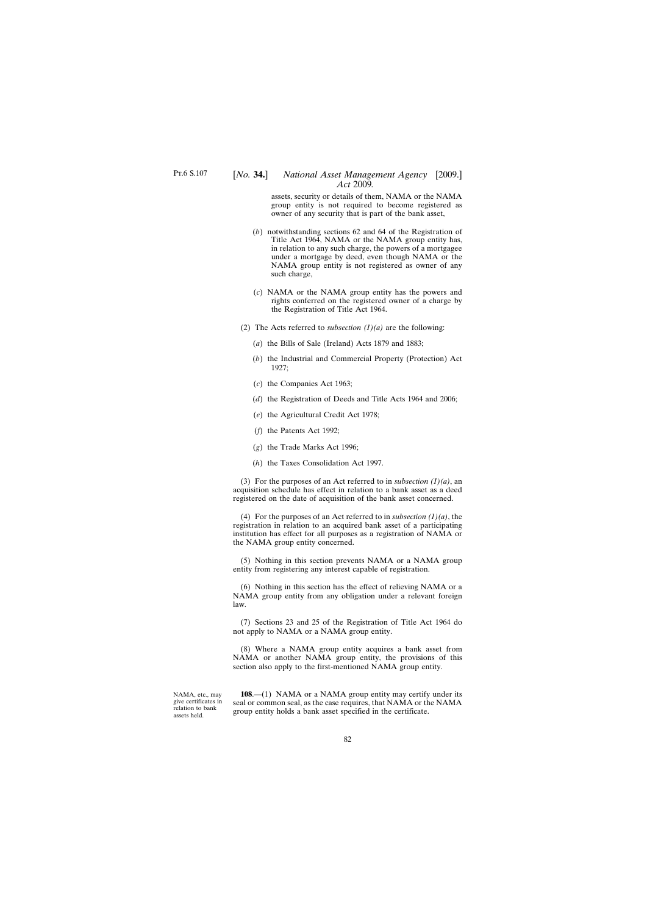assets, security or details of them, NAMA or the NAMA group entity is not required to become registered as owner of any security that is part of the bank asset,

(*b*) notwithstanding sections 62 and 64 of the Registration of Title Act 1964, NAMA or the NAMA group entity has, in relation to any such charge, the powers of a mortgagee under a mortgage by deed, even though NAMA or the NAMA group entity is not registered as owner of any such charge,

(*c*) NAMA or the NAMA group entity has the powers and rights conferred on the registered owner of a charge by the Registration of Title Act 1964.

(2) The Acts referred to *subsection (1)(a)* are the following:

(*a*) the Bills of Sale (Ireland) Acts 1879 and 1883;

(*b*) the Industrial and Commercial Property (Protection) Act 1927;

(*c*) the Companies Act 1963;

(*d*) the Registration of Deeds and Title Acts 1964 and 2006;

(*e*) the Agricultural Credit Act 1978;

(*f*) the Patents Act 1992;

(*g*) the Trade Marks Act 1996;

(*h*) the Taxes Consolidation Act 1997.

(3) For the purposes of an Act referred to in *subsection (1)(a)*, an acquisition schedule has effect in relation to a bank asset as a deed registered on the date of acquisition of the bank asset concerned.

(4) For the purposes of an Act referred to in *subsection (1)(a)*, the registration in relation to an acquired bank asset of a participating institution has effect for all purposes as a registration of NAMA or the NAMA group entity concerned.

(5) Nothing in this section prevents NAMA or a NAMA group entity from registering any interest capable of registration.

(6) Nothing in this section has the effect of relieving NAMA or a NAMA group entity from any obligation under a relevant foreign law.

(7) Sections 23 and 25 of the Registration of Title Act 1964 do not apply to NAMA or a NAMA group entity.

(8) Where a NAMA group entity acquires a bank asset from NAMA or another NAMA group entity, the provisions of this section also apply to the first-mentioned NAMA group entity.

NAMA, etc., may give certificates in relation to bank assets held.

**108**.—(1) NAMA or a NAMA group entity may certify under its seal or common seal, as the case requires, that NAMA or the NAMA group entity holds a bank asset specified in the certificate.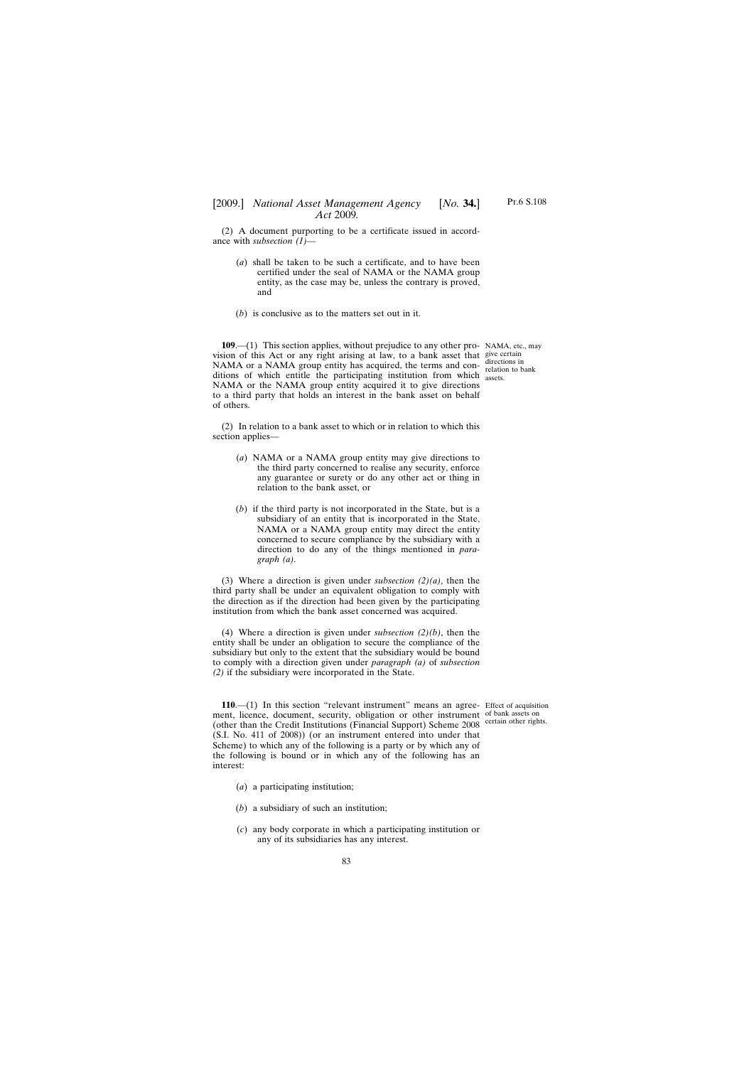(2) A document purporting to be a certificate issued in accordance with *subsection (1)*—

(*a*) shall be taken to be such a certificate, and to have been certified under the seal of NAMA or the NAMA group entity, as the case may be, unless the contrary is proved, and

(*b*) is conclusive as to the matters set out in it.

NAMA, etc., may give certain directions in relation to bank assets.

**109**.—(1) This section applies, without prejudice to any other provision of this Act or any right arising at law, to a bank asset that NAMA or a NAMA group entity has acquired, the terms and conditions of which entitle the participating institution from which NAMA or the NAMA group entity acquired it to give directions to a third party that holds an interest in the bank asset on behalf of others.

(2) In relation to a bank asset to which or in relation to which this section applies—

(*a*) NAMA or a NAMA group entity may give directions to the third party concerned to realise any security, enforce any guarantee or surety or do any other act or thing in relation to the bank asset, or

(*b*) if the third party is not incorporated in the State, but is a subsidiary of an entity that is incorporated in the State, NAMA or a NAMA group entity may direct the entity concerned to secure compliance by the subsidiary with a direction to do any of the things mentioned in *paragraph (a)*.

(3) Where a direction is given under *subsection (2)(a)*, then the third party shall be under an equivalent obligation to comply with the direction as if the direction had been given by the participating institution from which the bank asset concerned was acquired.

(4) Where a direction is given under *subsection (2)(b)*, then the entity shall be under an obligation to secure the compliance of the subsidiary but only to the extent that the subsidiary would be bound to comply with a direction given under *paragraph (a)* of *subsection (2)* if the subsidiary were incorporated in the State.

Effect of acquisition of bank assets on certain other rights.

**110**.—(1) In this section "relevant instrument" means an agreement, licence, document, security, obligation or other instrument (other than the Credit Institutions (Financial Support) Scheme 2008 (S.I. No. 411 of 2008)) (or an instrument entered into under that Scheme) to which any of the following is a party or by which any of the following is bound or in which any of the following has an interest:

(*a*) a participating institution;

(*b*) a subsidiary of such an institution;

(*c*) any body corporate in which a participating institution or any of its subsidiaries has any interest.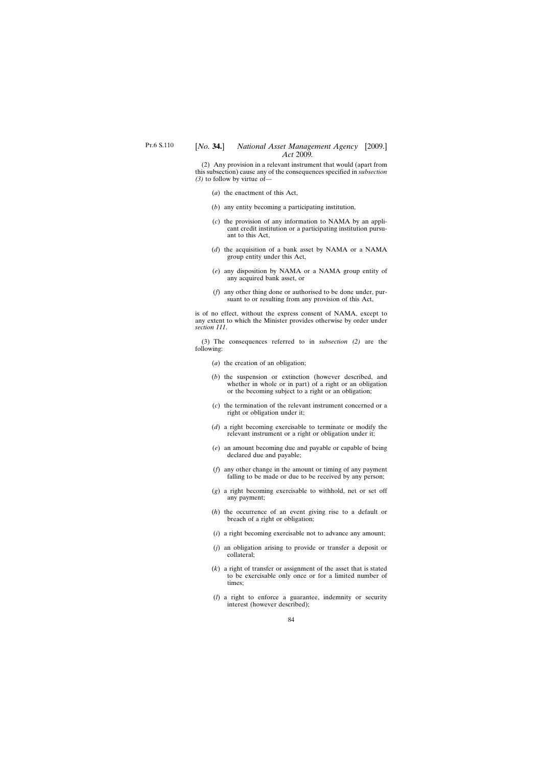(2) Any provision in a relevant instrument that would (apart from this subsection) cause any of the consequences specified in *subsection (3)* to follow by virtue of—

(*a*) the enactment of this Act,

(*b*) any entity becoming a participating institution,

(*c*) the provision of any information to NAMA by an applicant credit institution or a participating institution pursuant to this Act,

(*d*) the acquisition of a bank asset by NAMA or a NAMA group entity under this Act,

(*e*) any disposition by NAMA or a NAMA group entity of any acquired bank asset, or

(*f*) any other thing done or authorised to be done under, pursuant to or resulting from any provision of this Act,

is of no effect, without the express consent of NAMA, except to any extent to which the Minister provides otherwise by order under *section 111*.

(3) The consequences referred to in *subsection (2)* are the following:

(*a*) the creation of an obligation;

(*b*) the suspension or extinction (however described, and whether in whole or in part) of a right or an obligation or the becoming subject to a right or an obligation;

(*c*) the termination of the relevant instrument concerned or a right or obligation under it;

(*d*) a right becoming exercisable to terminate or modify the relevant instrument or a right or obligation under it;

(*e*) an amount becoming due and payable or capable of being declared due and payable;

(*f*) any other change in the amount or timing of any payment falling to be made or due to be received by any person;

(*g*) a right becoming exercisable to withhold, net or set off any payment;

(*h*) the occurrence of an event giving rise to a default or breach of a right or obligation;

(*i*) a right becoming exercisable not to advance any amount;

(*j*) an obligation arising to provide or transfer a deposit or collateral;

(*k*) a right of transfer or assignment of the asset that is stated to be exercisable only once or for a limited number of times;

(*l*) a right to enforce a guarantee, indemnity or security interest (however described);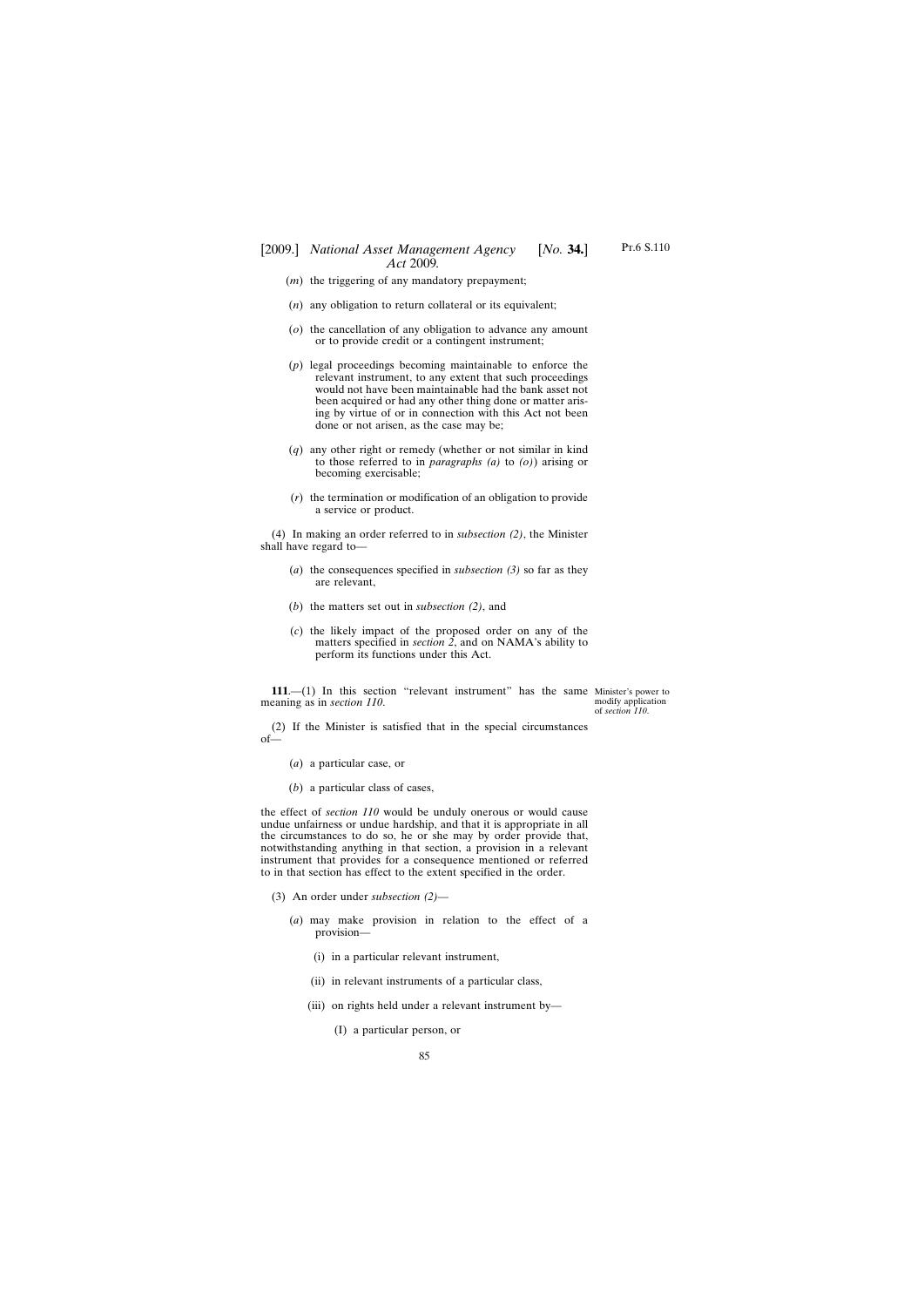(*m*) the triggering of any mandatory prepayment;

(*n*) any obligation to return collateral or its equivalent;

(*o*) the cancellation of any obligation to advance any amount or to provide credit or a contingent instrument;

(*p*) legal proceedings becoming maintainable to enforce the relevant instrument, to any extent that such proceedings would not have been maintainable had the bank asset not been acquired or had any other thing done or matter arising by virtue of or in connection with this Act not been done or not arisen, as the case may be;

(*q*) any other right or remedy (whether or not similar in kind to those referred to in *paragraphs (a)* to *(o)*) arising or becoming exercisable;

(*r*) the termination or modification of an obligation to provide a service or product.

(4) In making an order referred to in *subsection (2)*, the Minister shall have regard to—

(*a*) the consequences specified in *subsection (3)* so far as they are relevant,

(*b*) the matters set out in *subsection (2)*, and

(*c*) the likely impact of the proposed order on any of the matters specified in *section 2*, and on NAMA's ability to perform its functions under this Act.

Minister's power to modify application of *section 110*.

**111**.—(1) In this section "relevant instrument" has the same meaning as in *section 110*.

(2) If the Minister is satisfied that in the special circumstances of—

(*a*) a particular case, or

(*b*) a particular class of cases,

the effect of *section 110* would be unduly onerous or would cause undue unfairness or undue hardship, and that it is appropriate in all the circumstances to do so, he or she may by order provide that, notwithstanding anything in that section, a provision in a relevant instrument that provides for a consequence mentioned or referred to in that section has effect to the extent specified in the order.

(3) An order under *subsection (2)*—

(*a*) may make provision in relation to the effect of a provision—

(i) in a particular relevant instrument,

(ii) in relevant instruments of a particular class,

(iii) on rights held under a relevant instrument by—

(I) a particular person, or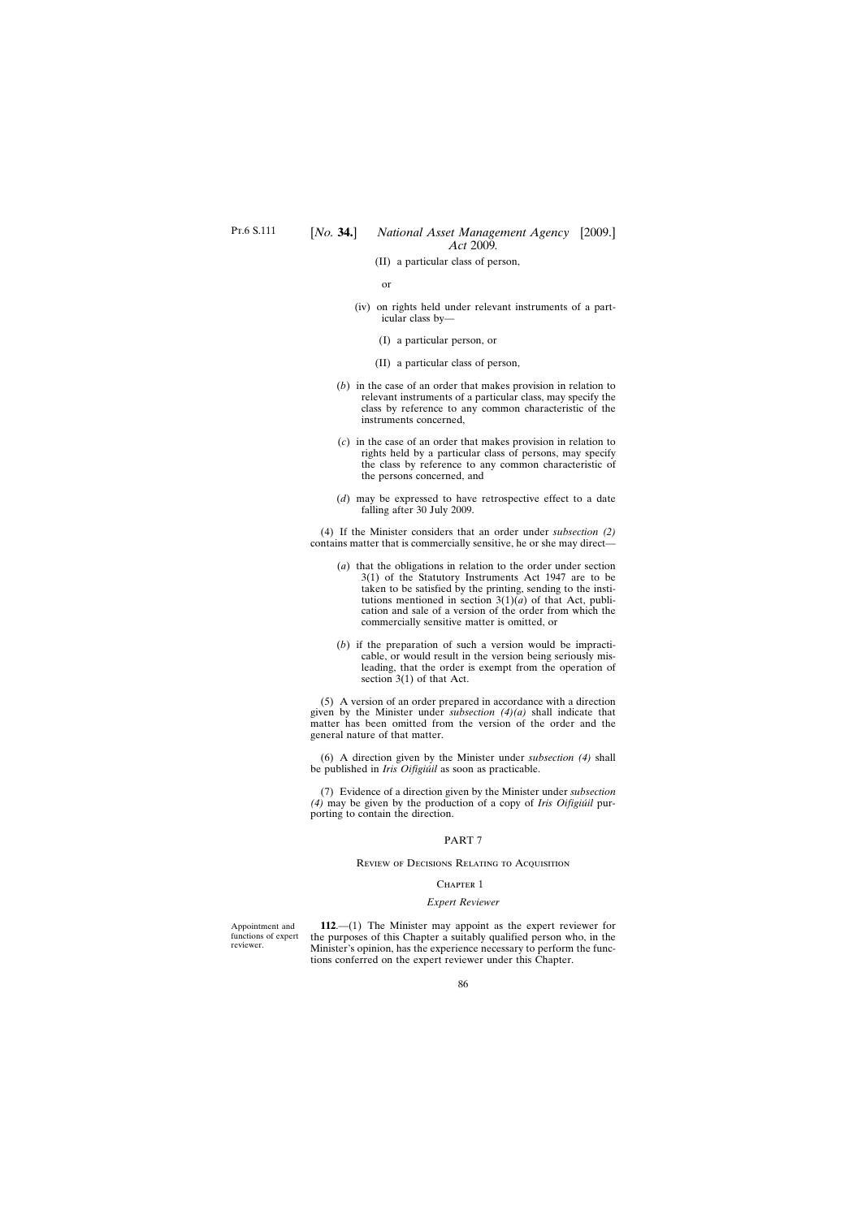(II) a particular class of person,

or

(iv) on rights held under relevant instruments of a particular class by—

(I) a particular person, or

(II) a particular class of person,

(*b*) in the case of an order that makes provision in relation to relevant instruments of a particular class, may specify the class by reference to any common characteristic of the instruments concerned,

(*c*) in the case of an order that makes provision in relation to rights held by a particular class of persons, may specify the class by reference to any common characteristic of the persons concerned, and

(*d*) may be expressed to have retrospective effect to a date falling after 30 July 2009.

(4) If the Minister considers that an order under *subsection (2)* contains matter that is commercially sensitive, he or she may direct—

(*a*) that the obligations in relation to the order under section 3(1) of the Statutory Instruments Act 1947 are to be taken to be satisfied by the printing, sending to the institutions mentioned in section 3(1)(*a*) of that Act, publication and sale of a version of the order from which the commercially sensitive matter is omitted, or

(*b*) if the preparation of such a version would be impracticable, or would result in the version being seriously misleading, that the order is exempt from the operation of section 3(1) of that Act.

(5) A version of an order prepared in accordance with a direction given by the Minister under *subsection (4)(a)* shall indicate that matter has been omitted from the version of the order and the general nature of that matter.

(6) A direction given by the Minister under *subsection (4)* shall be published in *Iris Oifigiúil* as soon as practicable.

(7) Evidence of a direction given by the Minister under *subsection (4)* may be given by the production of a copy of *Iris Oifigiúil* purporting to contain the direction.

## PART 7

### Review of Decisions Relating to Acquisition

#### Chapter 1

#### *Expert Reviewer*

Appointment and functions of expert reviewer.

**112**.—(1) The Minister may appoint as the expert reviewer for the purposes of this Chapter a suitably qualified person who, in the Minister's opinion, has the experience necessary to perform the functions conferred on the expert reviewer under this Chapter.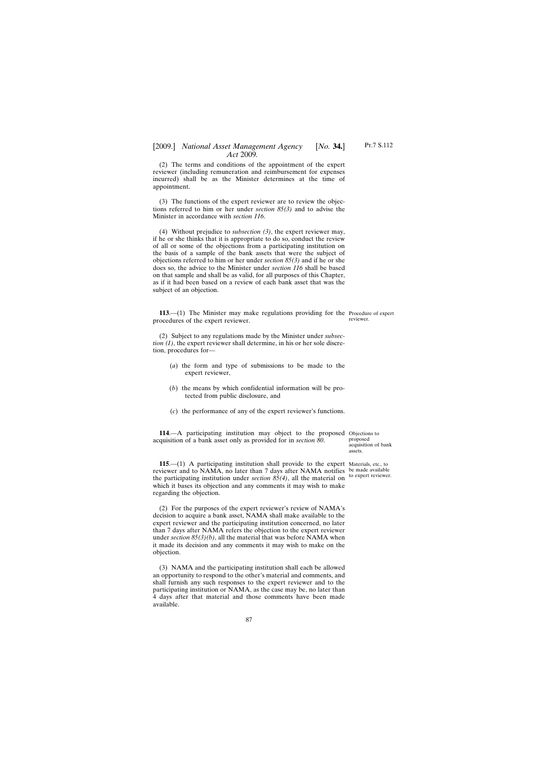(2) The terms and conditions of the appointment of the expert reviewer (including remuneration and reimbursement for expenses incurred) shall be as the Minister determines at the time of appointment.

(3) The functions of the expert reviewer are to review the objections referred to him or her under *section 85(3)* and to advise the Minister in accordance with *section 116*.

(4) Without prejudice to *subsection (3)*, the expert reviewer may, if he or she thinks that it is appropriate to do so, conduct the review of all or some of the objections from a participating institution on the basis of a sample of the bank assets that were the subject of objections referred to him or her under *section 85(3)* and if he or she does so, the advice to the Minister under *section 116* shall be based on that sample and shall be as valid, for all purposes of this Chapter, as if it had been based on a review of each bank asset that was the subject of an objection.

Procedure of expert reviewer.

**113**.—(1) The Minister may make regulations providing for the procedures of the expert reviewer.

(2) Subject to any regulations made by the Minister under *subsection (1)*, the expert reviewer shall determine, in his or her sole discretion, procedures for—

(*a*) the form and type of submissions to be made to the expert reviewer,

(*b*) the means by which confidential information will be protected from public disclosure, and

(*c*) the performance of any of the expert reviewer's functions.

Objections to proposed acquisition of bank assets.

**114**.—A participating institution may object to the proposed acquisition of a bank asset only as provided for in *section 80*.

Materials, etc., to be made available to expert reviewer.

**115**.—(1) A participating institution shall provide to the expert reviewer and to NAMA, no later than 7 days after NAMA notifies the participating institution under *section 85(4)*, all the material on which it bases its objection and any comments it may wish to make regarding the objection.

(2) For the purposes of the expert reviewer's review of NAMA's decision to acquire a bank asset, NAMA shall make available to the expert reviewer and the participating institution concerned, no later than 7 days after NAMA refers the objection to the expert reviewer under *section 85(3)(b)*, all the material that was before NAMA when it made its decision and any comments it may wish to make on the objection.

(3) NAMA and the participating institution shall each be allowed an opportunity to respond to the other's material and comments, and shall furnish any such responses to the expert reviewer and to the participating institution or NAMA, as the case may be, no later than 4 days after that material and those comments have been made available.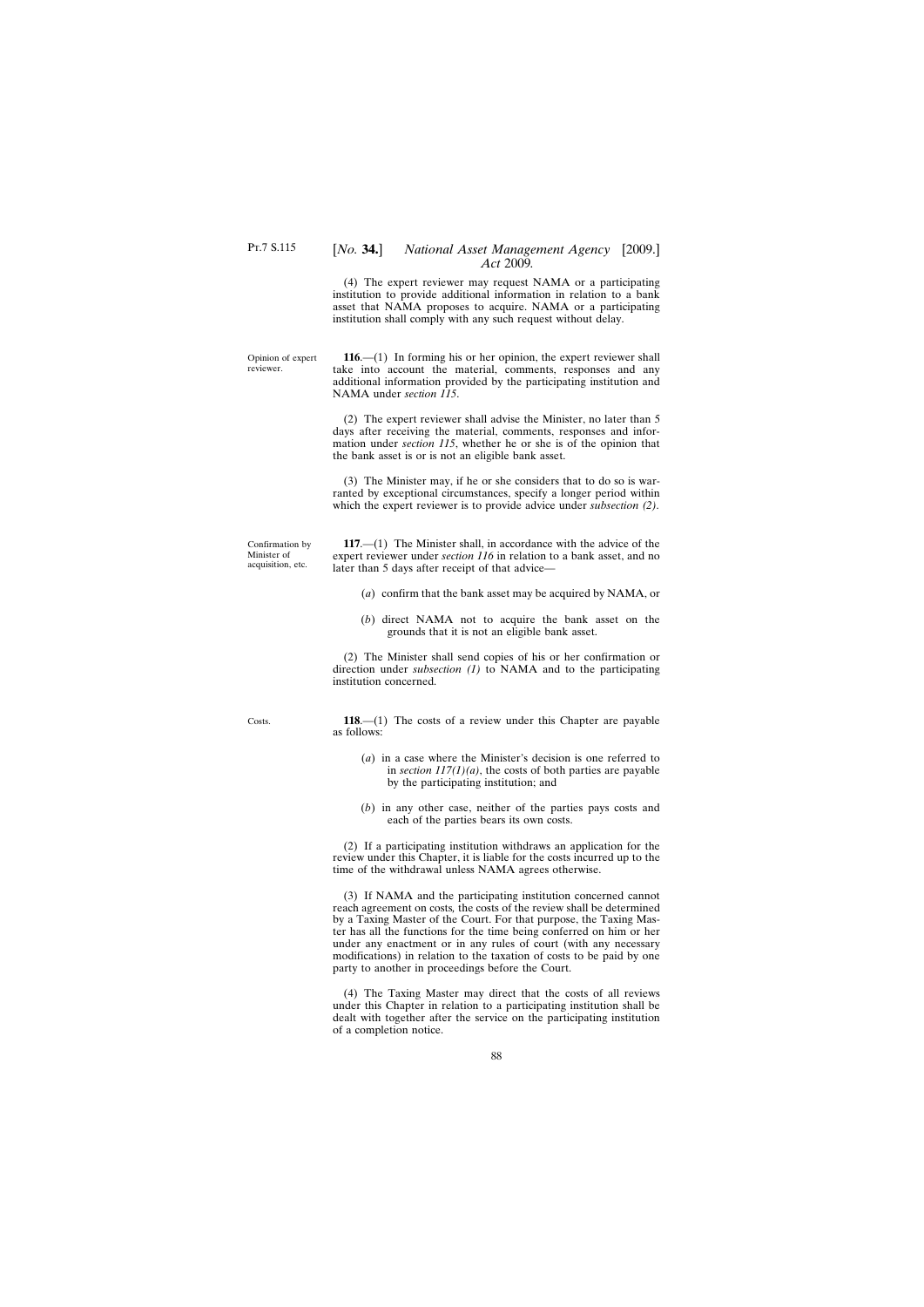(4) The expert reviewer may request NAMA or a participating institution to provide additional information in relation to a bank asset that NAMA proposes to acquire. NAMA or a participating institution shall comply with any such request without delay.

Opinion of expert reviewer.

**116**.—(1) In forming his or her opinion, the expert reviewer shall take into account the material, comments, responses and any additional information provided by the participating institution and NAMA under *section 115*.

(2) The expert reviewer shall advise the Minister, no later than 5 days after receiving the material, comments, responses and information under *section 115*, whether he or she is of the opinion that the bank asset is or is not an eligible bank asset.

(3) The Minister may, if he or she considers that to do so is warranted by exceptional circumstances, specify a longer period within which the expert reviewer is to provide advice under *subsection (2)*.

Confirmation by Minister of acquisition, etc.

**117**.—(1) The Minister shall, in accordance with the advice of the expert reviewer under *section 116* in relation to a bank asset, and no later than 5 days after receipt of that advice—

(*a*) confirm that the bank asset may be acquired by NAMA, or

(*b*) direct NAMA not to acquire the bank asset on the grounds that it is not an eligible bank asset.

(2) The Minister shall send copies of his or her confirmation or direction under *subsection (1)* to NAMA and to the participating institution concerned.

Costs.

**118**.—(1) The costs of a review under this Chapter are payable as follows:

(*a*) in a case where the Minister's decision is one referred to in *section 117(1)(a)*, the costs of both parties are payable by the participating institution; and

(*b*) in any other case, neither of the parties pays costs and each of the parties bears its own costs.

(2) If a participating institution withdraws an application for the review under this Chapter, it is liable for the costs incurred up to the time of the withdrawal unless NAMA agrees otherwise.

(3) If NAMA and the participating institution concerned cannot reach agreement on costs, the costs of the review shall be determined by a Taxing Master of the Court. For that purpose, the Taxing Master has all the functions for the time being conferred on him or her under any enactment or in any rules of court (with any necessary modifications) in relation to the taxation of costs to be paid by one party to another in proceedings before the Court.

(4) The Taxing Master may direct that the costs of all reviews under this Chapter in relation to a participating institution shall be dealt with together after the service on the participating institution of a completion notice.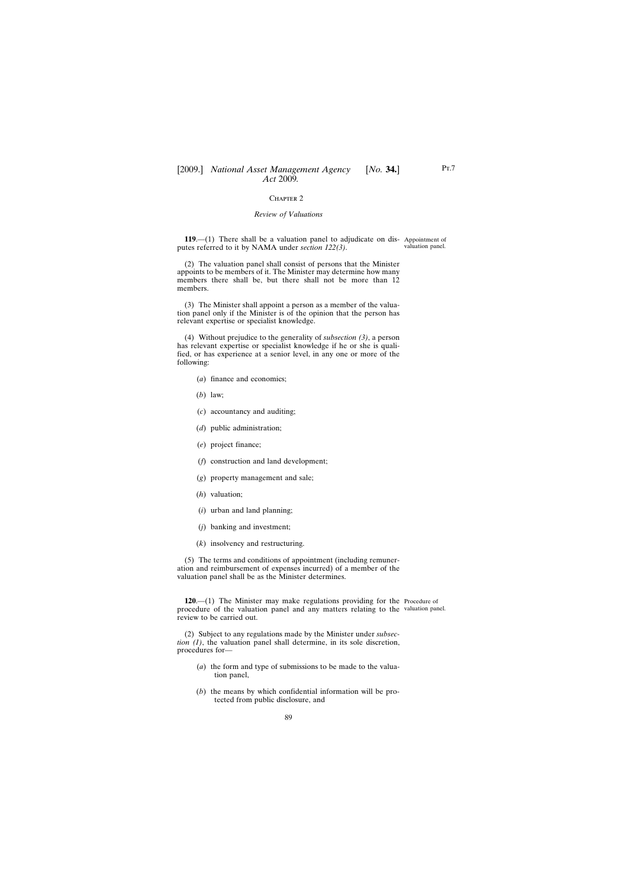## Chapter 2

### *Review of Valuations*

**119**.—(1) There shall be a valuation panel to adjudicate on disputes referred to it by NAMA under *section 122(3)*.

Appointment of valuation panel.

(2) The valuation panel shall consist of persons that the Minister appoints to be members of it. The Minister may determine how many members there shall be, but there shall not be more than 12 members.

(3) The Minister shall appoint a person as a member of the valuation panel only if the Minister is of the opinion that the person has relevant expertise or specialist knowledge.

(4) Without prejudice to the generality of *subsection (3)*, a person has relevant expertise or specialist knowledge if he or she is qualified, or has experience at a senior level, in any one or more of the following:

- (*a*) finance and economics;
- (*b*) law;
- (*c*) accountancy and auditing;
- (*d*) public administration;
- (*e*) project finance;
- (*f*) construction and land development;
- (*g*) property management and sale;
- (*h*) valuation;
- (*i*) urban and land planning;
- (*j*) banking and investment;
- (*k*) insolvency and restructuring.

(5) The terms and conditions of appointment (including remuneration and reimbursement of expenses incurred) of a member of the valuation panel shall be as the Minister determines.

**120**.—(1) The Minister may make regulations providing for the procedure of the valuation panel and any matters relating to the review to be carried out.

Procedure of valuation panel.

(2) Subject to any regulations made by the Minister under *subsection (1)*, the valuation panel shall determine, in its sole discretion, procedures for—

- (*a*) the form and type of submissions to be made to the valuation panel,
- (*b*) the means by which confidential information will be protected from public disclosure, and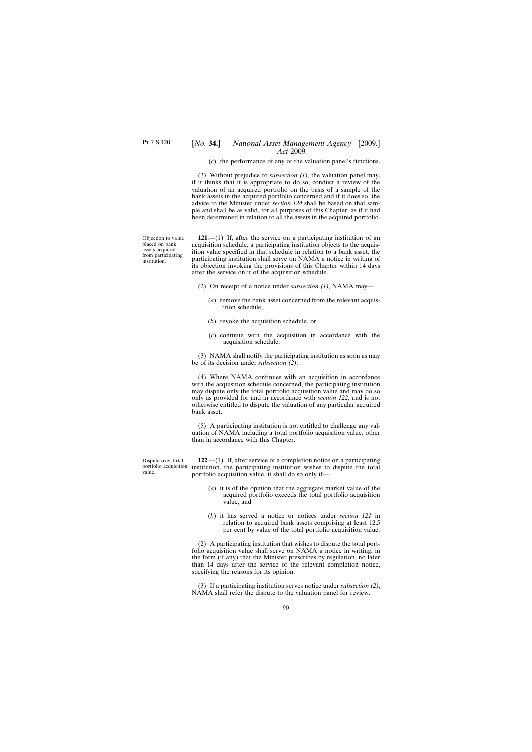(*c*) the performance of any of the valuation panel's functions.

(3) Without prejudice to *subsection (1)*, the valuation panel may, if it thinks that it is appropriate to do so, conduct a review of the valuation of an acquired portfolio on the basis of a sample of the bank assets in the acquired portfolio concerned and if it does so, the advice to the Minister under *section 124* shall be based on that sample and shall be as valid, for all purposes of this Chapter, as if it had been determined in relation to all the assets in the acquired portfolio.

Objection to value placed on bank assets acquired from participating institution.

**121**.—(1) If, after the service on a participating institution of an acquisition schedule, a participating institution objects to the acquisition value specified in that schedule in relation to a bank asset, the participating institution shall serve on NAMA a notice in writing of its objection invoking the provisions of this Chapter within 14 days after the service on it of the acquisition schedule.

(2) On receipt of a notice under *subsection (1)*, NAMA may—

(*a*) remove the bank asset concerned from the relevant acquisition schedule,

(*b*) revoke the acquisition schedule, or

(*c*) continue with the acquisition in accordance with the acquisition schedule.

(3) NAMA shall notify the participating institution as soon as may be of its decision under *subsection (2)*.

(4) Where NAMA continues with an acquisition in accordance with the acquisition schedule concerned, the participating institution may dispute only the total portfolio acquisition value and may do so only as provided for and in accordance with *section 122*, and is not otherwise entitled to dispute the valuation of any particular acquired bank asset.

(5) A participating institution is not entitled to challenge any valuation of NAMA including a total portfolio acquisition value, other than in accordance with this Chapter.

Dispute over total portfolio acquisition value.

**122**.—(1) If, after service of a completion notice on a participating institution, the participating institution wishes to dispute the total portfolio acquisition value, it shall do so only if—

(*a*) it is of the opinion that the aggregate market value of the acquired portfolio exceeds the total portfolio acquisition value, and

(*b*) it has served a notice or notices under *section 121* in relation to acquired bank assets comprising at least 12.5 per cent by value of the total portfolio acquisition value.

(2) A participating institution that wishes to dispute the total portfolio acquisition value shall serve on NAMA a notice in writing, in the form (if any) that the Minister prescribes by regulation, no later than 14 days after the service of the relevant completion notice, specifying the reasons for its opinion.

(3) If a participating institution serves notice under *subsection (2)*, NAMA shall refer the dispute to the valuation panel for review.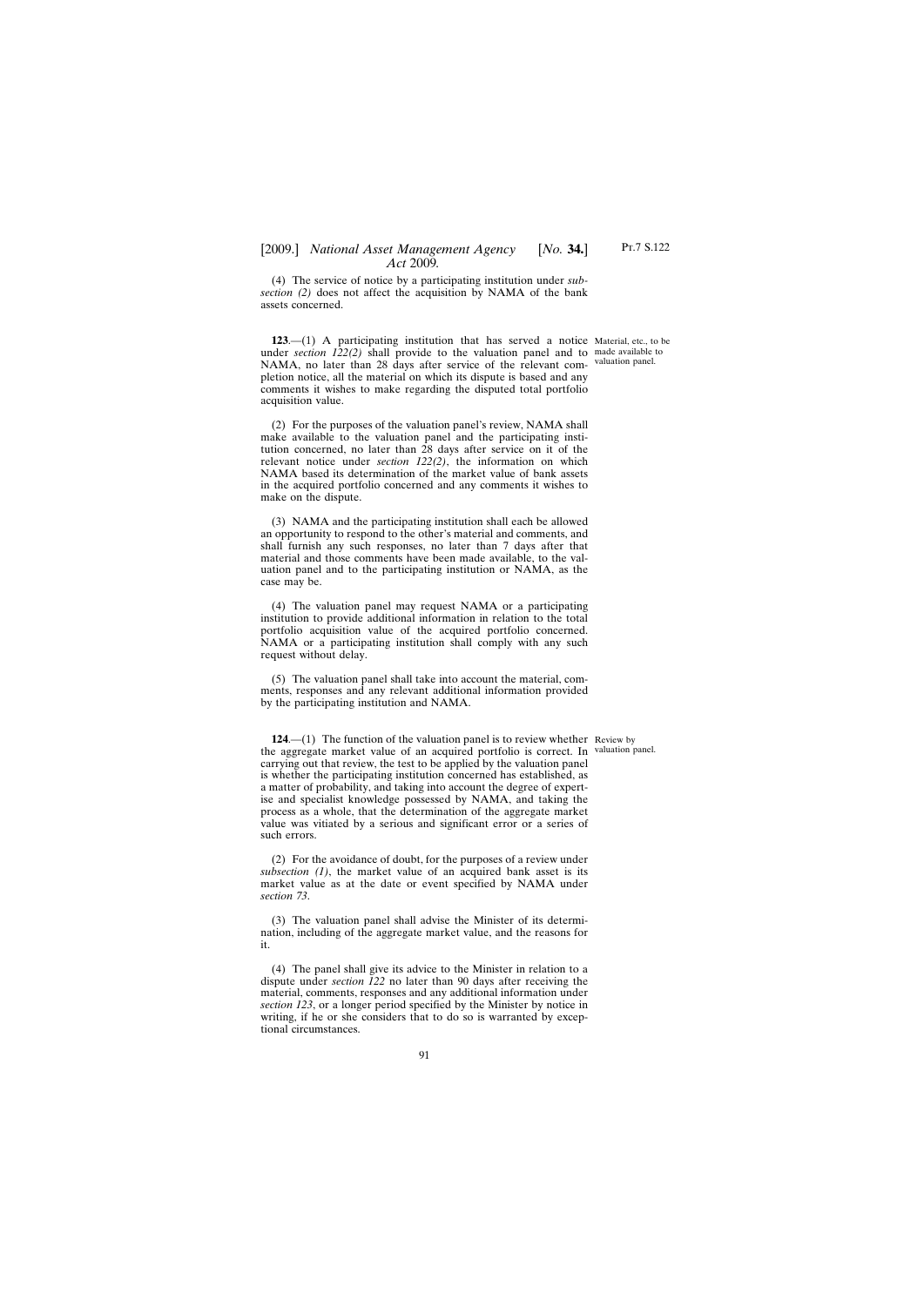(4) The service of notice by a participating institution under *subsection (2)* does not affect the acquisition by NAMA of the bank assets concerned.

**123**.—(1) A participating institution that has served a notice under *section 122(2)* shall provide to the valuation panel and to NAMA, no later than 28 days after service of the relevant completion notice, all the material on which its dispute is based and any comments it wishes to make regarding the disputed total portfolio acquisition value.

Material, etc., to be made available to valuation panel.

(2) For the purposes of the valuation panel's review, NAMA shall make available to the valuation panel and the participating institution concerned, no later than 28 days after service on it of the relevant notice under *section 122(2)*, the information on which NAMA based its determination of the market value of bank assets in the acquired portfolio concerned and any comments it wishes to make on the dispute.

(3) NAMA and the participating institution shall each be allowed an opportunity to respond to the other's material and comments, and shall furnish any such responses, no later than 7 days after that material and those comments have been made available, to the valuation panel and to the participating institution or NAMA, as the case may be.

(4) The valuation panel may request NAMA or a participating institution to provide additional information in relation to the total portfolio acquisition value of the acquired portfolio concerned. NAMA or a participating institution shall comply with any such request without delay.

(5) The valuation panel shall take into account the material, comments, responses and any relevant additional information provided by the participating institution and NAMA.

**124**.—(1) The function of the valuation panel is to review whether the aggregate market value of an acquired portfolio is correct. In carrying out that review, the test to be applied by the valuation panel is whether the participating institution concerned has established, as a matter of probability, and taking into account the degree of expertise and specialist knowledge possessed by NAMA, and taking the process as a whole, that the determination of the aggregate market value was vitiated by a serious and significant error or a series of such errors.

Review by valuation panel.

(2) For the avoidance of doubt, for the purposes of a review under *subsection (1)*, the market value of an acquired bank asset is its market value as at the date or event specified by NAMA under *section 73*.

(3) The valuation panel shall advise the Minister of its determination, including of the aggregate market value, and the reasons for it.

(4) The panel shall give its advice to the Minister in relation to a dispute under *section 122* no later than 90 days after receiving the material, comments, responses and any additional information under *section 123*, or a longer period specified by the Minister by notice in writing, if he or she considers that to do so is warranted by exceptional circumstances.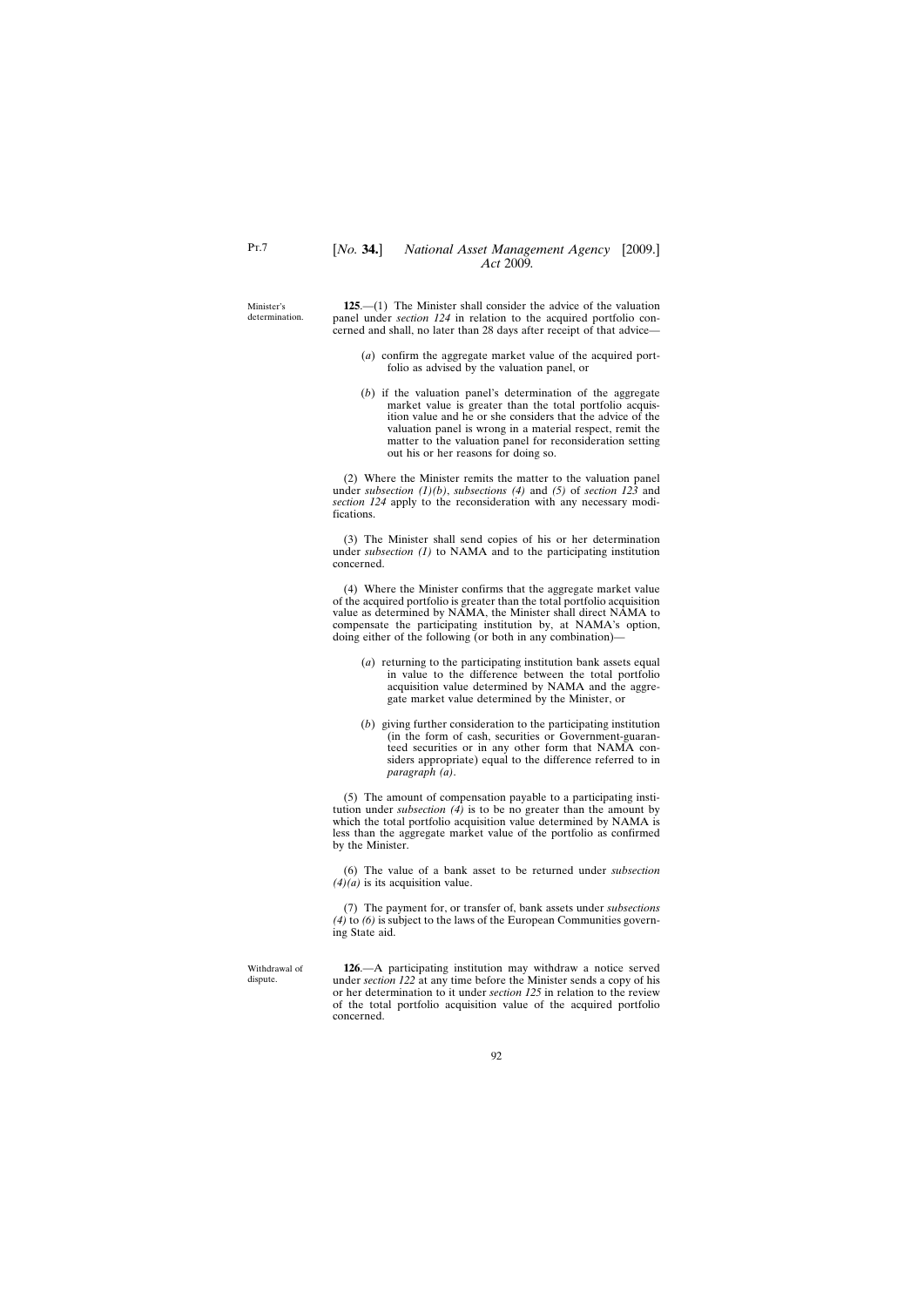Minister's determination.

**125**.—(1) The Minister shall consider the advice of the valuation panel under *section 124* in relation to the acquired portfolio concerned and shall, no later than 28 days after receipt of that advice—

(*a*) confirm the aggregate market value of the acquired portfolio as advised by the valuation panel, or

(*b*) if the valuation panel's determination of the aggregate market value is greater than the total portfolio acquisition value and he or she considers that the advice of the valuation panel is wrong in a material respect, remit the matter to the valuation panel for reconsideration setting out his or her reasons for doing so.

(2) Where the Minister remits the matter to the valuation panel under *subsection (1)(b)*, *subsections (4)* and *(5)* of *section 123* and *section 124* apply to the reconsideration with any necessary modifications.

(3) The Minister shall send copies of his or her determination under *subsection (1)* to NAMA and to the participating institution concerned.

(4) Where the Minister confirms that the aggregate market value of the acquired portfolio is greater than the total portfolio acquisition value as determined by NAMA, the Minister shall direct NAMA to compensate the participating institution by, at NAMA's option, doing either of the following (or both in any combination)—

(*a*) returning to the participating institution bank assets equal in value to the difference between the total portfolio acquisition value determined by NAMA and the aggregate market value determined by the Minister, or

(*b*) giving further consideration to the participating institution (in the form of cash, securities or Government-guaranteed securities or in any other form that NAMA considers appropriate) equal to the difference referred to in *paragraph (a)*.

(5) The amount of compensation payable to a participating institution under *subsection (4)* is to be no greater than the amount by which the total portfolio acquisition value determined by NAMA is less than the aggregate market value of the portfolio as confirmed by the Minister.

(6) The value of a bank asset to be returned under *subsection (4)(a)* is its acquisition value.

(7) The payment for, or transfer of, bank assets under *subsections (4)* to *(6)* is subject to the laws of the European Communities governing State aid.

Withdrawal of dispute.

**126**.—A participating institution may withdraw a notice served under *section 122* at any time before the Minister sends a copy of his or her determination to it under *section 125* in relation to the review of the total portfolio acquisition value of the acquired portfolio concerned.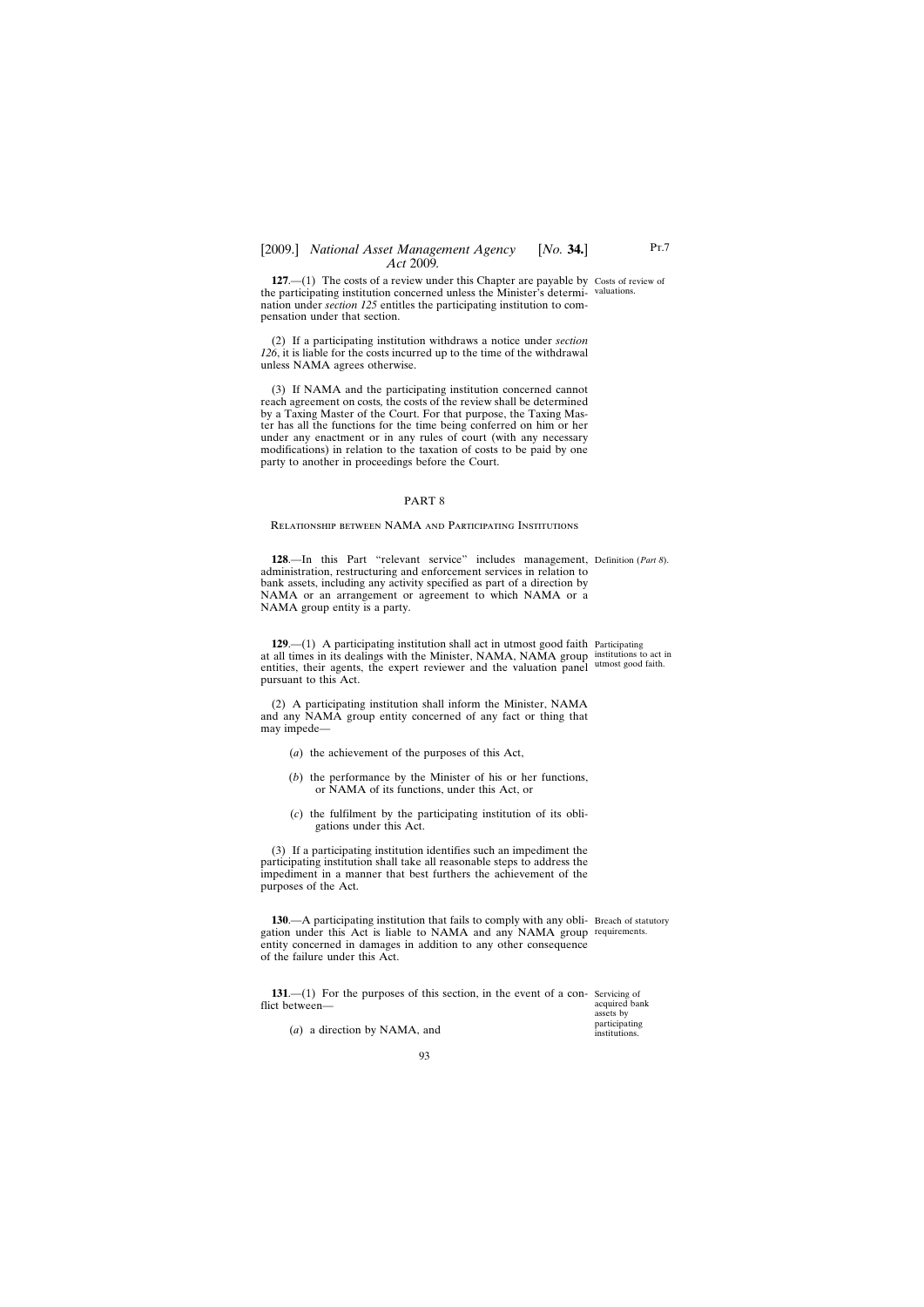**127**.—(1) The costs of a review under this Chapter are payable by the participating institution concerned unless the Minister's determination under *section 125* entitles the participating institution to compensation under that section.

Costs of review of valuations.

(2) If a participating institution withdraws a notice under *section 126*, it is liable for the costs incurred up to the time of the withdrawal unless NAMA agrees otherwise.

(3) If NAMA and the participating institution concerned cannot reach agreement on costs, the costs of the review shall be determined by a Taxing Master of the Court. For that purpose, the Taxing Master has all the functions for the time being conferred on him or her under any enactment or in any rules of court (with any necessary modifications) in relation to the taxation of costs to be paid by one party to another in proceedings before the Court.

## PART 8

### Relationship between NAMA and Participating Institutions

**128**.—In this Part "relevant service" includes management, administration, restructuring and enforcement services in relation to bank assets, including any activity specified as part of a direction by NAMA or an arrangement or agreement to which NAMA or a NAMA group entity is a party.

Definition (*Part 8*).

**129**.—(1) A participating institution shall act in utmost good faith at all times in its dealings with the Minister, NAMA, NAMA group entities, their agents, the expert reviewer and the valuation panel pursuant to this Act.

Participating institutions to act in utmost good faith.

(2) A participating institution shall inform the Minister, NAMA and any NAMA group entity concerned of any fact or thing that may impede—

(*a*) the achievement of the purposes of this Act,

(*b*) the performance by the Minister of his or her functions, or NAMA of its functions, under this Act, or

(*c*) the fulfilment by the participating institution of its obligations under this Act.

(3) If a participating institution identifies such an impediment the participating institution shall take all reasonable steps to address the impediment in a manner that best furthers the achievement of the purposes of the Act.

**130**.—A participating institution that fails to comply with any obligation under this Act is liable to NAMA and any NAMA group entity concerned in damages in addition to any other consequence of the failure under this Act.

Breach of statutory requirements.

**131**.—(1) For the purposes of this section, in the event of a conflict between—

Servicing of acquired bank assets by participating institutions.

(*a*) a direction by NAMA, and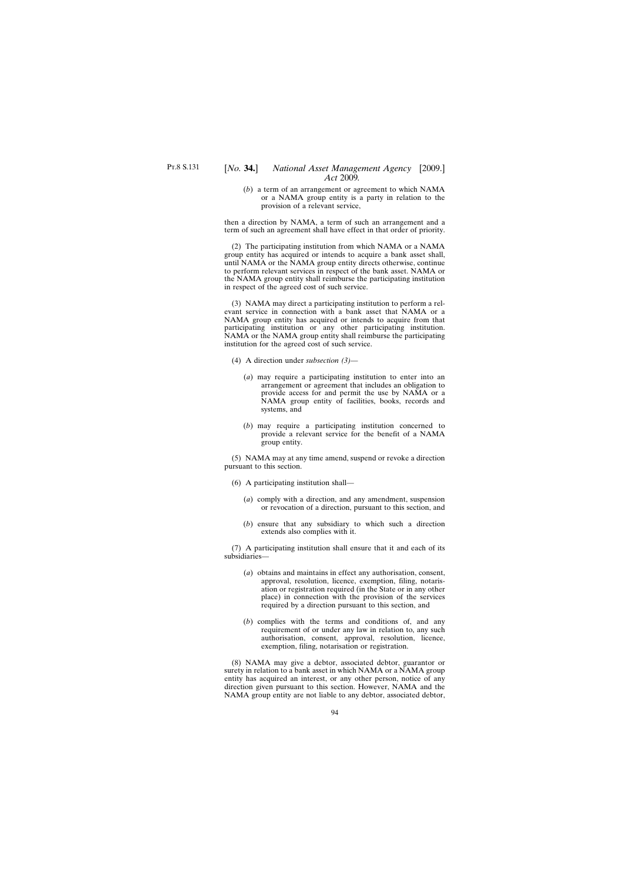(b) a term of an arrangement or agreement to which NAMA or a NAMA group entity is a party in relation to the provision of a relevant service,

then a direction by NAMA, a term of such an arrangement and a term of such an agreement shall have effect in that order of priority.

(2) The participating institution from which NAMA or a NAMA group entity has acquired or intends to acquire a bank asset shall, until NAMA or the NAMA group entity directs otherwise, continue to perform relevant services in respect of the bank asset. NAMA or the NAMA group entity shall reimburse the participating institution in respect of the agreed cost of such service.

(3) NAMA may direct a participating institution to perform a relevant service in connection with a bank asset that NAMA or a NAMA group entity has acquired or intends to acquire from that participating institution or any other participating institution. NAMA or the NAMA group entity shall reimburse the participating institution for the agreed cost of such service.

(4) A direction under *subsection (3)*—

(*a*) may require a participating institution to enter into an arrangement or agreement that includes an obligation to provide access for and permit the use by NAMA or a NAMA group entity of facilities, books, records and systems, and

(*b*) may require a participating institution concerned to provide a relevant service for the benefit of a NAMA group entity.

(5) NAMA may at any time amend, suspend or revoke a direction pursuant to this section.

(6) A participating institution shall—

(*a*) comply with a direction, and any amendment, suspension or revocation of a direction, pursuant to this section, and

(*b*) ensure that any subsidiary to which such a direction extends also complies with it.

(7) A participating institution shall ensure that it and each of its subsidiaries—

(*a*) obtains and maintains in effect any authorisation, consent, approval, resolution, licence, exemption, filing, notarisation or registration required (in the State or in any other place) in connection with the provision of the services required by a direction pursuant to this section, and

(*b*) complies with the terms and conditions of, and any requirement of or under any law in relation to, any such authorisation, consent, approval, resolution, licence, exemption, filing, notarisation or registration.

(8) NAMA may give a debtor, associated debtor, guarantor or surety in relation to a bank asset in which NAMA or a NAMA group entity has acquired an interest, or any other person, notice of any direction given pursuant to this section. However, NAMA and the NAMA group entity are not liable to any debtor, associated debtor,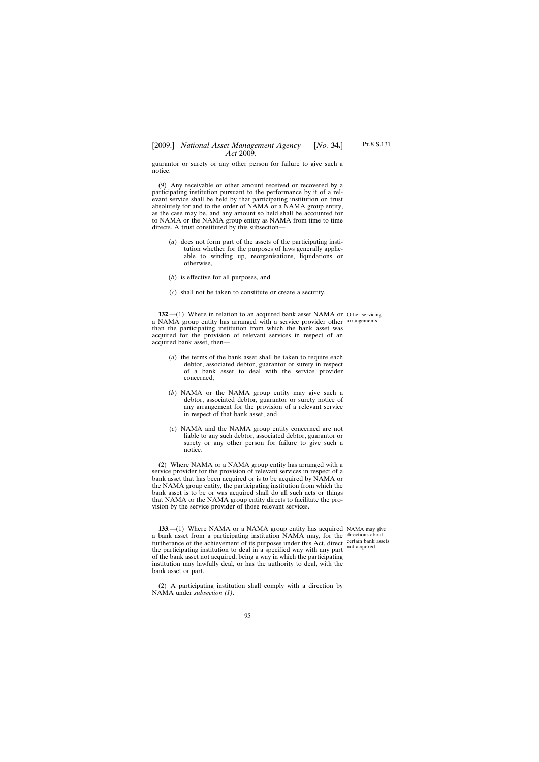guarantor or surety or any other person for failure to give such a notice.

(9) Any receivable or other amount received or recovered by a participating institution pursuant to the performance by it of a relevant service shall be held by that participating institution on trust absolutely for and to the order of NAMA or a NAMA group entity, as the case may be, and any amount so held shall be accounted for to NAMA or the NAMA group entity as NAMA from time to time directs. A trust constituted by this subsection—

- (*a*) does not form part of the assets of the participating institution whether for the purposes of laws generally applicable to winding up, reorganisations, liquidations or otherwise,
- (*b*) is effective for all purposes, and
- (*c*) shall not be taken to constitute or create a security.

Other servicing arrangements.

**132**.—(1) Where in relation to an acquired bank asset NAMA or a NAMA group entity has arranged with a service provider other than the participating institution from which the bank asset was acquired for the provision of relevant services in respect of an acquired bank asset, then—

- (*a*) the terms of the bank asset shall be taken to require each debtor, associated debtor, guarantor or surety in respect of a bank asset to deal with the service provider concerned,
- (*b*) NAMA or the NAMA group entity may give such a debtor, associated debtor, guarantor or surety notice of any arrangement for the provision of a relevant service in respect of that bank asset, and
- (*c*) NAMA and the NAMA group entity concerned are not liable to any such debtor, associated debtor, guarantor or surety or any other person for failure to give such a notice.

(2) Where NAMA or a NAMA group entity has arranged with a service provider for the provision of relevant services in respect of a bank asset that has been acquired or is to be acquired by NAMA or the NAMA group entity, the participating institution from which the bank asset is to be or was acquired shall do all such acts or things that NAMA or the NAMA group entity directs to facilitate the provision by the service provider of those relevant services.

NAMA may give directions about certain bank assets not acquired.

**133**.—(1) Where NAMA or a NAMA group entity has acquired a bank asset from a participating institution NAMA may, for the furtherance of the achievement of its purposes under this Act, direct the participating institution to deal in a specified way with any part of the bank asset not acquired, being a way in which the participating institution may lawfully deal, or has the authority to deal, with the bank asset or part.

(2) A participating institution shall comply with a direction by NAMA under *subsection (1)*.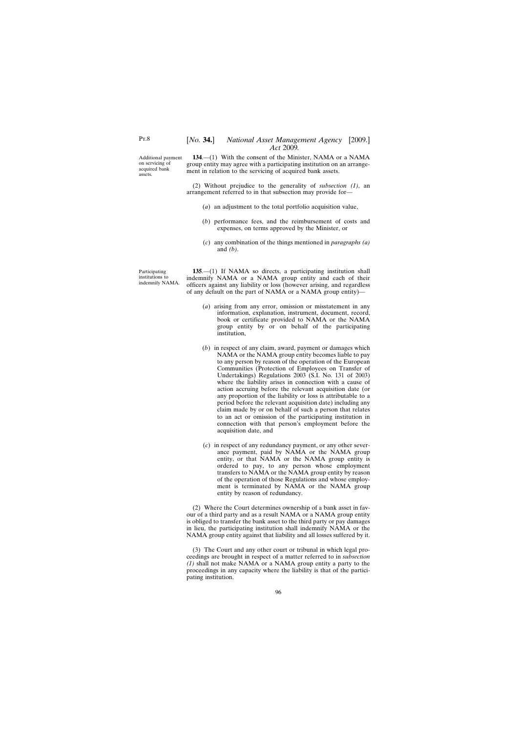Additional payment on servicing of acquired bank assets.

**134**.—(1) With the consent of the Minister, NAMA or a NAMA group entity may agree with a participating institution on an arrangement in relation to the servicing of acquired bank assets.

(2) Without prejudice to the generality of *subsection (1)*, an arrangement referred to in that subsection may provide for—

(*a*) an adjustment to the total portfolio acquisition value,

(*b*) performance fees, and the reimbursement of costs and expenses, on terms approved by the Minister, or

(*c*) any combination of the things mentioned in *paragraphs (a)* and *(b)*.

Participating institutions to indemnify NAMA.

**135**.—(1) If NAMA so directs, a participating institution shall indemnify NAMA or a NAMA group entity and each of their officers against any liability or loss (however arising, and regardless of any default on the part of NAMA or a NAMA group entity)—

(*a*) arising from any error, omission or misstatement in any information, explanation, instrument, document, record, book or certificate provided to NAMA or the NAMA group entity by or on behalf of the participating institution,

(*b*) in respect of any claim, award, payment or damages which NAMA or the NAMA group entity becomes liable to pay to any person by reason of the operation of the European Communities (Protection of Employees on Transfer of Undertakings) Regulations 2003 (S.I. No. 131 of 2003) where the liability arises in connection with a cause of action accruing before the relevant acquisition date (or any proportion of the liability or loss is attributable to a period before the relevant acquisition date) including any claim made by or on behalf of such a person that relates to an act or omission of the participating institution in connection with that person's employment before the acquisition date, and

(*c*) in respect of any redundancy payment, or any other severance payment, paid by NAMA or the NAMA group entity, or that NAMA or the NAMA group entity is ordered to pay, to any person whose employment transfers to NAMA or the NAMA group entity by reason of the operation of those Regulations and whose employment is terminated by NAMA or the NAMA group entity by reason of redundancy.

(2) Where the Court determines ownership of a bank asset in favour of a third party and as a result NAMA or a NAMA group entity is obliged to transfer the bank asset to the third party or pay damages in lieu, the participating institution shall indemnify NAMA or the NAMA group entity against that liability and all losses suffered by it.

(3) The Court and any other court or tribunal in which legal proceedings are brought in respect of a matter referred to in *subsection (1)* shall not make NAMA or a NAMA group entity a party to the proceedings in any capacity where the liability is that of the participating institution.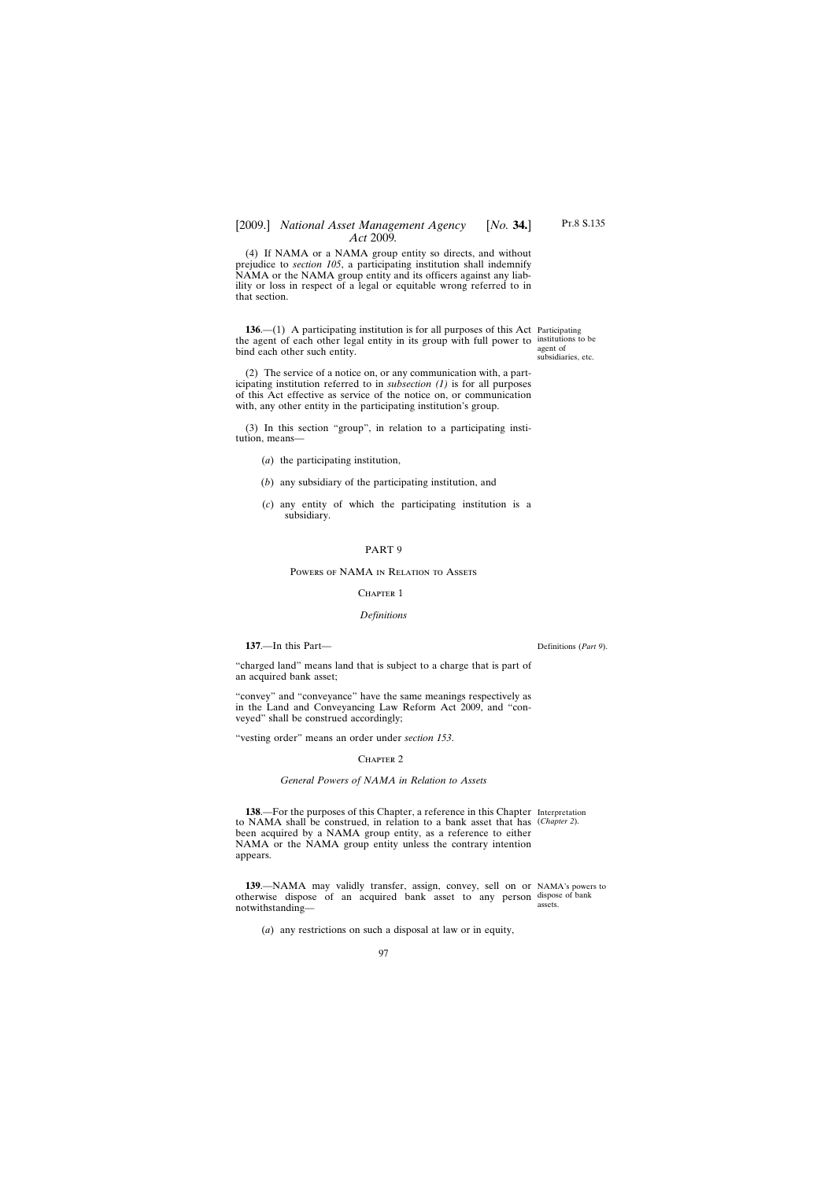(4) If NAMA or a NAMA group entity so directs, and without prejudice to *section 105*, a participating institution shall indemnify NAMA or the NAMA group entity and its officers against any liability or loss in respect of a legal or equitable wrong referred to in that section.

**136**.—(1) A participating institution is for all purposes of this Act the agent of each other legal entity in its group with full power to bind each other such entity.

Participating institutions to be agent of subsidiaries, etc.

(2) The service of a notice on, or any communication with, a participating institution referred to in *subsection (1)* is for all purposes of this Act effective as service of the notice on, or communication with, any other entity in the participating institution's group.

(3) In this section "group", in relation to a participating institution, means—

(*a*) the participating institution,

(*b*) any subsidiary of the participating institution, and

(*c*) any entity of which the participating institution is a subsidiary.

## PART 9

## Powers of NAMA in Relation to Assets

### Chapter 1

### *Definitions*

**137**.—In this Part—

Definitions (*Part 9*).

"charged land" means land that is subject to a charge that is part of an acquired bank asset;

"convey" and "conveyance" have the same meanings respectively as in the Land and Conveyancing Law Reform Act 2009, and "conveyed" shall be construed accordingly;

"vesting order" means an order under *section 153*.

### Chapter 2

### *General Powers of NAMA in Relation to Assets*

**138**.—For the purposes of this Chapter, a reference in this Chapter to NAMA shall be construed, in relation to a bank asset that has been acquired by a NAMA group entity, as a reference to either NAMA or the NAMA group entity unless the contrary intention appears.

Interpretation (*Chapter 2*).

**139**.—NAMA may validly transfer, assign, convey, sell on or otherwise dispose of an acquired bank asset to any person notwithstanding—

NAMA's powers to dispose of bank assets.

(*a*) any restrictions on such a disposal at law or in equity,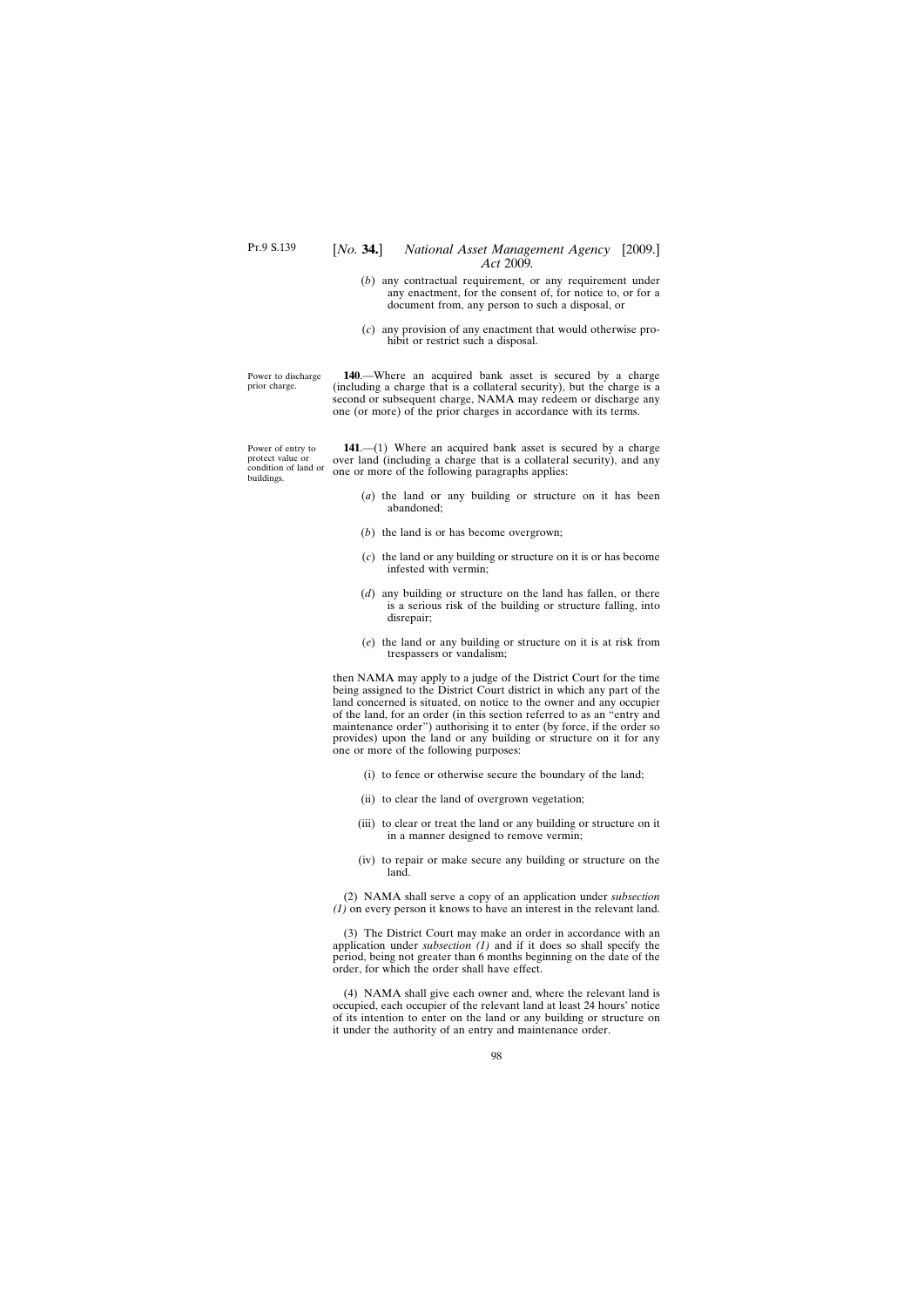(*b*) any contractual requirement, or any requirement under any enactment, for the consent of, for notice to, or for a document from, any person to such a disposal, or

(*c*) any provision of any enactment that would otherwise prohibit or restrict such a disposal.

Power to discharge prior charge.

**140**.—Where an acquired bank asset is secured by a charge (including a charge that is a collateral security), but the charge is a second or subsequent charge, NAMA may redeem or discharge any one (or more) of the prior charges in accordance with its terms.

Power of entry to protect value or condition of land or buildings.

**141**.—(1) Where an acquired bank asset is secured by a charge over land (including a charge that is a collateral security), and any one or more of the following paragraphs applies:

(*a*) the land or any building or structure on it has been abandoned;

(*b*) the land is or has become overgrown;

(*c*) the land or any building or structure on it is or has become infested with vermin;

(*d*) any building or structure on the land has fallen, or there is a serious risk of the building or structure falling, into disrepair;

(*e*) the land or any building or structure on it is at risk from trespassers or vandalism;

then NAMA may apply to a judge of the District Court for the time being assigned to the District Court district in which any part of the land concerned is situated, on notice to the owner and any occupier of the land, for an order (in this section referred to as an "entry and maintenance order") authorising it to enter (by force, if the order so provides) upon the land or any building or structure on it for any one or more of the following purposes:

(i) to fence or otherwise secure the boundary of the land;

(ii) to clear the land of overgrown vegetation;

(iii) to clear or treat the land or any building or structure on it in a manner designed to remove vermin;

(iv) to repair or make secure any building or structure on the land.

(2) NAMA shall serve a copy of an application under *subsection (1)* on every person it knows to have an interest in the relevant land.

(3) The District Court may make an order in accordance with an application under *subsection (1)* and if it does so shall specify the period, being not greater than 6 months beginning on the date of the order, for which the order shall have effect.

(4) NAMA shall give each owner and, where the relevant land is occupied, each occupier of the relevant land at least 24 hours' notice of its intention to enter on the land or any building or structure on it under the authority of an entry and maintenance order.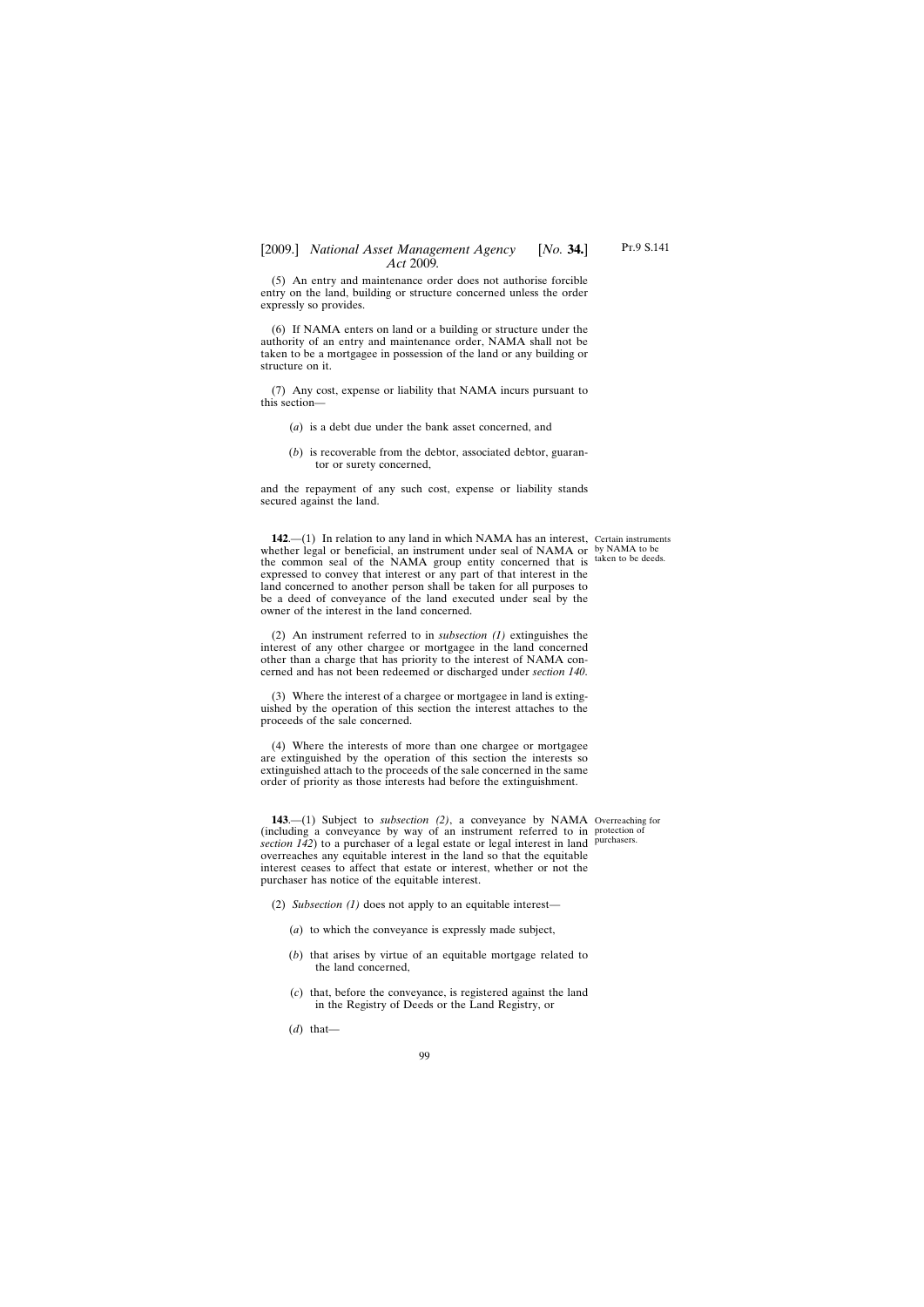(5) An entry and maintenance order does not authorise forcible entry on the land, building or structure concerned unless the order expressly so provides.

(6) If NAMA enters on land or a building or structure under the authority of an entry and maintenance order, NAMA shall not be taken to be a mortgagee in possession of the land or any building or structure on it.

(7) Any cost, expense or liability that NAMA incurs pursuant to this section—

(*a*) is a debt due under the bank asset concerned, and

(*b*) is recoverable from the debtor, associated debtor, guarantor or surety concerned,

and the repayment of any such cost, expense or liability stands secured against the land.

Certain instruments by NAMA to be taken to be deeds.

**142**.—(1) In relation to any land in which NAMA has an interest, whether legal or beneficial, an instrument under seal of NAMA or the common seal of the NAMA group entity concerned that is expressed to convey that interest or any part of that interest in the land concerned to another person shall be taken for all purposes to be a deed of conveyance of the land executed under seal by the owner of the interest in the land concerned.

(2) An instrument referred to in *subsection (1)* extinguishes the interest of any other chargee or mortgagee in the land concerned other than a charge that has priority to the interest of NAMA concerned and has not been redeemed or discharged under *section 140*.

(3) Where the interest of a chargee or mortgagee in land is extinguished by the operation of this section the interest attaches to the proceeds of the sale concerned.

(4) Where the interests of more than one chargee or mortgagee are extinguished by the operation of this section the interests so extinguished attach to the proceeds of the sale concerned in the same order of priority as those interests had before the extinguishment.

Overreaching for protection of purchasers.

**143**.—(1) Subject to *subsection (2)*, a conveyance by NAMA (including a conveyance by way of an instrument referred to in *section 142*) to a purchaser of a legal estate or legal interest in land overreaches any equitable interest in the land so that the equitable interest ceases to affect that estate or interest, whether or not the purchaser has notice of the equitable interest.

(2) *Subsection (1)* does not apply to an equitable interest—

(*a*) to which the conveyance is expressly made subject,

(*b*) that arises by virtue of an equitable mortgage related to the land concerned,

(*c*) that, before the conveyance, is registered against the land in the Registry of Deeds or the Land Registry, or

(*d*) that—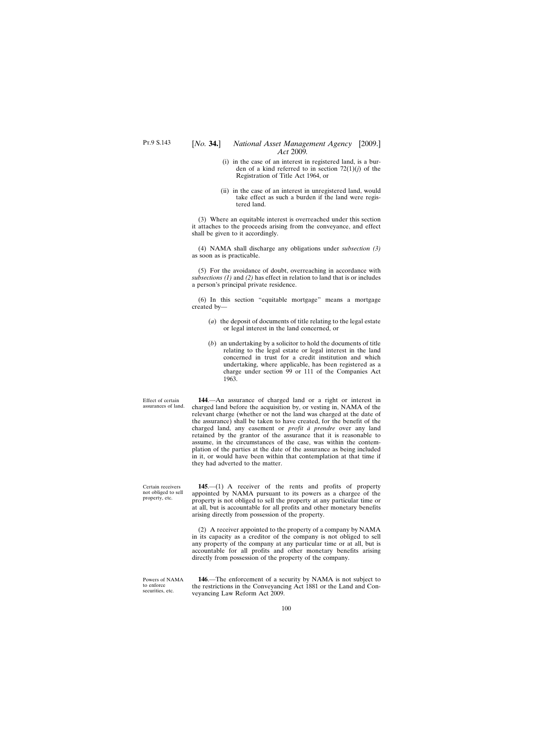(i) in the case of an interest in registered land, is a burden of a kind referred to in section 72(1)(*j*) of the Registration of Title Act 1964, or

(ii) in the case of an interest in unregistered land, would take effect as such a burden if the land were registered land.

(3) Where an equitable interest is overreached under this section it attaches to the proceeds arising from the conveyance, and effect shall be given to it accordingly.

(4) NAMA shall discharge any obligations under *subsection (3)* as soon as is practicable.

(5) For the avoidance of doubt, overreaching in accordance with *subsections (1)* and *(2)* has effect in relation to land that is or includes a person's principal private residence.

(6) In this section "equitable mortgage" means a mortgage created by—

(*a*) the deposit of documents of title relating to the legal estate or legal interest in the land concerned, or

(*b*) an undertaking by a solicitor to hold the documents of title relating to the legal estate or legal interest in the land concerned in trust for a credit institution and which undertaking, where applicable, has been registered as a charge under section 99 or 111 of the Companies Act 1963.

Effect of certain assurances of land.

**144**.—An assurance of charged land or a right or interest in charged land before the acquisition by, or vesting in, NAMA of the relevant charge (whether or not the land was charged at the date of the assurance) shall be taken to have created, for the benefit of the charged land, any easement or *profit à prendre* over any land retained by the grantor of the assurance that it is reasonable to assume, in the circumstances of the case, was within the contemplation of the parties at the date of the assurance as being included in it, or would have been within that contemplation at that time if they had adverted to the matter.

Certain receivers not obliged to sell property, etc.

**145**.—(1) A receiver of the rents and profits of property appointed by NAMA pursuant to its powers as a chargee of the property is not obliged to sell the property at any particular time or at all, but is accountable for all profits and other monetary benefits arising directly from possession of the property.

(2) A receiver appointed to the property of a company by NAMA in its capacity as a creditor of the company is not obliged to sell any property of the company at any particular time or at all, but is accountable for all profits and other monetary benefits arising directly from possession of the property of the company.

Powers of NAMA to enforce securities, etc.

**146**.—The enforcement of a security by NAMA is not subject to the restrictions in the Conveyancing Act 1881 or the Land and Conveyancing Law Reform Act 2009.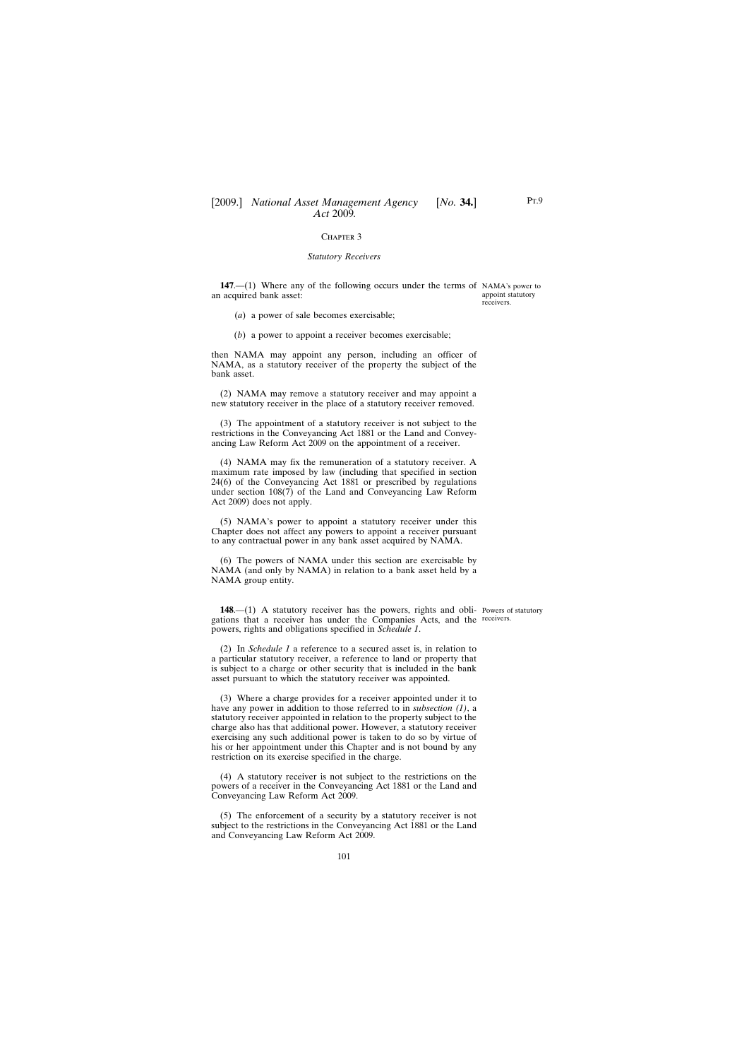## Chapter 3

### *Statutory Receivers*

**147**.—(1) Where any of the following occurs under the terms of an acquired bank asset:

NAMA's power to appoint statutory receivers.

(*a*) a power of sale becomes exercisable;

(*b*) a power to appoint a receiver becomes exercisable;

then NAMA may appoint any person, including an officer of NAMA, as a statutory receiver of the property the subject of the bank asset.

(2) NAMA may remove a statutory receiver and may appoint a new statutory receiver in the place of a statutory receiver removed.

(3) The appointment of a statutory receiver is not subject to the restrictions in the Conveyancing Act 1881 or the Land and Conveyancing Law Reform Act 2009 on the appointment of a receiver.

(4) NAMA may fix the remuneration of a statutory receiver. A maximum rate imposed by law (including that specified in section 24(6) of the Conveyancing Act 1881 or prescribed by regulations under section 108(7) of the Land and Conveyancing Law Reform Act 2009) does not apply.

(5) NAMA's power to appoint a statutory receiver under this Chapter does not affect any powers to appoint a receiver pursuant to any contractual power in any bank asset acquired by NAMA.

(6) The powers of NAMA under this section are exercisable by NAMA (and only by NAMA) in relation to a bank asset held by a NAMA group entity.

**148**.—(1) A statutory receiver has the powers, rights and obligations that a receiver has under the Companies Acts, and the powers, rights and obligations specified in *Schedule 1*.

Powers of statutory receivers.

(2) In *Schedule 1* a reference to a secured asset is, in relation to a particular statutory receiver, a reference to land or property that is subject to a charge or other security that is included in the bank asset pursuant to which the statutory receiver was appointed.

(3) Where a charge provides for a receiver appointed under it to have any power in addition to those referred to in *subsection (1)*, a statutory receiver appointed in relation to the property subject to the charge also has that additional power. However, a statutory receiver exercising any such additional power is taken to do so by virtue of his or her appointment under this Chapter and is not bound by any restriction on its exercise specified in the charge.

(4) A statutory receiver is not subject to the restrictions on the powers of a receiver in the Conveyancing Act 1881 or the Land and Conveyancing Law Reform Act 2009.

(5) The enforcement of a security by a statutory receiver is not subject to the restrictions in the Conveyancing Act 1881 or the Land and Conveyancing Law Reform Act 2009.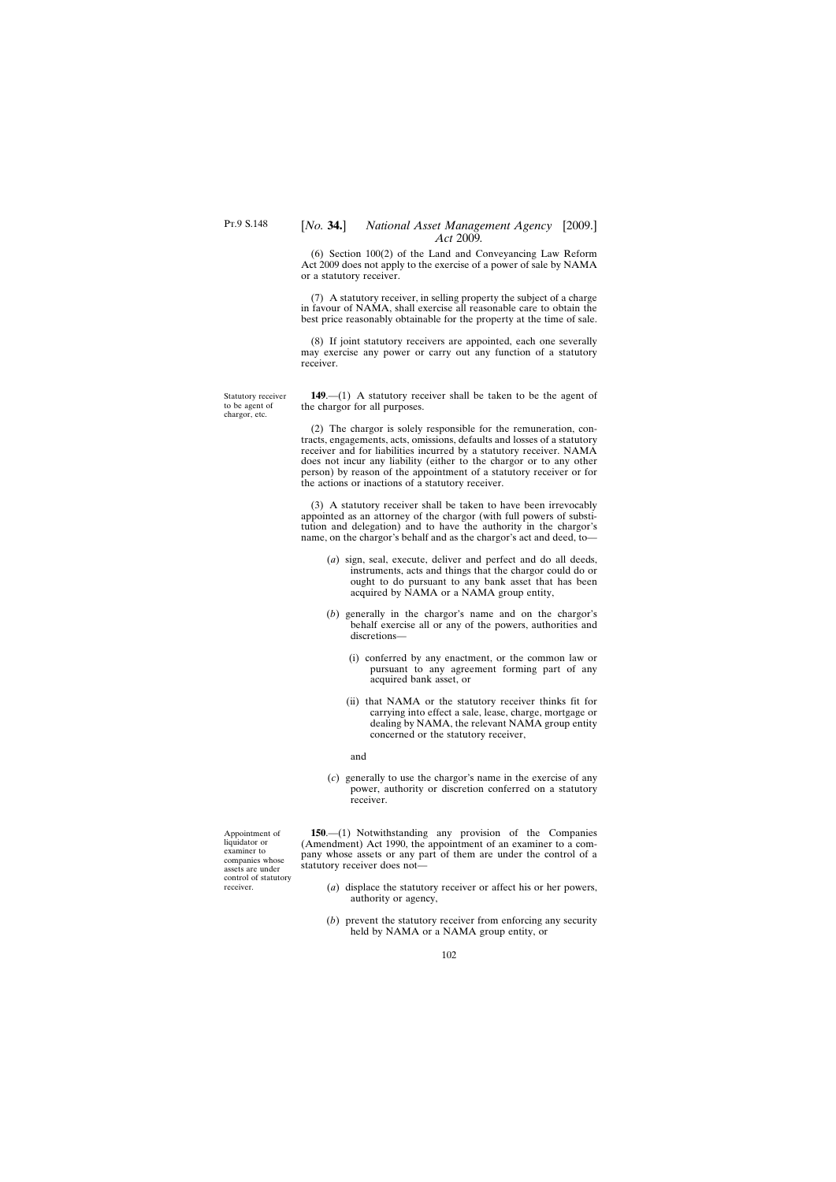(6) Section 100(2) of the Land and Conveyancing Law Reform Act 2009 does not apply to the exercise of a power of sale by NAMA or a statutory receiver.

(7) A statutory receiver, in selling property the subject of a charge in favour of NAMA, shall exercise all reasonable care to obtain the best price reasonably obtainable for the property at the time of sale.

(8) If joint statutory receivers are appointed, each one severally may exercise any power or carry out any function of a statutory receiver.

Statutory receiver to be agent of chargor, etc.

**149**.—(1) A statutory receiver shall be taken to be the agent of the chargor for all purposes.

(2) The chargor is solely responsible for the remuneration, contracts, engagements, acts, omissions, defaults and losses of a statutory receiver and for liabilities incurred by a statutory receiver. NAMA does not incur any liability (either to the chargor or to any other person) by reason of the appointment of a statutory receiver or for the actions or inactions of a statutory receiver.

(3) A statutory receiver shall be taken to have been irrevocably appointed as an attorney of the chargor (with full powers of substitution and delegation) and to have the authority in the chargor's name, on the chargor's behalf and as the chargor's act and deed, to—

- (*a*) sign, seal, execute, deliver and perfect and do all deeds, instruments, acts and things that the chargor could do or ought to do pursuant to any bank asset that has been acquired by NAMA or a NAMA group entity,
- (*b*) generally in the chargor's name and on the chargor's behalf exercise all or any of the powers, authorities and discretions—
  - (i) conferred by any enactment, or the common law or pursuant to any agreement forming part of any acquired bank asset, or
  - (ii) that NAMA or the statutory receiver thinks fit for carrying into effect a sale, lease, charge, mortgage or dealing by NAMA, the relevant NAMA group entity concerned or the statutory receiver,

  and

- (*c*) generally to use the chargor's name in the exercise of any power, authority or discretion conferred on a statutory receiver.

Appointment of liquidator or examiner to companies whose assets are under control of statutory receiver.

**150**.—(1) Notwithstanding any provision of the Companies (Amendment) Act 1990, the appointment of an examiner to a company whose assets or any part of them are under the control of a statutory receiver does not—

- (*a*) displace the statutory receiver or affect his or her powers, authority or agency,
- (*b*) prevent the statutory receiver from enforcing any security held by NAMA or a NAMA group entity, or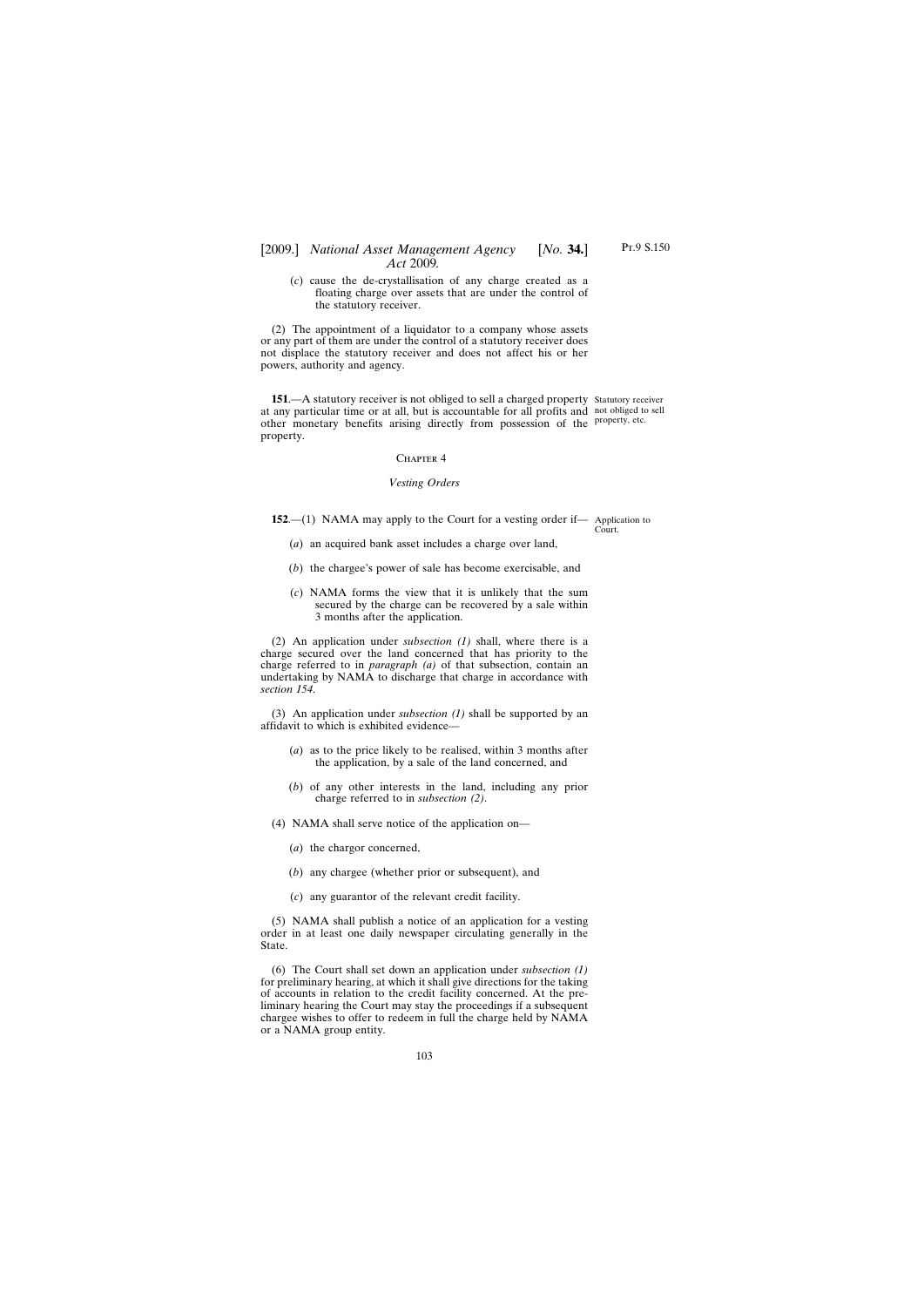(*c*) cause the de-crystallisation of any charge created as a floating charge over assets that are under the control of the statutory receiver.

(2) The appointment of a liquidator to a company whose assets or any part of them are under the control of a statutory receiver does not displace the statutory receiver and does not affect his or her powers, authority and agency.

**151**.—A statutory receiver is not obliged to sell a charged property at any particular time or at all, but is accountable for all profits and other monetary benefits arising directly from possession of the property.

Statutory receiver not obliged to sell property, etc.

## Chapter 4

### *Vesting Orders*

**152**.—(1) NAMA may apply to the Court for a vesting order if—

Application to Court.

(*a*) an acquired bank asset includes a charge over land,

(*b*) the chargee's power of sale has become exercisable, and

(*c*) NAMA forms the view that it is unlikely that the sum secured by the charge can be recovered by a sale within 3 months after the application.

(2) An application under *subsection (1)* shall, where there is a charge secured over the land concerned that has priority to the charge referred to in *paragraph (a)* of that subsection, contain an undertaking by NAMA to discharge that charge in accordance with *section 154*.

(3) An application under *subsection (1)* shall be supported by an affidavit to which is exhibited evidence—

(*a*) as to the price likely to be realised, within 3 months after the application, by a sale of the land concerned, and

(*b*) of any other interests in the land, including any prior charge referred to in *subsection (2)*.

(4) NAMA shall serve notice of the application on—

(*a*) the chargor concerned,

(*b*) any chargee (whether prior or subsequent), and

(*c*) any guarantor of the relevant credit facility.

(5) NAMA shall publish a notice of an application for a vesting order in at least one daily newspaper circulating generally in the State.

(6) The Court shall set down an application under *subsection (1)* for preliminary hearing, at which it shall give directions for the taking of accounts in relation to the credit facility concerned. At the preliminary hearing the Court may stay the proceedings if a subsequent chargee wishes to offer to redeem in full the charge held by NAMA or a NAMA group entity.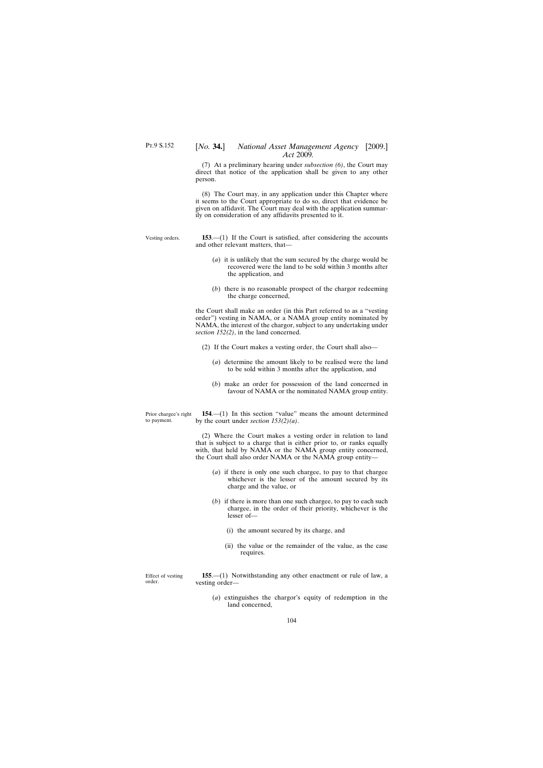(7) At a preliminary hearing under *subsection (6)*, the Court may direct that notice of the application shall be given to any other person.

(8) The Court may, in any application under this Chapter where it seems to the Court appropriate to do so, direct that evidence be given on affidavit. The Court may deal with the application summarily on consideration of any affidavits presented to it.

Vesting orders.

**153**.—(1) If the Court is satisfied, after considering the accounts and other relevant matters, that—

(*a*) it is unlikely that the sum secured by the charge would be recovered were the land to be sold within 3 months after the application, and

(*b*) there is no reasonable prospect of the chargor redeeming the charge concerned,

the Court shall make an order (in this Part referred to as a "vesting order") vesting in NAMA, or a NAMA group entity nominated by NAMA, the interest of the chargor, subject to any undertaking under *section 152(2)*, in the land concerned.

(2) If the Court makes a vesting order, the Court shall also—

(*a*) determine the amount likely to be realised were the land to be sold within 3 months after the application, and

(*b*) make an order for possession of the land concerned in favour of NAMA or the nominated NAMA group entity.

Prior chargee's right to payment.

**154**.—(1) In this section "value" means the amount determined by the court under *section 153(2)(a)*.

(2) Where the Court makes a vesting order in relation to land that is subject to a charge that is either prior to, or ranks equally with, that held by NAMA or the NAMA group entity concerned, the Court shall also order NAMA or the NAMA group entity—

(*a*) if there is only one such chargee, to pay to that chargee whichever is the lesser of the amount secured by its charge and the value, or

(*b*) if there is more than one such chargee, to pay to each such chargee, in the order of their priority, whichever is the lesser of—

(i) the amount secured by its charge, and

(ii) the value or the remainder of the value, as the case requires.

Effect of vesting order.

**155**.—(1) Notwithstanding any other enactment or rule of law, a vesting order—

(*a*) extinguishes the chargor's equity of redemption in the land concerned,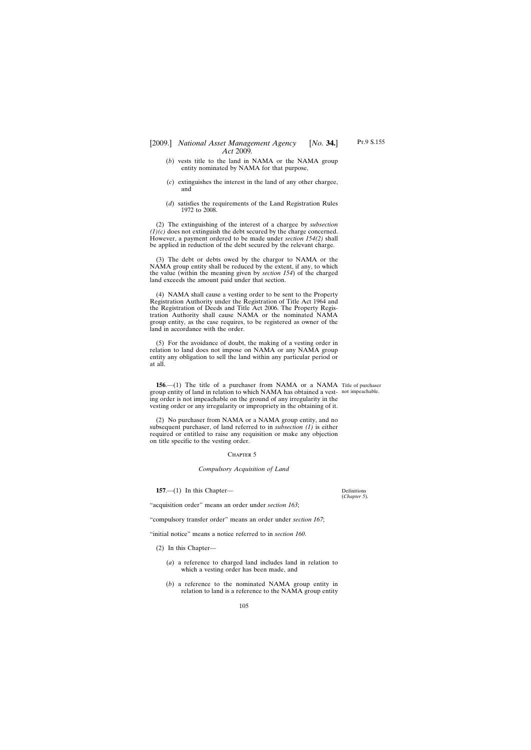(*b*) vests title to the land in NAMA or the NAMA group entity nominated by NAMA for that purpose,

(*c*) extinguishes the interest in the land of any other chargee, and

(*d*) satisfies the requirements of the Land Registration Rules 1972 to 2008.

(2) The extinguishing of the interest of a chargee by *subsection (1)(c)* does not extinguish the debt secured by the charge concerned. However, a payment ordered to be made under *section 154(2)* shall be applied in reduction of the debt secured by the relevant charge.

(3) The debt or debts owed by the chargor to NAMA or the NAMA group entity shall be reduced by the extent, if any, to which the value (within the meaning given by *section 154*) of the charged land exceeds the amount paid under that section.

(4) NAMA shall cause a vesting order to be sent to the Property Registration Authority under the Registration of Title Act 1964 and the Registration of Deeds and Title Act 2006. The Property Registration Authority shall cause NAMA or the nominated NAMA group entity, as the case requires, to be registered as owner of the land in accordance with the order.

(5) For the avoidance of doubt, the making of a vesting order in relation to land does not impose on NAMA or any NAMA group entity any obligation to sell the land within any particular period or at all.

Title of purchaser not impeachable.

**156**.—(1) The title of a purchaser from NAMA or a NAMA group entity of land in relation to which NAMA has obtained a vesting order is not impeachable on the ground of any irregularity in the vesting order or any irregularity or impropriety in the obtaining of it.

(2) No purchaser from NAMA or a NAMA group entity, and no subsequent purchaser, of land referred to in *subsection (1)* is either required or entitled to raise any requisition or make any objection on title specific to the vesting order.

## Chapter 5

### *Compulsory Acquisition of Land*

Definitions (*Chapter 5*).

**157**.—(1) In this Chapter—

"acquisition order" means an order under *section 163*;

"compulsory transfer order" means an order under *section 167*;

"initial notice" means a notice referred to in *section 160*.

(2) In this Chapter—

(*a*) a reference to charged land includes land in relation to which a vesting order has been made, and

(*b*) a reference to the nominated NAMA group entity in relation to land is a reference to the NAMA group entity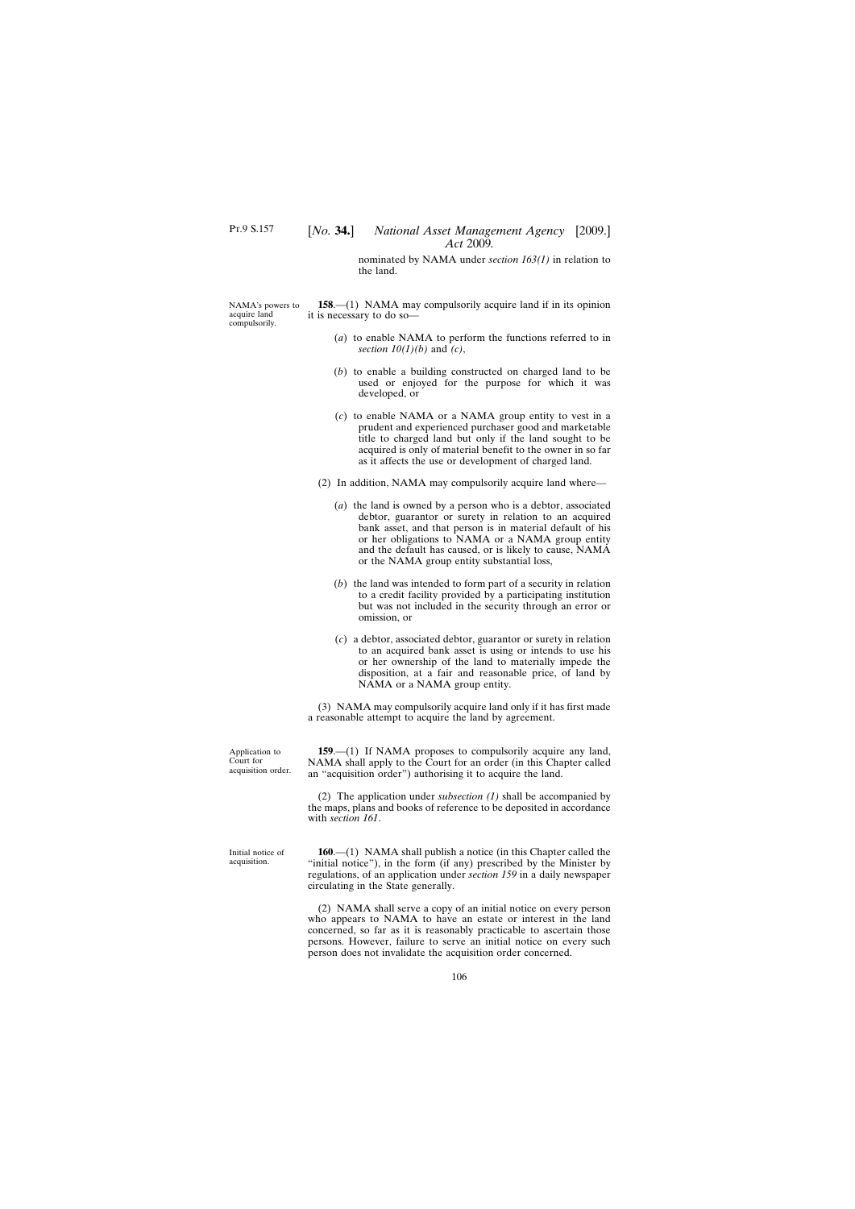nominated by NAMA under *section 163(1)* in relation to the land.

NAMA's powers to acquire land compulsorily.

**158**.—(1) NAMA may compulsorily acquire land if in its opinion it is necessary to do so—

(*a*) to enable NAMA to perform the functions referred to in *section 10(1)(b)* and *(c)*,

(*b*) to enable a building constructed on charged land to be used or enjoyed for the purpose for which it was developed, or

(*c*) to enable NAMA or a NAMA group entity to vest in a prudent and experienced purchaser good and marketable title to charged land but only if the land sought to be acquired is only of material benefit to the owner in so far as it affects the use or development of charged land.

(2) In addition, NAMA may compulsorily acquire land where—

(*a*) the land is owned by a person who is a debtor, associated debtor, guarantor or surety in relation to an acquired bank asset, and that person is in material default of his or her obligations to NAMA or a NAMA group entity and the default has caused, or is likely to cause, NAMA or the NAMA group entity substantial loss,

(*b*) the land was intended to form part of a security in relation to a credit facility provided by a participating institution but was not included in the security through an error or omission, or

(*c*) a debtor, associated debtor, guarantor or surety in relation to an acquired bank asset is using or intends to use his or her ownership of the land to materially impede the disposition, at a fair and reasonable price, of land by NAMA or a NAMA group entity.

(3) NAMA may compulsorily acquire land only if it has first made a reasonable attempt to acquire the land by agreement.

Application to Court for acquisition order.

**159**.—(1) If NAMA proposes to compulsorily acquire any land, NAMA shall apply to the Court for an order (in this Chapter called an "acquisition order") authorising it to acquire the land.

(2) The application under *subsection (1)* shall be accompanied by the maps, plans and books of reference to be deposited in accordance with *section 161*.

Initial notice of acquisition.

**160**.—(1) NAMA shall publish a notice (in this Chapter called the "initial notice"), in the form (if any) prescribed by the Minister by regulations, of an application under *section 159* in a daily newspaper circulating in the State generally.

(2) NAMA shall serve a copy of an initial notice on every person who appears to NAMA to have an estate or interest in the land concerned, so far as it is reasonably practicable to ascertain those persons. However, failure to serve an initial notice on every such person does not invalidate the acquisition order concerned.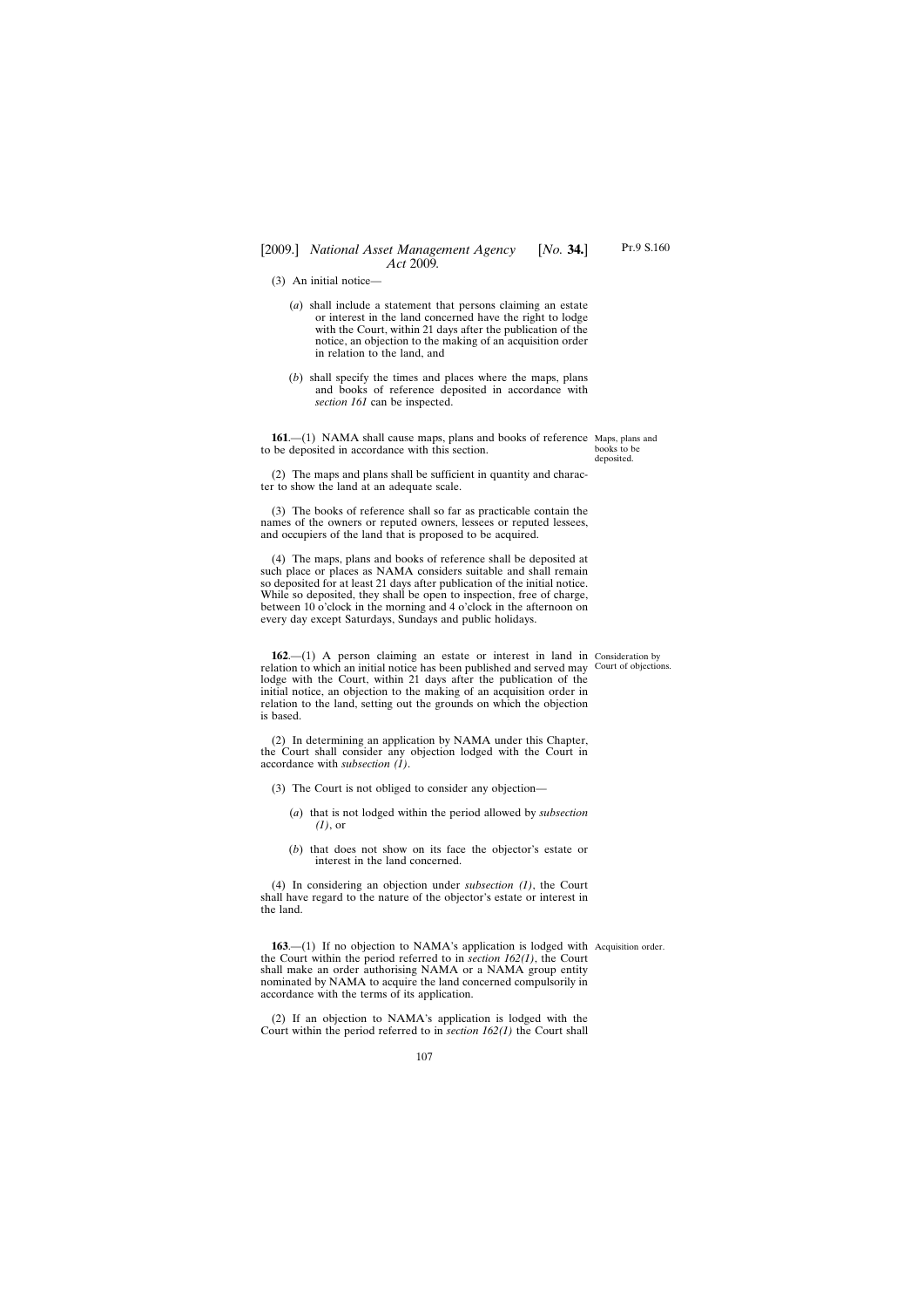(3) An initial notice—

(*a*) shall include a statement that persons claiming an estate or interest in the land concerned have the right to lodge with the Court, within 21 days after the publication of the notice, an objection to the making of an acquisition order in relation to the land, and

(*b*) shall specify the times and places where the maps, plans and books of reference deposited in accordance with *section 161* can be inspected.

**161**.—(1) NAMA shall cause maps, plans and books of reference to be deposited in accordance with this section.

Maps, plans and books to be deposited.

(2) The maps and plans shall be sufficient in quantity and character to show the land at an adequate scale.

(3) The books of reference shall so far as practicable contain the names of the owners or reputed owners, lessees or reputed lessees, and occupiers of the land that is proposed to be acquired.

(4) The maps, plans and books of reference shall be deposited at such place or places as NAMA considers suitable and shall remain so deposited for at least 21 days after publication of the initial notice. While so deposited, they shall be open to inspection, free of charge, between 10 o'clock in the morning and 4 o'clock in the afternoon on every day except Saturdays, Sundays and public holidays.

**162**.—(1) A person claiming an estate or interest in land in relation to which an initial notice has been published and served may lodge with the Court, within 21 days after the publication of the initial notice, an objection to the making of an acquisition order in relation to the land, setting out the grounds on which the objection is based.

Consideration by Court of objections.

(2) In determining an application by NAMA under this Chapter, the Court shall consider any objection lodged with the Court in accordance with *subsection (1)*.

(3) The Court is not obliged to consider any objection—

(*a*) that is not lodged within the period allowed by *subsection (1)*, or

(*b*) that does not show on its face the objector's estate or interest in the land concerned.

(4) In considering an objection under *subsection (1)*, the Court shall have regard to the nature of the objector's estate or interest in the land.

**163**.—(1) If no objection to NAMA's application is lodged with the Court within the period referred to in *section 162(1)*, the Court shall make an order authorising NAMA or a NAMA group entity nominated by NAMA to acquire the land concerned compulsorily in accordance with the terms of its application.

Acquisition order.

(2) If an objection to NAMA's application is lodged with the Court within the period referred to in *section 162(1)* the Court shall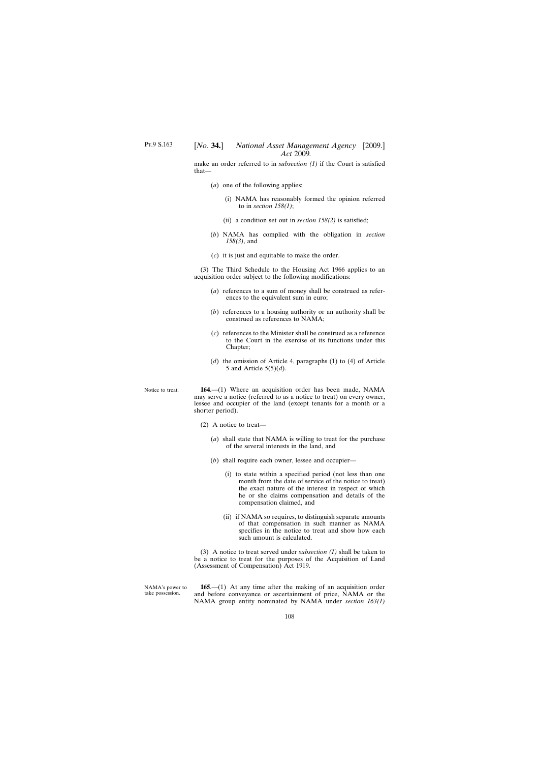make an order referred to in *subsection (1)* if the Court is satisfied that—

(*a*) one of the following applies:

(i) NAMA has reasonably formed the opinion referred to in *section 158(1)*;

(ii) a condition set out in *section 158(2)* is satisfied;

(*b*) NAMA has complied with the obligation in *section 158(3)*, and

(*c*) it is just and equitable to make the order.

(3) The Third Schedule to the Housing Act 1966 applies to an acquisition order subject to the following modifications:

(*a*) references to a sum of money shall be construed as references to the equivalent sum in euro;

(*b*) references to a housing authority or an authority shall be construed as references to NAMA;

(*c*) references to the Minister shall be construed as a reference to the Court in the exercise of its functions under this Chapter;

(*d*) the omission of Article 4, paragraphs (1) to (4) of Article 5 and Article 5(5)(*d*).

Notice to treat.

**164**.—(1) Where an acquisition order has been made, NAMA may serve a notice (referred to as a notice to treat) on every owner, lessee and occupier of the land (except tenants for a month or a shorter period).

(2) A notice to treat—

(*a*) shall state that NAMA is willing to treat for the purchase of the several interests in the land, and

(*b*) shall require each owner, lessee and occupier—

(i) to state within a specified period (not less than one month from the date of service of the notice to treat) the exact nature of the interest in respect of which he or she claims compensation and details of the compensation claimed, and

(ii) if NAMA so requires, to distinguish separate amounts of that compensation in such manner as NAMA specifies in the notice to treat and show how each such amount is calculated.

(3) A notice to treat served under *subsection (1)* shall be taken to be a notice to treat for the purposes of the Acquisition of Land (Assessment of Compensation) Act 1919.

NAMA's power to take possession.

**165**.—(1) At any time after the making of an acquisition order and before conveyance or ascertainment of price, NAMA or the NAMA group entity nominated by NAMA under *section 163(1)*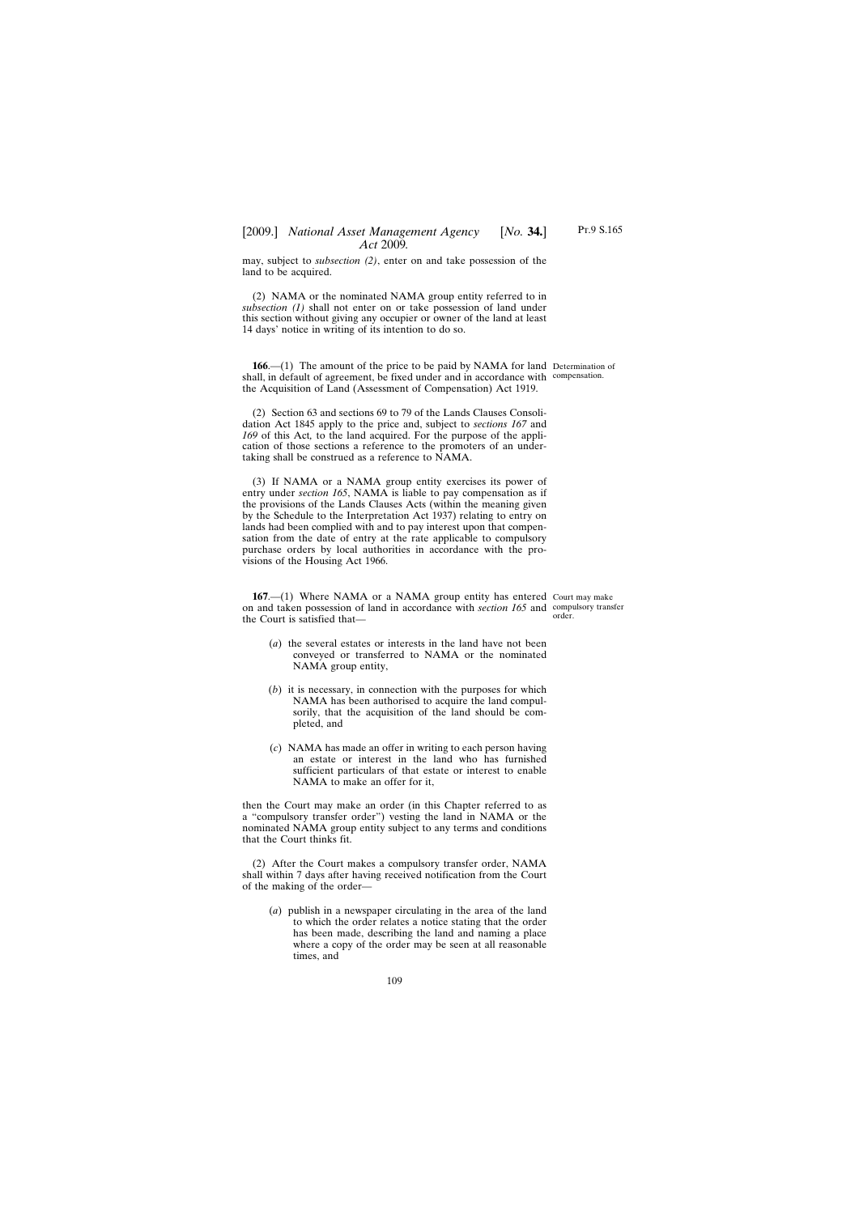may, subject to *subsection (2)*, enter on and take possession of the land to be acquired.

(2) NAMA or the nominated NAMA group entity referred to in *subsection (1)* shall not enter on or take possession of land under this section without giving any occupier or owner of the land at least 14 days' notice in writing of its intention to do so.

Determination of compensation.

**166**.—(1) The amount of the price to be paid by NAMA for land shall, in default of agreement, be fixed under and in accordance with the Acquisition of Land (Assessment of Compensation) Act 1919.

(2) Section 63 and sections 69 to 79 of the Lands Clauses Consolidation Act 1845 apply to the price and, subject to *sections 167* and *169* of this Act, to the land acquired. For the purpose of the application of those sections a reference to the promoters of an undertaking shall be construed as a reference to NAMA.

(3) If NAMA or a NAMA group entity exercises its power of entry under *section 165*, NAMA is liable to pay compensation as if the provisions of the Lands Clauses Acts (within the meaning given by the Schedule to the Interpretation Act 1937) relating to entry on lands had been complied with and to pay interest upon that compensation from the date of entry at the rate applicable to compulsory purchase orders by local authorities in accordance with the provisions of the Housing Act 1966.

Court may make compulsory transfer order.

**167**.—(1) Where NAMA or a NAMA group entity has entered on and taken possession of land in accordance with *section 165* and the Court is satisfied that—

(*a*) the several estates or interests in the land have not been conveyed or transferred to NAMA or the nominated NAMA group entity,

(*b*) it is necessary, in connection with the purposes for which NAMA has been authorised to acquire the land compulsorily, that the acquisition of the land should be completed, and

(*c*) NAMA has made an offer in writing to each person having an estate or interest in the land who has furnished sufficient particulars of that estate or interest to enable NAMA to make an offer for it,

then the Court may make an order (in this Chapter referred to as a "compulsory transfer order") vesting the land in NAMA or the nominated NAMA group entity subject to any terms and conditions that the Court thinks fit.

(2) After the Court makes a compulsory transfer order, NAMA shall within 7 days after having received notification from the Court of the making of the order—

(*a*) publish in a newspaper circulating in the area of the land to which the order relates a notice stating that the order has been made, describing the land and naming a place where a copy of the order may be seen at all reasonable times, and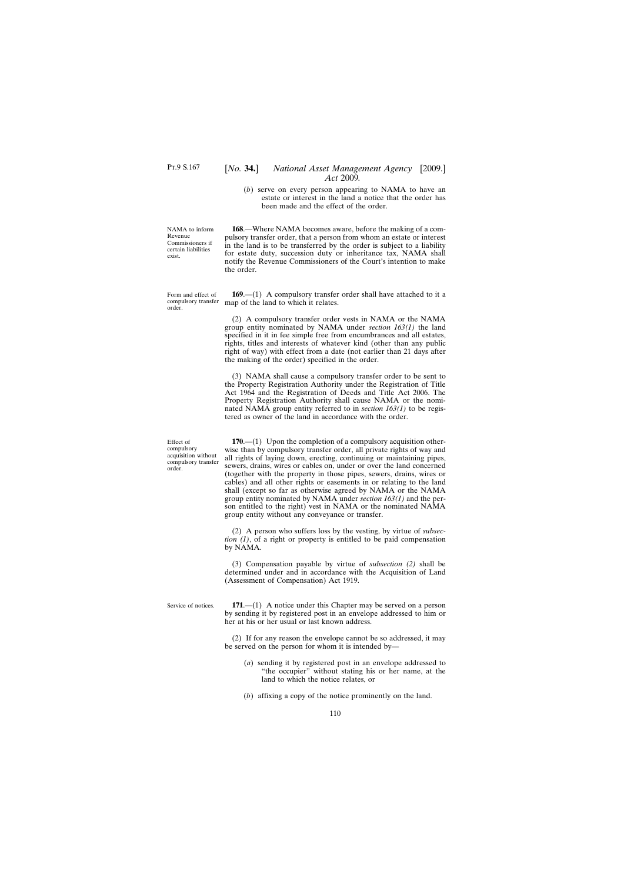(*b*) serve on every person appearing to NAMA to have an estate or interest in the land a notice that the order has been made and the effect of the order.

NAMA to inform Revenue Commissioners if certain liabilities exist.

**168**.—Where NAMA becomes aware, before the making of a compulsory transfer order, that a person from whom an estate or interest in the land is to be transferred by the order is subject to a liability for estate duty, succession duty or inheritance tax, NAMA shall notify the Revenue Commissioners of the Court's intention to make the order.

Form and effect of compulsory transfer order.

**169**.—(1) A compulsory transfer order shall have attached to it a map of the land to which it relates.

(2) A compulsory transfer order vests in NAMA or the NAMA group entity nominated by NAMA under *section 163(1)* the land specified in it in fee simple free from encumbrances and all estates, rights, titles and interests of whatever kind (other than any public right of way) with effect from a date (not earlier than 21 days after the making of the order) specified in the order.

(3) NAMA shall cause a compulsory transfer order to be sent to the Property Registration Authority under the Registration of Title Act 1964 and the Registration of Deeds and Title Act 2006. The Property Registration Authority shall cause NAMA or the nominated NAMA group entity referred to in *section 163(1)* to be registered as owner of the land in accordance with the order.

Effect of compulsory acquisition without compulsory transfer order.

**170**.—(1) Upon the completion of a compulsory acquisition otherwise than by compulsory transfer order, all private rights of way and all rights of laying down, erecting, continuing or maintaining pipes, sewers, drains, wires or cables on, under or over the land concerned (together with the property in those pipes, sewers, drains, wires or cables) and all other rights or easements in or relating to the land shall (except so far as otherwise agreed by NAMA or the NAMA group entity nominated by NAMA under *section 163(1)* and the person entitled to the right) vest in NAMA or the nominated NAMA group entity without any conveyance or transfer.

(2) A person who suffers loss by the vesting, by virtue of *subsection (1)*, of a right or property is entitled to be paid compensation by NAMA.

(3) Compensation payable by virtue of *subsection (2)* shall be determined under and in accordance with the Acquisition of Land (Assessment of Compensation) Act 1919.

Service of notices.

**171**.—(1) A notice under this Chapter may be served on a person by sending it by registered post in an envelope addressed to him or her at his or her usual or last known address.

(2) If for any reason the envelope cannot be so addressed, it may be served on the person for whom it is intended by—

(*a*) sending it by registered post in an envelope addressed to "the occupier" without stating his or her name, at the land to which the notice relates, or

(*b*) affixing a copy of the notice prominently on the land.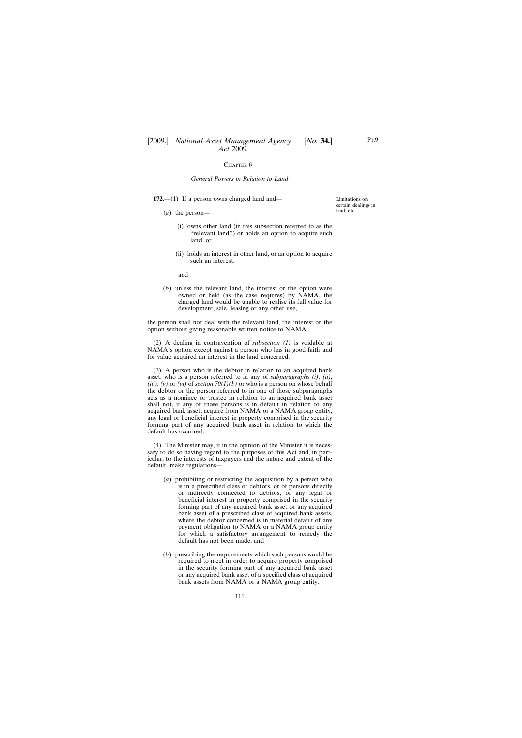Chapter 6

*General Powers in Relation to Land*

Limitations on certain dealings in land, etc.

**172**.—(1) If a person owns charged land and—

(*a*) the person—

(i) owns other land (in this subsection referred to as the "relevant land") or holds an option to acquire such land, or

(ii) holds an interest in other land, or an option to acquire such an interest,

and

(*b*) unless the relevant land, the interest or the option were owned or held (as the case requires) by NAMA, the charged land would be unable to realise its full value for development, sale, leasing or any other use,

the person shall not deal with the relevant land, the interest or the option without giving reasonable written notice to NAMA.

(2) A dealing in contravention of *subsection (1)* is voidable at NAMA's option except against a person who has in good faith and for value acquired an interest in the land concerned.

(3) A person who is the debtor in relation to an acquired bank asset, who is a person referred to in any of *subparagraphs (i)*, *(ii)*, *(iii)*, *(v)* or *(vi)* of *section 70(1)(b)* or who is a person on whose behalf the debtor or the person referred to in one of those subparagraphs acts as a nominee or trustee in relation to an acquired bank asset shall not, if any of those persons is in default in relation to any acquired bank asset, acquire from NAMA or a NAMA group entity, any legal or beneficial interest in property comprised in the security forming part of any acquired bank asset in relation to which the default has occurred.

(4) The Minister may, if in the opinion of the Minister it is necessary to do so having regard to the purposes of this Act and, in particular, to the interests of taxpayers and the nature and extent of the default, make regulations—

(*a*) prohibiting or restricting the acquisition by a person who is in a prescribed class of debtors, or of persons directly or indirectly connected to debtors, of any legal or beneficial interest in property comprised in the security forming part of any acquired bank asset or any acquired bank asset of a prescribed class of acquired bank assets, where the debtor concerned is in material default of any payment obligation to NAMA or a NAMA group entity for which a satisfactory arrangement to remedy the default has not been made, and

(*b*) prescribing the requirements which such persons would be required to meet in order to acquire property comprised in the security forming part of any acquired bank asset or any acquired bank asset of a specified class of acquired bank assets from NAMA or a NAMA group entity.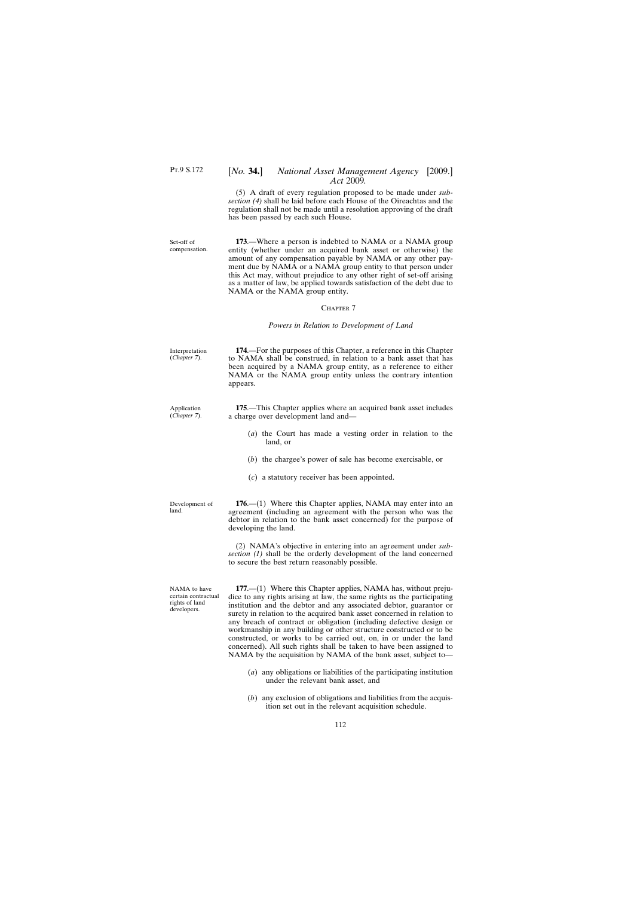(5) A draft of every regulation proposed to be made under *subsection (4)* shall be laid before each House of the Oireachtas and the regulation shall not be made until a resolution approving of the draft has been passed by each such House.

Set-off of compensation.

**173**.—Where a person is indebted to NAMA or a NAMA group entity (whether under an acquired bank asset or otherwise) the amount of any compensation payable by NAMA or any other payment due by NAMA or a NAMA group entity to that person under this Act may, without prejudice to any other right of set-off arising as a matter of law, be applied towards satisfaction of the debt due to NAMA or the NAMA group entity.

## Chapter 7

### *Powers in Relation to Development of Land*

Interpretation (*Chapter 7*).

**174**.—For the purposes of this Chapter, a reference in this Chapter to NAMA shall be construed, in relation to a bank asset that has been acquired by a NAMA group entity, as a reference to either NAMA or the NAMA group entity unless the contrary intention appears.

Application (*Chapter 7*).

**175**.—This Chapter applies where an acquired bank asset includes a charge over development land and—

(*a*) the Court has made a vesting order in relation to the land, or

(*b*) the chargee's power of sale has become exercisable, or

(*c*) a statutory receiver has been appointed.

Development of land.

**176**.—(1) Where this Chapter applies, NAMA may enter into an agreement (including an agreement with the person who was the debtor in relation to the bank asset concerned) for the purpose of developing the land.

(2) NAMA's objective in entering into an agreement under *subsection (1)* shall be the orderly development of the land concerned to secure the best return reasonably possible.

NAMA to have certain contractual rights of land developers.

**177**.—(1) Where this Chapter applies, NAMA has, without prejudice to any rights arising at law, the same rights as the participating institution and the debtor and any associated debtor, guarantor or surety in relation to the acquired bank asset concerned in relation to any breach of contract or obligation (including defective design or workmanship in any building or other structure constructed or to be constructed, or works to be carried out, on, in or under the land concerned). All such rights shall be taken to have been assigned to NAMA by the acquisition by NAMA of the bank asset, subject to—

(*a*) any obligations or liabilities of the participating institution under the relevant bank asset, and

(*b*) any exclusion of obligations and liabilities from the acquisition set out in the relevant acquisition schedule.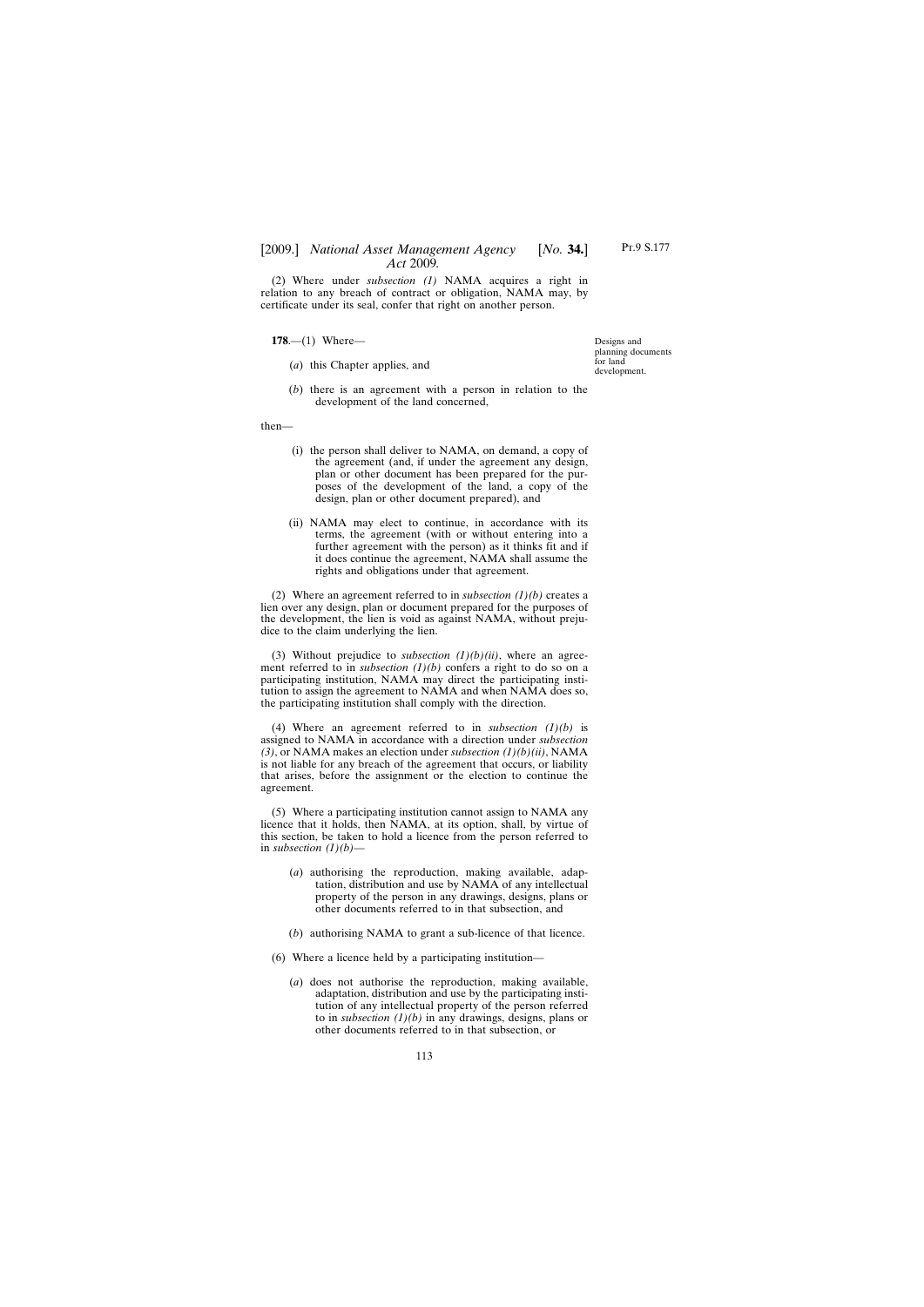(2) Where under *subsection (1)* NAMA acquires a right in relation to any breach of contract or obligation, NAMA may, by certificate under its seal, confer that right on another person.

Designs and planning documents for land development.

**178**.—(1) Where—

(*a*) this Chapter applies, and

(*b*) there is an agreement with a person in relation to the development of the land concerned,

then—

(i) the person shall deliver to NAMA, on demand, a copy of the agreement (and, if under the agreement any design, plan or other document has been prepared for the purposes of the development of the land, a copy of the design, plan or other document prepared), and

(ii) NAMA may elect to continue, in accordance with its terms, the agreement (with or without entering into a further agreement with the person) as it thinks fit and if it does continue the agreement, NAMA shall assume the rights and obligations under that agreement.

(2) Where an agreement referred to in *subsection (1)(b)* creates a lien over any design, plan or document prepared for the purposes of the development, the lien is void as against NAMA, without prejudice to the claim underlying the lien.

(3) Without prejudice to *subsection (1)(b)(ii)*, where an agreement referred to in *subsection (1)(b)* confers a right to do so on a participating institution, NAMA may direct the participating institution to assign the agreement to NAMA and when NAMA does so, the participating institution shall comply with the direction.

(4) Where an agreement referred to in *subsection (1)(b)* is assigned to NAMA in accordance with a direction under *subsection (3)*, or NAMA makes an election under *subsection (1)(b)(ii)*, NAMA is not liable for any breach of the agreement that occurs, or liability that arises, before the assignment or the election to continue the agreement.

(5) Where a participating institution cannot assign to NAMA any licence that it holds, then NAMA, at its option, shall, by virtue of this section, be taken to hold a licence from the person referred to in *subsection (1)(b)*—

(*a*) authorising the reproduction, making available, adaptation, distribution and use by NAMA of any intellectual property of the person in any drawings, designs, plans or other documents referred to in that subsection, and

(*b*) authorising NAMA to grant a sub-licence of that licence.

(6) Where a licence held by a participating institution—

(*a*) does not authorise the reproduction, making available, adaptation, distribution and use by the participating institution of any intellectual property of the person referred to in *subsection (1)(b)* in any drawings, designs, plans or other documents referred to in that subsection, or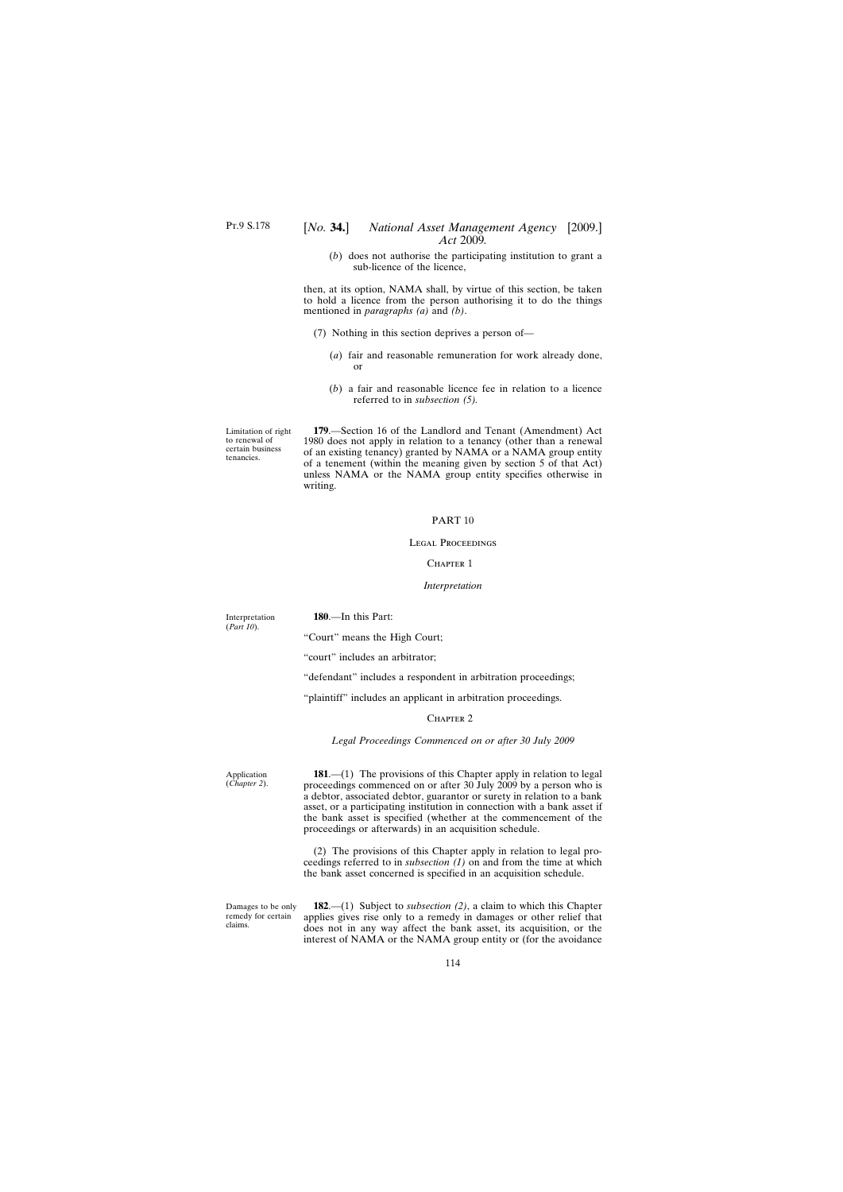(*b*) does not authorise the participating institution to grant a sub-licence of the licence,

then, at its option, NAMA shall, by virtue of this section, be taken to hold a licence from the person authorising it to do the things mentioned in *paragraphs (a)* and *(b)*.

(7) Nothing in this section deprives a person of—

(*a*) fair and reasonable remuneration for work already done, or

(*b*) a fair and reasonable licence fee in relation to a licence referred to in *subsection (5)*.

Limitation of right to renewal of certain business tenancies.

**179**.—Section 16 of the Landlord and Tenant (Amendment) Act 1980 does not apply in relation to a tenancy (other than a renewal of an existing tenancy) granted by NAMA or a NAMA group entity of a tenement (within the meaning given by section 5 of that Act) unless NAMA or the NAMA group entity specifies otherwise in writing.

# PART 10

## Legal Proceedings

### Chapter 1

*Interpretation*

Interpretation (*Part 10*).

**180**.—In this Part:

"Court" means the High Court;

"court" includes an arbitrator;

"defendant" includes a respondent in arbitration proceedings;

"plaintiff" includes an applicant in arbitration proceedings.

### Chapter 2

*Legal Proceedings Commenced on or after 30 July 2009*

Application (*Chapter 2*).

**181**.—(1) The provisions of this Chapter apply in relation to legal proceedings commenced on or after 30 July 2009 by a person who is a debtor, associated debtor, guarantor or surety in relation to a bank asset, or a participating institution in connection with a bank asset if the bank asset is specified (whether at the commencement of the proceedings or afterwards) in an acquisition schedule.

(2) The provisions of this Chapter apply in relation to legal proceedings referred to in *subsection (1)* on and from the time at which the bank asset concerned is specified in an acquisition schedule.

Damages to be only remedy for certain claims.

**182**.—(1) Subject to *subsection (2)*, a claim to which this Chapter applies gives rise only to a remedy in damages or other relief that does not in any way affect the bank asset, its acquisition, or the interest of NAMA or the NAMA group entity or (for the avoidance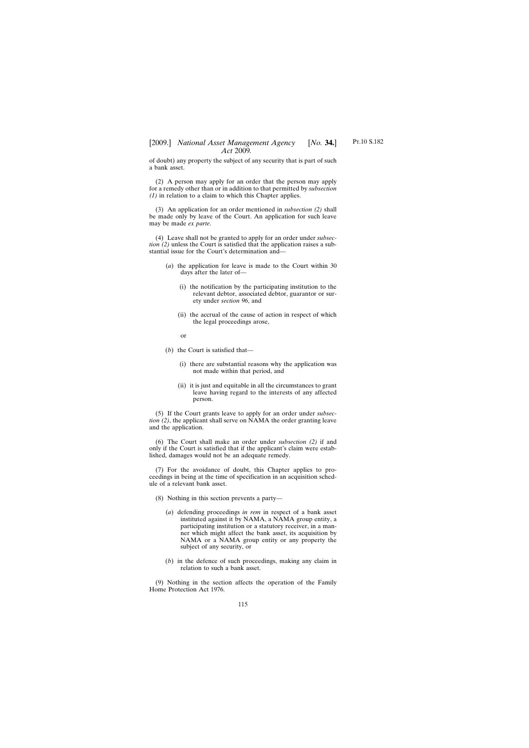of doubt) any property the subject of any security that is part of such a bank asset.

(2) A person may apply for an order that the person may apply for a remedy other than or in addition to that permitted by *subsection (1)* in relation to a claim to which this Chapter applies.

(3) An application for an order mentioned in *subsection (2)* shall be made only by leave of the Court. An application for such leave may be made *ex parte*.

(4) Leave shall not be granted to apply for an order under *subsection (2)* unless the Court is satisfied that the application raises a substantial issue for the Court's determination and—

- (*a*) the application for leave is made to the Court within 30 days after the later of—
  - (i) the notification by the participating institution to the relevant debtor, associated debtor, guarantor or surety under *section 96*, and
  - (ii) the accrual of the cause of action in respect of which the legal proceedings arose,

  or

- (*b*) the Court is satisfied that—
  - (i) there are substantial reasons why the application was not made within that period, and
  - (ii) it is just and equitable in all the circumstances to grant leave having regard to the interests of any affected person.

(5) If the Court grants leave to apply for an order under *subsection (2)*, the applicant shall serve on NAMA the order granting leave and the application.

(6) The Court shall make an order under *subsection (2)* if and only if the Court is satisfied that if the applicant's claim were established, damages would not be an adequate remedy.

(7) For the avoidance of doubt, this Chapter applies to proceedings in being at the time of specification in an acquisition schedule of a relevant bank asset.

(8) Nothing in this section prevents a party—

- (*a*) defending proceedings *in rem* in respect of a bank asset instituted against it by NAMA, a NAMA group entity, a participating institution or a statutory receiver, in a manner which might affect the bank asset, its acquisition by NAMA or a NAMA group entity or any property the subject of any security, or
- (*b*) in the defence of such proceedings, making any claim in relation to such a bank asset.

(9) Nothing in the section affects the operation of the Family Home Protection Act 1976.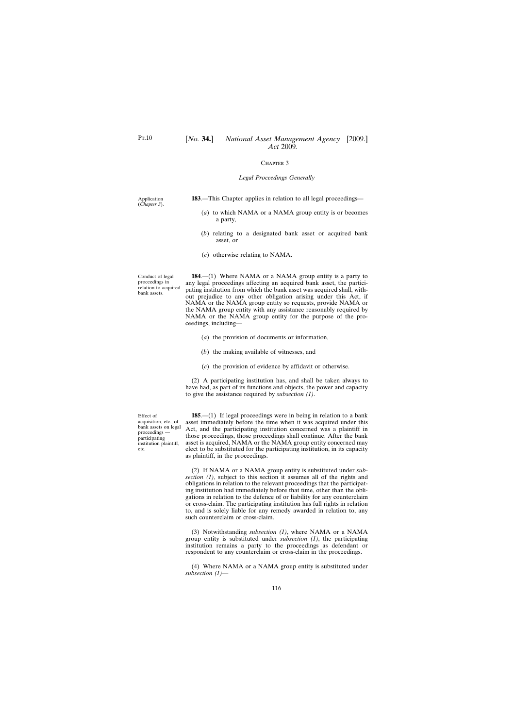## Chapter 3

*Legal Proceedings Generally*

Application (*Chapter 3*).

**183**.—This Chapter applies in relation to all legal proceedings—

(*a*) to which NAMA or a NAMA group entity is or becomes a party,

(*b*) relating to a designated bank asset or acquired bank asset, or

(*c*) otherwise relating to NAMA.

Conduct of legal proceedings in relation to acquired bank assets.

**184**.—(1) Where NAMA or a NAMA group entity is a party to any legal proceedings affecting an acquired bank asset, the participating institution from which the bank asset was acquired shall, without prejudice to any other obligation arising under this Act, if NAMA or the NAMA group entity so requests, provide NAMA or the NAMA group entity with any assistance reasonably required by NAMA or the NAMA group entity for the purpose of the proceedings, including—

(*a*) the provision of documents or information,

(*b*) the making available of witnesses, and

(*c*) the provision of evidence by affidavit or otherwise.

(2) A participating institution has, and shall be taken always to have had, as part of its functions and objects, the power and capacity to give the assistance required by *subsection (1)*.

Effect of acquisition, etc., of bank assets on legal proceedings — participating institution plaintiff, etc.

**185**.—(1) If legal proceedings were in being in relation to a bank asset immediately before the time when it was acquired under this Act, and the participating institution concerned was a plaintiff in those proceedings, those proceedings shall continue. After the bank asset is acquired, NAMA or the NAMA group entity concerned may elect to be substituted for the participating institution, in its capacity as plaintiff, in the proceedings.

(2) If NAMA or a NAMA group entity is substituted under *subsection (1)*, subject to this section it assumes all of the rights and obligations in relation to the relevant proceedings that the participating institution had immediately before that time, other than the obligations in relation to the defence of or liability for any counterclaim or cross-claim. The participating institution has full rights in relation to, and is solely liable for any remedy awarded in relation to, any such counterclaim or cross-claim.

(3) Notwithstanding *subsection (1)*, where NAMA or a NAMA group entity is substituted under *subsection (1)*, the participating institution remains a party to the proceedings as defendant or respondent to any counterclaim or cross-claim in the proceedings.

(4) Where NAMA or a NAMA group entity is substituted under *subsection (1)*—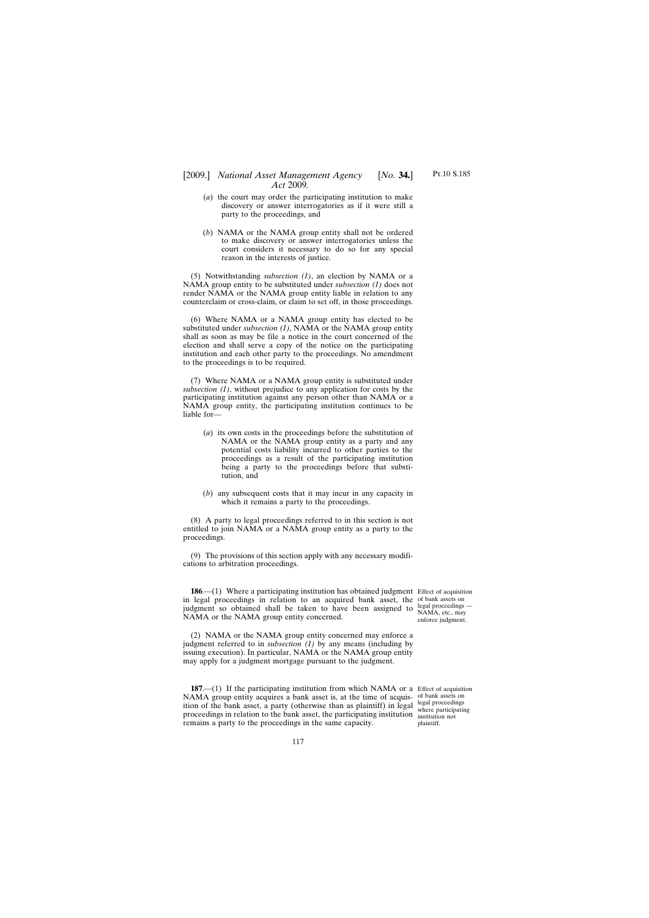(*a*) the court may order the participating institution to make discovery or answer interrogatories as if it were still a party to the proceedings, and

(*b*) NAMA or the NAMA group entity shall not be ordered to make discovery or answer interrogatories unless the court considers it necessary to do so for any special reason in the interests of justice.

(5) Notwithstanding *subsection (1)*, an election by NAMA or a NAMA group entity to be substituted under *subsection (1)* does not render NAMA or the NAMA group entity liable in relation to any counterclaim or cross-claim, or claim to set off, in those proceedings.

(6) Where NAMA or a NAMA group entity has elected to be substituted under *subsection (1)*, NAMA or the NAMA group entity shall as soon as may be file a notice in the court concerned of the election and shall serve a copy of the notice on the participating institution and each other party to the proceedings. No amendment to the proceedings is to be required.

(7) Where NAMA or a NAMA group entity is substituted under *subsection (1)*, without prejudice to any application for costs by the participating institution against any person other than NAMA or a NAMA group entity, the participating institution continues to be liable for—

(*a*) its own costs in the proceedings before the substitution of NAMA or the NAMA group entity as a party and any potential costs liability incurred to other parties to the proceedings as a result of the participating institution being a party to the proceedings before that substitution, and

(*b*) any subsequent costs that it may incur in any capacity in which it remains a party to the proceedings.

(8) A party to legal proceedings referred to in this section is not entitled to join NAMA or a NAMA group entity as a party to the proceedings.

(9) The provisions of this section apply with any necessary modifications to arbitration proceedings.

Effect of acquisition of bank assets on legal proceedings — NAMA, etc., may enforce judgment.

**186**.—(1) Where a participating institution has obtained judgment in legal proceedings in relation to an acquired bank asset, the judgment so obtained shall be taken to have been assigned to NAMA or the NAMA group entity concerned.

(2) NAMA or the NAMA group entity concerned may enforce a judgment referred to in *subsection (1)* by any means (including by issuing execution). In particular, NAMA or the NAMA group entity may apply for a judgment mortgage pursuant to the judgment.

Effect of acquisition of bank assets on legal proceedings where participating institution not plaintiff.

**187**.—(1) If the participating institution from which NAMA or a NAMA group entity acquires a bank asset is, at the time of acquisition of the bank asset, a party (otherwise than as plaintiff) in legal proceedings in relation to the bank asset, the participating institution remains a party to the proceedings in the same capacity.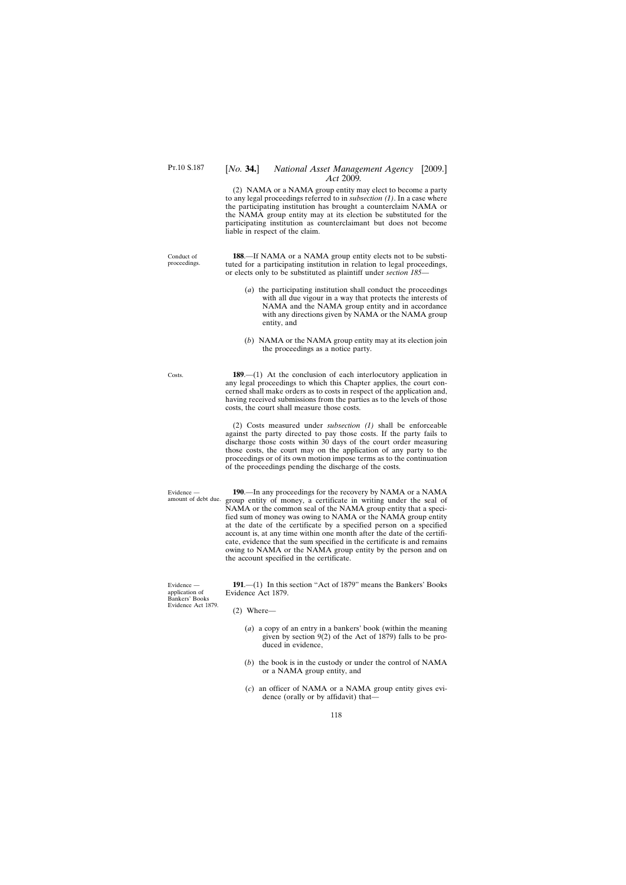(2) NAMA or a NAMA group entity may elect to become a party to any legal proceedings referred to in *subsection (1)*. In a case where the participating institution has brought a counterclaim NAMA or the NAMA group entity may at its election be substituted for the participating institution as counterclaimant but does not become liable in respect of the claim.

Conduct of proceedings.

**188**.—If NAMA or a NAMA group entity elects not to be substituted for a participating institution in relation to legal proceedings, or elects only to be substituted as plaintiff under *section 185*—

(*a*) the participating institution shall conduct the proceedings with all due vigour in a way that protects the interests of NAMA and the NAMA group entity and in accordance with any directions given by NAMA or the NAMA group entity, and

(*b*) NAMA or the NAMA group entity may at its election join the proceedings as a notice party.

Costs.

**189**.—(1) At the conclusion of each interlocutory application in any legal proceedings to which this Chapter applies, the court concerned shall make orders as to costs in respect of the application and, having received submissions from the parties as to the levels of those costs, the court shall measure those costs.

(2) Costs measured under *subsection (1)* shall be enforceable against the party directed to pay those costs. If the party fails to discharge those costs within 30 days of the court order measuring those costs, the court may on the application of any party to the proceedings or of its own motion impose terms as to the continuation of the proceedings pending the discharge of the costs.

Evidence — amount of debt due.

**190**.—In any proceedings for the recovery by NAMA or a NAMA group entity of money, a certificate in writing under the seal of NAMA or the common seal of the NAMA group entity that a specified sum of money was owing to NAMA or the NAMA group entity at the date of the certificate by a specified person on a specified account is, at any time within one month after the date of the certificate, evidence that the sum specified in the certificate is and remains owing to NAMA or the NAMA group entity by the person and on the account specified in the certificate.

Evidence — application of Bankers' Books Evidence Act 1879.

**191**.—(1) In this section "Act of 1879" means the Bankers' Books Evidence Act 1879.

(2) Where—

(*a*) a copy of an entry in a bankers' book (within the meaning given by section 9(2) of the Act of 1879) falls to be produced in evidence,

(*b*) the book is in the custody or under the control of NAMA or a NAMA group entity, and

(*c*) an officer of NAMA or a NAMA group entity gives evidence (orally or by affidavit) that—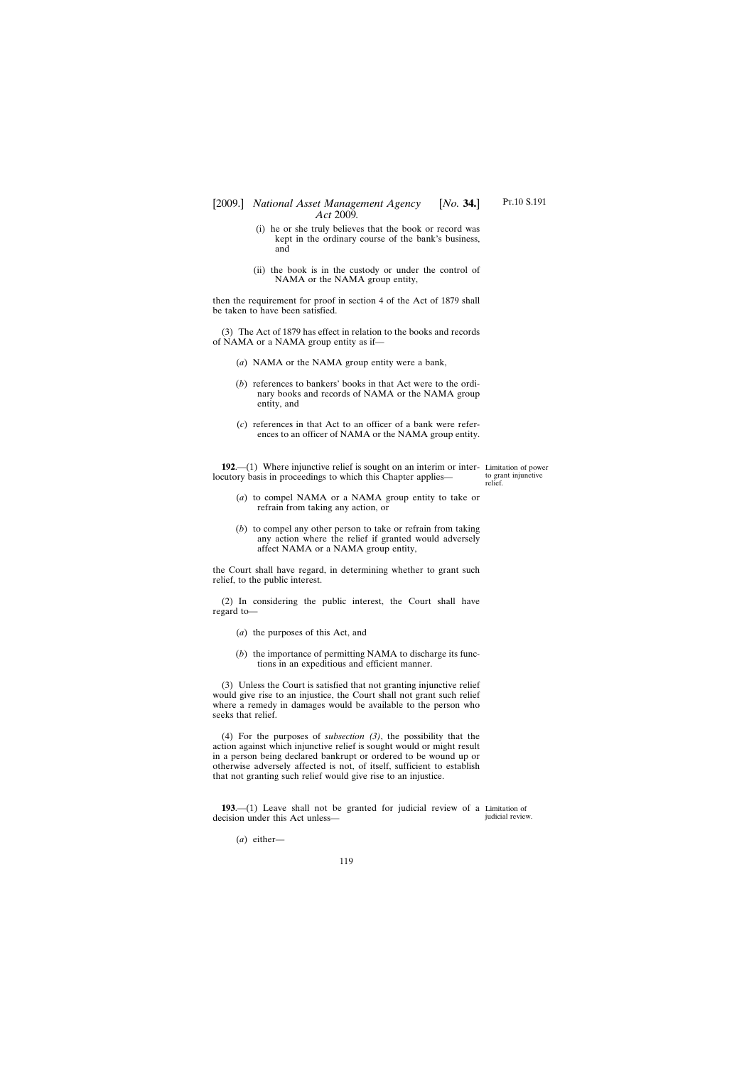(i) he or she truly believes that the book or record was kept in the ordinary course of the bank's business, and

(ii) the book is in the custody or under the control of NAMA or the NAMA group entity,

then the requirement for proof in section 4 of the Act of 1879 shall be taken to have been satisfied.

(3) The Act of 1879 has effect in relation to the books and records of NAMA or a NAMA group entity as if—

(*a*) NAMA or the NAMA group entity were a bank,

(*b*) references to bankers' books in that Act were to the ordinary books and records of NAMA or the NAMA group entity, and

(*c*) references in that Act to an officer of a bank were references to an officer of NAMA or the NAMA group entity.

Limitation of power to grant injunctive relief.

**192**.—(1) Where injunctive relief is sought on an interim or interlocutory basis in proceedings to which this Chapter applies—

(*a*) to compel NAMA or a NAMA group entity to take or refrain from taking any action, or

(*b*) to compel any other person to take or refrain from taking any action where the relief if granted would adversely affect NAMA or a NAMA group entity,

the Court shall have regard, in determining whether to grant such relief, to the public interest.

(2) In considering the public interest, the Court shall have regard to—

(*a*) the purposes of this Act, and

(*b*) the importance of permitting NAMA to discharge its functions in an expeditious and efficient manner.

(3) Unless the Court is satisfied that not granting injunctive relief would give rise to an injustice, the Court shall not grant such relief where a remedy in damages would be available to the person who seeks that relief.

(4) For the purposes of *subsection (3)*, the possibility that the action against which injunctive relief is sought would or might result in a person being declared bankrupt or ordered to be wound up or otherwise adversely affected is not, of itself, sufficient to establish that not granting such relief would give rise to an injustice.

Limitation of judicial review.

**193**.—(1) Leave shall not be granted for judicial review of a decision under this Act unless—

(*a*) either—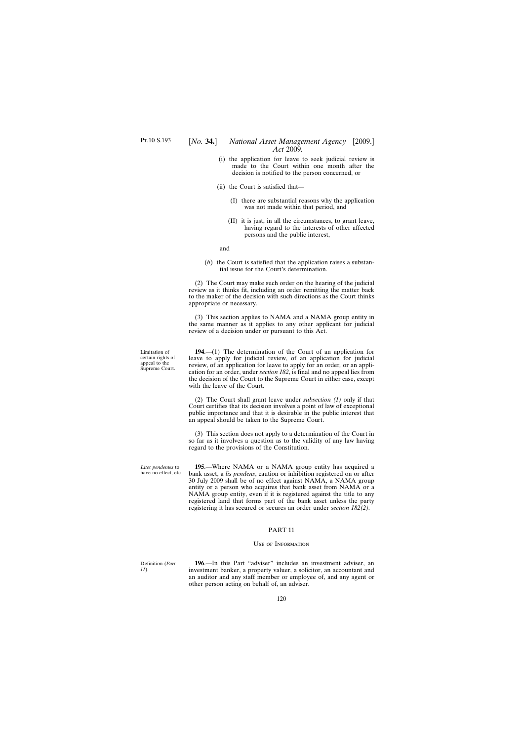(i) the application for leave to seek judicial review is made to the Court within one month after the decision is notified to the person concerned, or

(ii) the Court is satisfied that—

(I) there are substantial reasons why the application was not made within that period, and

(II) it is just, in all the circumstances, to grant leave, having regard to the interests of other affected persons and the public interest,

and

(*b*) the Court is satisfied that the application raises a substantial issue for the Court's determination.

(2) The Court may make such order on the hearing of the judicial review as it thinks fit, including an order remitting the matter back to the maker of the decision with such directions as the Court thinks appropriate or necessary.

(3) This section applies to NAMA and a NAMA group entity in the same manner as it applies to any other applicant for judicial review of a decision under or pursuant to this Act.

Limitation of certain rights of appeal to the Supreme Court.

**194**.—(1) The determination of the Court of an application for leave to apply for judicial review, of an application for judicial review, of an application for leave to apply for an order, or an application for an order, under *section 182*, is final and no appeal lies from the decision of the Court to the Supreme Court in either case, except with the leave of the Court.

(2) The Court shall grant leave under *subsection (1)* only if that Court certifies that its decision involves a point of law of exceptional public importance and that it is desirable in the public interest that an appeal should be taken to the Supreme Court.

(3) This section does not apply to a determination of the Court in so far as it involves a question as to the validity of any law having regard to the provisions of the Constitution.

*Lites pendentes* to have no effect, etc.

**195**.—Where NAMA or a NAMA group entity has acquired a bank asset, a *lis pendens*, caution or inhibition registered on or after 30 July 2009 shall be of no effect against NAMA, a NAMA group entity or a person who acquires that bank asset from NAMA or a NAMA group entity, even if it is registered against the title to any registered land that forms part of the bank asset unless the party registering it has secured or secures an order under *section 182(2)*.

## PART 11

### Use of Information

Definition (*Part 11*).

**196**.—In this Part "adviser" includes an investment adviser, an investment banker, a property valuer, a solicitor, an accountant and an auditor and any staff member or employee of, and any agent or other person acting on behalf of, an adviser.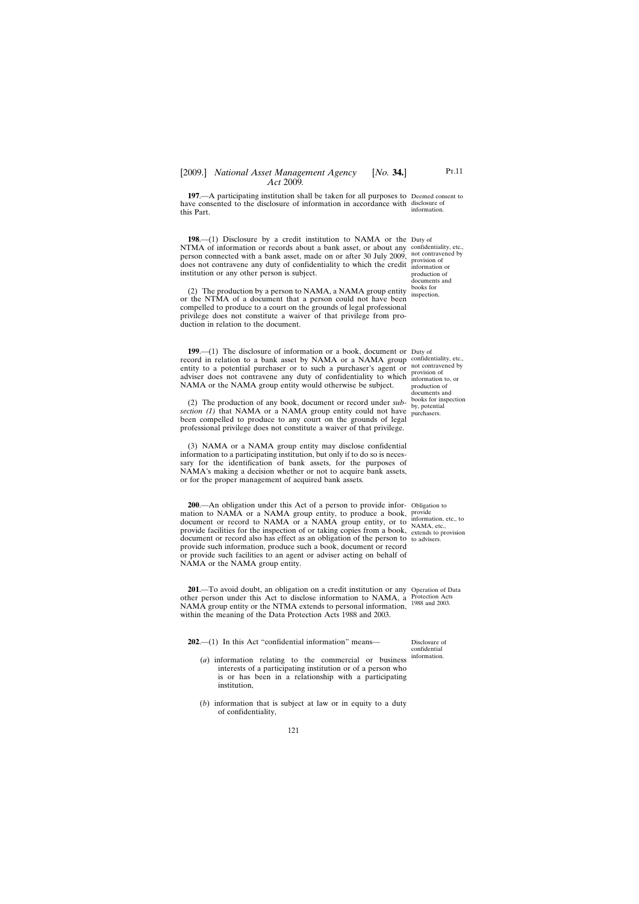**197**.—A participating institution shall be taken for all purposes to have consented to the disclosure of information in accordance with this Part.

Deemed consent to disclosure of information.

**198**.—(1) Disclosure by a credit institution to NAMA or the NTMA of information or records about a bank asset, or about any person connected with a bank asset, made on or after 30 July 2009, does not contravene any duty of confidentiality to which the credit institution or any other person is subject.

Duty of confidentiality, etc., not contravened by provision of information or production of documents and books for inspection.

(2) The production by a person to NAMA, a NAMA group entity or the NTMA of a document that a person could not have been compelled to produce to a court on the grounds of legal professional privilege does not constitute a waiver of that privilege from production in relation to the document.

**199**.—(1) The disclosure of information or a book, document or record in relation to a bank asset by NAMA or a NAMA group entity to a potential purchaser or to such a purchaser's agent or adviser does not contravene any duty of confidentiality to which NAMA or the NAMA group entity would otherwise be subject.

Duty of confidentiality, etc., not contravened by provision of information to, or production of documents and books for inspection by, potential purchasers.

(2) The production of any book, document or record under *subsection (1)* that NAMA or a NAMA group entity could not have been compelled to produce to any court on the grounds of legal professional privilege does not constitute a waiver of that privilege.

(3) NAMA or a NAMA group entity may disclose confidential information to a participating institution, but only if to do so is necessary for the identification of bank assets, for the purposes of NAMA's making a decision whether or not to acquire bank assets, or for the proper management of acquired bank assets.

**200**.—An obligation under this Act of a person to provide information to NAMA or a NAMA group entity, to produce a book, document or record to NAMA or a NAMA group entity, or to provide facilities for the inspection of or taking copies from a book, document or record also has effect as an obligation of the person to provide such information, produce such a book, document or record or provide such facilities to an agent or adviser acting on behalf of NAMA or the NAMA group entity.

Obligation to provide information, etc., to NAMA, etc., extends to provision to advisers.

**201**.—To avoid doubt, an obligation on a credit institution or any other person under this Act to disclose information to NAMA, a NAMA group entity or the NTMA extends to personal information, within the meaning of the Data Protection Acts 1988 and 2003.

Operation of Data Protection Acts 1988 and 2003.

**202**.—(1) In this Act "confidential information" means—

Disclosure of confidential information.

(*a*) information relating to the commercial or business interests of a participating institution or of a person who is or has been in a relationship with a participating institution,

(*b*) information that is subject at law or in equity to a duty of confidentiality,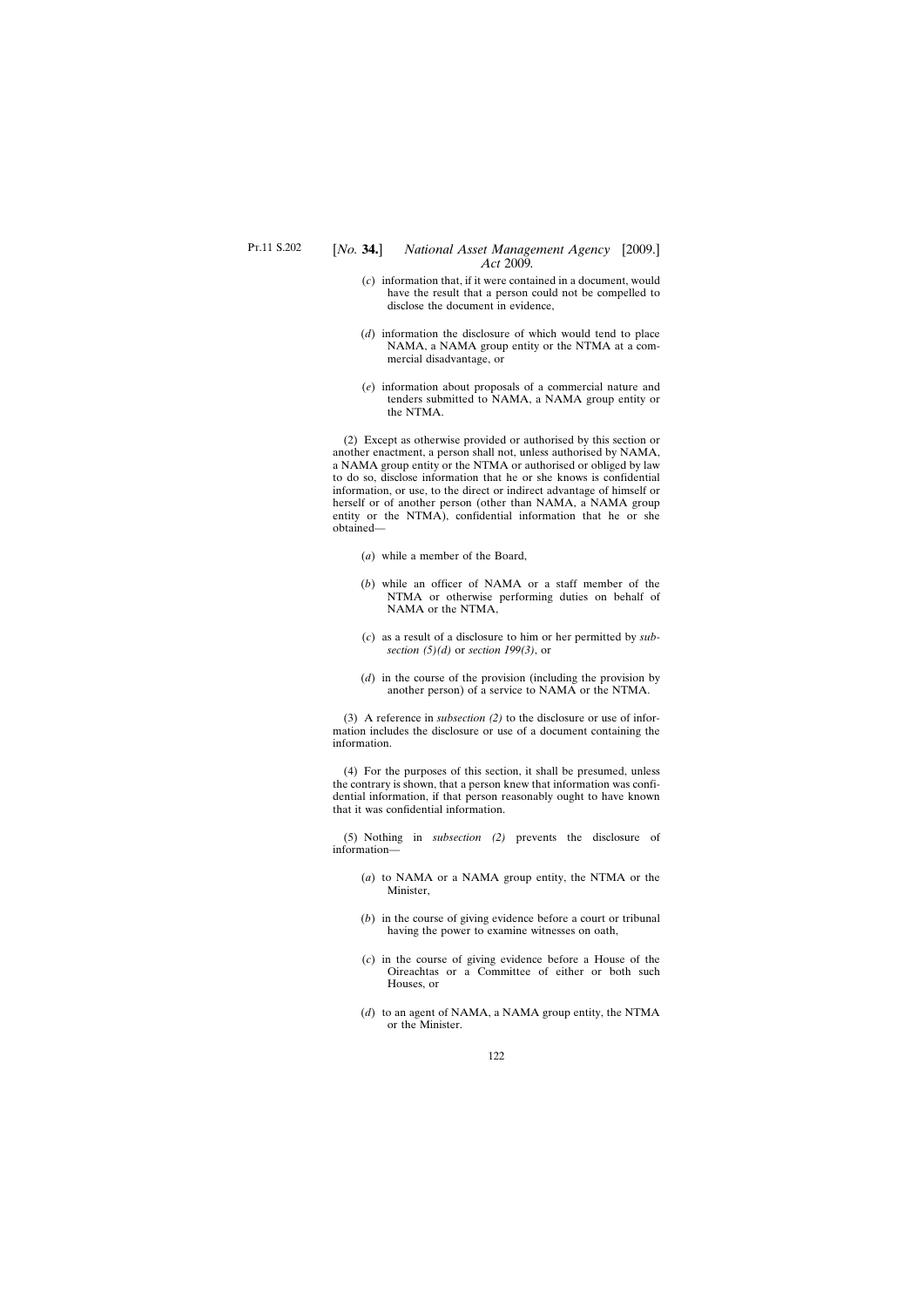(*c*) information that, if it were contained in a document, would have the result that a person could not be compelled to disclose the document in evidence,

(*d*) information the disclosure of which would tend to place NAMA, a NAMA group entity or the NTMA at a commercial disadvantage, or

(*e*) information about proposals of a commercial nature and tenders submitted to NAMA, a NAMA group entity or the NTMA.

(2) Except as otherwise provided or authorised by this section or another enactment, a person shall not, unless authorised by NAMA, a NAMA group entity or the NTMA or authorised or obliged by law to do so, disclose information that he or she knows is confidential information, or use, to the direct or indirect advantage of himself or herself or of another person (other than NAMA, a NAMA group entity or the NTMA), confidential information that he or she obtained—

(*a*) while a member of the Board,

(*b*) while an officer of NAMA or a staff member of the NTMA or otherwise performing duties on behalf of NAMA or the NTMA,

(*c*) as a result of a disclosure to him or her permitted by *subsection (5)(d)* or *section 199(3)*, or

(*d*) in the course of the provision (including the provision by another person) of a service to NAMA or the NTMA.

(3) A reference in *subsection (2)* to the disclosure or use of information includes the disclosure or use of a document containing the information.

(4) For the purposes of this section, it shall be presumed, unless the contrary is shown, that a person knew that information was confidential information, if that person reasonably ought to have known that it was confidential information.

(5) Nothing in *subsection (2)* prevents the disclosure of information—

(*a*) to NAMA or a NAMA group entity, the NTMA or the Minister,

(*b*) in the course of giving evidence before a court or tribunal having the power to examine witnesses on oath,

(*c*) in the course of giving evidence before a House of the Oireachtas or a Committee of either or both such Houses, or

(*d*) to an agent of NAMA, a NAMA group entity, the NTMA or the Minister.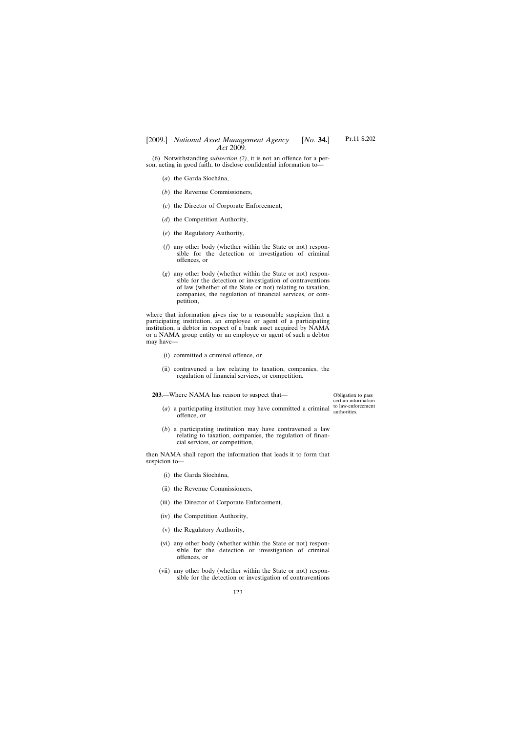(6) Notwithstanding *subsection (2)*, it is not an offence for a person, acting in good faith, to disclose confidential information to—

(*a*) the Garda Síochána,

(*b*) the Revenue Commissioners,

(*c*) the Director of Corporate Enforcement,

(*d*) the Competition Authority,

(*e*) the Regulatory Authority,

(*f*) any other body (whether within the State or not) responsible for the detection or investigation of criminal offences, or

(*g*) any other body (whether within the State or not) responsible for the detection or investigation of contraventions of law (whether of the State or not) relating to taxation, companies, the regulation of financial services, or competition,

where that information gives rise to a reasonable suspicion that a participating institution, an employee or agent of a participating institution, a debtor in respect of a bank asset acquired by NAMA or a NAMA group entity or an employee or agent of such a debtor may have—

(i) committed a criminal offence, or

(ii) contravened a law relating to taxation, companies, the regulation of financial services, or competition.

Obligation to pass certain information to law-enforcement authorities.

**203**.—Where NAMA has reason to suspect that—

(*a*) a participating institution may have committed a criminal offence, or

(*b*) a participating institution may have contravened a law relating to taxation, companies, the regulation of financial services, or competition,

then NAMA shall report the information that leads it to form that suspicion to—

(i) the Garda Síochána,

(ii) the Revenue Commissioners,

(iii) the Director of Corporate Enforcement,

(iv) the Competition Authority,

(v) the Regulatory Authority,

(vi) any other body (whether within the State or not) responsible for the detection or investigation of criminal offences, or

(vii) any other body (whether within the State or not) responsible for the detection or investigation of contraventions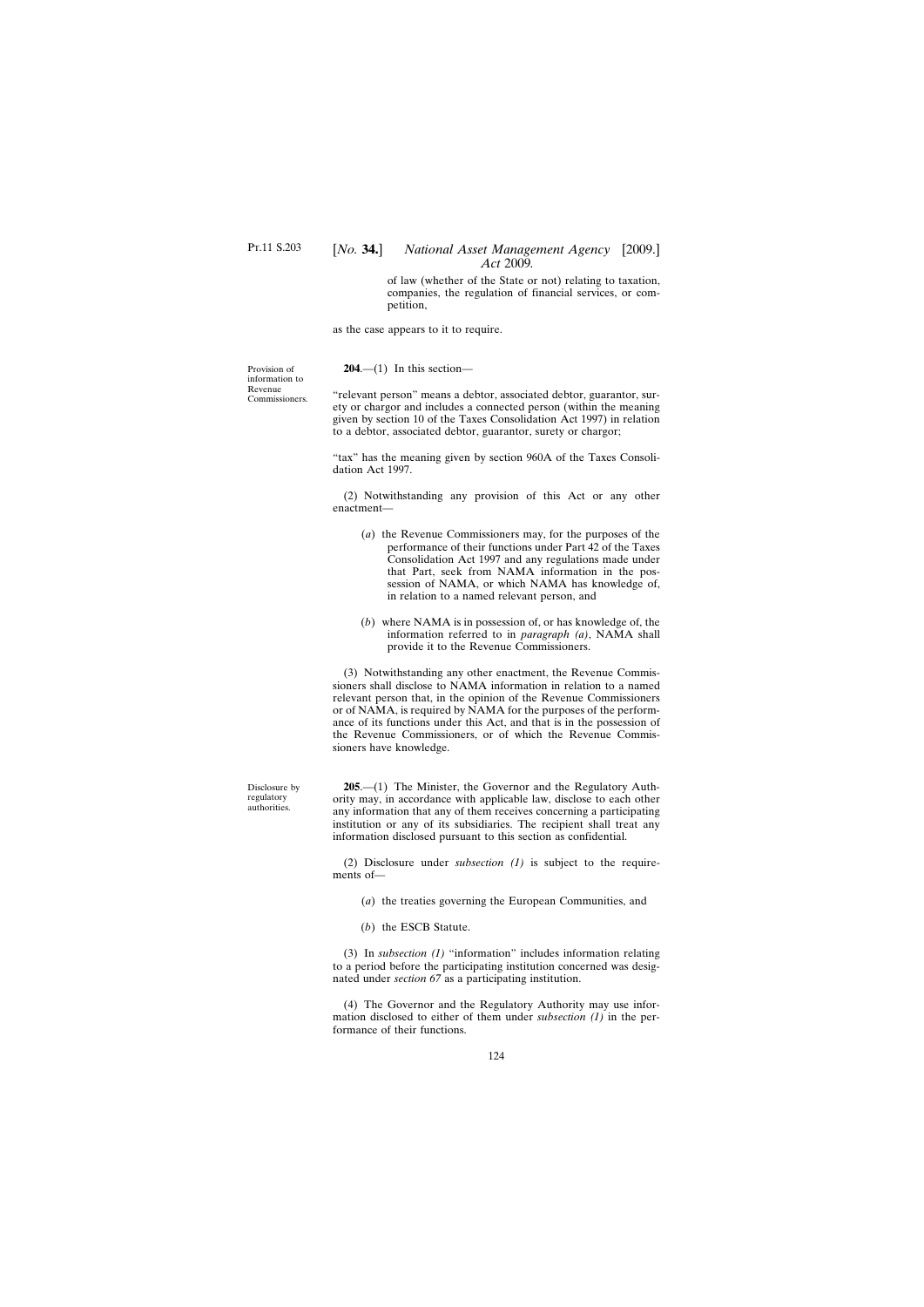of law (whether of the State or not) relating to taxation, companies, the regulation of financial services, or competition,

as the case appears to it to require.

Provision of information to Revenue Commissioners.

**204**.—(1) In this section—

"relevant person" means a debtor, associated debtor, guarantor, surety or chargor and includes a connected person (within the meaning given by section 10 of the Taxes Consolidation Act 1997) in relation to a debtor, associated debtor, guarantor, surety or chargor;

"tax" has the meaning given by section 960A of the Taxes Consolidation Act 1997.

(2) Notwithstanding any provision of this Act or any other enactment—

(*a*) the Revenue Commissioners may, for the purposes of the performance of their functions under Part 42 of the Taxes Consolidation Act 1997 and any regulations made under that Part, seek from NAMA information in the possession of NAMA, or which NAMA has knowledge of, in relation to a named relevant person, and

(*b*) where NAMA is in possession of, or has knowledge of, the information referred to in *paragraph (a)*, NAMA shall provide it to the Revenue Commissioners.

(3) Notwithstanding any other enactment, the Revenue Commissioners shall disclose to NAMA information in relation to a named relevant person that, in the opinion of the Revenue Commissioners or of NAMA, is required by NAMA for the purposes of the performance of its functions under this Act, and that is in the possession of the Revenue Commissioners, or of which the Revenue Commissioners have knowledge.

Disclosure by regulatory authorities.

**205**.—(1) The Minister, the Governor and the Regulatory Authority may, in accordance with applicable law, disclose to each other any information that any of them receives concerning a participating institution or any of its subsidiaries. The recipient shall treat any information disclosed pursuant to this section as confidential.

(2) Disclosure under *subsection (1)* is subject to the requirements of—

(*a*) the treaties governing the European Communities, and

(*b*) the ESCB Statute.

(3) In *subsection (1)* "information" includes information relating to a period before the participating institution concerned was designated under *section 67* as a participating institution.

(4) The Governor and the Regulatory Authority may use information disclosed to either of them under *subsection (1)* in the performance of their functions.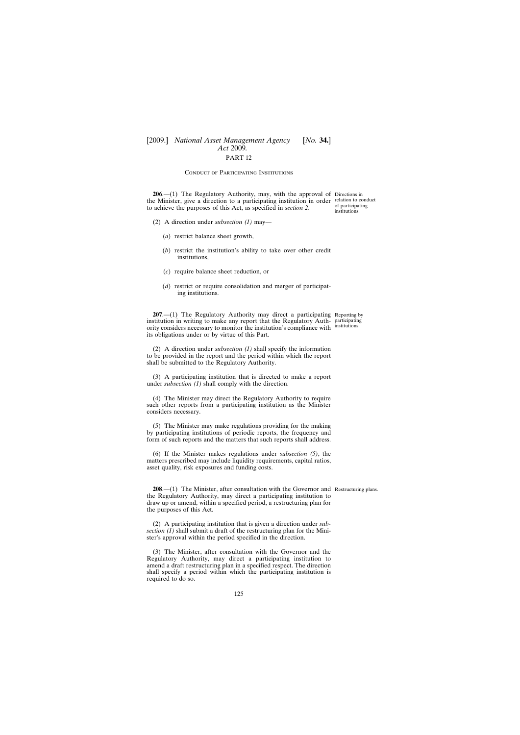## PART 12

### Conduct of Participating Institutions

**206**.—(1) The Regulatory Authority, may, with the approval of the Minister, give a direction to a participating institution in order to achieve the purposes of this Act, as specified in *section 2*.

Directions in relation to conduct of participating institutions.

(2) A direction under *subsection (1)* may—

(*a*) restrict balance sheet growth,

(*b*) restrict the institution's ability to take over other credit institutions,

(*c*) require balance sheet reduction, or

(*d*) restrict or require consolidation and merger of participating institutions.

**207**.—(1) The Regulatory Authority may direct a participating institution in writing to make any report that the Regulatory Authority considers necessary to monitor the institution's compliance with its obligations under or by virtue of this Part.

Reporting by participating institutions.

(2) A direction under *subsection (1)* shall specify the information to be provided in the report and the period within which the report shall be submitted to the Regulatory Authority.

(3) A participating institution that is directed to make a report under *subsection (1)* shall comply with the direction.

(4) The Minister may direct the Regulatory Authority to require such other reports from a participating institution as the Minister considers necessary.

(5) The Minister may make regulations providing for the making by participating institutions of periodic reports, the frequency and form of such reports and the matters that such reports shall address.

(6) If the Minister makes regulations under *subsection (5)*, the matters prescribed may include liquidity requirements, capital ratios, asset quality, risk exposures and funding costs.

**208**.—(1) The Minister, after consultation with the Governor and the Regulatory Authority, may direct a participating institution to draw up or amend, within a specified period, a restructuring plan for the purposes of this Act.

Restructuring plans.

(2) A participating institution that is given a direction under *subsection (1)* shall submit a draft of the restructuring plan for the Minister's approval within the period specified in the direction.

(3) The Minister, after consultation with the Governor and the Regulatory Authority, may direct a participating institution to amend a draft restructuring plan in a specified respect. The direction shall specify a period within which the participating institution is required to do so.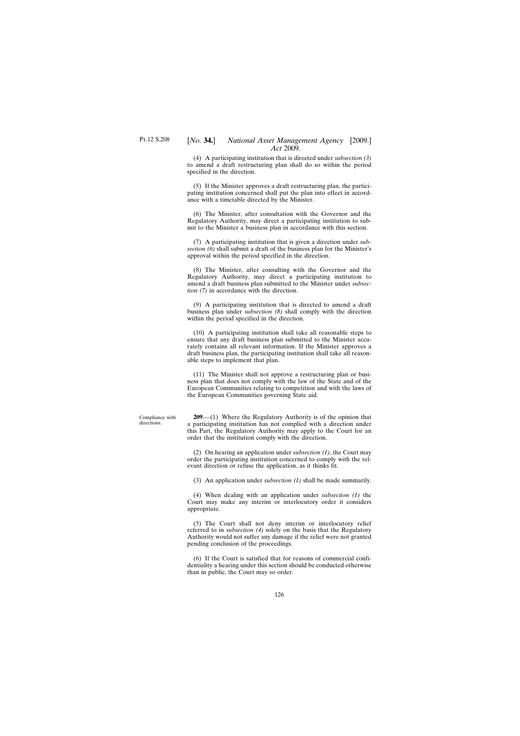(4) A participating institution that is directed under *subsection (3)* to amend a draft restructuring plan shall do so within the period specified in the direction.

(5) If the Minister approves a draft restructuring plan, the participating institution concerned shall put the plan into effect in accordance with a timetable directed by the Minister.

(6) The Minister, after consultation with the Governor and the Regulatory Authority, may direct a participating institution to submit to the Minister a business plan in accordance with this section.

(7) A participating institution that is given a direction under *subsection (6)* shall submit a draft of the business plan for the Minister's approval within the period specified in the direction.

(8) The Minister, after consulting with the Governor and the Regulatory Authority, may direct a participating institution to amend a draft business plan submitted to the Minister under *subsection (7)* in accordance with the direction.

(9) A participating institution that is directed to amend a draft business plan under *subsection (8)* shall comply with the direction within the period specified in the direction.

(10) A participating institution shall take all reasonable steps to ensure that any draft business plan submitted to the Minister accurately contains all relevant information. If the Minister approves a draft business plan, the participating institution shall take all reasonable steps to implement that plan.

(11) The Minister shall not approve a restructuring plan or business plan that does not comply with the law of the State and of the European Communities relating to competition and with the laws of the European Communities governing State aid.

Compliance with directions.

**209**.—(1) Where the Regulatory Authority is of the opinion that a participating institution has not complied with a direction under this Part, the Regulatory Authority may apply to the Court for an order that the institution comply with the direction.

(2) On hearing an application under *subsection (1)*, the Court may order the participating institution concerned to comply with the relevant direction or refuse the application, as it thinks fit.

(3) An application under *subsection (1)* shall be made summarily.

(4) When dealing with an application under *subsection (1)* the Court may make any interim or interlocutory order it considers appropriate.

(5) The Court shall not deny interim or interlocutory relief referred to in *subsection (4)* solely on the basis that the Regulatory Authority would not suffer any damage if the relief were not granted pending conclusion of the proceedings.

(6) If the Court is satisfied that for reasons of commercial confidentiality a hearing under this section should be conducted otherwise than in public, the Court may so order.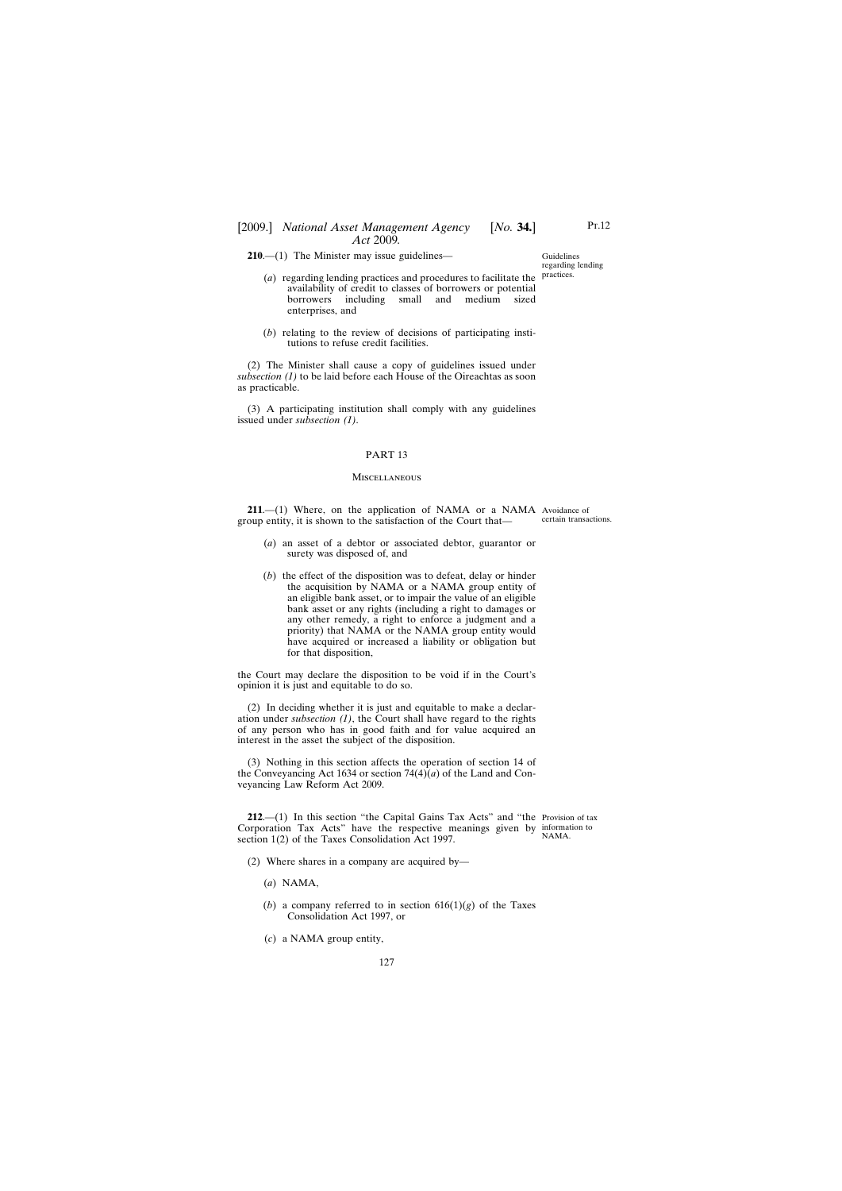**210**.—(1) The Minister may issue guidelines—

Guidelines regarding lending practices.

(*a*) regarding lending practices and procedures to facilitate the availability of credit to classes of borrowers or potential borrowers including small and medium sized enterprises, and

(*b*) relating to the review of decisions of participating institutions to refuse credit facilities.

(2) The Minister shall cause a copy of guidelines issued under *subsection (1)* to be laid before each House of the Oireachtas as soon as practicable.

(3) A participating institution shall comply with any guidelines issued under *subsection (1)*.

## PART 13

### Miscellaneous

**211**.—(1) Where, on the application of NAMA or a NAMA group entity, it is shown to the satisfaction of the Court that—

Avoidance of certain transactions.

(*a*) an asset of a debtor or associated debtor, guarantor or surety was disposed of, and

(*b*) the effect of the disposition was to defeat, delay or hinder the acquisition by NAMA or a NAMA group entity of an eligible bank asset, or to impair the value of an eligible bank asset or any rights (including a right to damages or any other remedy, a right to enforce a judgment and a priority) that NAMA or the NAMA group entity would have acquired or increased a liability or obligation but for that disposition,

the Court may declare the disposition to be void if in the Court's opinion it is just and equitable to do so.

(2) In deciding whether it is just and equitable to make a declaration under *subsection (1)*, the Court shall have regard to the rights of any person who has in good faith and for value acquired an interest in the asset the subject of the disposition.

(3) Nothing in this section affects the operation of section 14 of the Conveyancing Act 1634 or section 74(4)(*a*) of the Land and Conveyancing Law Reform Act 2009.

**212**.—(1) In this section "the Capital Gains Tax Acts" and "the Corporation Tax Acts" have the respective meanings given by section 1(2) of the Taxes Consolidation Act 1997.

Provision of tax information to NAMA.

(2) Where shares in a company are acquired by—

(*a*) NAMA,

(*b*) a company referred to in section 616(1)(*g*) of the Taxes Consolidation Act 1997, or

(*c*) a NAMA group entity,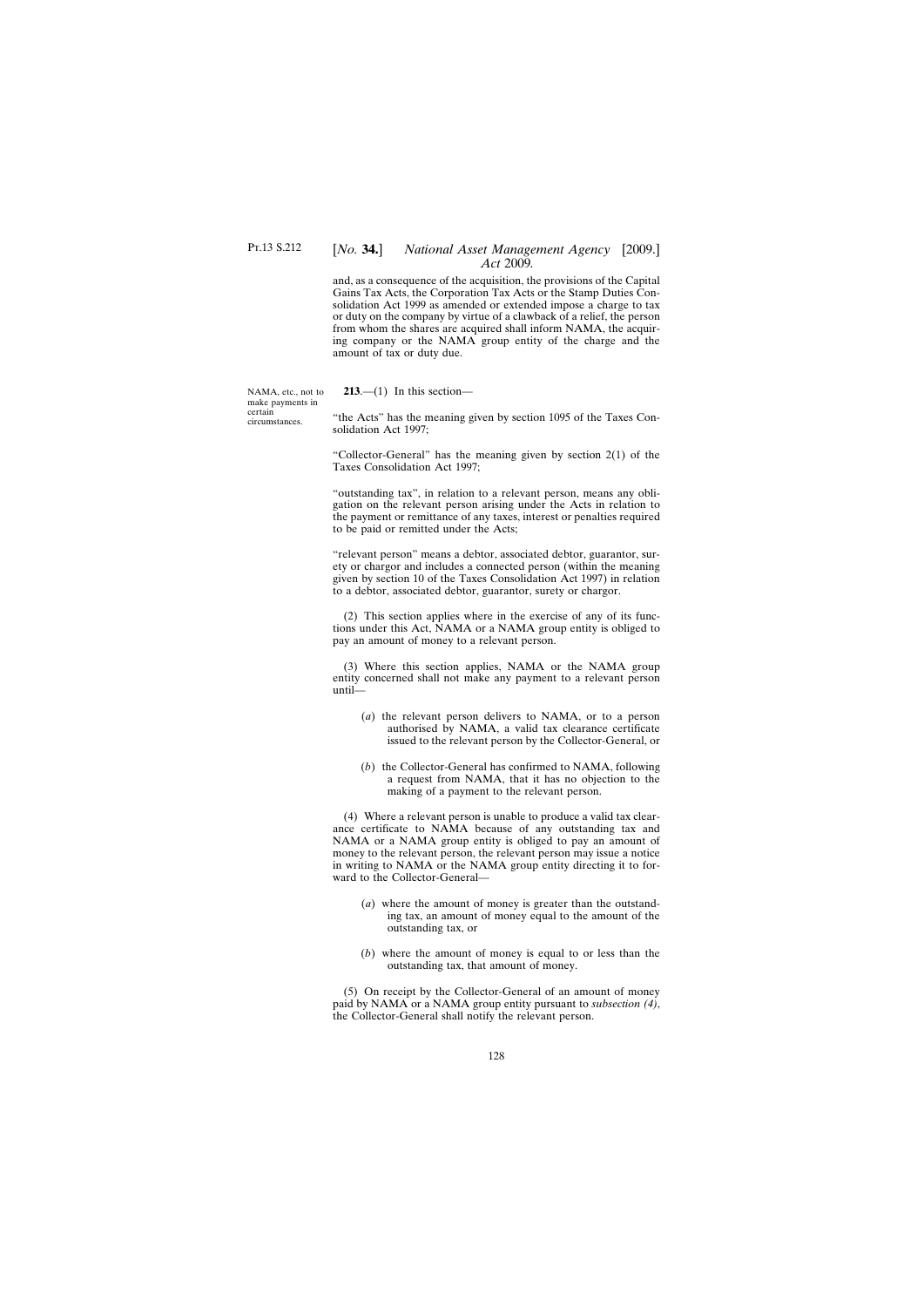and, as a consequence of the acquisition, the provisions of the Capital Gains Tax Acts, the Corporation Tax Acts or the Stamp Duties Consolidation Act 1999 as amended or extended impose a charge to tax or duty on the company by virtue of a clawback of a relief, the person from whom the shares are acquired shall inform NAMA, the acquiring company or the NAMA group entity of the charge and the amount of tax or duty due.

NAMA, etc., not to make payments in certain circumstances.

**213**.—(1) In this section—

"the Acts" has the meaning given by section 1095 of the Taxes Consolidation Act 1997;

"Collector-General" has the meaning given by section 2(1) of the Taxes Consolidation Act 1997;

"outstanding tax", in relation to a relevant person, means any obligation on the relevant person arising under the Acts in relation to the payment or remittance of any taxes, interest or penalties required to be paid or remitted under the Acts;

"relevant person" means a debtor, associated debtor, guarantor, surety or chargor and includes a connected person (within the meaning given by section 10 of the Taxes Consolidation Act 1997) in relation to a debtor, associated debtor, guarantor, surety or chargor.

(2) This section applies where in the exercise of any of its functions under this Act, NAMA or a NAMA group entity is obliged to pay an amount of money to a relevant person.

(3) Where this section applies, NAMA or the NAMA group entity concerned shall not make any payment to a relevant person until—

(*a*) the relevant person delivers to NAMA, or to a person authorised by NAMA, a valid tax clearance certificate issued to the relevant person by the Collector-General, or

(*b*) the Collector-General has confirmed to NAMA, following a request from NAMA, that it has no objection to the making of a payment to the relevant person.

(4) Where a relevant person is unable to produce a valid tax clearance certificate to NAMA because of any outstanding tax and NAMA or a NAMA group entity is obliged to pay an amount of money to the relevant person, the relevant person may issue a notice in writing to NAMA or the NAMA group entity directing it to forward to the Collector-General—

(*a*) where the amount of money is greater than the outstanding tax, an amount of money equal to the amount of the outstanding tax, or

(*b*) where the amount of money is equal to or less than the outstanding tax, that amount of money.

(5) On receipt by the Collector-General of an amount of money paid by NAMA or a NAMA group entity pursuant to *subsection (4)*, the Collector-General shall notify the relevant person.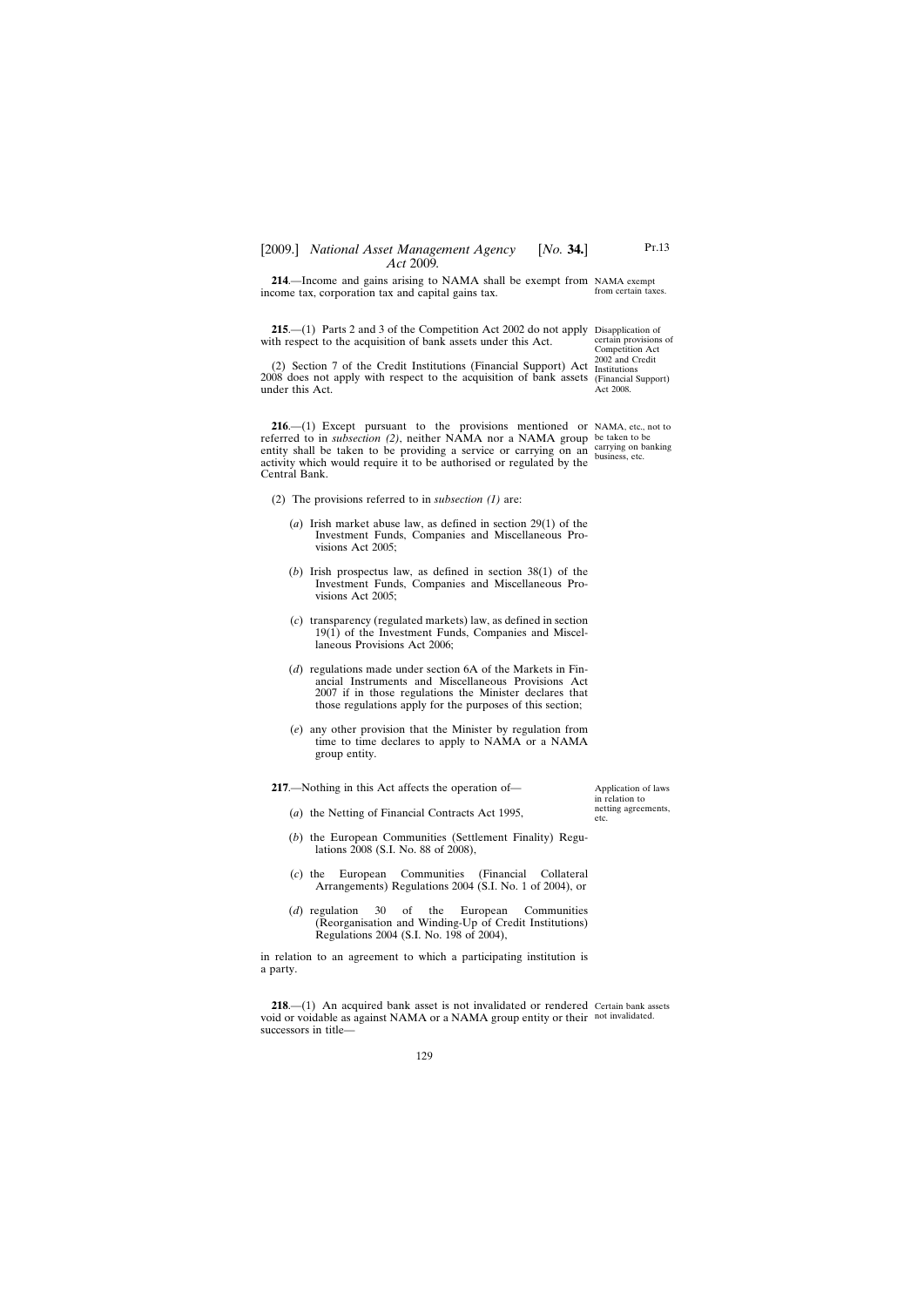**214**.—Income and gains arising to NAMA shall be exempt from income tax, corporation tax and capital gains tax.

NAMA exempt from certain taxes.

**215**.—(1) Parts 2 and 3 of the Competition Act 2002 do not apply with respect to the acquisition of bank assets under this Act.

(2) Section 7 of the Credit Institutions (Financial Support) Act 2008 does not apply with respect to the acquisition of bank assets under this Act.

Disapplication of certain provisions of Competition Act 2002 and Credit Institutions (Financial Support) Act 2008.

**216**.—(1) Except pursuant to the provisions mentioned or referred to in *subsection (2)*, neither NAMA nor a NAMA group entity shall be taken to be providing a service or carrying on an activity which would require it to be authorised or regulated by the Central Bank.

NAMA, etc., not to be taken to be carrying on banking business, etc.

(2) The provisions referred to in *subsection (1)* are:

(*a*) Irish market abuse law, as defined in section 29(1) of the Investment Funds, Companies and Miscellaneous Provisions Act 2005;

(*b*) Irish prospectus law, as defined in section 38(1) of the Investment Funds, Companies and Miscellaneous Provisions Act 2005;

(*c*) transparency (regulated markets) law, as defined in section 19(1) of the Investment Funds, Companies and Miscellaneous Provisions Act 2006;

(*d*) regulations made under section 6A of the Markets in Financial Instruments and Miscellaneous Provisions Act 2007 if in those regulations the Minister declares that those regulations apply for the purposes of this section;

(*e*) any other provision that the Minister by regulation from time to time declares to apply to NAMA or a NAMA group entity.

**217**.—Nothing in this Act affects the operation of—

Application of laws in relation to netting agreements, etc.

(*a*) the Netting of Financial Contracts Act 1995,

(*b*) the European Communities (Settlement Finality) Regulations 2008 (S.I. No. 88 of 2008),

(*c*) the European Communities (Financial Collateral Arrangements) Regulations 2004 (S.I. No. 1 of 2004), or

(*d*) regulation 30 of the European Communities (Reorganisation and Winding-Up of Credit Institutions) Regulations 2004 (S.I. No. 198 of 2004),

in relation to an agreement to which a participating institution is a party.

**218**.—(1) An acquired bank asset is not invalidated or rendered void or voidable as against NAMA or a NAMA group entity or their successors in title—

Certain bank assets not invalidated.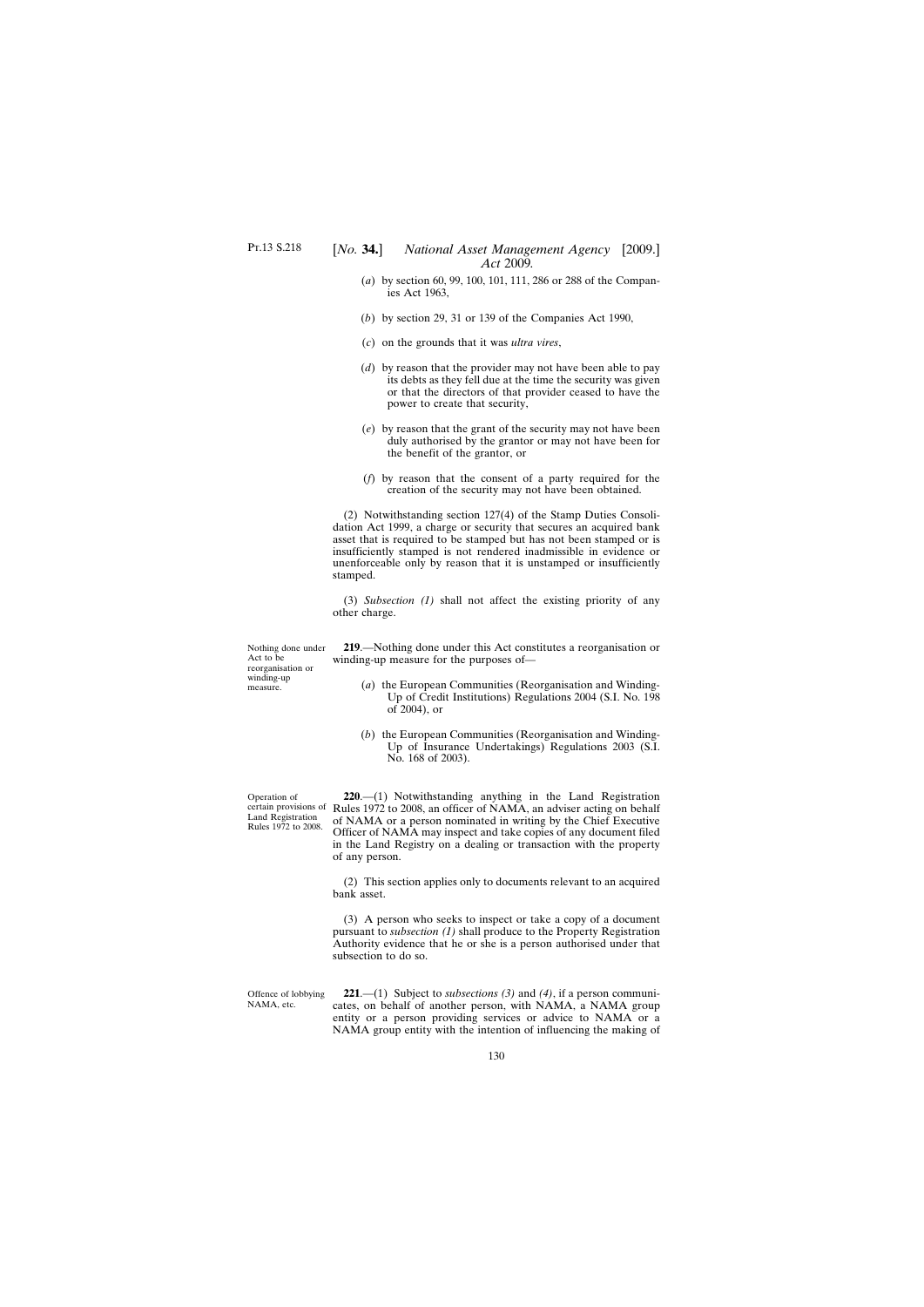(*a*) by section 60, 99, 100, 101, 111, 286 or 288 of the Companies Act 1963,

(*b*) by section 29, 31 or 139 of the Companies Act 1990,

(*c*) on the grounds that it was *ultra vires*,

(*d*) by reason that the provider may not have been able to pay its debts as they fell due at the time the security was given or that the directors of that provider ceased to have the power to create that security,

(*e*) by reason that the grant of the security may not have been duly authorised by the grantor or may not have been for the benefit of the grantor, or

(*f*) by reason that the consent of a party required for the creation of the security may not have been obtained.

(2) Notwithstanding section 127(4) of the Stamp Duties Consolidation Act 1999, a charge or security that secures an acquired bank asset that is required to be stamped but has not been stamped or is insufficiently stamped is not rendered inadmissible in evidence or unenforceable only by reason that it is unstamped or insufficiently stamped.

(3) *Subsection (1)* shall not affect the existing priority of any other charge.

Nothing done under Act to be reorganisation or winding-up measure.

**219**.—Nothing done under this Act constitutes a reorganisation or winding-up measure for the purposes of—

(*a*) the European Communities (Reorganisation and Winding-Up of Credit Institutions) Regulations 2004 (S.I. No. 198 of 2004), or

(*b*) the European Communities (Reorganisation and Winding-Up of Insurance Undertakings) Regulations 2003 (S.I. No. 168 of 2003).

Operation of certain provisions of Land Registration Rules 1972 to 2008.

**220**.—(1) Notwithstanding anything in the Land Registration Rules 1972 to 2008, an officer of NAMA, an adviser acting on behalf of NAMA or a person nominated in writing by the Chief Executive Officer of NAMA may inspect and take copies of any document filed in the Land Registry on a dealing or transaction with the property of any person.

(2) This section applies only to documents relevant to an acquired bank asset.

(3) A person who seeks to inspect or take a copy of a document pursuant to *subsection (1)* shall produce to the Property Registration Authority evidence that he or she is a person authorised under that subsection to do so.

Offence of lobbying NAMA, etc.

**221**.—(1) Subject to *subsections (3)* and *(4)*, if a person communicates, on behalf of another person, with NAMA, a NAMA group entity or a person providing services or advice to NAMA or a NAMA group entity with the intention of influencing the making of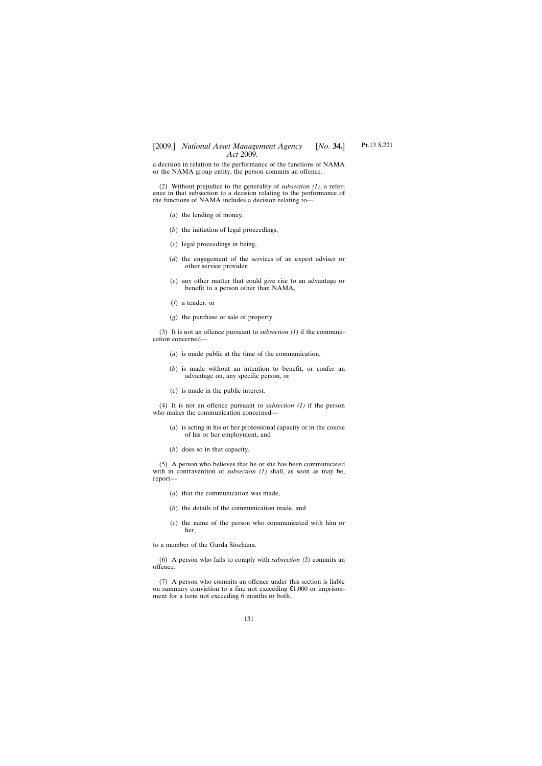a decision in relation to the performance of the functions of NAMA or the NAMA group entity, the person commits an offence.

(2) Without prejudice to the generality of *subsection (1)*, a reference in that subsection to a decision relating to the performance of the functions of NAMA includes a decision relating to—

(*a*) the lending of money,

(*b*) the initiation of legal proceedings,

(*c*) legal proceedings in being,

(*d*) the engagement of the services of an expert adviser or other service provider,

(*e*) any other matter that could give rise to an advantage or benefit to a person other than NAMA,

(*f*) a tender, or

(*g*) the purchase or sale of property.

(3) It is not an offence pursuant to *subsection (1)* if the communication concerned—

(*a*) is made public at the time of the communication,

(*b*) is made without an intention to benefit, or confer an advantage on, any specific person, or

(*c*) is made in the public interest.

(4) It is not an offence pursuant to *subsection (1)* if the person who makes the communication concerned—

(*a*) is acting in his or her professional capacity or in the course of his or her employment, and

(*b*) does so in that capacity.

(5) A person who believes that he or she has been communicated with in contravention of *subsection (1)* shall, as soon as may be, report—

(*a*) that the communication was made,

(*b*) the details of the communication made, and

(*c*) the name of the person who communicated with him or her,

to a member of the Garda Síochána.

(6) A person who fails to comply with *subsection (5)* commits an offence.

(7) A person who commits an offence under this section is liable on summary conviction to a fine not exceeding €1,000 or imprisonment for a term not exceeding 6 months or both.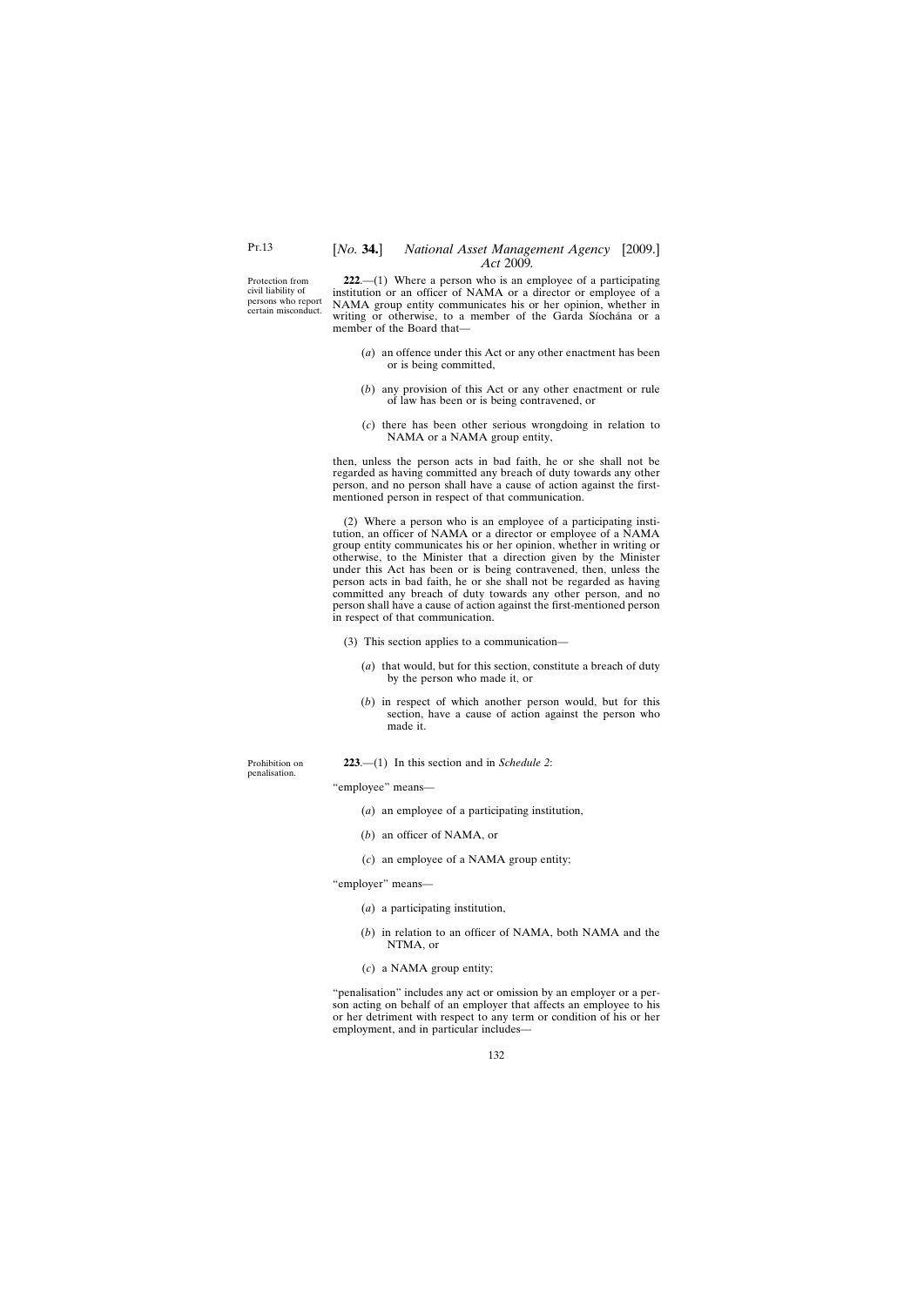Protection from civil liability of persons who report certain misconduct.

**222**.—(1) Where a person who is an employee of a participating institution or an officer of NAMA or a director or employee of a NAMA group entity communicates his or her opinion, whether in writing or otherwise, to a member of the Garda Síochána or a member of the Board that—

(*a*) an offence under this Act or any other enactment has been or is being committed,

(*b*) any provision of this Act or any other enactment or rule of law has been or is being contravened, or

(*c*) there has been other serious wrongdoing in relation to NAMA or a NAMA group entity,

then, unless the person acts in bad faith, he or she shall not be regarded as having committed any breach of duty towards any other person, and no person shall have a cause of action against the first-mentioned person in respect of that communication.

(2) Where a person who is an employee of a participating institution, an officer of NAMA or a director or employee of a NAMA group entity communicates his or her opinion, whether in writing or otherwise, to the Minister that a direction given by the Minister under this Act has been or is being contravened, then, unless the person acts in bad faith, he or she shall not be regarded as having committed any breach of duty towards any other person, and no person shall have a cause of action against the first-mentioned person in respect of that communication.

(3) This section applies to a communication—

(*a*) that would, but for this section, constitute a breach of duty by the person who made it, or

(*b*) in respect of which another person would, but for this section, have a cause of action against the person who made it.

Prohibition on penalisation.

**223**.—(1) In this section and in *Schedule 2*:

"employee" means—

(*a*) an employee of a participating institution,

(*b*) an officer of NAMA, or

(*c*) an employee of a NAMA group entity;

"employer" means—

(*a*) a participating institution,

(*b*) in relation to an officer of NAMA, both NAMA and the NTMA, or

(*c*) a NAMA group entity;

"penalisation" includes any act or omission by an employer or a person acting on behalf of an employer that affects an employee to his or her detriment with respect to any term or condition of his or her employment, and in particular includes—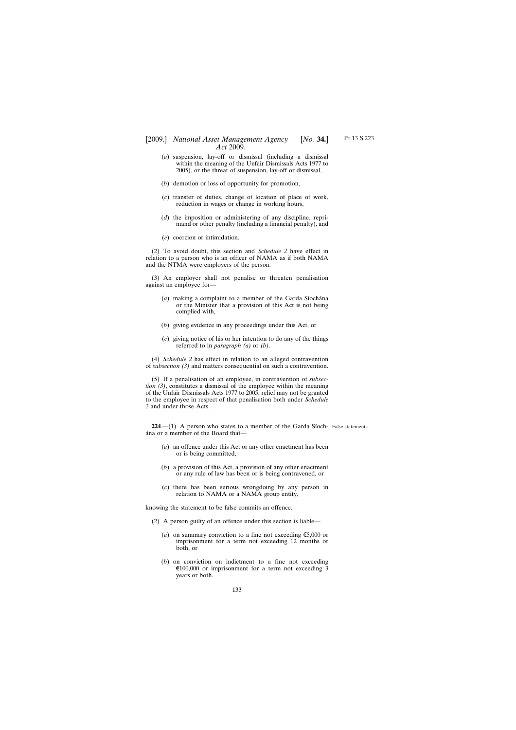(*a*) suspension, lay-off or dismissal (including a dismissal within the meaning of the Unfair Dismissals Acts 1977 to 2005), or the threat of suspension, lay-off or dismissal,

(*b*) demotion or loss of opportunity for promotion,

(*c*) transfer of duties, change of location of place of work, reduction in wages or change in working hours,

(*d*) the imposition or administering of any discipline, reprimand or other penalty (including a financial penalty), and

(*e*) coercion or intimidation.

(2) To avoid doubt, this section and *Schedule 2* have effect in relation to a person who is an officer of NAMA as if both NAMA and the NTMA were employers of the person.

(3) An employer shall not penalise or threaten penalisation against an employee for—

(*a*) making a complaint to a member of the Garda Síochána or the Minister that a provision of this Act is not being complied with,

(*b*) giving evidence in any proceedings under this Act, or

(*c*) giving notice of his or her intention to do any of the things referred to in *paragraph (a)* or *(b)*.

(4) *Schedule 2* has effect in relation to an alleged contravention of *subsection (3)* and matters consequential on such a contravention.

(5) If a penalisation of an employee, in contravention of *subsection (3)*, constitutes a dismissal of the employee within the meaning of the Unfair Dismissals Acts 1977 to 2005, relief may not be granted to the employee in respect of that penalisation both under *Schedule 2* and under those Acts.

False statements.

**224**.—(1) A person who states to a member of the Garda Síochána or a member of the Board that—

(*a*) an offence under this Act or any other enactment has been or is being committed,

(*b*) a provision of this Act, a provision of any other enactment or any rule of law has been or is being contravened, or

(*c*) there has been serious wrongdoing by any person in relation to NAMA or a NAMA group entity,

knowing the statement to be false commits an offence.

(2) A person guilty of an offence under this section is liable—

(*a*) on summary conviction to a fine not exceeding €5,000 or imprisonment for a term not exceeding 12 months or both, or

(*b*) on conviction on indictment to a fine not exceeding €100,000 or imprisonment for a term not exceeding 3 years or both.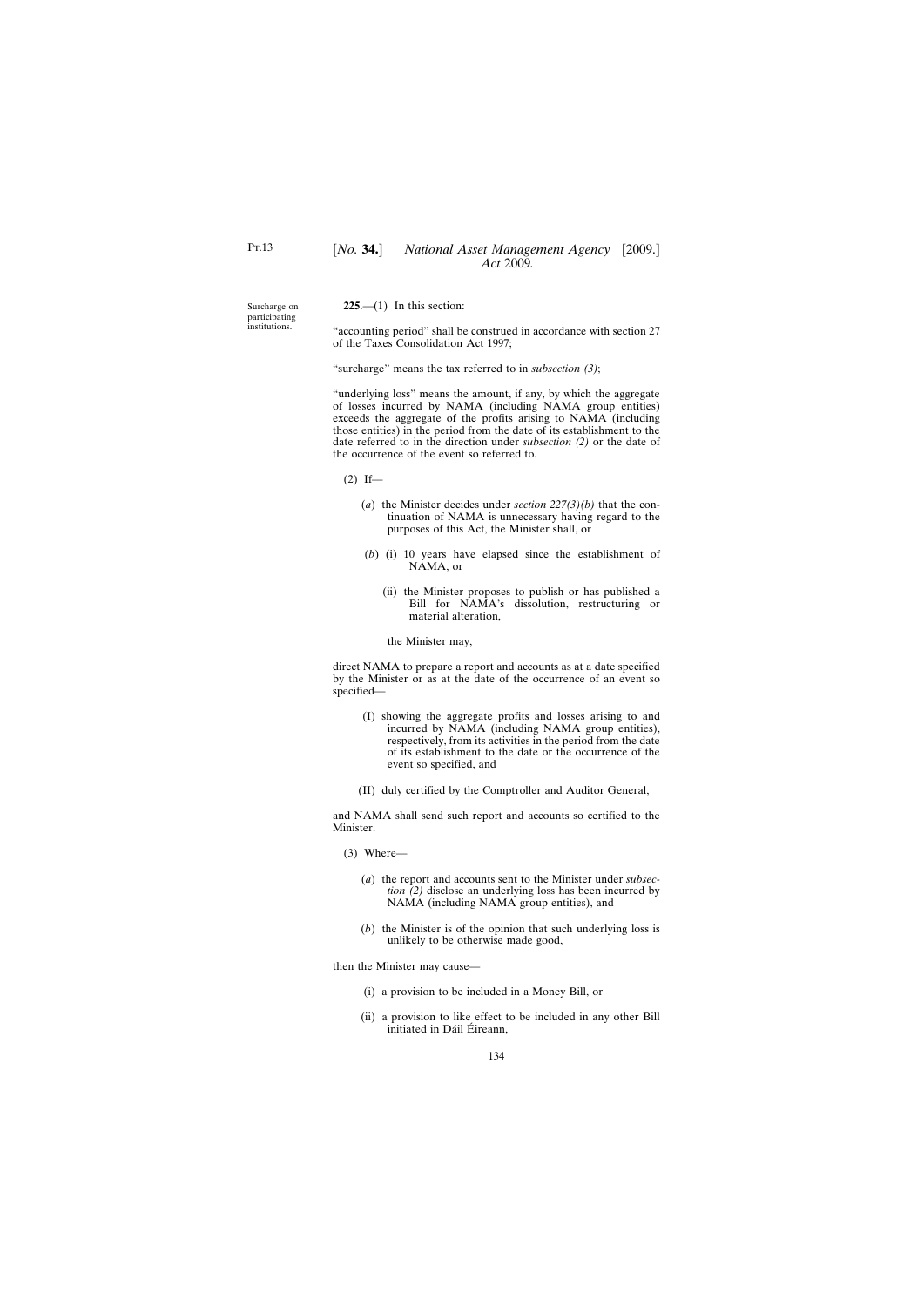Surcharge on participating institutions.

**225**.—(1) In this section:

“accounting period” shall be construed in accordance with section 27 of the Taxes Consolidation Act 1997;

“surcharge” means the tax referred to in *subsection (3)*;

“underlying loss” means the amount, if any, by which the aggregate of losses incurred by NAMA (including NAMA group entities) exceeds the aggregate of the profits arising to NAMA (including those entities) in the period from the date of its establishment to the date referred to in the direction under *subsection (2)* or the date of the occurrence of the event so referred to.

(2) If—

(*a*) the Minister decides under *section 227(3)(b)* that the continuation of NAMA is unnecessary having regard to the purposes of this Act, the Minister shall, or

(*b*) (i) 10 years have elapsed since the establishment of NAMA, or

(ii) the Minister proposes to publish or has published a Bill for NAMA’s dissolution, restructuring or material alteration,

the Minister may,

direct NAMA to prepare a report and accounts as at a date specified by the Minister or as at the date of the occurrence of an event so specified—

(I) showing the aggregate profits and losses arising to and incurred by NAMA (including NAMA group entities), respectively, from its activities in the period from the date of its establishment to the date or the occurrence of the event so specified, and

(II) duly certified by the Comptroller and Auditor General,

and NAMA shall send such report and accounts so certified to the Minister.

(3) Where—

(*a*) the report and accounts sent to the Minister under *subsection (2)* disclose an underlying loss has been incurred by NAMA (including NAMA group entities), and

(*b*) the Minister is of the opinion that such underlying loss is unlikely to be otherwise made good,

then the Minister may cause—

(i) a provision to be included in a Money Bill, or

(ii) a provision to like effect to be included in any other Bill initiated in Dáil Éireann,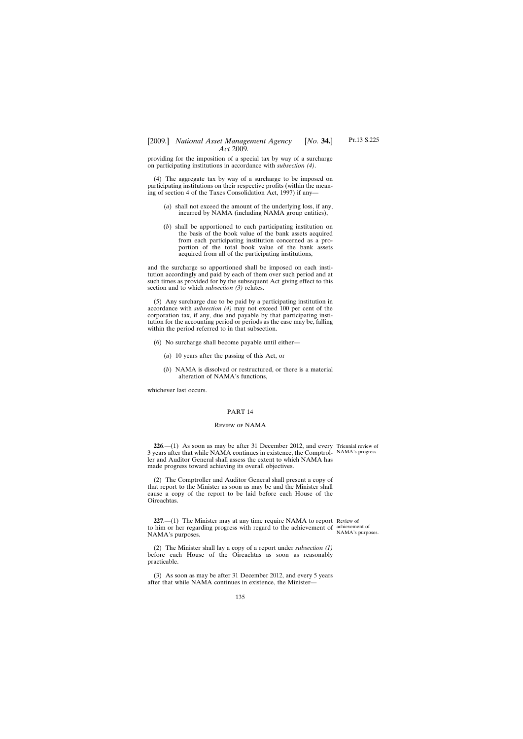providing for the imposition of a special tax by way of a surcharge on participating institutions in accordance with *subsection (4)*.

(4) The aggregate tax by way of a surcharge to be imposed on participating institutions on their respective profits (within the meaning of section 4 of the Taxes Consolidation Act, 1997) if any—

(*a*) shall not exceed the amount of the underlying loss, if any, incurred by NAMA (including NAMA group entities),

(*b*) shall be apportioned to each participating institution on the basis of the book value of the bank assets acquired from each participating institution concerned as a proportion of the total book value of the bank assets acquired from all of the participating institutions,

and the surcharge so apportioned shall be imposed on each institution accordingly and paid by each of them over such period and at such times as provided for by the subsequent Act giving effect to this section and to which *subsection (3)* relates.

(5) Any surcharge due to be paid by a participating institution in accordance with *subsection (4)* may not exceed 100 per cent of the corporation tax, if any, due and payable by that participating institution for the accounting period or periods as the case may be, falling within the period referred to in that subsection.

(6) No surcharge shall become payable until either—

(*a*) 10 years after the passing of this Act, or

(*b*) NAMA is dissolved or restructured, or there is a material alteration of NAMA's functions,

whichever last occurs.

## PART 14

### Review of NAMA

Triennial review of NAMA's progress.

**226**.—(1) As soon as may be after 31 December 2012, and every 3 years after that while NAMA continues in existence, the Comptroller and Auditor General shall assess the extent to which NAMA has made progress toward achieving its overall objectives.

(2) The Comptroller and Auditor General shall present a copy of that report to the Minister as soon as may be and the Minister shall cause a copy of the report to be laid before each House of the Oireachtas.

Review of achievement of NAMA's purposes.

**227**.—(1) The Minister may at any time require NAMA to report to him or her regarding progress with regard to the achievement of NAMA's purposes.

(2) The Minister shall lay a copy of a report under *subsection (1)* before each House of the Oireachtas as soon as reasonably practicable.

(3) As soon as may be after 31 December 2012, and every 5 years after that while NAMA continues in existence, the Minister—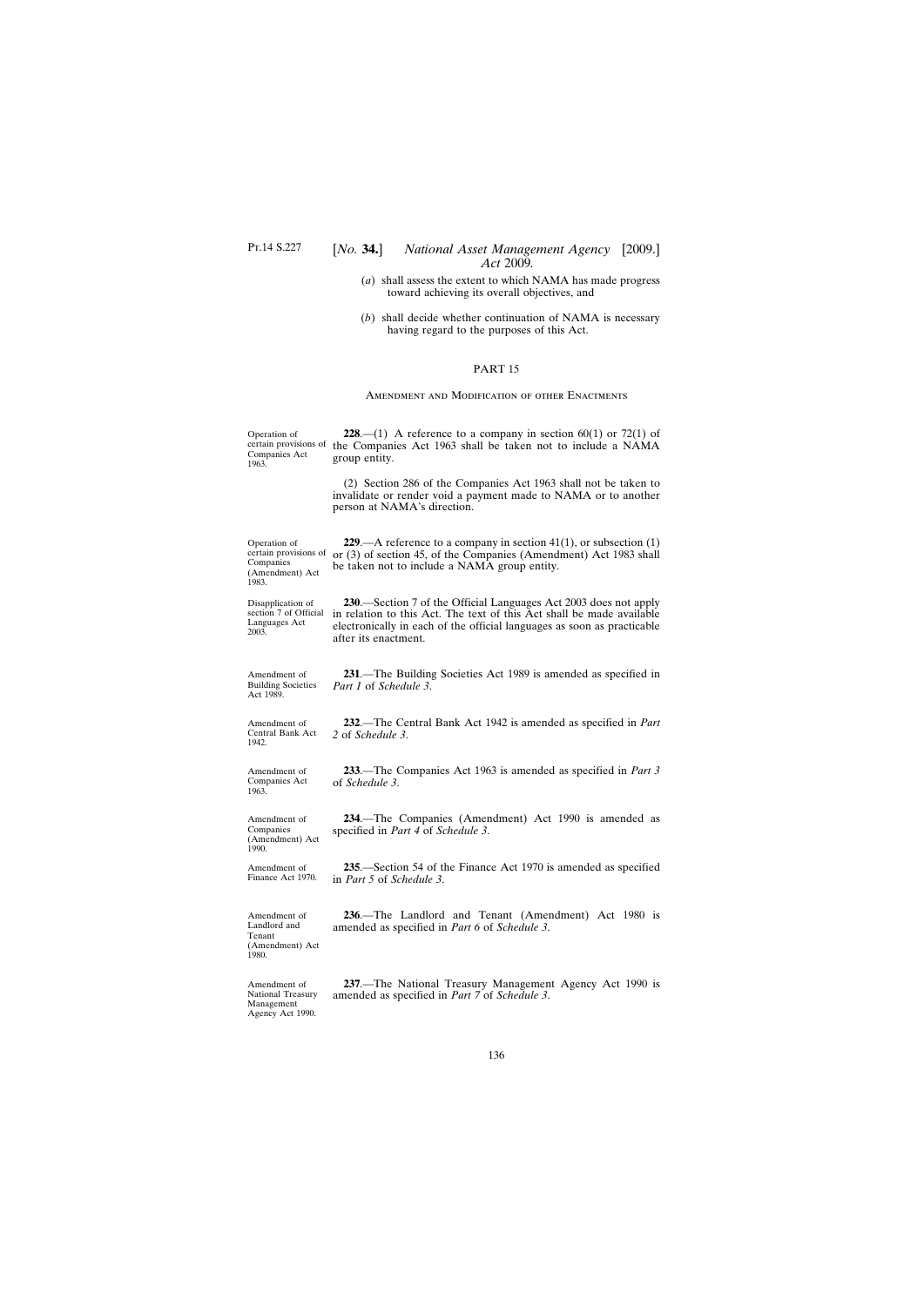(*a*) shall assess the extent to which NAMA has made progress toward achieving its overall objectives, and

(*b*) shall decide whether continuation of NAMA is necessary having regard to the purposes of this Act.

## PART 15

### Amendment and Modification of other Enactments

Operation of certain provisions of Companies Act 1963.

**228**.—(1) A reference to a company in section 60(1) or 72(1) of the Companies Act 1963 shall be taken not to include a NAMA group entity.

(2) Section 286 of the Companies Act 1963 shall not be taken to invalidate or render void a payment made to NAMA or to another person at NAMA's direction.

Operation of certain provisions of Companies (Amendment) Act 1983.

**229**.—A reference to a company in section 41(1), or subsection (1) or (3) of section 45, of the Companies (Amendment) Act 1983 shall be taken not to include a NAMA group entity.

Disapplication of section 7 of Official Languages Act 2003.

**230**.—Section 7 of the Official Languages Act 2003 does not apply in relation to this Act. The text of this Act shall be made available electronically in each of the official languages as soon as practicable after its enactment.

Amendment of Building Societies Act 1989.

**231**.—The Building Societies Act 1989 is amended as specified in *Part 1* of *Schedule 3*.

Amendment of Central Bank Act 1942.

**232**.—The Central Bank Act 1942 is amended as specified in *Part 2* of *Schedule 3*.

Amendment of Companies Act 1963.

**233**.—The Companies Act 1963 is amended as specified in *Part 3* of *Schedule 3*.

Amendment of Companies (Amendment) Act 1990.

**234**.—The Companies (Amendment) Act 1990 is amended as specified in *Part 4* of *Schedule 3*.

Amendment of Finance Act 1970.

**235**.—Section 54 of the Finance Act 1970 is amended as specified in *Part 5* of *Schedule 3*.

Amendment of Landlord and Tenant (Amendment) Act 1980.

**236**.—The Landlord and Tenant (Amendment) Act 1980 is amended as specified in *Part 6* of *Schedule 3*.

Amendment of National Treasury Management Agency Act 1990.

**237**.—The National Treasury Management Agency Act 1990 is amended as specified in *Part 7* of *Schedule 3*.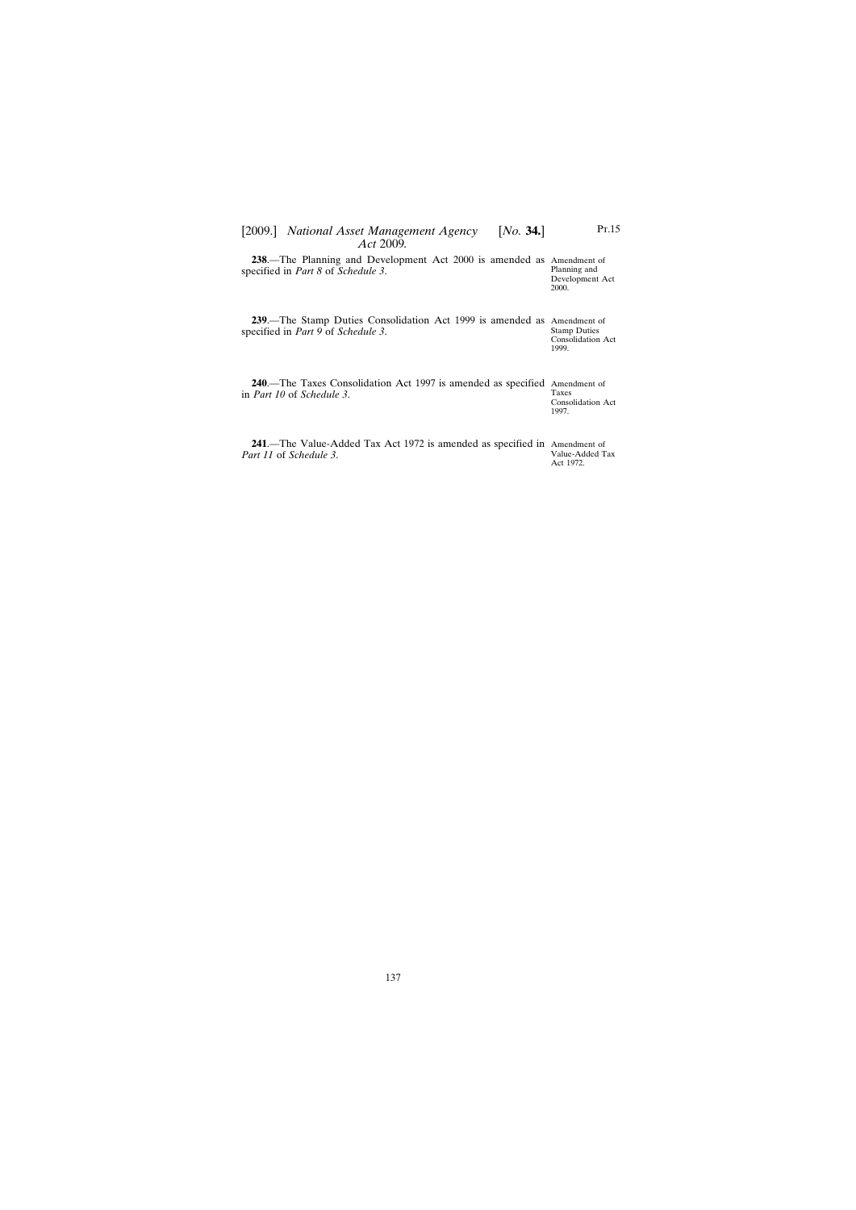**238**.—The Planning and Development Act 2000 is amended as specified in *Part 8* of *Schedule 3*.

Amendment of Planning and Development Act 2000.

**239**.—The Stamp Duties Consolidation Act 1999 is amended as specified in *Part 9* of *Schedule 3*.

Amendment of Stamp Duties Consolidation Act 1999.

**240**.—The Taxes Consolidation Act 1997 is amended as specified in *Part 10* of *Schedule 3*.

Amendment of Taxes Consolidation Act 1997.

**241**.—The Value-Added Tax Act 1972 is amended as specified in *Part 11* of *Schedule 3*.

Amendment of Value-Added Tax Act 1972.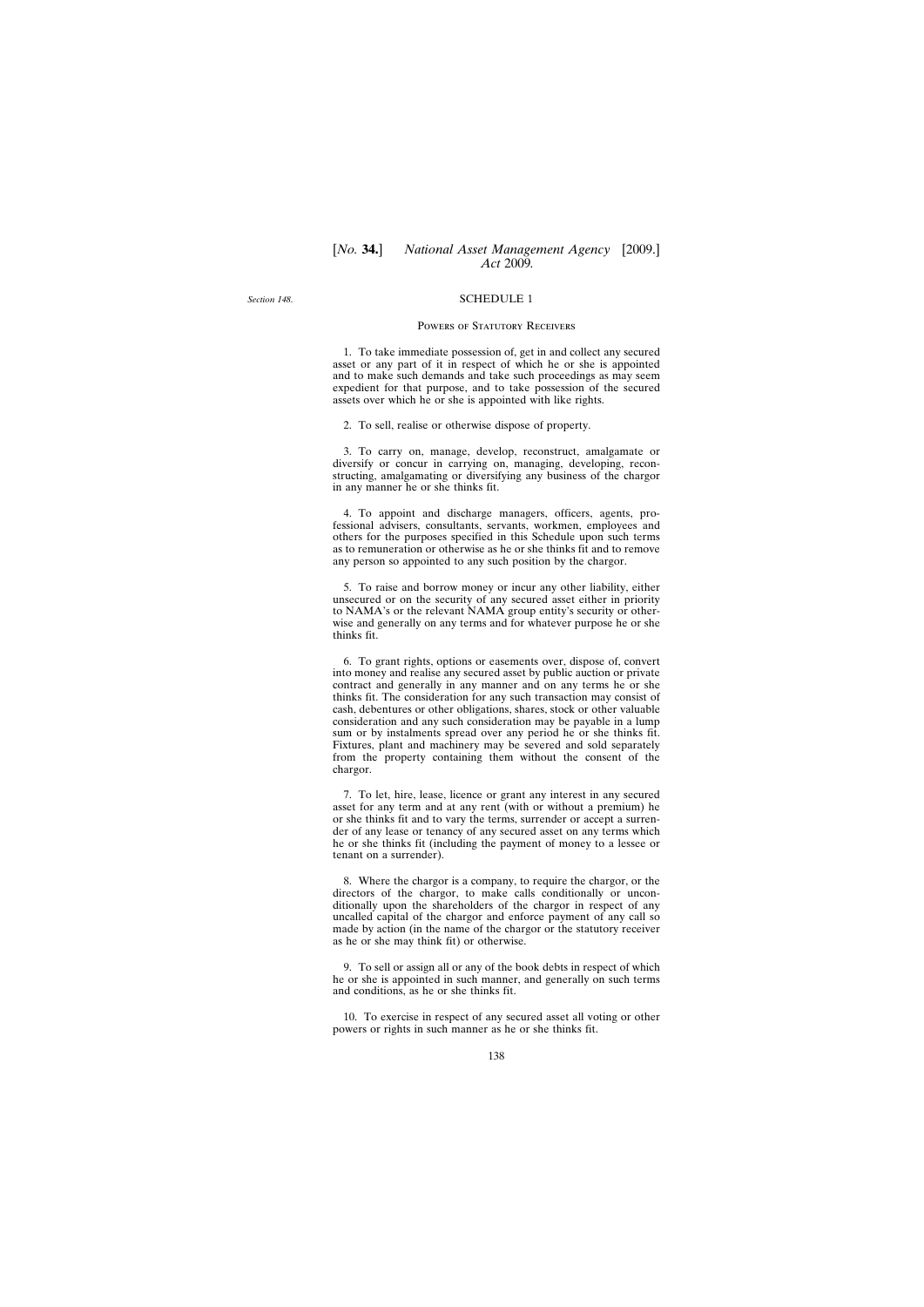*Section 148.*

## SCHEDULE 1

### Powers of Statutory Receivers

1. To take immediate possession of, get in and collect any secured asset or any part of it in respect of which he or she is appointed and to make such demands and take such proceedings as may seem expedient for that purpose, and to take possession of the secured assets over which he or she is appointed with like rights.

2. To sell, realise or otherwise dispose of property.

3. To carry on, manage, develop, reconstruct, amalgamate or diversify or concur in carrying on, managing, developing, reconstructing, amalgamating or diversifying any business of the chargor in any manner he or she thinks fit.

4. To appoint and discharge managers, officers, agents, professional advisers, consultants, servants, workmen, employees and others for the purposes specified in this Schedule upon such terms as to remuneration or otherwise as he or she thinks fit and to remove any person so appointed to any such position by the chargor.

5. To raise and borrow money or incur any other liability, either unsecured or on the security of any secured asset either in priority to NAMA's or the relevant NAMA group entity's security or otherwise and generally on any terms and for whatever purpose he or she thinks fit.

6. To grant rights, options or easements over, dispose of, convert into money and realise any secured asset by public auction or private contract and generally in any manner and on any terms he or she thinks fit. The consideration for any such transaction may consist of cash, debentures or other obligations, shares, stock or other valuable consideration and any such consideration may be payable in a lump sum or by instalments spread over any period he or she thinks fit. Fixtures, plant and machinery may be severed and sold separately from the property containing them without the consent of the chargor.

7. To let, hire, lease, licence or grant any interest in any secured asset for any term and at any rent (with or without a premium) he or she thinks fit and to vary the terms, surrender or accept a surrender of any lease or tenancy of any secured asset on any terms which he or she thinks fit (including the payment of money to a lessee or tenant on a surrender).

8. Where the chargor is a company, to require the chargor, or the directors of the chargor, to make calls conditionally or unconditionally upon the shareholders of the chargor in respect of any uncalled capital of the chargor and enforce payment of any call so made by action (in the name of the chargor or the statutory receiver as he or she may think fit) or otherwise.

9. To sell or assign all or any of the book debts in respect of which he or she is appointed in such manner, and generally on such terms and conditions, as he or she thinks fit.

10. To exercise in respect of any secured asset all voting or other powers or rights in such manner as he or she thinks fit.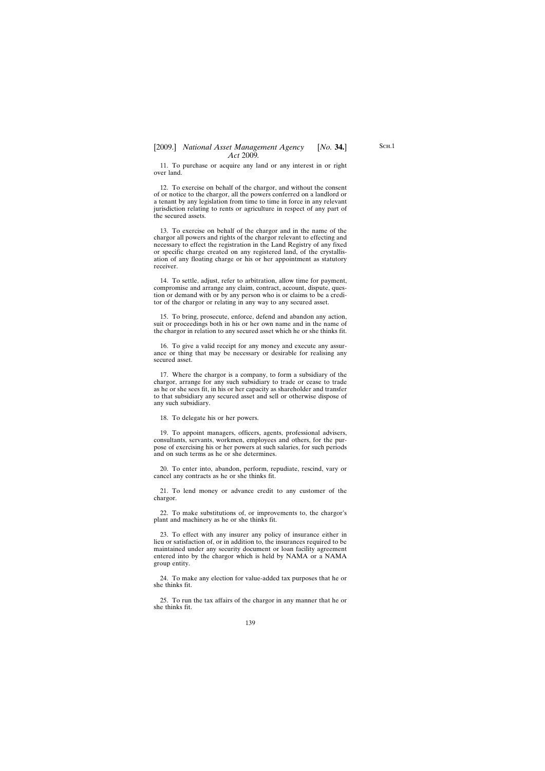11. To purchase or acquire any land or any interest in or right over land.

12. To exercise on behalf of the chargor, and without the consent of or notice to the chargor, all the powers conferred on a landlord or a tenant by any legislation from time to time in force in any relevant jurisdiction relating to rents or agriculture in respect of any part of the secured assets.

13. To exercise on behalf of the chargor and in the name of the chargor all powers and rights of the chargor relevant to effecting and necessary to effect the registration in the Land Registry of any fixed or specific charge created on any registered land, of the crystallisation of any floating charge or his or her appointment as statutory receiver.

14. To settle, adjust, refer to arbitration, allow time for payment, compromise and arrange any claim, contract, account, dispute, question or demand with or by any person who is or claims to be a creditor of the chargor or relating in any way to any secured asset.

15. To bring, prosecute, enforce, defend and abandon any action, suit or proceedings both in his or her own name and in the name of the chargor in relation to any secured asset which he or she thinks fit.

16. To give a valid receipt for any money and execute any assurance or thing that may be necessary or desirable for realising any secured asset.

17. Where the chargor is a company, to form a subsidiary of the chargor, arrange for any such subsidiary to trade or cease to trade as he or she sees fit, in his or her capacity as shareholder and transfer to that subsidiary any secured asset and sell or otherwise dispose of any such subsidiary.

18. To delegate his or her powers.

19. To appoint managers, officers, agents, professional advisers, consultants, servants, workmen, employees and others, for the purpose of exercising his or her powers at such salaries, for such periods and on such terms as he or she determines.

20. To enter into, abandon, perform, repudiate, rescind, vary or cancel any contracts as he or she thinks fit.

21. To lend money or advance credit to any customer of the chargor.

22. To make substitutions of, or improvements to, the chargor's plant and machinery as he or she thinks fit.

23. To effect with any insurer any policy of insurance either in lieu or satisfaction of, or in addition to, the insurances required to be maintained under any security document or loan facility agreement entered into by the chargor which is held by NAMA or a NAMA group entity.

24. To make any election for value-added tax purposes that he or she thinks fit.

25. To run the tax affairs of the chargor in any manner that he or she thinks fit.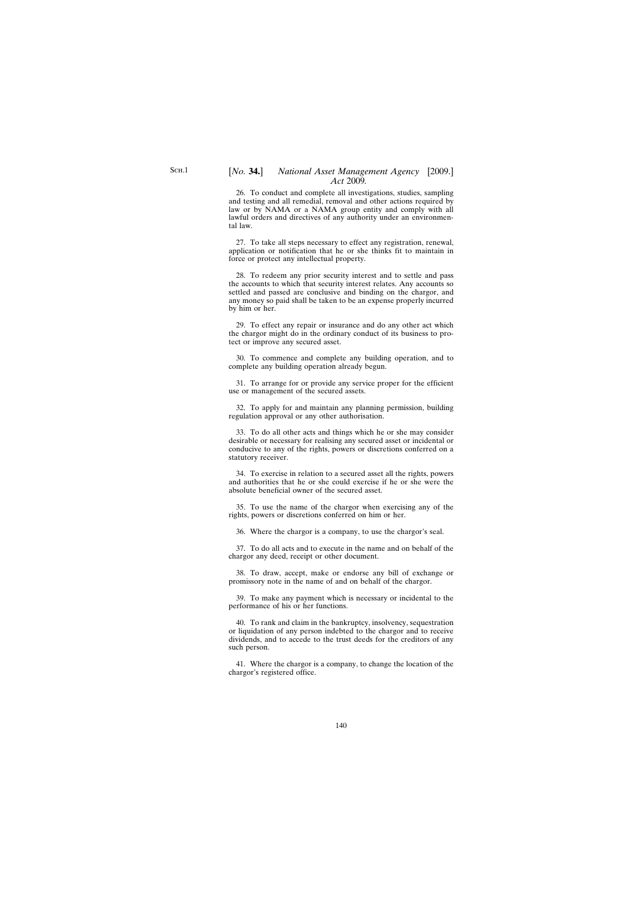26. To conduct and complete all investigations, studies, sampling and testing and all remedial, removal and other actions required by law or by NAMA or a NAMA group entity and comply with all lawful orders and directives of any authority under an environmental law.

27. To take all steps necessary to effect any registration, renewal, application or notification that he or she thinks fit to maintain in force or protect any intellectual property.

28. To redeem any prior security interest and to settle and pass the accounts to which that security interest relates. Any accounts so settled and passed are conclusive and binding on the chargor, and any money so paid shall be taken to be an expense properly incurred by him or her.

29. To effect any repair or insurance and do any other act which the chargor might do in the ordinary conduct of its business to protect or improve any secured asset.

30. To commence and complete any building operation, and to complete any building operation already begun.

31. To arrange for or provide any service proper for the efficient use or management of the secured assets.

32. To apply for and maintain any planning permission, building regulation approval or any other authorisation.

33. To do all other acts and things which he or she may consider desirable or necessary for realising any secured asset or incidental or conducive to any of the rights, powers or discretions conferred on a statutory receiver.

34. To exercise in relation to a secured asset all the rights, powers and authorities that he or she could exercise if he or she were the absolute beneficial owner of the secured asset.

35. To use the name of the chargor when exercising any of the rights, powers or discretions conferred on him or her.

36. Where the chargor is a company, to use the chargor's seal.

37. To do all acts and to execute in the name and on behalf of the chargor any deed, receipt or other document.

38. To draw, accept, make or endorse any bill of exchange or promissory note in the name of and on behalf of the chargor.

39. To make any payment which is necessary or incidental to the performance of his or her functions.

40. To rank and claim in the bankruptcy, insolvency, sequestration or liquidation of any person indebted to the chargor and to receive dividends, and to accede to the trust deeds for the creditors of any such person.

41. Where the chargor is a company, to change the location of the chargor's registered office.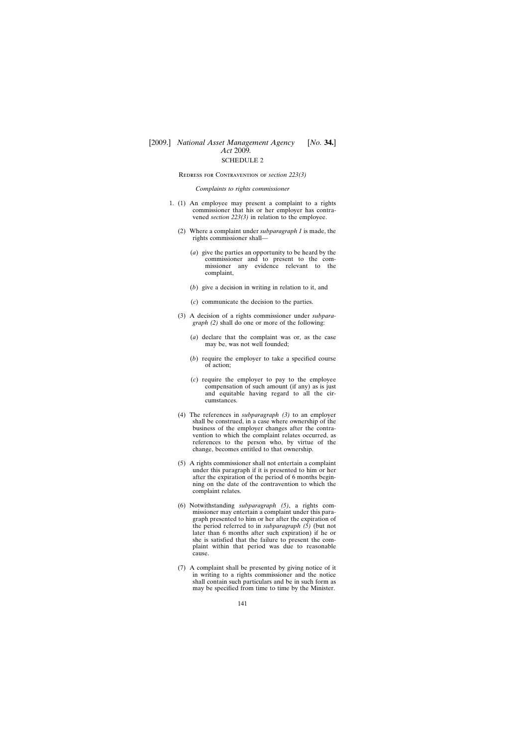## SCHEDULE 2

Redress for Contravention of *section 223(3)*

*Complaints to rights commissioner*

1. (1) An employee may present a complaint to a rights commissioner that his or her employer has contravened *section 223(3)* in relation to the employee.

   (2) Where a complaint under *subparagraph 1* is made, the rights commissioner shall—

   (*a*) give the parties an opportunity to be heard by the commissioner and to present to the commissioner any evidence relevant to the complaint,

   (*b*) give a decision in writing in relation to it, and

   (*c*) communicate the decision to the parties.

   (3) A decision of a rights commissioner under *subparagraph (2)* shall do one or more of the following:

   (*a*) declare that the complaint was or, as the case may be, was not well founded;

   (*b*) require the employer to take a specified course of action;

   (*c*) require the employer to pay to the employee compensation of such amount (if any) as is just and equitable having regard to all the circumstances.

   (4) The references in *subparagraph (3)* to an employer shall be construed, in a case where ownership of the business of the employer changes after the contravention to which the complaint relates occurred, as references to the person who, by virtue of the change, becomes entitled to that ownership.

   (5) A rights commissioner shall not entertain a complaint under this paragraph if it is presented to him or her after the expiration of the period of 6 months beginning on the date of the contravention to which the complaint relates.

   (6) Notwithstanding *subparagraph (5)*, a rights commissioner may entertain a complaint under this paragraph presented to him or her after the expiration of the period referred to in *subparagraph (5)* (but not later than 6 months after such expiration) if he or she is satisfied that the failure to present the complaint within that period was due to reasonable cause.

   (7) A complaint shall be presented by giving notice of it in writing to a rights commissioner and the notice shall contain such particulars and be in such form as may be specified from time to time by the Minister.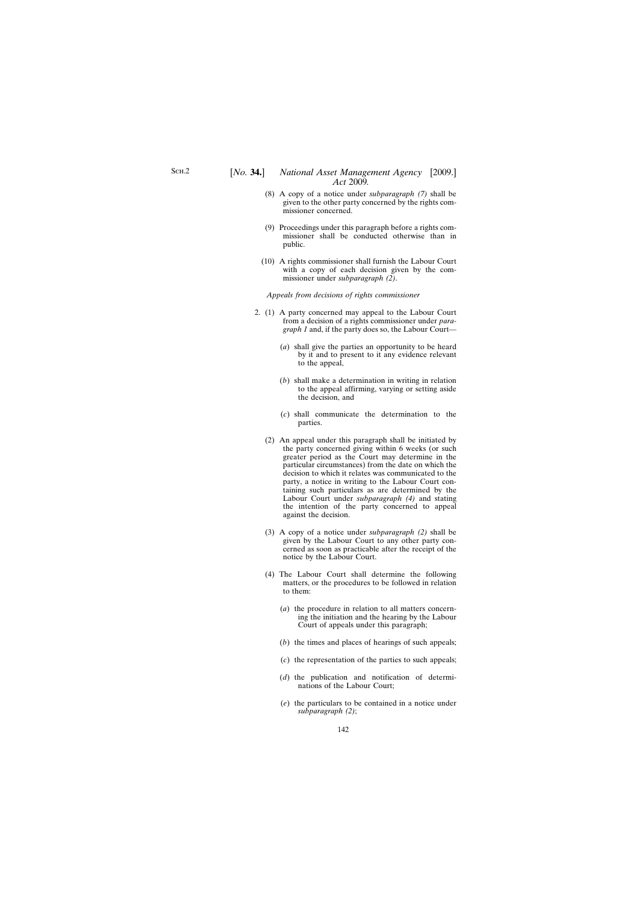(8) A copy of a notice under *subparagraph (7)* shall be given to the other party concerned by the rights commissioner concerned.

(9) Proceedings under this paragraph before a rights commissioner shall be conducted otherwise than in public.

(10) A rights commissioner shall furnish the Labour Court with a copy of each decision given by the commissioner under *subparagraph (2)*.

*Appeals from decisions of rights commissioner*

2. (1) A party concerned may appeal to the Labour Court from a decision of a rights commissioner under *paragraph 1* and, if the party does so, the Labour Court—

(*a*) shall give the parties an opportunity to be heard by it and to present to it any evidence relevant to the appeal,

(*b*) shall make a determination in writing in relation to the appeal affirming, varying or setting aside the decision, and

(*c*) shall communicate the determination to the parties.

(2) An appeal under this paragraph shall be initiated by the party concerned giving within 6 weeks (or such greater period as the Court may determine in the particular circumstances) from the date on which the decision to which it relates was communicated to the party, a notice in writing to the Labour Court containing such particulars as are determined by the Labour Court under *subparagraph (4)* and stating the intention of the party concerned to appeal against the decision.

(3) A copy of a notice under *subparagraph (2)* shall be given by the Labour Court to any other party concerned as soon as practicable after the receipt of the notice by the Labour Court.

(4) The Labour Court shall determine the following matters, or the procedures to be followed in relation to them:

(*a*) the procedure in relation to all matters concerning the initiation and the hearing by the Labour Court of appeals under this paragraph;

(*b*) the times and places of hearings of such appeals;

(*c*) the representation of the parties to such appeals;

(*d*) the publication and notification of determinations of the Labour Court;

(*e*) the particulars to be contained in a notice under *subparagraph (2)*;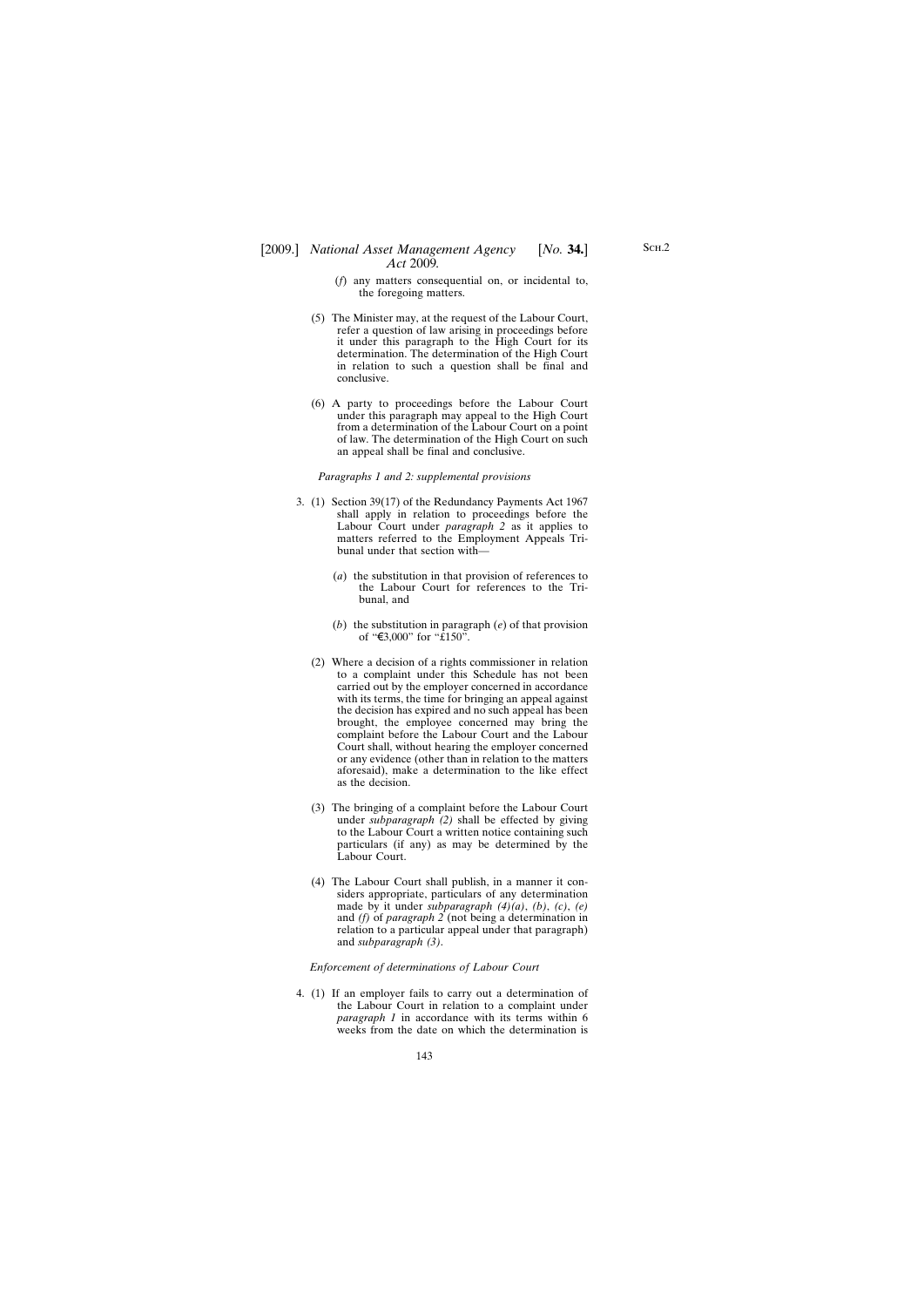(*f*) any matters consequential on, or incidental to, the foregoing matters.

(5) The Minister may, at the request of the Labour Court, refer a question of law arising in proceedings before it under this paragraph to the High Court for its determination. The determination of the High Court in relation to such a question shall be final and conclusive.

(6) A party to proceedings before the Labour Court under this paragraph may appeal to the High Court from a determination of the Labour Court on a point of law. The determination of the High Court on such an appeal shall be final and conclusive.

*Paragraphs 1 and 2: supplemental provisions*

3. (1) Section 39(17) of the Redundancy Payments Act 1967 shall apply in relation to proceedings before the Labour Court under *paragraph 2* as it applies to matters referred to the Employment Appeals Tribunal under that section with—

(*a*) the substitution in that provision of references to the Labour Court for references to the Tribunal, and

(*b*) the substitution in paragraph (*e*) of that provision of "€3,000" for "£150".

(2) Where a decision of a rights commissioner in relation to a complaint under this Schedule has not been carried out by the employer concerned in accordance with its terms, the time for bringing an appeal against the decision has expired and no such appeal has been brought, the employee concerned may bring the complaint before the Labour Court and the Labour Court shall, without hearing the employer concerned or any evidence (other than in relation to the matters aforesaid), make a determination to the like effect as the decision.

(3) The bringing of a complaint before the Labour Court under *subparagraph (2)* shall be effected by giving to the Labour Court a written notice containing such particulars (if any) as may be determined by the Labour Court.

(4) The Labour Court shall publish, in a manner it considers appropriate, particulars of any determination made by it under *subparagraph (4)(a)*, *(b)*, *(c)*, *(e)* and *(f)* of *paragraph 2* (not being a determination in relation to a particular appeal under that paragraph) and *subparagraph (3)*.

*Enforcement of determinations of Labour Court*

4. (1) If an employer fails to carry out a determination of the Labour Court in relation to a complaint under *paragraph 1* in accordance with its terms within 6 weeks from the date on which the determination is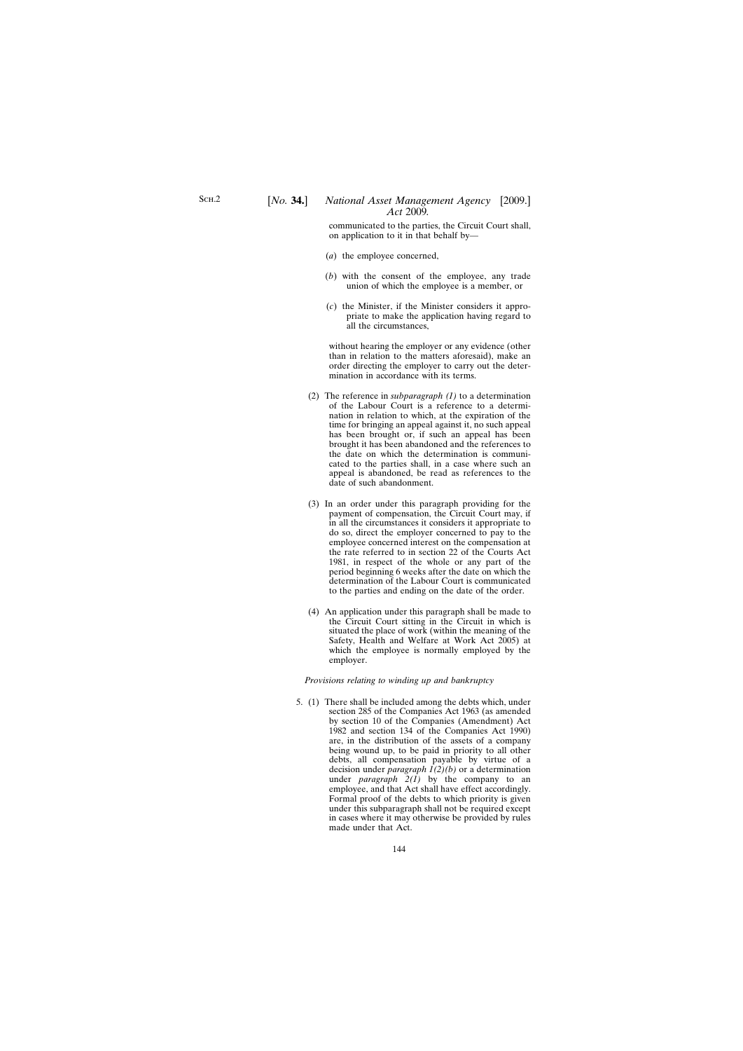communicated to the parties, the Circuit Court shall, on application to it in that behalf by—

(*a*) the employee concerned,

(*b*) with the consent of the employee, any trade union of which the employee is a member, or

(*c*) the Minister, if the Minister considers it appropriate to make the application having regard to all the circumstances,

without hearing the employer or any evidence (other than in relation to the matters aforesaid), make an order directing the employer to carry out the determination in accordance with its terms.

(2) The reference in *subparagraph (1)* to a determination of the Labour Court is a reference to a determination in relation to which, at the expiration of the time for bringing an appeal against it, no such appeal has been brought or, if such an appeal has been brought it has been abandoned and the references to the date on which the determination is communicated to the parties shall, in a case where such an appeal is abandoned, be read as references to the date of such abandonment.

(3) In an order under this paragraph providing for the payment of compensation, the Circuit Court may, if in all the circumstances it considers it appropriate to do so, direct the employer concerned to pay to the employee concerned interest on the compensation at the rate referred to in section 22 of the Courts Act 1981, in respect of the whole or any part of the period beginning 6 weeks after the date on which the determination of the Labour Court is communicated to the parties and ending on the date of the order.

(4) An application under this paragraph shall be made to the Circuit Court sitting in the Circuit in which is situated the place of work (within the meaning of the Safety, Health and Welfare at Work Act 2005) at which the employee is normally employed by the employer.

*Provisions relating to winding up and bankruptcy*

5. (1) There shall be included among the debts which, under section 285 of the Companies Act 1963 (as amended by section 10 of the Companies (Amendment) Act 1982 and section 134 of the Companies Act 1990) are, in the distribution of the assets of a company being wound up, to be paid in priority to all other debts, all compensation payable by virtue of a decision under *paragraph 1(2)(b)* or a determination under *paragraph 2(1)* by the company to an employee, and that Act shall have effect accordingly. Formal proof of the debts to which priority is given under this subparagraph shall not be required except in cases where it may otherwise be provided by rules made under that Act.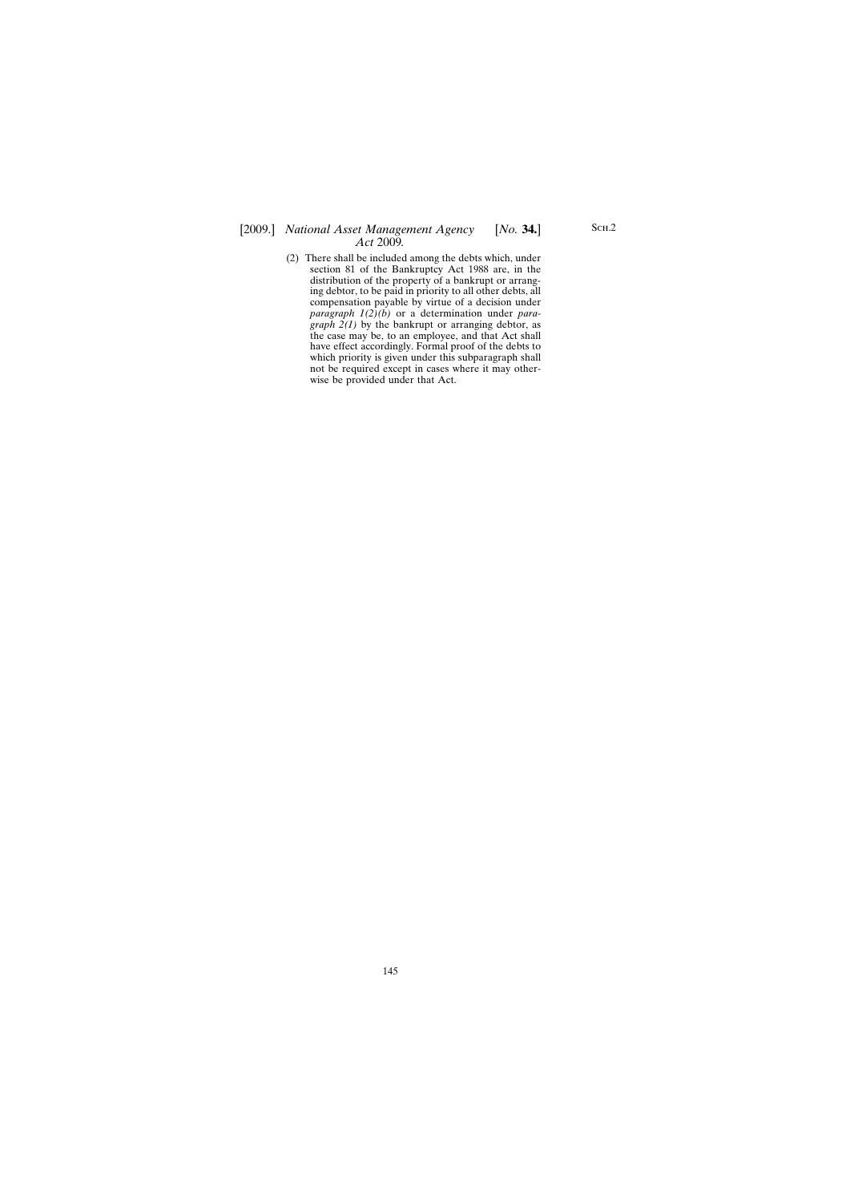(2) There shall be included among the debts which, under section 81 of the Bankruptcy Act 1988 are, in the distribution of the property of a bankrupt or arranging debtor, to be paid in priority to all other debts, all compensation payable by virtue of a decision under *paragraph 1(2)(b)* or a determination under *paragraph 2(1)* by the bankrupt or arranging debtor, as the case may be, to an employee, and that Act shall have effect accordingly. Formal proof of the debts to which priority is given under this subparagraph shall not be required except in cases where it may otherwise be provided under that Act.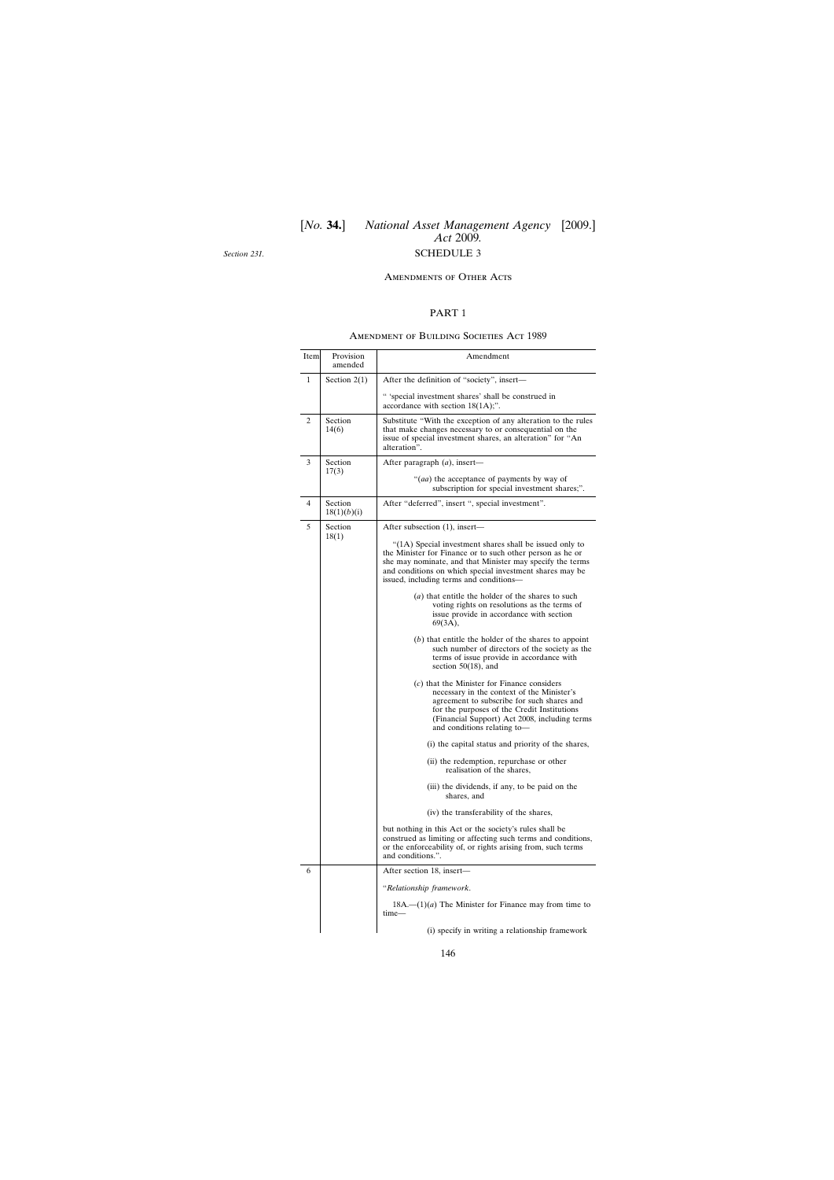*Section 231.*

# SCHEDULE 3

## Amendments of Other Acts

## PART 1

### Amendment of Building Societies Act 1989

| Item | Provision amended | Amendment |
|---|---|---|
| 1 | Section 2(1) | After the definition of "society", insert—<br><br>" 'special investment shares' shall be construed in accordance with section 18(1A);". |
| 2 | Section 14(6) | Substitute "With the exception of any alteration to the rules that make changes necessary to or consequential on the issue of special investment shares, an alteration" for "An alteration". |
| 3 | Section 17(3) | After paragraph (*a*), insert—<br><br>"(*aa*) the acceptance of payments by way of subscription for special investment shares;". |
| 4 | Section 18(1)(*b*)(i) | After "deferred", insert ", special investment". |
| 5 | Section 18(1) | After subsection (1), insert—<br><br>"(1A) Special investment shares shall be issued only to the Minister for Finance or to such other person as he or she may nominate, and that Minister may specify the terms and conditions on which special investment shares may be issued, including terms and conditions—<br><br>(*a*) that entitle the holder of the shares to such voting rights on resolutions as the terms of issue provide in accordance with section 69(3A),<br><br>(*b*) that entitle the holder of the shares to appoint such number of directors of the society as the terms of issue provide in accordance with section 50(18), and<br><br>(*c*) that the Minister for Finance considers necessary in the context of the Minister's agreement to subscribe for such shares and for the purposes of the Credit Institutions (Financial Support) Act 2008, including terms and conditions relating to—<br><br>(i) the capital status and priority of the shares,<br><br>(ii) the redemption, repurchase or other realisation of the shares,<br><br>(iii) the dividends, if any, to be paid on the shares, and<br><br>(iv) the transferability of the shares,<br><br>but nothing in this Act or the society's rules shall be construed as limiting or affecting such terms and conditions, or the enforceability of, or rights arising from, such terms and conditions.". |
| 6 | | After section 18, insert—<br><br>"*Relationship framework*.<br><br>18A.—(1)(*a*) The Minister for Finance may from time to time—<br><br>(i) specify in writing a relationship framework |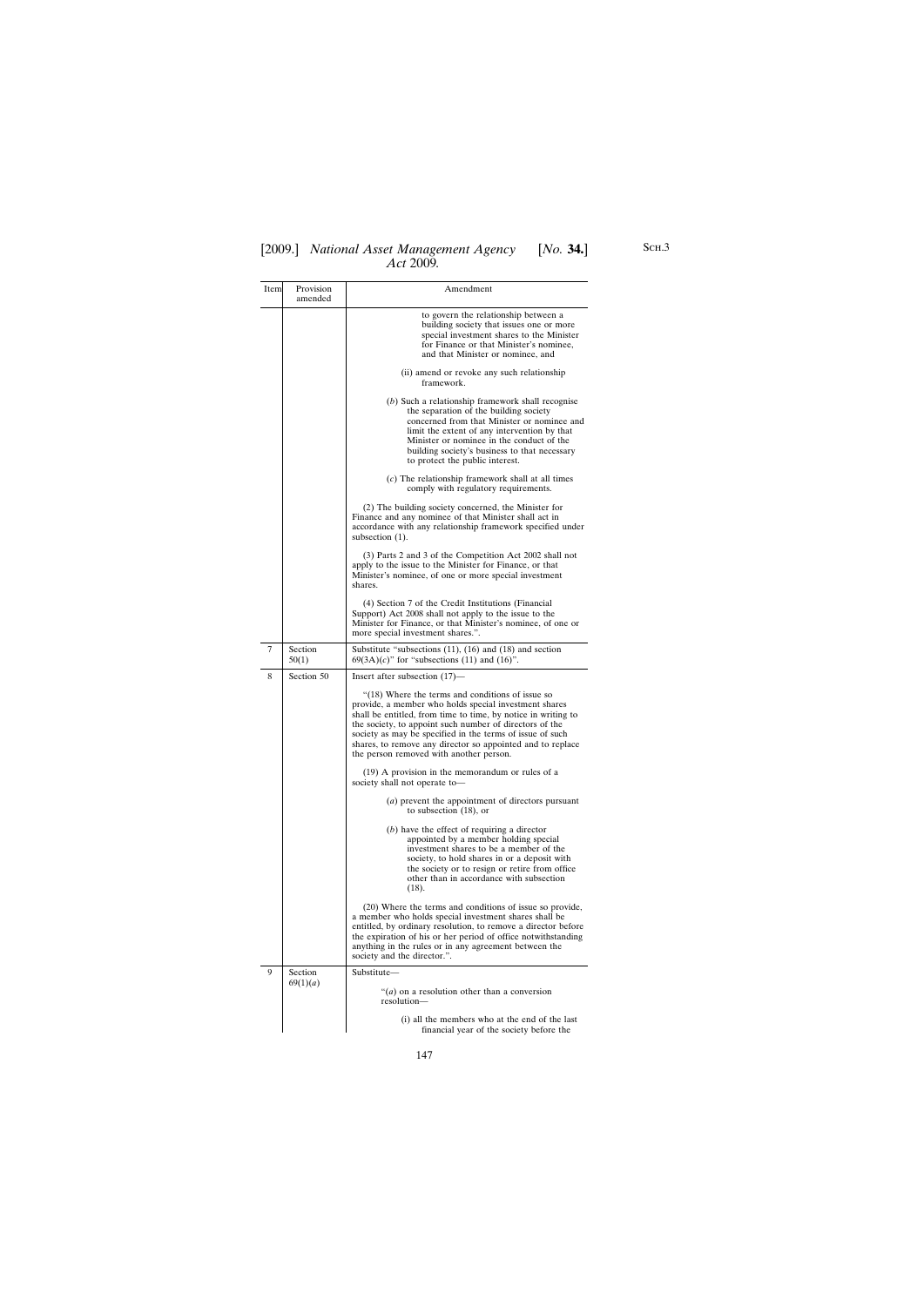| Item | Provision amended | Amendment |
|---|---|---|
| | | to govern the relationship between a building society that issues one or more special investment shares to the Minister for Finance or that Minister's nominee, and that Minister or nominee, and<br><br>(ii) amend or revoke any such relationship framework.<br><br>(*b*) Such a relationship framework shall recognise the separation of the building society concerned from that Minister or nominee and limit the extent of any intervention by that Minister or nominee in the conduct of the building society's business to that necessary to protect the public interest.<br><br>(*c*) The relationship framework shall at all times comply with regulatory requirements.<br><br>(2) The building society concerned, the Minister for Finance and any nominee of that Minister shall act in accordance with any relationship framework specified under subsection (1).<br><br>(3) Parts 2 and 3 of the Competition Act 2002 shall not apply to the issue to the Minister for Finance, or that Minister's nominee, of one or more special investment shares.<br><br>(4) Section 7 of the Credit Institutions (Financial Support) Act 2008 shall not apply to the issue to the Minister for Finance, or that Minister's nominee, of one or more special investment shares.". |
| 7 | Section 50(1) | Substitute "subsections (11), (16) and (18) and section 69(3A)(*c*)" for "subsections (11) and (16)". |
| 8 | Section 50 | Insert after subsection (17)—<br><br>"(18) Where the terms and conditions of issue so provide, a member who holds special investment shares shall be entitled, from time to time, by notice in writing to the society, to appoint such number of directors of the society as may be specified in the terms of issue of such shares, to remove any director so appointed and to replace the person removed with another person.<br><br>(19) A provision in the memorandum or rules of a society shall not operate to—<br><br>(*a*) prevent the appointment of directors pursuant to subsection (18), or<br><br>(*b*) have the effect of requiring a director appointed by a member holding special investment shares to be a member of the society, to hold shares in or a deposit with the society or to resign or retire from office other than in accordance with subsection (18).<br><br>(20) Where the terms and conditions of issue so provide, a member who holds special investment shares shall be entitled, by ordinary resolution, to remove a director before the expiration of his or her period of office notwithstanding anything in the rules or in any agreement between the society and the director.". |
| 9 | Section 69(1)(*a*) | Substitute—<br><br>"(*a*) on a resolution other than a conversion resolution—<br><br>(i) all the members who at the end of the last financial year of the society before the |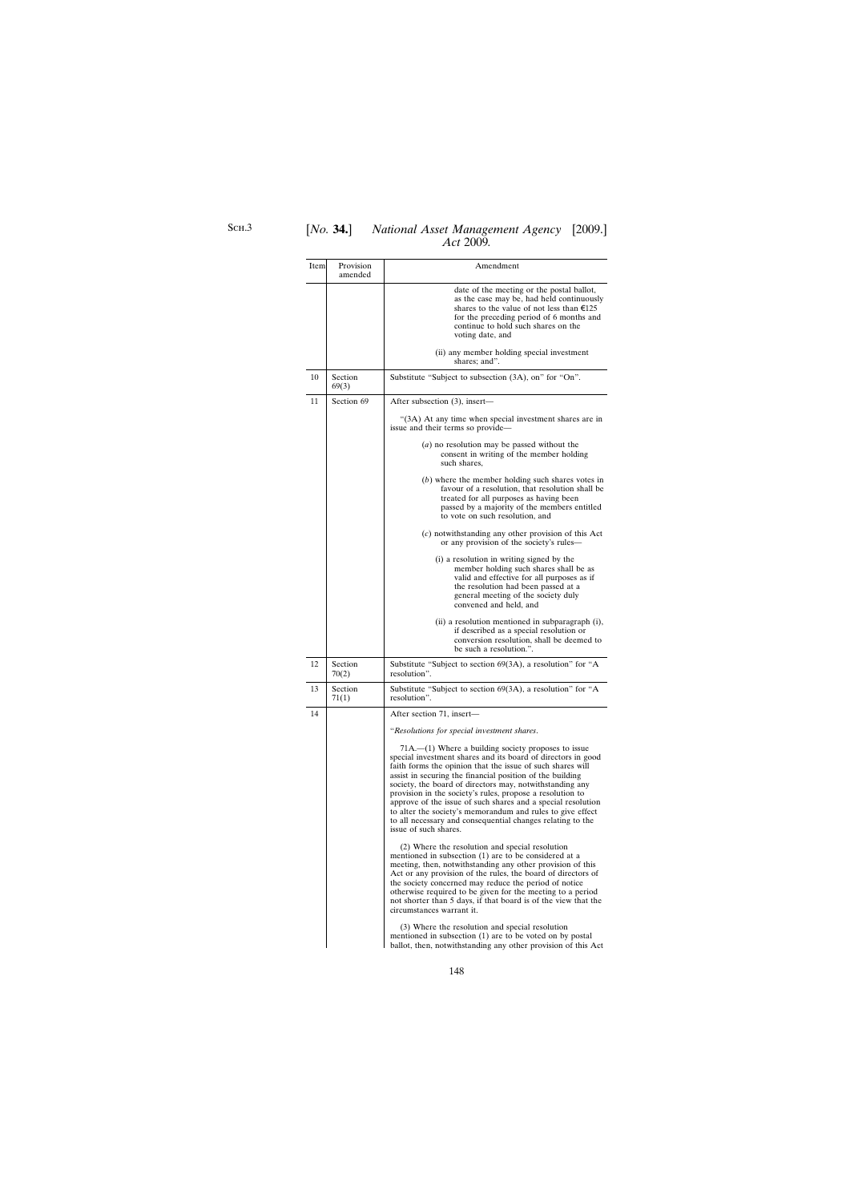| Item | Provision amended | Amendment |
|---|---|---|
| | | date of the meeting or the postal ballot, as the case may be, had held continuously shares to the value of not less than €125 for the preceding period of 6 months and continue to hold such shares on the voting date, and<br><br>(ii) any member holding special investment shares; and”. |
| 10 | Section 69(3) | Substitute “Subject to subsection (3A), on” for “On”. |
| 11 | Section 69 | After subsection (3), insert—<br><br>“(3A) At any time when special investment shares are in issue and their terms so provide—<br><br>(*a*) no resolution may be passed without the consent in writing of the member holding such shares,<br><br>(*b*) where the member holding such shares votes in favour of a resolution, that resolution shall be treated for all purposes as having been passed by a majority of the members entitled to vote on such resolution, and<br><br>(*c*) notwithstanding any other provision of this Act or any provision of the society’s rules—<br><br>(i) a resolution in writing signed by the member holding such shares shall be as valid and effective for all purposes as if the resolution had been passed at a general meeting of the society duly convened and held, and<br><br>(ii) a resolution mentioned in subparagraph (i), if described as a special resolution or conversion resolution, shall be deemed to be such a resolution.”. |
| 12 | Section 70(2) | Substitute “Subject to section 69(3A), a resolution” for “A resolution”. |
| 13 | Section 71(1) | Substitute “Subject to section 69(3A), a resolution” for “A resolution”. |
| 14 | | After section 71, insert—<br><br>“*Resolutions for special investment shares*.<br><br>71A.—(1) Where a building society proposes to issue special investment shares and its board of directors in good faith forms the opinion that the issue of such shares will assist in securing the financial position of the building society, the board of directors may, notwithstanding any provision in the society’s rules, propose a resolution to approve of the issue of such shares and a special resolution to alter the society’s memorandum and rules to give effect to all necessary and consequential changes relating to the issue of such shares.<br><br>(2) Where the resolution and special resolution mentioned in subsection (1) are to be considered at a meeting, then, notwithstanding any other provision of this Act or any provision of the rules, the board of directors of the society concerned may reduce the period of notice otherwise required to be given for the meeting to a period not shorter than 5 days, if that board is of the view that the circumstances warrant it.<br><br>(3) Where the resolution and special resolution mentioned in subsection (1) are to be voted on by postal ballot, then, notwithstanding any other provision of this Act |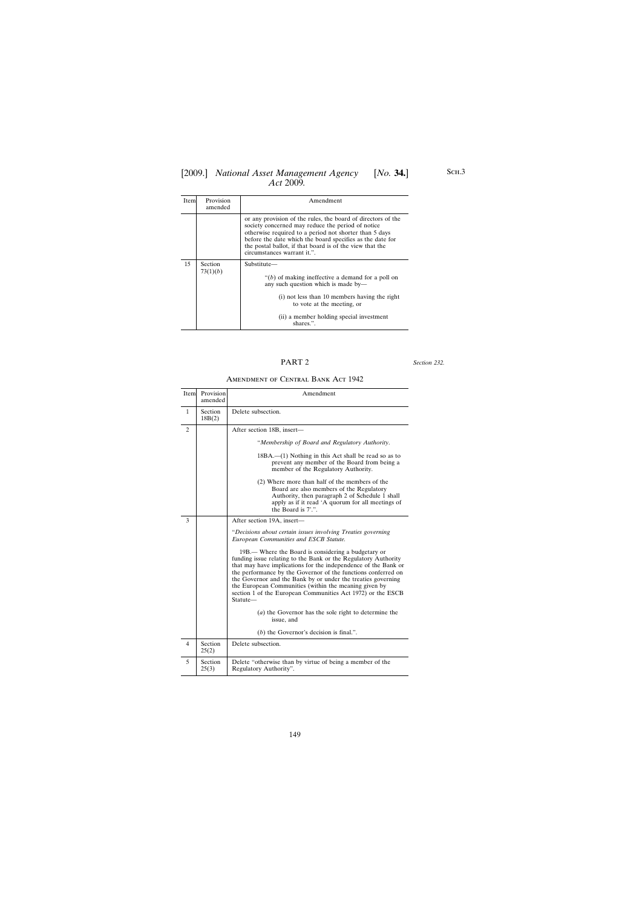| Item | Provision amended | Amendment |
|---|---|---|
| | | or any provision of the rules, the board of directors of the society concerned may reduce the period of notice otherwise required to a period not shorter than 5 days before the date which the board specifies as the date for the postal ballot, if that board is of the view that the circumstances warrant it.”. |
| 15 | Section 73(1)(*b*) | Substitute— “(*b*) of making ineffective a demand for a poll on any such question which is made by— (i) not less than 10 members having the right to vote at the meeting, or (ii) a member holding special investment shares.”. |

## PART 2

*Section 232.*

### Amendment of Central Bank Act 1942

| Item | Provision amended | Amendment |
|---|---|---|
| 1 | Section 18B(2) | Delete subsection. |
| 2 | | After section 18B, insert— “*Membership of Board and Regulatory Authority*. 18BA.—(1) Nothing in this Act shall be read so as to prevent any member of the Board from being a member of the Regulatory Authority. (2) Where more than half of the members of the Board are also members of the Regulatory Authority, then paragraph 2 of Schedule 1 shall apply as if it read ‘A quorum for all meetings of the Board is 7’.”. |
| 3 | | After section 19A, insert— “*Decisions about certain issues involving Treaties governing European Communities and ESCB Statute.* 19B.— Where the Board is considering a budgetary or funding issue relating to the Bank or the Regulatory Authority that may have implications for the independence of the Bank or the performance by the Governor of the functions conferred on the Governor and the Bank by or under the treaties governing the European Communities (within the meaning given by section 1 of the European Communities Act 1972) or the ESCB Statute— (*a*) the Governor has the sole right to determine the issue, and (*b*) the Governor’s decision is final.”. |
| 4 | Section 25(2) | Delete subsection. |
| 5 | Section 25(3) | Delete “otherwise than by virtue of being a member of the Regulatory Authority”. |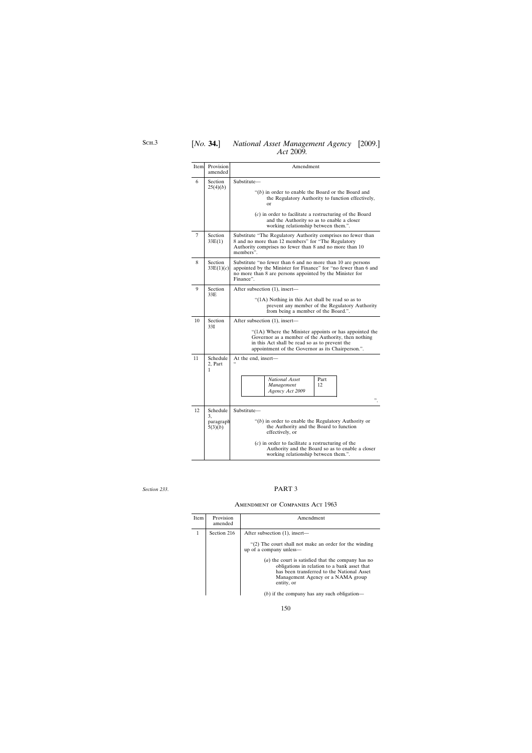| Item | Provision amended | Amendment |
|---|---|---|
| 6 | Section 25(4)(*b*) | Substitute—<br><br>"(*b*) in order to enable the Board or the Board and the Regulatory Authority to function effectively, or<br><br>(*c*) in order to facilitate a restructuring of the Board and the Authority so as to enable a closer working relationship between them.". |
| 7 | Section 33E(1) | Substitute "The Regulatory Authority comprises no fewer than 8 and no more than 12 members" for "The Regulatory Authority comprises no fewer than 8 and no more than 10 members". |
| 8 | Section 33E(1)(*c*) | Substitute "no fewer than 6 and no more than 10 are persons appointed by the Minister for Finance" for "no fewer than 6 and no more than 8 are persons appointed by the Minister for Finance". |
| 9 | Section 33E | After subsection (1), insert—<br><br>"(1A) Nothing in this Act shall be read so as to prevent any member of the Regulatory Authority from being a member of the Board.". |
| 10 | Section 33I | After subsection (1), insert—<br><br>"(1A) Where the Minister appoints or has appointed the Governor as a member of the Authority, then nothing in this Act shall be read so as to prevent the appointment of the Governor as its Chairperson.". |
| 11 | Schedule 2, Part 1 | At the end, insert—<br>"<br>\| \| *National Asset Management Agency Act 2009* \| Part 12 \|<br>". |
| 12 | Schedule 3, paragraph 5(3)(*b*) | Substitute—<br><br>"(*b*) in order to enable the Regulatory Authority or the Authority and the Board to function effectively, or<br><br>(*c*) in order to facilitate a restructuring of the Authority and the Board so as to enable a closer working relationship between them.". |

*Section 233.*

## PART 3

### Amendment of Companies Act 1963

| Item | Provision amended | Amendment |
|---|---|---|
| 1 | Section 216 | After subsection (1), insert—<br><br>"(2) The court shall not make an order for the winding up of a company unless—<br><br>(*a*) the court is satisfied that the company has no obligations in relation to a bank asset that has been transferred to the National Asset Management Agency or a NAMA group entity, or<br><br>(*b*) if the company has any such obligation— |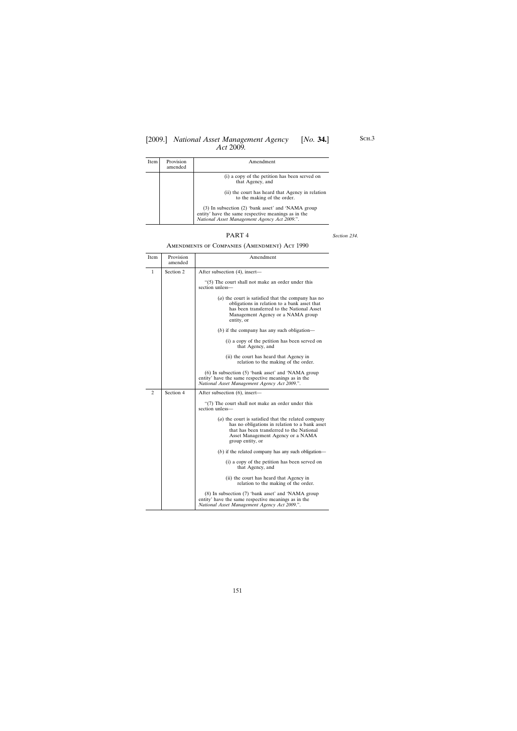| Item | Provision amended | Amendment |
|---|---|---|
| | | (i) a copy of the petition has been served on that Agency, and<br><br>(ii) the court has heard that Agency in relation to the making of the order.<br><br>(3) In subsection (2) 'bank asset' and 'NAMA group entity' have the same respective meanings as in the *National Asset Management Agency Act 2009*.". |

## PART 4

*Section 234.*

### Amendments of Companies (Amendment) Act 1990

| Item | Provision amended | Amendment |
|---|---|---|
| 1 | Section 2 | After subsection (4), insert—<br><br>"(5) The court shall not make an order under this section unless—<br><br>(*a*) the court is satisfied that the company has no obligations in relation to a bank asset that has been transferred to the National Asset Management Agency or a NAMA group entity, or<br><br>(*b*) if the company has any such obligation—<br><br>(i) a copy of the petition has been served on that Agency, and<br><br>(ii) the court has heard that Agency in relation to the making of the order.<br><br>(6) In subsection (5) 'bank asset' and 'NAMA group entity' have the same respective meanings as in the *National Asset Management Agency Act 2009*.". |
| 2 | Section 4 | After subsection (6), insert—<br><br>"(7) The court shall not make an order under this section unless—<br><br>(*a*) the court is satisfied that the related company has no obligations in relation to a bank asset that has been transferred to the National Asset Management Agency or a NAMA group entity, or<br><br>(*b*) if the related company has any such obligation—<br><br>(i) a copy of the petition has been served on that Agency, and<br><br>(ii) the court has heard that Agency in relation to the making of the order.<br><br>(8) In subsection (7) 'bank asset' and 'NAMA group entity' have the same respective meanings as in the *National Asset Management Agency Act 2009*.". |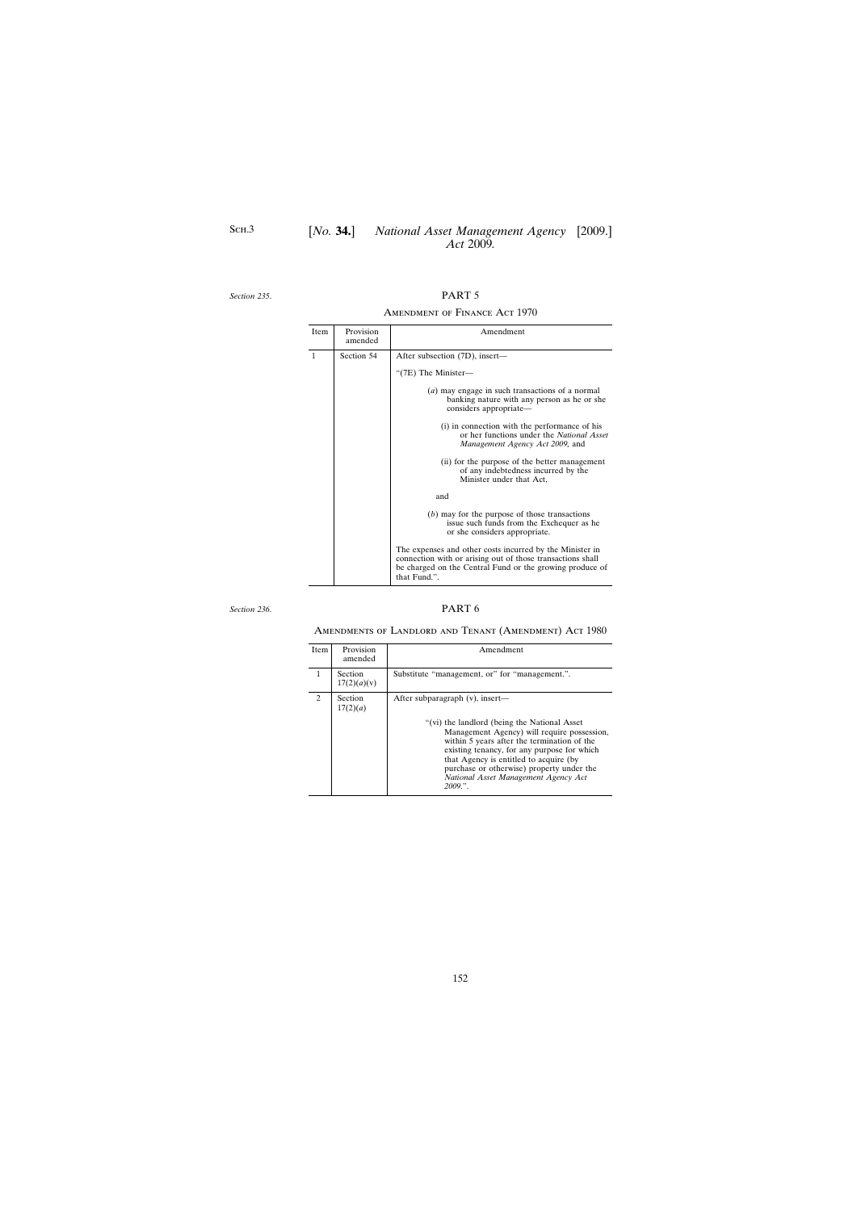*Section 235.*

## PART 5

### Amendment of Finance Act 1970

| Item | Provision amended | Amendment |
|---|---|---|
| 1 | Section 54 | After subsection (7D), insert—<br><br>"(7E) The Minister—<br><br>(*a*) may engage in such transactions of a normal banking nature with any person as he or she considers appropriate—<br><br>(i) in connection with the performance of his or her functions under the *National Asset Management Agency Act 2009*, and<br><br>(ii) for the purpose of the better management of any indebtedness incurred by the Minister under that Act,<br><br>and<br><br>(*b*) may for the purpose of those transactions issue such funds from the Exchequer as he or she considers appropriate.<br><br>The expenses and other costs incurred by the Minister in connection with or arising out of those transactions shall be charged on the Central Fund or the growing produce of that Fund.". |

*Section 236.*

## PART 6

### Amendments of Landlord and Tenant (Amendment) Act 1980

| Item | Provision amended | Amendment |
|---|---|---|
| 1 | Section 17(2)(*a*)(v) | Substitute "management, or" for "management.". |
| 2 | Section 17(2)(*a*) | After subparagraph (v), insert—<br><br>"(vi) the landlord (being the National Asset Management Agency) will require possession, within 5 years after the termination of the existing tenancy, for any purpose for which that Agency is entitled to acquire (by purchase or otherwise) property under the *National Asset Management Agency Act 2009*.". |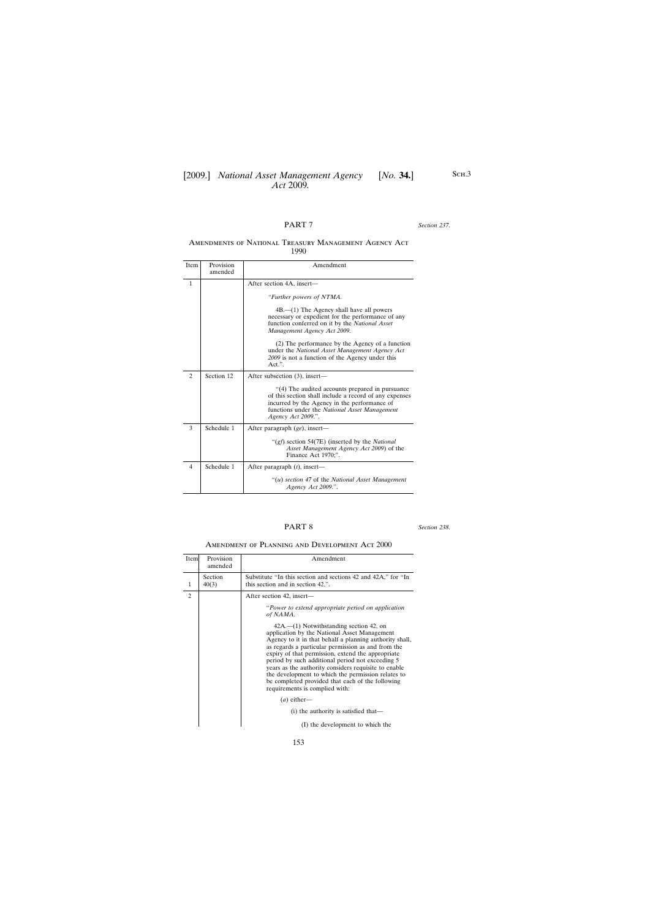## PART 7

*Section 237.*

### Amendments of National Treasury Management Agency Act 1990

| Item | Provision amended | Amendment |
|---|---|---|
| 1 | | After section 4A, insert— "*Further powers of NTMA.* 4B.—(1) The Agency shall have all powers necessary or expedient for the performance of any function conferred on it by the *National Asset Management Agency Act 2009*. (2) The performance by the Agency of a function under the *National Asset Management Agency Act 2009* is not a function of the Agency under this Act.". |
| 2 | Section 12 | After subsection (3), insert— "(4) The audited accounts prepared in pursuance of this section shall include a record of any expenses incurred by the Agency in the performance of functions under the *National Asset Management Agency Act 2009*.". |
| 3 | Schedule 1 | After paragraph (*ge*), insert— "(*gf*) section 54(7E) (inserted by the *National Asset Management Agency Act 2009*) of the Finance Act 1970;". |
| 4 | Schedule 1 | After paragraph (*t*), insert— "(*u*) *section 47* of the *National Asset Management Agency Act 2009*.". |

## PART 8

*Section 238.*

### Amendment of Planning and Development Act 2000

| Item | Provision amended | Amendment |
|---|---|---|
| 1 | Section 40(3) | Substitute "In this section and sections 42 and 42A," for "In this section and in section 42,". |
| 2 | | After section 42, insert— "*Power to extend appropriate period on application of NAMA.* 42A.—(1) Notwithstanding section 42, on application by the National Asset Management Agency to it in that behalf a planning authority shall, as regards a particular permission as and from the expiry of that permission, extend the appropriate period by such additional period not exceeding 5 years as the authority considers requisite to enable the development to which the permission relates to be completed provided that each of the following requirements is complied with: (*a*) either— (i) the authority is satisfied that— (I) the development to which the |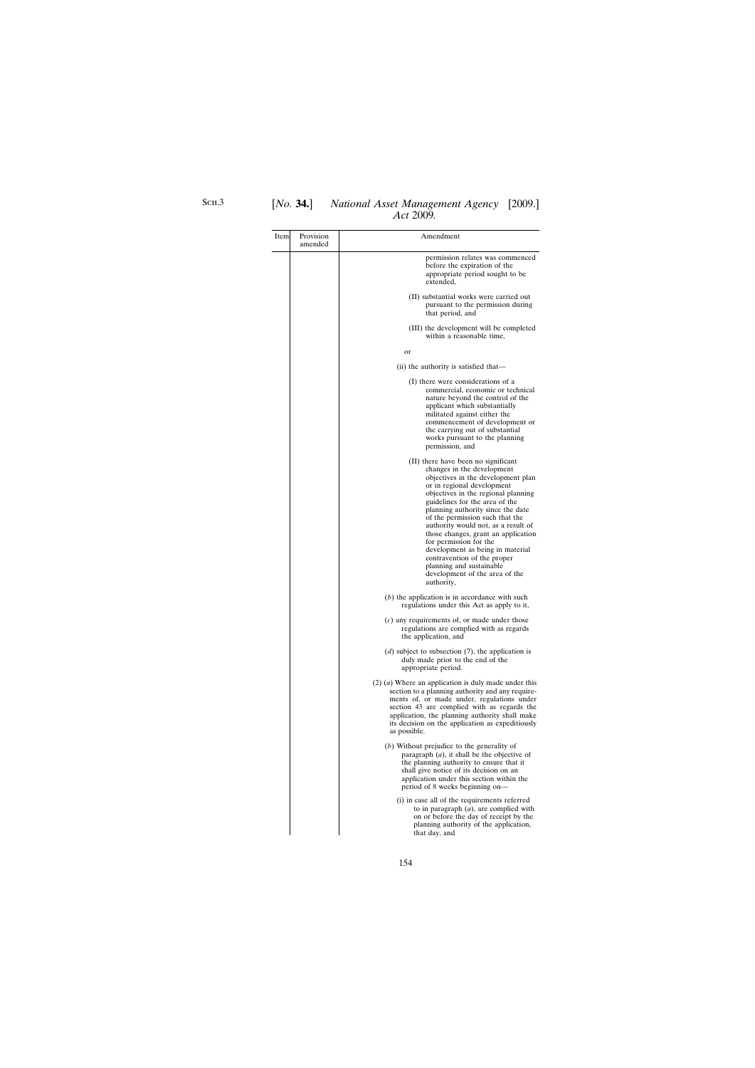| Item | Provision amended | Amendment |
|---|---|---|
| | | permission relates was commenced before the expiration of the appropriate period sought to be extended,<br><br>(II) substantial works were carried out pursuant to the permission during that period, and<br><br>(III) the development will be completed within a reasonable time,<br><br>or<br><br>(ii) the authority is satisfied that—<br><br>(I) there were considerations of a commercial, economic or technical nature beyond the control of the applicant which substantially militated against either the commencement of development or the carrying out of substantial works pursuant to the planning permission, and<br><br>(II) there have been no significant changes in the development objectives in the development plan or in regional development objectives in the regional planning guidelines for the area of the planning authority since the date of the permission such that the authority would not, as a result of those changes, grant an application for permission for the development as being in material contravention of the proper planning and sustainable development of the area of the authority,<br><br>(*b*) the application is in accordance with such regulations under this Act as apply to it,<br><br>(*c*) any requirements of, or made under those regulations are complied with as regards the application, and<br><br>(*d*) subject to subsection (7), the application is duly made prior to the end of the appropriate period.<br><br>(2) (*a*) Where an application is duly made under this section to a planning authority and any requirements of, or made under, regulations under section 43 are complied with as regards the application, the planning authority shall make its decision on the application as expeditiously as possible.<br><br>(*b*) Without prejudice to the generality of paragraph (*a*), it shall be the objective of the planning authority to ensure that it shall give notice of its decision on an application under this section within the period of 8 weeks beginning on—<br><br>(i) in case all of the requirements referred to in paragraph (*a*), are complied with on or before the day of receipt by the planning authority of the application, that day, and |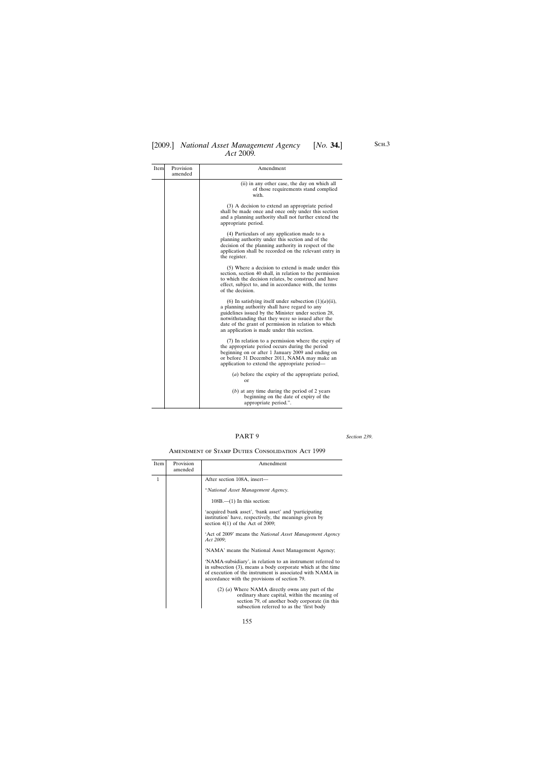| Item | Provision amended | Amendment |
|---|---|---|
| | | (ii) in any other case, the day on which all of those requirements stand complied with.<br><br>(3) A decision to extend an appropriate period shall be made once and once only under this section and a planning authority shall not further extend the appropriate period.<br><br>(4) Particulars of any application made to a planning authority under this section and of the decision of the planning authority in respect of the application shall be recorded on the relevant entry in the register.<br><br>(5) Where a decision to extend is made under this section, section 40 shall, in relation to the permission to which the decision relates, be construed and have effect, subject to, and in accordance with, the terms of the decision.<br><br>(6) In satisfying itself under subsection (1)(*a*)(ii), a planning authority shall have regard to any guidelines issued by the Minister under section 28, notwithstanding that they were so issued after the date of the grant of permission in relation to which an application is made under this section.<br><br>(7) In relation to a permission where the expiry of the appropriate period occurs during the period beginning on or after 1 January 2009 and ending on or before 31 December 2011, NAMA may make an application to extend the appropriate period—<br><br>(*a*) before the expiry of the appropriate period, or<br><br>(*b*) at any time during the period of 2 years beginning on the date of expiry of the appropriate period.". |

## PART 9

*Section 239.*

### Amendment of Stamp Duties Consolidation Act 1999

| Item | Provision amended | Amendment |
|---|---|---|
| 1 | | After section 108A, insert—<br><br>"*National Asset Management Agency.*<br><br>108B.—(1) In this section:<br><br>'acquired bank asset', 'bank asset' and 'participating institution' have, respectively, the meanings given by section 4(1) of the Act of 2009;<br><br>'Act of 2009' means the *National Asset Management Agency Act 2009*;<br><br>'NAMA' means the National Asset Management Agency;<br><br>'NAMA-subsidiary', in relation to an instrument referred to in subsection (3), means a body corporate which at the time of execution of the instrument is associated with NAMA in accordance with the provisions of section 79.<br><br>(2) (*a*) Where NAMA directly owns any part of the ordinary share capital, within the meaning of section 79, of another body corporate (in this subsection referred to as the 'first body |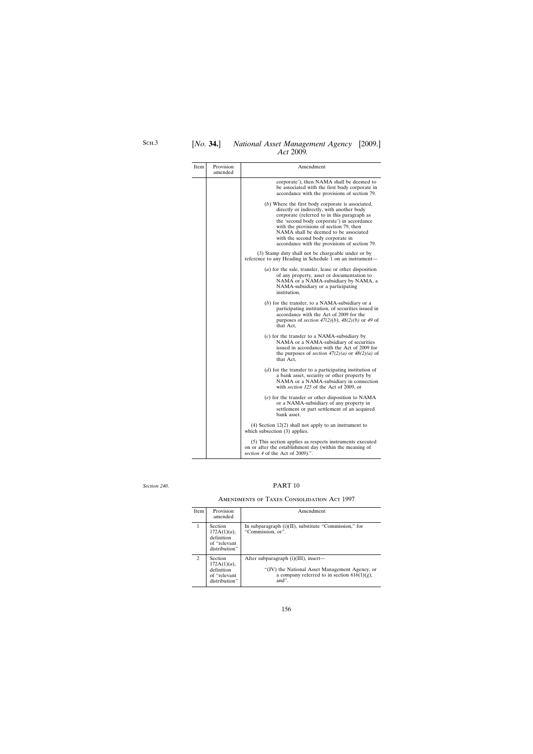| Item | Provision amended | Amendment |
|---|---|---|
| | | corporate'), then NAMA shall be deemed to be associated with the first body corporate in accordance with the provisions of section 79.<br><br>(*b*) Where the first body corporate is associated, directly or indirectly, with another body corporate (referred to in this paragraph as the 'second body corporate') in accordance with the provisions of section 79, then NAMA shall be deemed to be associated with the second body corporate in accordance with the provisions of section 79.<br><br>(3) Stamp duty shall not be chargeable under or by reference to any Heading in Schedule 1 on an instrument—<br><br>(*a*) for the sale, transfer, lease or other disposition of any property, asset or documentation to NAMA or a NAMA-subsidiary by NAMA, a NAMA-subsidiary or a participating institution,<br><br>(*b*) for the transfer, to a NAMA-subsidiary or a participating institution, of securities issued in accordance with the Act of 2009 for the purposes of *section 47(2)*(*b*), *48(2)(b)* or *49* of that Act,<br><br>(*c*) for the transfer to a NAMA-subsidiary by NAMA or a NAMA-subsidiary of securities issued in accordance with the Act of 2009 for the purposes of *section 47(2)(a)* or *48(2)(a)* of that Act,<br><br>(*d*) for the transfer to a participating institution of a bank asset, security or other property by NAMA or a NAMA-subsidiary in connection with *section 125* of the Act of 2009, or<br><br>(*e*) for the transfer or other disposition to NAMA or a NAMA-subsidiary of any property in settlement or part settlement of an acquired bank asset.<br><br>(4) Section 12(2) shall not apply to an instrument to which subsection (3) applies.<br><br>(5) This section applies as respects instruments executed on or after the establishment day (within the meaning of *section 4* of the Act of 2009).". |

*Section 240.*

## PART 10

### Amendments of Taxes Consolidation Act 1997

| Item | Provision amended | Amendment |
|---|---|---|
| 1 | Section 172A(1)(*a*), definition of "relevant distribution" | In subparagraph (i)(II), substitute "Commission," for "Commission, or". |
| 2 | Section 172A(1)(*a*), definition of "relevant distribution" | After subparagraph (i)(III), insert—<br><br>"(IV) the National Asset Management Agency, or a company referred to in section 616(1)(*g*), and". |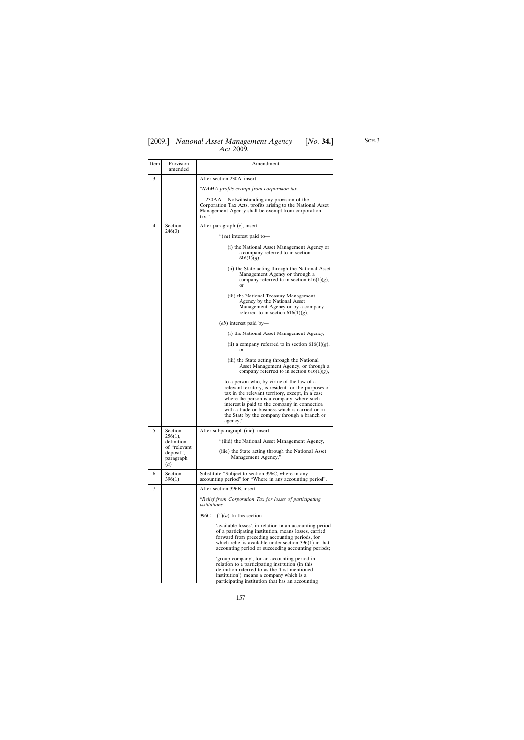| Item | Provision amended | Amendment |
|---|---|---|
| 3 | | After section 230A, insert— <br><br> "*NAMA profits exempt from corporation tax.* <br><br> 230AA.—Notwithstanding any provision of the Corporation Tax Acts, profits arising to the National Asset Management Agency shall be exempt from corporation tax.". |
| 4 | Section 246(3) | After paragraph (*e*), insert— <br><br> "(*ea*) interest paid to— <br><br> (i) the National Asset Management Agency or a company referred to in section 616(1)(*g*), <br><br> (ii) the State acting through the National Asset Management Agency or through a company referred to in section 616(1)(*g*), or <br><br> (iii) the National Treasury Management Agency by the National Asset Management Agency or by a company referred to in section 616(1)(*g*), <br><br> (*eb*) interest paid by— <br><br> (i) the National Asset Management Agency, <br><br> (ii) a company referred to in section 616(1)(*g*), or <br><br> (iii) the State acting through the National Asset Management Agency, or through a company referred to in section 616(1)(*g*), <br><br> to a person who, by virtue of the law of a relevant territory, is resident for the purposes of tax in the relevant territory, except, in a case where the person is a company, where such interest is paid to the company in connection with a trade or business which is carried on in the State by the company through a branch or agency,". |
| 5 | Section 256(1), definition of "relevant deposit", paragraph (*a*) | After subparagraph (iiic), insert— <br><br> "(iiid) the National Asset Management Agency, <br><br> (iiie) the State acting through the National Asset Management Agency,". |
| 6 | Section 396(1) | Substitute "Subject to section 396C, where in any accounting period" for "Where in any accounting period". |
| 7 | | After section 396B, insert— <br><br> "*Relief from Corporation Tax for losses of participating institutions.* <br><br> 396C.—(1)(*a*) In this section— <br><br> 'available losses', in relation to an accounting period of a participating institution, means losses, carried forward from preceding accounting periods, for which relief is available under section 396(1) in that accounting period or succeeding accounting periods; <br><br> 'group company', for an accounting period in relation to a participating institution (in this definition referred to as the 'first-mentioned institution'), means a company which is a participating institution that has an accounting |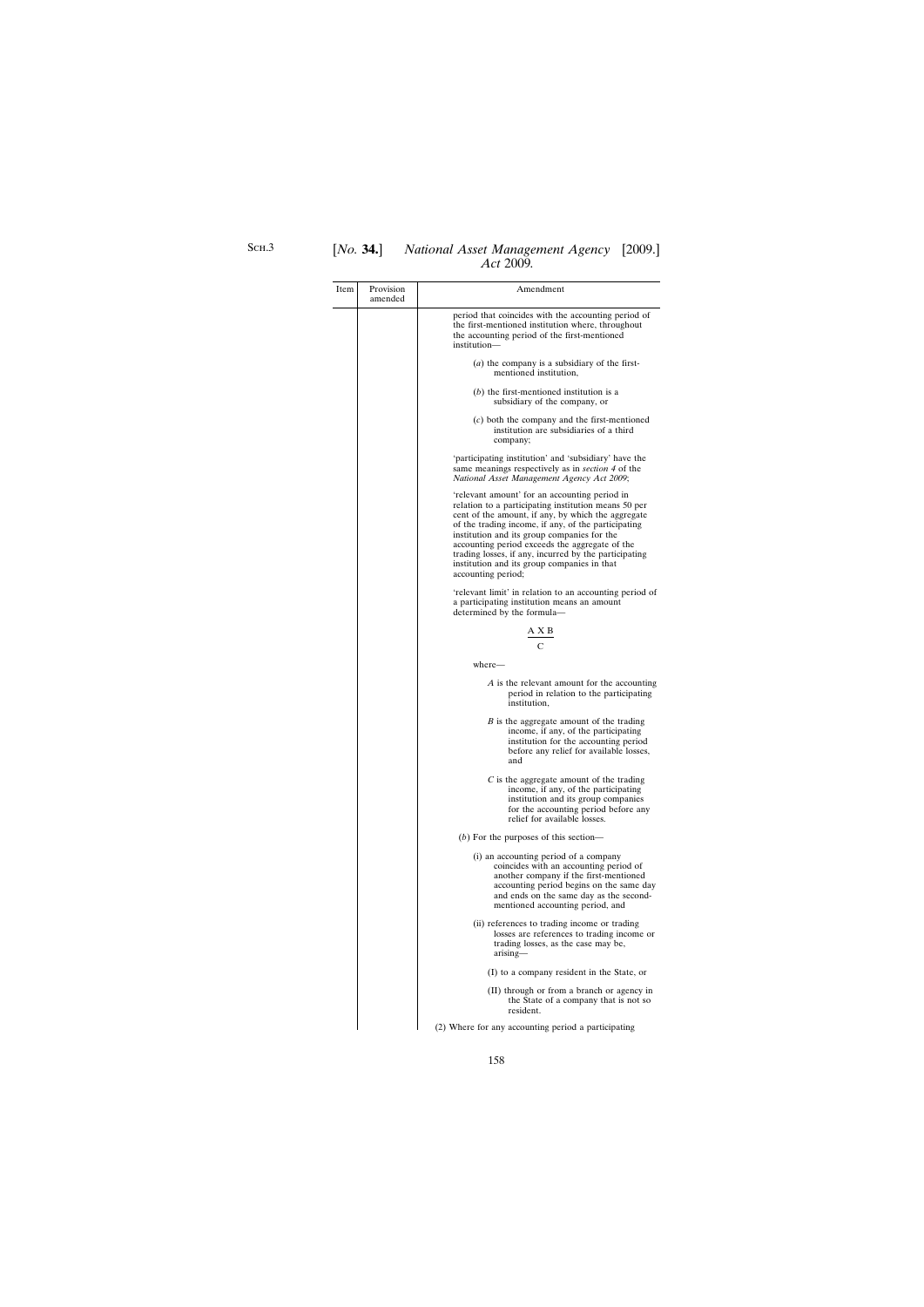| Item | Provision amended | Amendment |
|---|---|---|
| | | period that coincides with the accounting period of the first-mentioned institution where, throughout the accounting period of the first-mentioned institution— |
| | | (*a*) the company is a subsidiary of the first-mentioned institution, |
| | | (*b*) the first-mentioned institution is a subsidiary of the company, or |
| | | (*c*) both the company and the first-mentioned institution are subsidiaries of a third company; |
| | | 'participating institution' and 'subsidiary' have the same meanings respectively as in *section 4* of the *National Asset Management Agency Act 2009*; |
| | | 'relevant amount' for an accounting period in relation to a participating institution means 50 per cent of the amount, if any, by which the aggregate of the trading income, if any, of the participating institution and its group companies for the accounting period exceeds the aggregate of the trading losses, if any, incurred by the participating institution and its group companies in that accounting period; |
| | | 'relevant limit' in relation to an accounting period of a participating institution means an amount determined by the formula— |
| | | $$\frac{A \text{ X } B}{C}$$ |
| | | where— |
| | | *A* is the relevant amount for the accounting period in relation to the participating institution, |
| | | *B* is the aggregate amount of the trading income, if any, of the participating institution for the accounting period before any relief for available losses, and |
| | | *C* is the aggregate amount of the trading income, if any, of the participating institution and its group companies for the accounting period before any relief for available losses. |
| | | (*b*) For the purposes of this section— |
| | | (i) an accounting period of a company coincides with an accounting period of another company if the first-mentioned accounting period begins on the same day and ends on the same day as the second-mentioned accounting period, and |
| | | (ii) references to trading income or trading losses are references to trading income or trading losses, as the case may be, arising— |
| | | (I) to a company resident in the State, or |
| | | (II) through or from a branch or agency in the State of a company that is not so resident. |
| | | (2) Where for any accounting period a participating |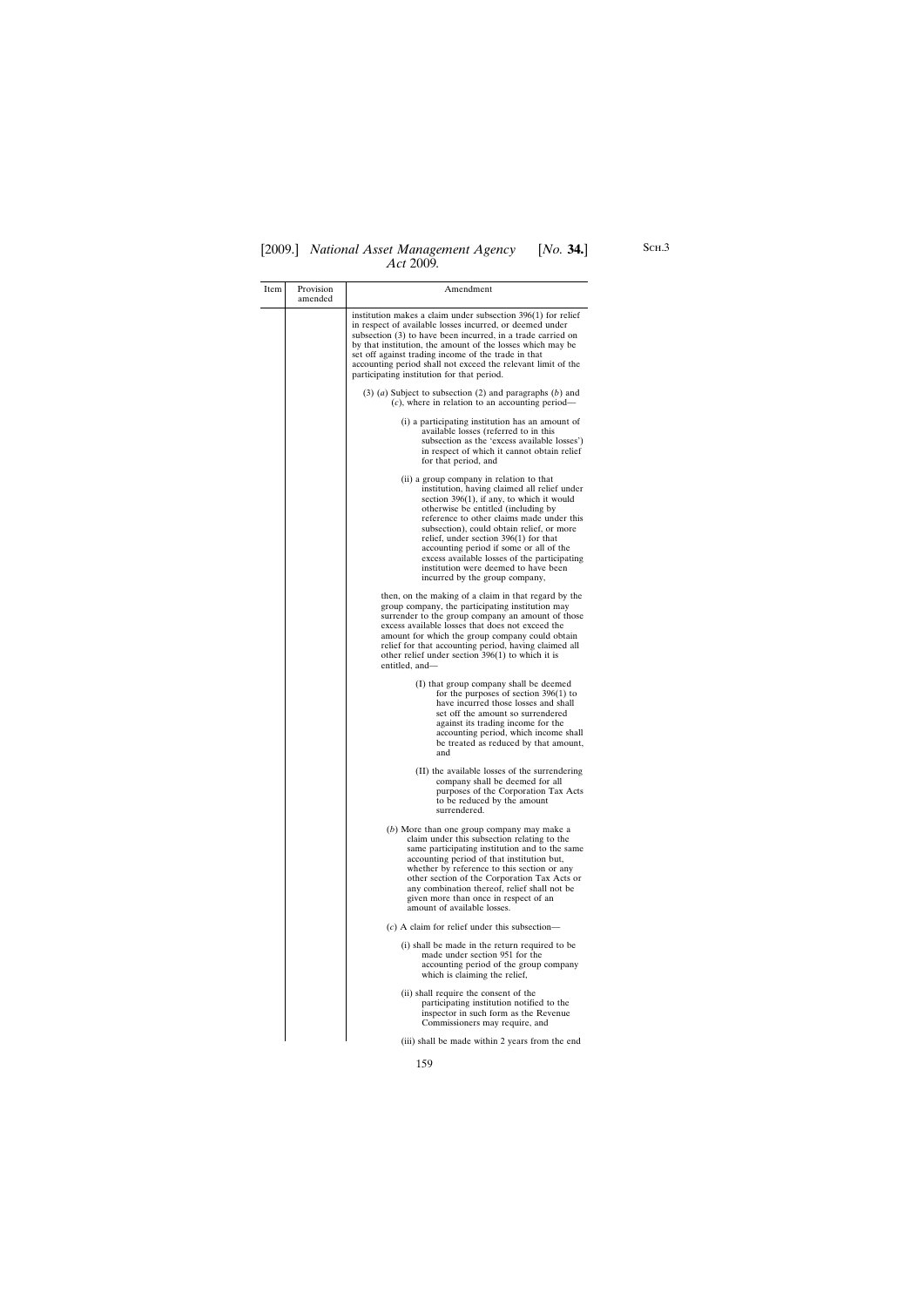| Item | Provision amended | Amendment |
|---|---|---|
| | | institution makes a claim under subsection 396(1) for relief in respect of available losses incurred, or deemed under subsection (3) to have been incurred, in a trade carried on by that institution, the amount of the losses which may be set off against trading income of the trade in that accounting period shall not exceed the relevant limit of the participating institution for that period.<br><br>(3) (*a*) Subject to subsection (2) and paragraphs (*b*) and (*c*), where in relation to an accounting period—<br><br>(i) a participating institution has an amount of available losses (referred to in this subsection as the 'excess available losses') in respect of which it cannot obtain relief for that period, and<br><br>(ii) a group company in relation to that institution, having claimed all relief under section 396(1), if any, to which it would otherwise be entitled (including by reference to other claims made under this subsection), could obtain relief, or more relief, under section 396(1) for that accounting period if some or all of the excess available losses of the participating institution were deemed to have been incurred by the group company,<br><br>then, on the making of a claim in that regard by the group company, the participating institution may surrender to the group company an amount of those excess available losses that does not exceed the amount for which the group company could obtain relief for that accounting period, having claimed all other relief under section 396(1) to which it is entitled, and—<br><br>(I) that group company shall be deemed for the purposes of section 396(1) to have incurred those losses and shall set off the amount so surrendered against its trading income for the accounting period, which income shall be treated as reduced by that amount, and<br><br>(II) the available losses of the surrendering company shall be deemed for all purposes of the Corporation Tax Acts to be reduced by the amount surrendered.<br><br>(*b*) More than one group company may make a claim under this subsection relating to the same participating institution and to the same accounting period of that institution but, whether by reference to this section or any other section of the Corporation Tax Acts or any combination thereof, relief shall not be given more than once in respect of an amount of available losses.<br><br>(*c*) A claim for relief under this subsection—<br><br>(i) shall be made in the return required to be made under section 951 for the accounting period of the group company which is claiming the relief,<br><br>(ii) shall require the consent of the participating institution notified to the inspector in such form as the Revenue Commissioners may require, and<br><br>(iii) shall be made within 2 years from the end |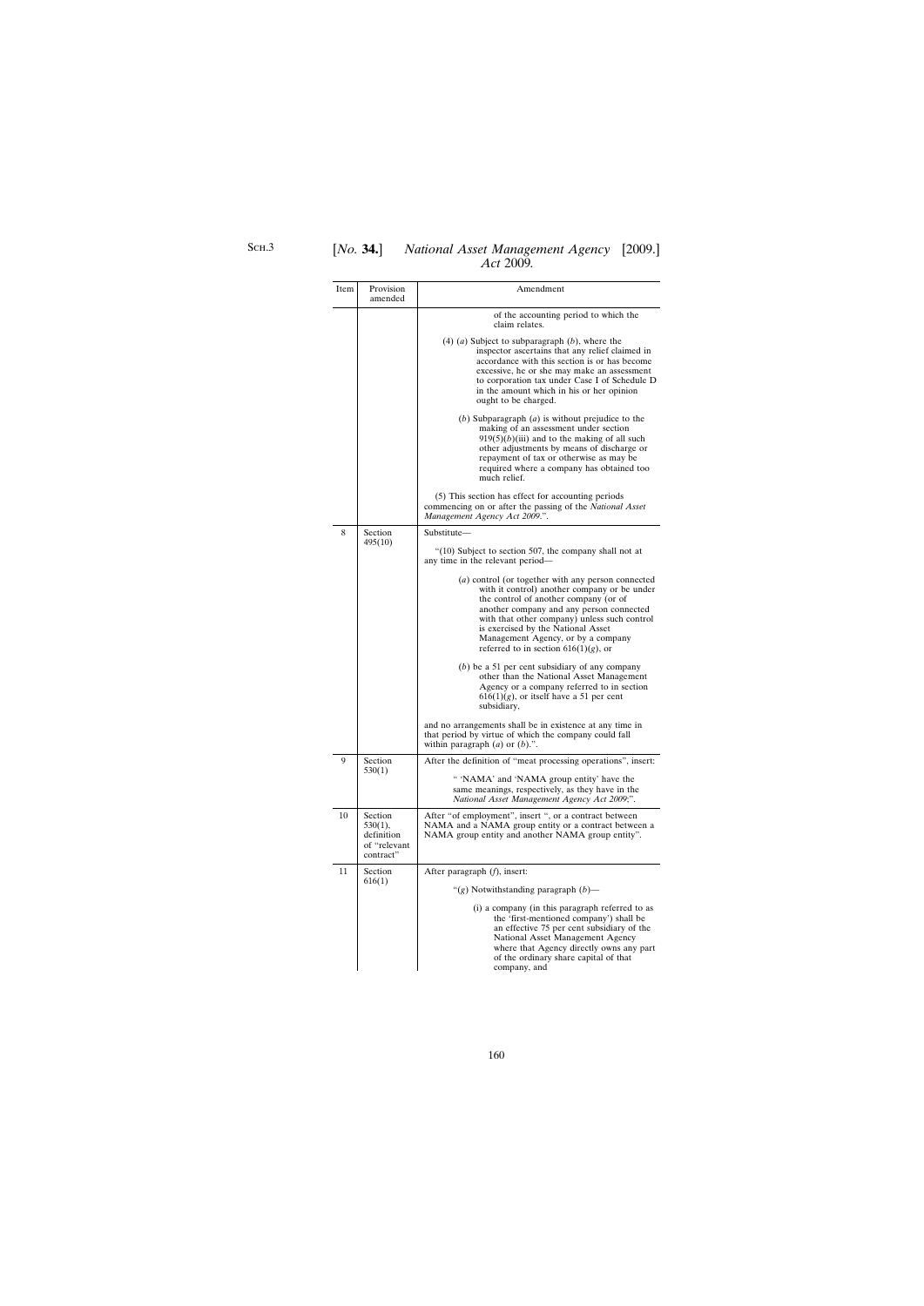| Item | Provision amended | Amendment |
|---|---|---|
| | | of the accounting period to which the claim relates.<br><br>(4) (*a*) Subject to subparagraph (*b*), where the inspector ascertains that any relief claimed in accordance with this section is or has become excessive, he or she may make an assessment to corporation tax under Case I of Schedule D in the amount which in his or her opinion ought to be charged.<br><br>(*b*) Subparagraph (*a*) is without prejudice to the making of an assessment under section 919(5)(*b*)(iii) and to the making of all such other adjustments by means of discharge or repayment of tax or otherwise as may be required where a company has obtained too much relief.<br><br>(5) This section has effect for accounting periods commencing on or after the passing of the *National Asset Management Agency Act 2009*.". |
| 8 | Section 495(10) | Substitute—<br><br>"(10) Subject to section 507, the company shall not at any time in the relevant period—<br><br>(*a*) control (or together with any person connected with it control) another company or be under the control of another company (or of another company and any person connected with that other company) unless such control is exercised by the National Asset Management Agency, or by a company referred to in section 616(1)(*g*), or<br><br>(*b*) be a 51 per cent subsidiary of any company other than the National Asset Management Agency or a company referred to in section 616(1)(*g*), or itself have a 51 per cent subsidiary,<br><br>and no arrangements shall be in existence at any time in that period by virtue of which the company could fall within paragraph (*a*) or (*b*).". |
| 9 | Section 530(1) | After the definition of "meat processing operations", insert:<br><br>" 'NAMA' and 'NAMA group entity' have the same meanings, respectively, as they have in the *National Asset Management Agency Act 2009*;". |
| 10 | Section 530(1), definition of "relevant contract" | After "of employment", insert ", or a contract between NAMA and a NAMA group entity or a contract between a NAMA group entity and another NAMA group entity". |
| 11 | Section 616(1) | After paragraph (*f*), insert:<br><br>"(*g*) Notwithstanding paragraph (*b*)—<br><br>(i) a company (in this paragraph referred to as the 'first-mentioned company') shall be an effective 75 per cent subsidiary of the National Asset Management Agency where that Agency directly owns any part of the ordinary share capital of that company, and |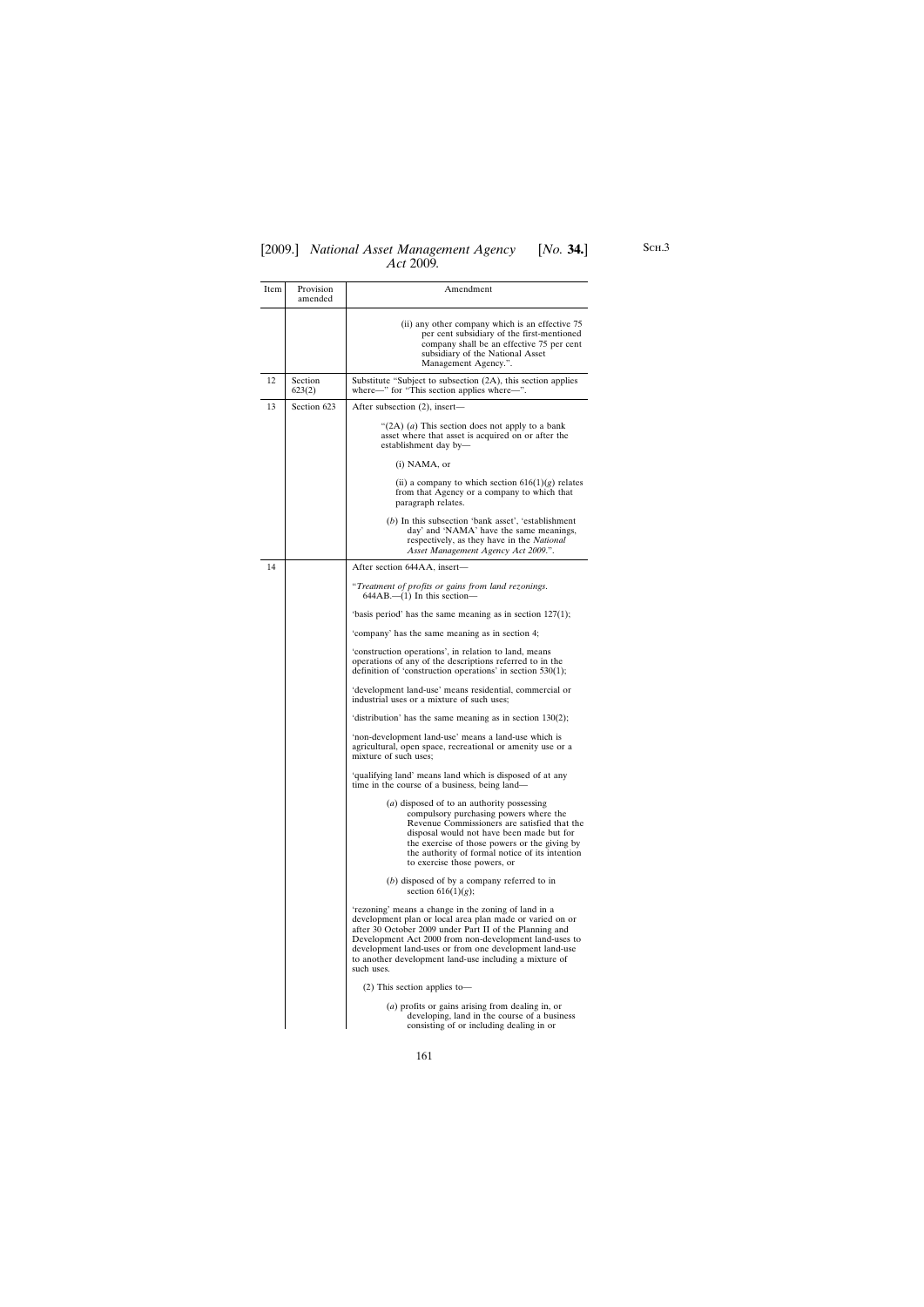| Item | Provision amended | Amendment |
|---|---|---|
| | | (ii) any other company which is an effective 75 per cent subsidiary of the first-mentioned company shall be an effective 75 per cent subsidiary of the National Asset Management Agency.”. |
| 12 | Section 623(2) | Substitute “Subject to subsection (2A), this section applies where—” for “This section applies where—”. |
| 13 | Section 623 | After subsection (2), insert—<br><br>“(2A) (*a*) This section does not apply to a bank asset where that asset is acquired on or after the establishment day by—<br><br>(i) NAMA, or<br><br>(ii) a company to which section 616(1)(*g*) relates from that Agency or a company to which that paragraph relates.<br><br>(*b*) In this subsection ‘bank asset’, ‘establishment day’ and ‘NAMA’ have the same meanings, respectively, as they have in the *National Asset Management Agency Act 2009*.”. |
| 14 | | After section 644AA, insert—<br><br>“*Treatment of profits or gains from land rezonings.*<br>644AB.—(1) In this section—<br><br>‘basis period’ has the same meaning as in section 127(1);<br><br>‘company’ has the same meaning as in section 4;<br><br>‘construction operations’, in relation to land, means operations of any of the descriptions referred to in the definition of ‘construction operations’ in section 530(1);<br><br>‘development land-use’ means residential, commercial or industrial uses or a mixture of such uses;<br><br>‘distribution’ has the same meaning as in section 130(2);<br><br>‘non-development land-use’ means a land-use which is agricultural, open space, recreational or amenity use or a mixture of such uses;<br><br>‘qualifying land’ means land which is disposed of at any time in the course of a business, being land—<br><br>(*a*) disposed of to an authority possessing compulsory purchasing powers where the Revenue Commissioners are satisfied that the disposal would not have been made but for the exercise of those powers or the giving by the authority of formal notice of its intention to exercise those powers, or<br><br>(*b*) disposed of by a company referred to in section 616(1)(*g*);<br><br>‘rezoning’ means a change in the zoning of land in a development plan or local area plan made or varied on or after 30 October 2009 under Part II of the Planning and Development Act 2000 from non-development land-uses to development land-uses or from one development land-use to another development land-use including a mixture of such uses.<br><br>(2) This section applies to—<br><br>(*a*) profits or gains arising from dealing in, or developing, land in the course of a business consisting of or including dealing in or |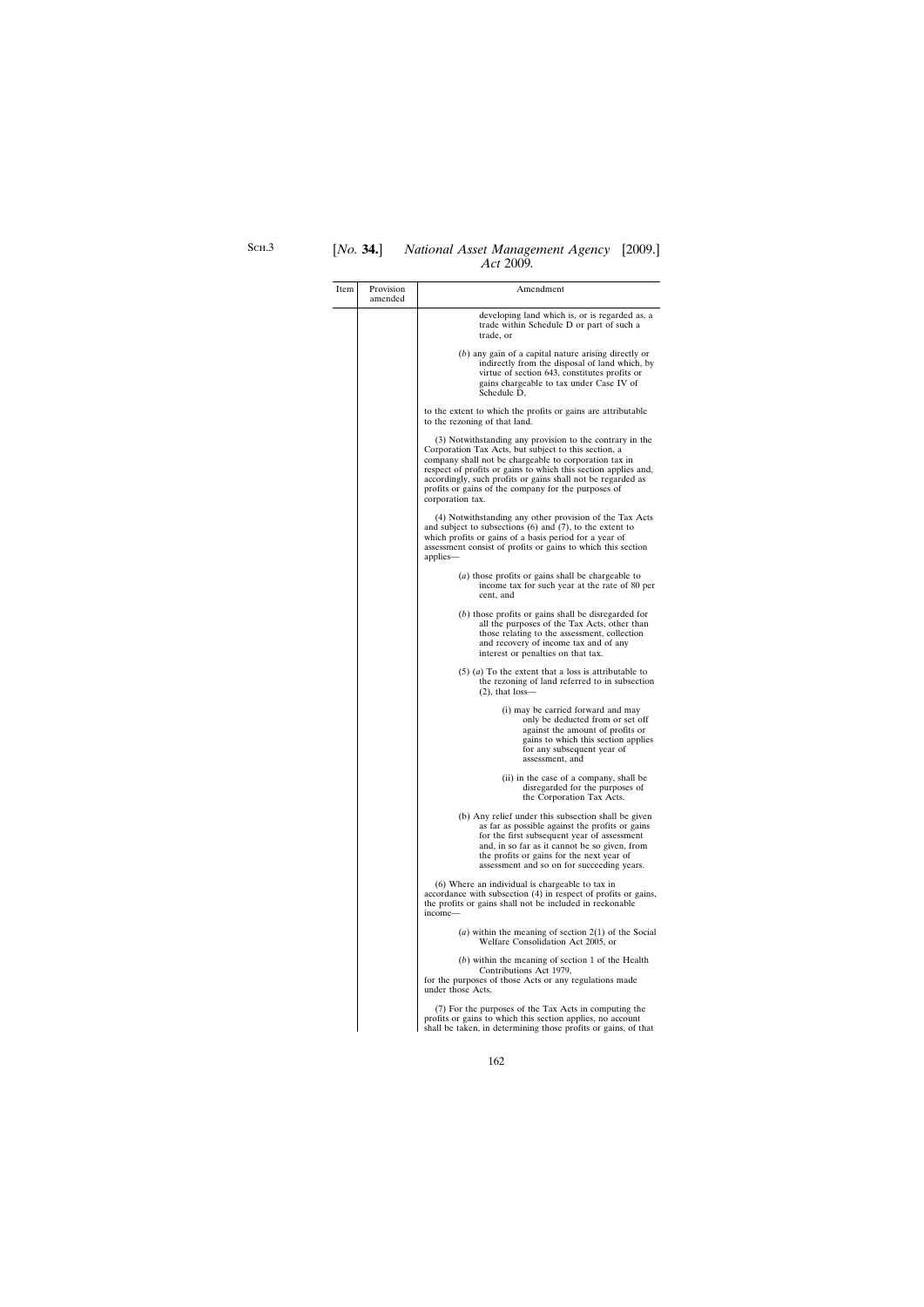| Item | Provision amended | Amendment |
|---|---|---|
| | | developing land which is, or is regarded as, a trade within Schedule D or part of such a trade, or<br><br>(*b*) any gain of a capital nature arising directly or indirectly from the disposal of land which, by virtue of section 643, constitutes profits or gains chargeable to tax under Case IV of Schedule D,<br><br>to the extent to which the profits or gains are attributable to the rezoning of that land.<br><br>(3) Notwithstanding any provision to the contrary in the Corporation Tax Acts, but subject to this section, a company shall not be chargeable to corporation tax in respect of profits or gains to which this section applies and, accordingly, such profits or gains shall not be regarded as profits or gains of the company for the purposes of corporation tax.<br><br>(4) Notwithstanding any other provision of the Tax Acts and subject to subsections (6) and (7), to the extent to which profits or gains of a basis period for a year of assessment consist of profits or gains to which this section applies—<br><br>(*a*) those profits or gains shall be chargeable to income tax for such year at the rate of 80 per cent, and<br><br>(*b*) those profits or gains shall be disregarded for all the purposes of the Tax Acts, other than those relating to the assessment, collection and recovery of income tax and of any interest or penalties on that tax.<br><br>(5) (*a*) To the extent that a loss is attributable to the rezoning of land referred to in subsection (2), that loss—<br><br>(i) may be carried forward and may only be deducted from or set off against the amount of profits or gains to which this section applies for any subsequent year of assessment, and<br><br>(ii) in the case of a company, shall be disregarded for the purposes of the Corporation Tax Acts.<br><br>(b) Any relief under this subsection shall be given as far as possible against the profits or gains for the first subsequent year of assessment and, in so far as it cannot be so given, from the profits or gains for the next year of assessment and so on for succeeding years.<br><br>(6) Where an individual is chargeable to tax in accordance with subsection (4) in respect of profits or gains, the profits or gains shall not be included in reckonable income—<br><br>(*a*) within the meaning of section 2(1) of the Social Welfare Consolidation Act 2005, or<br><br>(*b*) within the meaning of section 1 of the Health Contributions Act 1979,<br><br>for the purposes of those Acts or any regulations made under those Acts.<br><br>(7) For the purposes of the Tax Acts in computing the profits or gains to which this section applies, no account shall be taken, in determining those profits or gains, of that |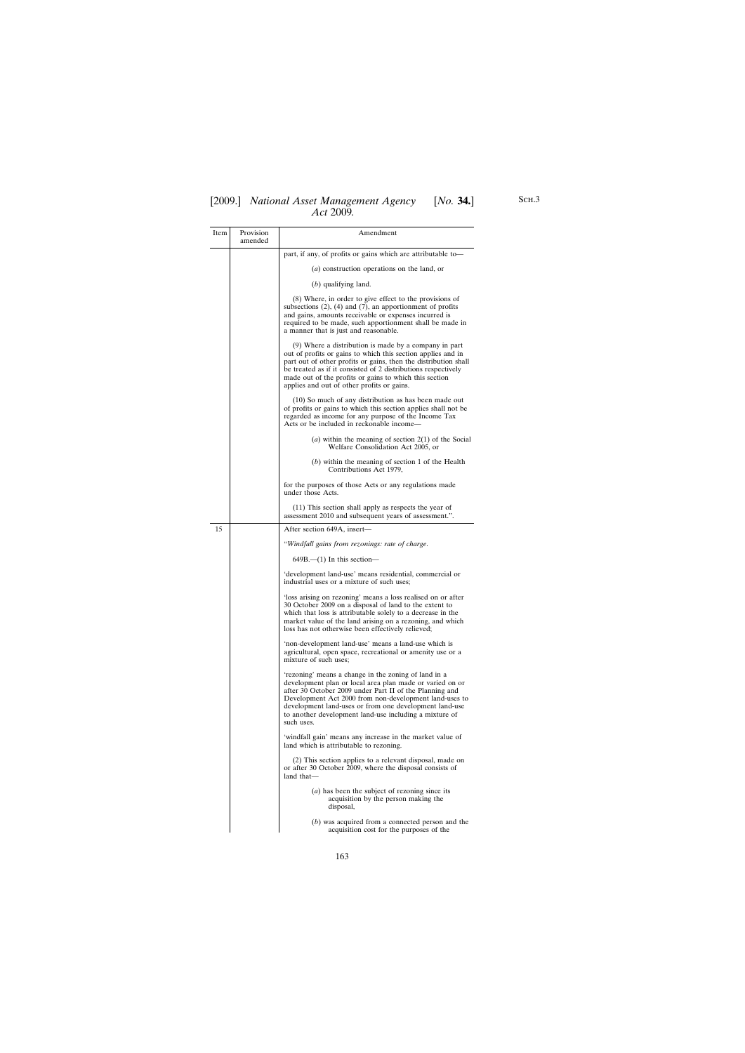| Item | Provision amended | Amendment |
|---|---|---|
| | | part, if any, of profits or gains which are attributable to— |
| | | (*a*) construction operations on the land, or |
| | | (*b*) qualifying land. |
| | | (8) Where, in order to give effect to the provisions of subsections (2), (4) and (7), an apportionment of profits and gains, amounts receivable or expenses incurred is required to be made, such apportionment shall be made in a manner that is just and reasonable. |
| | | (9) Where a distribution is made by a company in part out of profits or gains to which this section applies and in part out of other profits or gains, then the distribution shall be treated as if it consisted of 2 distributions respectively made out of the profits or gains to which this section applies and out of other profits or gains. |
| | | (10) So much of any distribution as has been made out of profits or gains to which this section applies shall not be regarded as income for any purpose of the Income Tax Acts or be included in reckonable income— |
| | | (*a*) within the meaning of section 2(1) of the Social Welfare Consolidation Act 2005, or |
| | | (*b*) within the meaning of section 1 of the Health Contributions Act 1979, |
| | | for the purposes of those Acts or any regulations made under those Acts. |
| | | (11) This section shall apply as respects the year of assessment 2010 and subsequent years of assessment.". |
| 15 | | After section 649A, insert— |
| | | "*Windfall gains from rezonings: rate of charge.* |
| | | 649B.—(1) In this section— |
| | | 'development land-use' means residential, commercial or industrial uses or a mixture of such uses; |
| | | 'loss arising on rezoning' means a loss realised on or after 30 October 2009 on a disposal of land to the extent to which that loss is attributable solely to a decrease in the market value of the land arising on a rezoning, and which loss has not otherwise been effectively relieved; |
| | | 'non-development land-use' means a land-use which is agricultural, open space, recreational or amenity use or a mixture of such uses; |
| | | 'rezoning' means a change in the zoning of land in a development plan or local area plan made or varied on or after 30 October 2009 under Part II of the Planning and Development Act 2000 from non-development land-uses to development land-uses or from one development land-use to another development land-use including a mixture of such uses. |
| | | 'windfall gain' means any increase in the market value of land which is attributable to rezoning. |
| | | (2) This section applies to a relevant disposal, made on or after 30 October 2009, where the disposal consists of land that— |
| | | (*a*) has been the subject of rezoning since its acquisition by the person making the disposal, |
| | | (*b*) was acquired from a connected person and the acquisition cost for the purposes of the |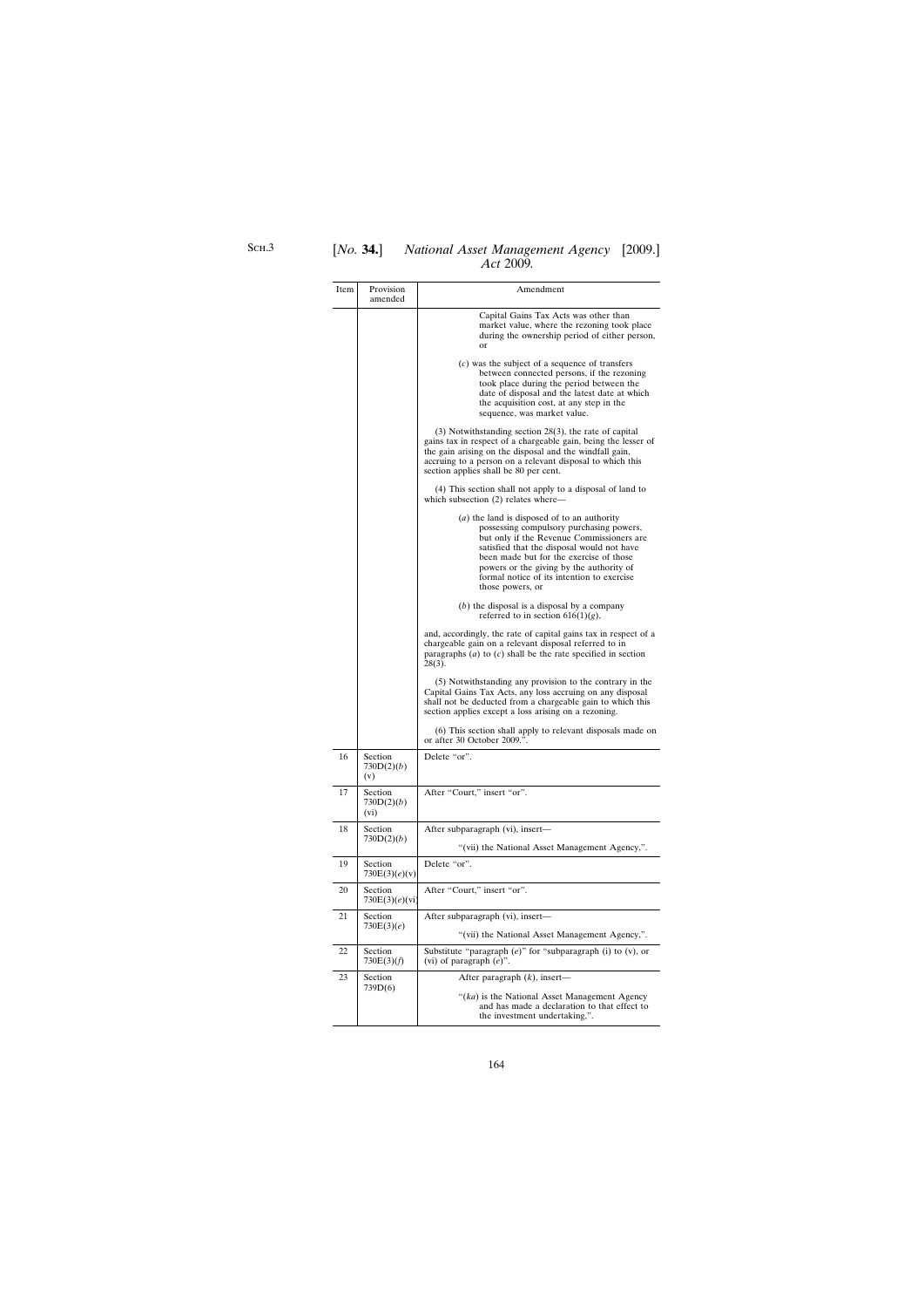| Item | Provision amended | Amendment |
|---|---|---|
| | | Capital Gains Tax Acts was other than market value, where the rezoning took place during the ownership period of either person, or<br><br>(*c*) was the subject of a sequence of transfers between connected persons, if the rezoning took place during the period between the date of disposal and the latest date at which the acquisition cost, at any step in the sequence, was market value.<br><br>(3) Notwithstanding section 28(3), the rate of capital gains tax in respect of a chargeable gain, being the lesser of the gain arising on the disposal and the windfall gain, accruing to a person on a relevant disposal to which this section applies shall be 80 per cent.<br><br>(4) This section shall not apply to a disposal of land to which subsection (2) relates where—<br><br>(*a*) the land is disposed of to an authority possessing compulsory purchasing powers, but only if the Revenue Commissioners are satisfied that the disposal would not have been made but for the exercise of those powers or the giving by the authority of formal notice of its intention to exercise those powers, or<br><br>(*b*) the disposal is a disposal by a company referred to in section 616(1)(*g*),<br><br>and, accordingly, the rate of capital gains tax in respect of a chargeable gain on a relevant disposal referred to in paragraphs (*a*) to (*c*) shall be the rate specified in section 28(3).<br><br>(5) Notwithstanding any provision to the contrary in the Capital Gains Tax Acts, any loss accruing on any disposal shall not be deducted from a chargeable gain to which this section applies except a loss arising on a rezoning.<br><br>(6) This section shall apply to relevant disposals made on or after 30 October 2009.”. |
| 16 | Section 730D(2)(*b*)(v) | Delete “or”. |
| 17 | Section 730D(2)(*b*)(vi) | After “Court,” insert “or”. |
| 18 | Section 730D(2)(*b*) | After subparagraph (vi), insert—<br><br>“(vii) the National Asset Management Agency,”. |
| 19 | Section 730E(3)(*e*)(v) | Delete “or”. |
| 20 | Section 730E(3)(*e*)(vi) | After “Court,” insert “or”. |
| 21 | Section 730E(3)(*e*) | After subparagraph (vi), insert—<br><br>“(vii) the National Asset Management Agency,”. |
| 22 | Section 730E(3)(*f*) | Substitute “paragraph (*e*)” for “subparagraph (i) to (v), or (vi) of paragraph (*e*)”. |
| 23 | Section 739D(6) | After paragraph (*k*), insert—<br><br>“(*ka*) is the National Asset Management Agency and has made a declaration to that effect to the investment undertaking,”. |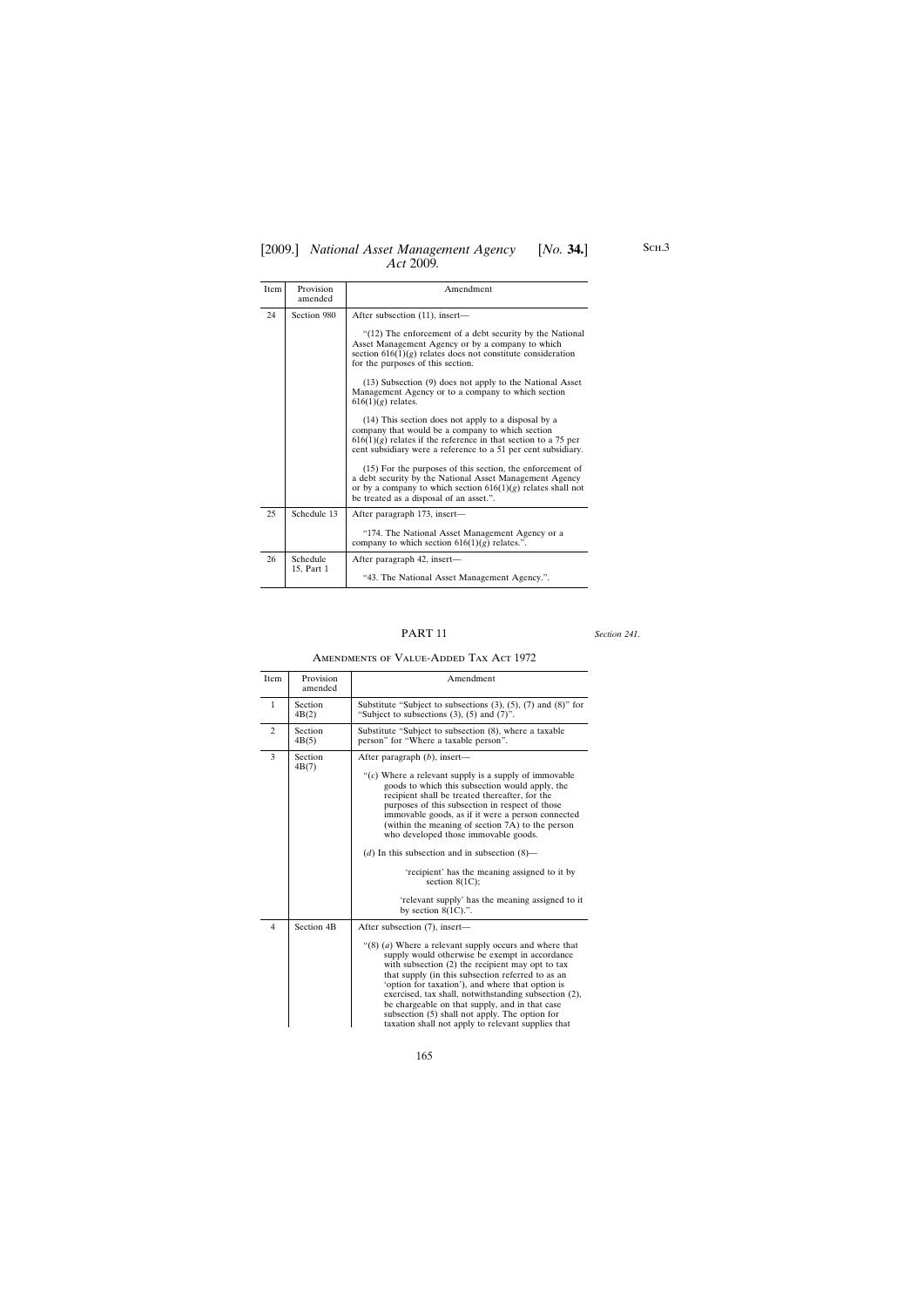| Item | Provision amended | Amendment |
|---|---|---|
| 24 | Section 980 | After subsection (11), insert— “(12) The enforcement of a debt security by the National Asset Management Agency or by a company to which section 616(1)(*g*) relates does not constitute consideration for the purposes of this section. (13) Subsection (9) does not apply to the National Asset Management Agency or to a company to which section 616(1)(*g*) relates. (14) This section does not apply to a disposal by a company that would be a company to which section 616(1)(*g*) relates if the reference in that section to a 75 per cent subsidiary were a reference to a 51 per cent subsidiary. (15) For the purposes of this section, the enforcement of a debt security by the National Asset Management Agency or by a company to which section 616(1)(*g*) relates shall not be treated as a disposal of an asset.”. |
| 25 | Schedule 13 | After paragraph 173, insert— “174. The National Asset Management Agency or a company to which section 616(1)(*g*) relates.”. |
| 26 | Schedule 15, Part 1 | After paragraph 42, insert— “43. The National Asset Management Agency.”. |

## PART 11

*Section 241.*

### Amendments of Value-Added Tax Act 1972

| Item | Provision amended | Amendment |
|---|---|---|
| 1 | Section 4B(2) | Substitute “Subject to subsections (3), (5), (7) and (8)” for “Subject to subsections (3), (5) and (7)”. |
| 2 | Section 4B(5) | Substitute “Subject to subsection (8), where a taxable person” for “Where a taxable person”. |
| 3 | Section 4B(7) | After paragraph (*b*), insert— “(*c*) Where a relevant supply is a supply of immovable goods to which this subsection would apply, the recipient shall be treated thereafter, for the purposes of this subsection in respect of those immovable goods, as if it were a person connected (within the meaning of section 7A) to the person who developed those immovable goods. (*d*) In this subsection and in subsection (8)— ‘recipient’ has the meaning assigned to it by section 8(1C); ‘relevant supply’ has the meaning assigned to it by section 8(1C).”. |
| 4 | Section 4B | After subsection (7), insert— “(8) (*a*) Where a relevant supply occurs and where that supply would otherwise be exempt in accordance with subsection (2) the recipient may opt to tax that supply (in this subsection referred to as an ‘option for taxation’), and where that option is exercised, tax shall, notwithstanding subsection (2), be chargeable on that supply, and in that case subsection (5) shall not apply. The option for taxation shall not apply to relevant supplies that |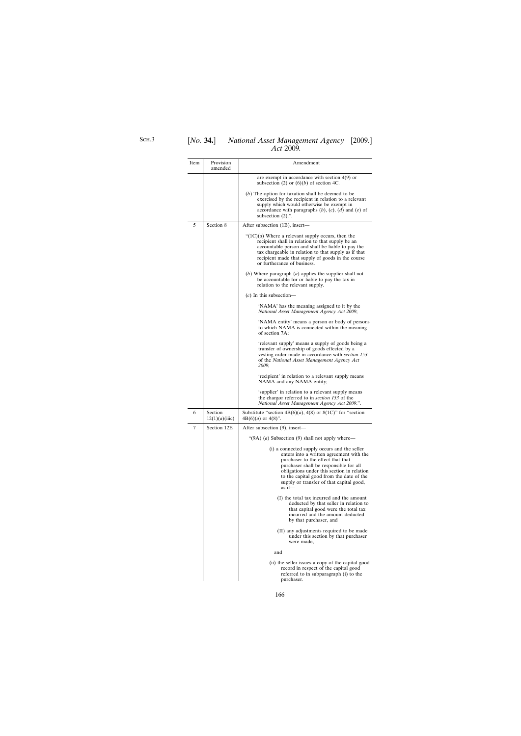| Item | Provision amended | Amendment |
|---|---|---|
| | | are exempt in accordance with section 4(9) or subsection (2) or (6)(*b*) of section 4C.<br><br>(*b*) The option for taxation shall be deemed to be exercised by the recipient in relation to a relevant supply which would otherwise be exempt in accordance with paragraphs (*b*), (*c*), (*d*) and (*e*) of subsection (2).”. |
| 5 | Section 8 | After subsection (1B), insert—<br><br>“(1C)(*a*) Where a relevant supply occurs, then the recipient shall in relation to that supply be an accountable person and shall be liable to pay the tax chargeable in relation to that supply as if that recipient made that supply of goods in the course or furtherance of business.<br><br>(*b*) Where paragraph (*a*) applies the supplier shall not be accountable for or liable to pay the tax in relation to the relevant supply.<br><br>(*c*) In this subsection—<br><br>‘NAMA’ has the meaning assigned to it by the *National Asset Management Agency Act 2009*;<br><br>‘NAMA entity’ means a person or body of persons to which NAMA is connected within the meaning of section 7A;<br><br>‘relevant supply’ means a supply of goods being a transfer of ownership of goods effected by a vesting order made in accordance with *section 153* of the *National Asset Management Agency Act 2009*;<br><br>‘recipient’ in relation to a relevant supply means NAMA and any NAMA entity;<br><br>‘supplier’ in relation to a relevant supply means the chargor referred to in *section 153* of the *National Asset Management Agency Act 2009*.”. |
| 6 | Section 12(1)(*a*)(iiic) | Substitute “section 4B(6)(*a*), 4(8) or 8(1C)” for “section 4B(6)(*a*) or 4(8)”. |
| 7 | Section 12E | After subsection (9), insert—<br><br>“(9A) (*a*) Subsection (9) shall not apply where—<br><br>(i) a connected supply occurs and the seller enters into a written agreement with the purchaser to the effect that that purchaser shall be responsible for all obligations under this section in relation to the capital good from the date of the supply or transfer of that capital good, as if—<br><br>(I) the total tax incurred and the amount deducted by that seller in relation to that capital good were the total tax incurred and the amount deducted by that purchaser, and<br><br>(II) any adjustments required to be made under this section by that purchaser were made,<br><br>and<br><br>(ii) the seller issues a copy of the capital good record in respect of the capital good referred to in subparagraph (i) to the purchaser. |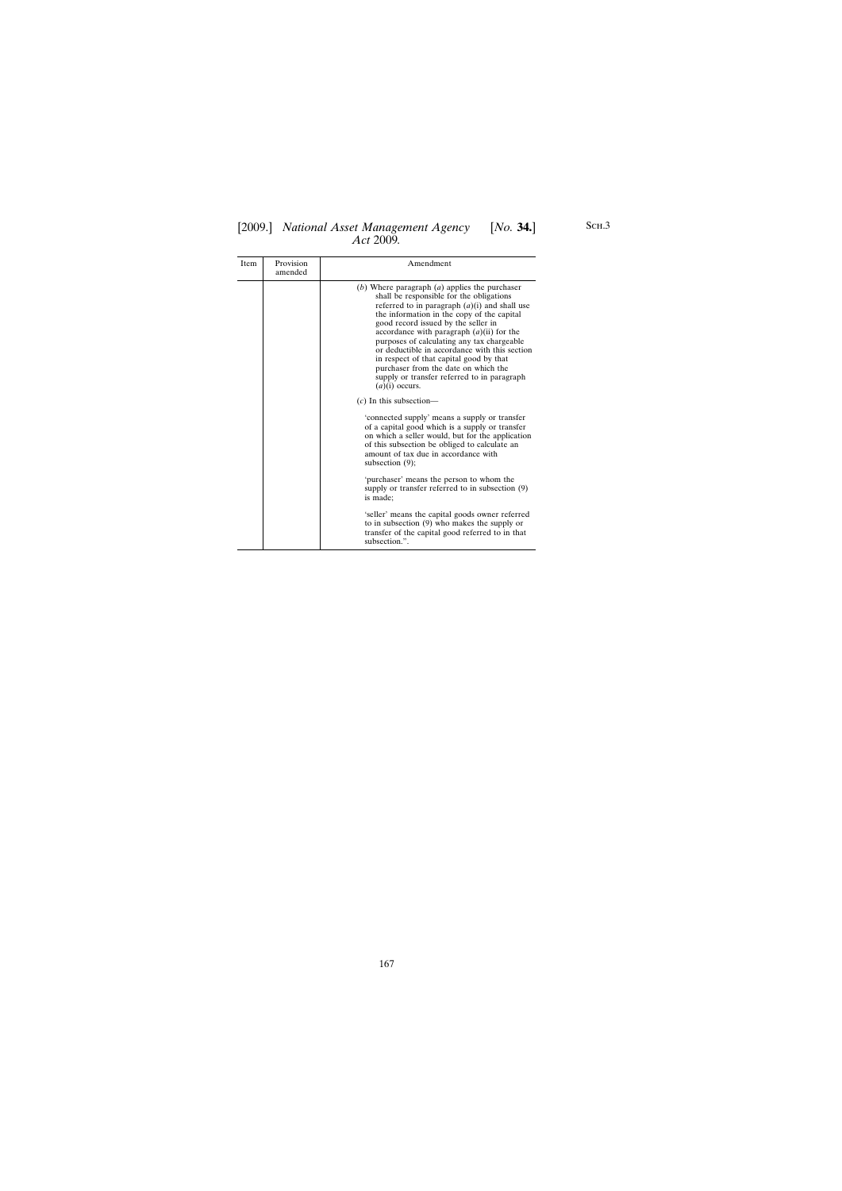| Item | Provision amended | Amendment |
| --- | --- | --- |
| | | (*b*) Where paragraph (*a*) applies the purchaser shall be responsible for the obligations referred to in paragraph (*a*)(i) and shall use the information in the copy of the capital good record issued by the seller in accordance with paragraph (*a*)(ii) for the purposes of calculating any tax chargeable or deductible in accordance with this section in respect of that capital good by that purchaser from the date on which the supply or transfer referred to in paragraph (*a*)(i) occurs. <br><br> (*c*) In this subsection— <br><br> 'connected supply' means a supply or transfer of a capital good which is a supply or transfer on which a seller would, but for the application of this subsection be obliged to calculate an amount of tax due in accordance with subsection (9); <br><br> 'purchaser' means the person to whom the supply or transfer referred to in subsection (9) is made; <br><br> 'seller' means the capital goods owner referred to in subsection (9) who makes the supply or transfer of the capital good referred to in that subsection.". |